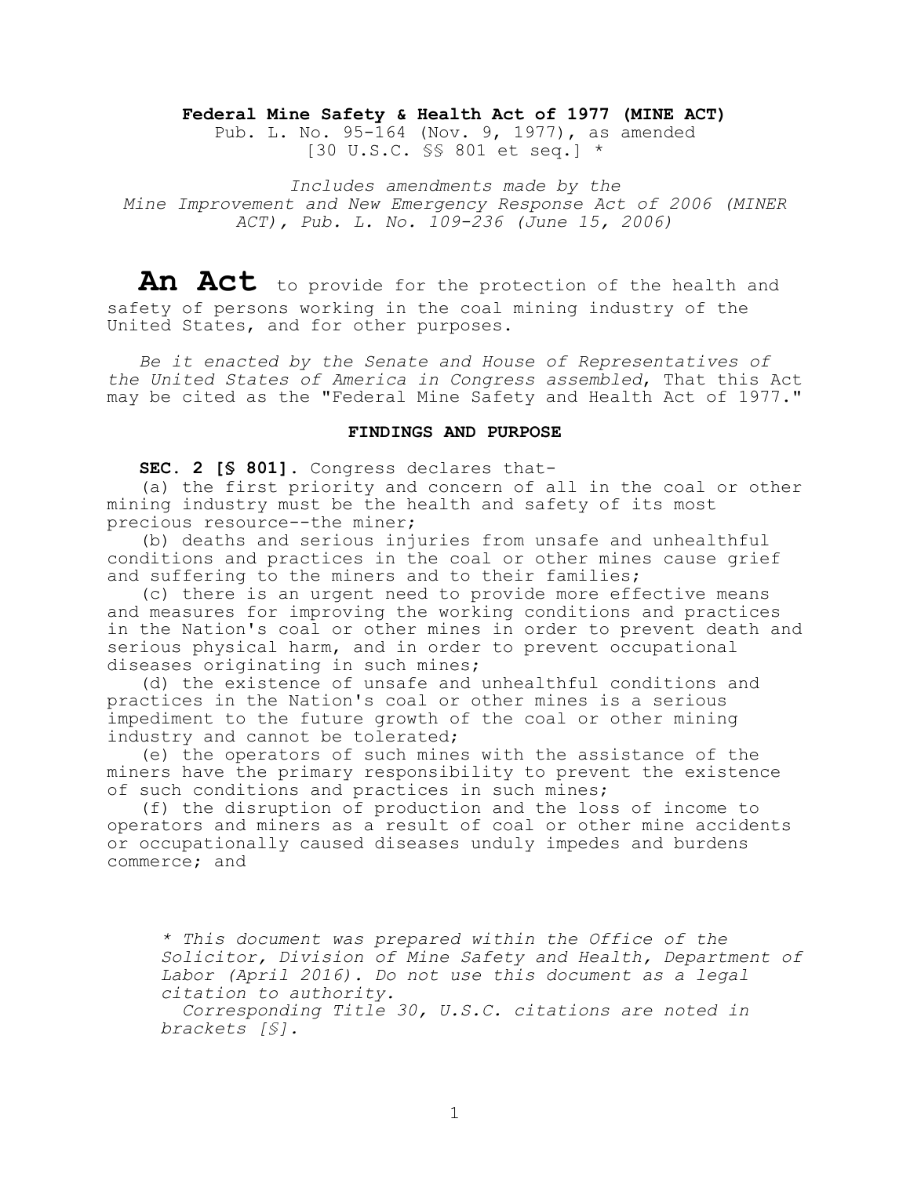**Federal Mine Safety & Health Act of 1977 (MINE ACT)**
Pub. L. No. 95-164 (Nov. 9, 1977), as amended
[30 U.S.C. §§ 801 et seq.] *

*Includes amendments made by the Mine Improvement and New Emergency Response Act of 2006 (MINER ACT), Pub. L. No. 109-236 (June 15, 2006)*

**An Act** to provide for the protection of the health and safety of persons working in the coal mining industry of the United States, and for other purposes.

*Be it enacted by the Senate and House of Representatives of the United States of America in Congress assembled*, That this Act may be cited as the "Federal Mine Safety and Health Act of 1977."

## FINDINGS AND PURPOSE

**SEC. 2 [§ 801].** Congress declares that-

(a) the first priority and concern of all in the coal or other mining industry must be the health and safety of its most precious resource--the miner;

(b) deaths and serious injuries from unsafe and unhealthful conditions and practices in the coal or other mines cause grief and suffering to the miners and to their families;

(c) there is an urgent need to provide more effective means and measures for improving the working conditions and practices in the Nation's coal or other mines in order to prevent death and serious physical harm, and in order to prevent occupational diseases originating in such mines;

(d) the existence of unsafe and unhealthful conditions and practices in the Nation's coal or other mines is a serious impediment to the future growth of the coal or other mining industry and cannot be tolerated;

(e) the operators of such mines with the assistance of the miners have the primary responsibility to prevent the existence of such conditions and practices in such mines;

(f) the disruption of production and the loss of income to operators and miners as a result of coal or other mine accidents or occupationally caused diseases unduly impedes and burdens commerce; and

*\* This document was prepared within the Office of the Solicitor, Division of Mine Safety and Health, Department of Labor (April 2016). Do not use this document as a legal citation to authority.*
*Corresponding Title 30, U.S.C. citations are noted in brackets [§].*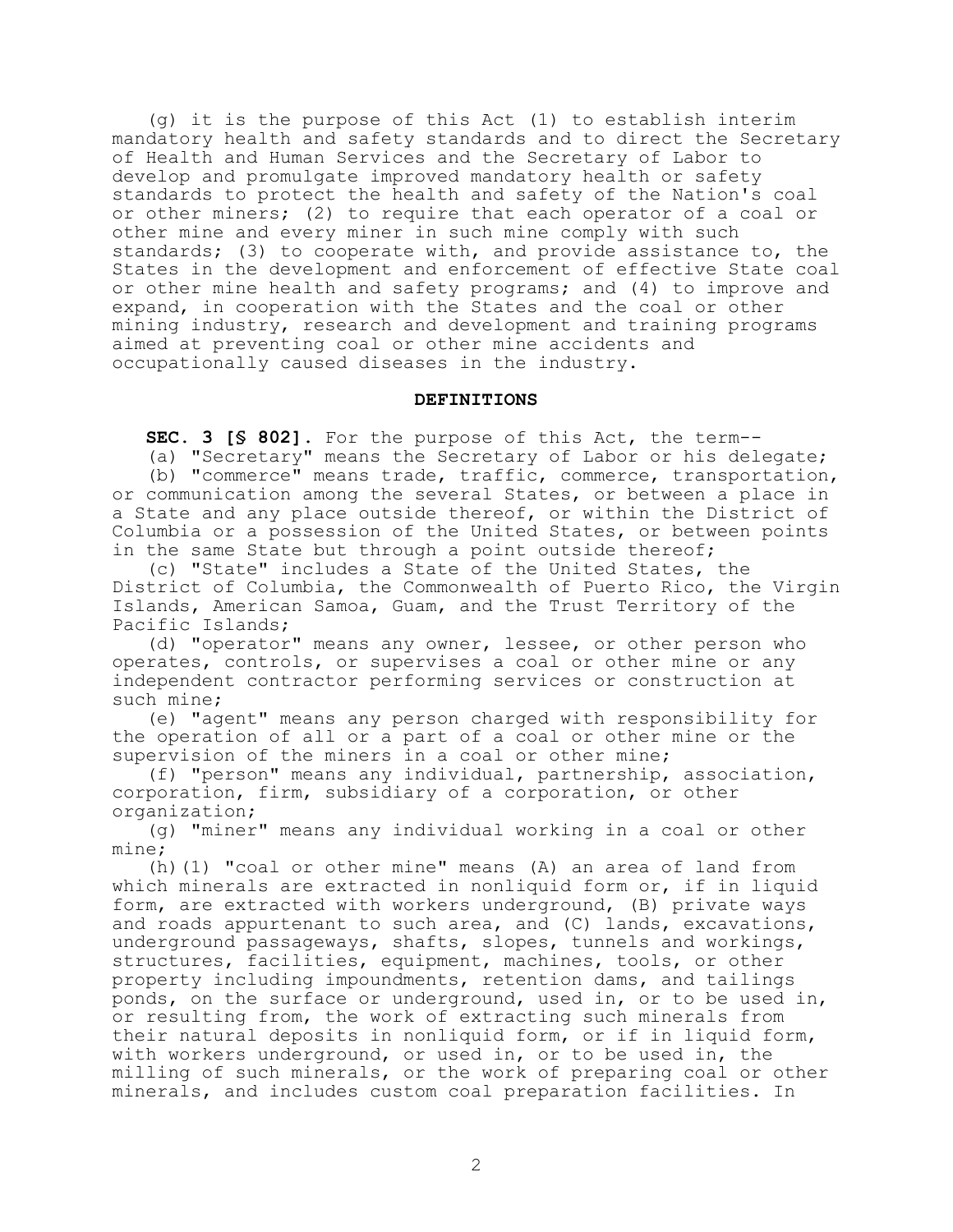(g) it is the purpose of this Act (1) to establish interim mandatory health and safety standards and to direct the Secretary of Health and Human Services and the Secretary of Labor to develop and promulgate improved mandatory health or safety standards to protect the health and safety of the Nation's coal or other miners; (2) to require that each operator of a coal or other mine and every miner in such mine comply with such standards; (3) to cooperate with, and provide assistance to, the States in the development and enforcement of effective State coal or other mine health and safety programs; and (4) to improve and expand, in cooperation with the States and the coal or other mining industry, research and development and training programs aimed at preventing coal or other mine accidents and occupationally caused diseases in the industry.

## DEFINITIONS

**SEC. 3 [§ 802].** For the purpose of this Act, the term--

(a) "Secretary" means the Secretary of Labor or his delegate;

(b) "commerce" means trade, traffic, commerce, transportation, or communication among the several States, or between a place in a State and any place outside thereof, or within the District of Columbia or a possession of the United States, or between points in the same State but through a point outside thereof;

(c) "State" includes a State of the United States, the District of Columbia, the Commonwealth of Puerto Rico, the Virgin Islands, American Samoa, Guam, and the Trust Territory of the Pacific Islands;

(d) "operator" means any owner, lessee, or other person who operates, controls, or supervises a coal or other mine or any independent contractor performing services or construction at such mine;

(e) "agent" means any person charged with responsibility for the operation of all or a part of a coal or other mine or the supervision of the miners in a coal or other mine;

(f) "person" means any individual, partnership, association, corporation, firm, subsidiary of a corporation, or other organization;

(g) "miner" means any individual working in a coal or other mine;

(h)(1) "coal or other mine" means (A) an area of land from which minerals are extracted in nonliquid form or, if in liquid form, are extracted with workers underground, (B) private ways and roads appurtenant to such area, and (C) lands, excavations, underground passageways, shafts, slopes, tunnels and workings, structures, facilities, equipment, machines, tools, or other property including impoundments, retention dams, and tailings ponds, on the surface or underground, used in, or to be used in, or resulting from, the work of extracting such minerals from their natural deposits in nonliquid form, or if in liquid form, with workers underground, or used in, or to be used in, the milling of such minerals, or the work of preparing coal or other minerals, and includes custom coal preparation facilities. In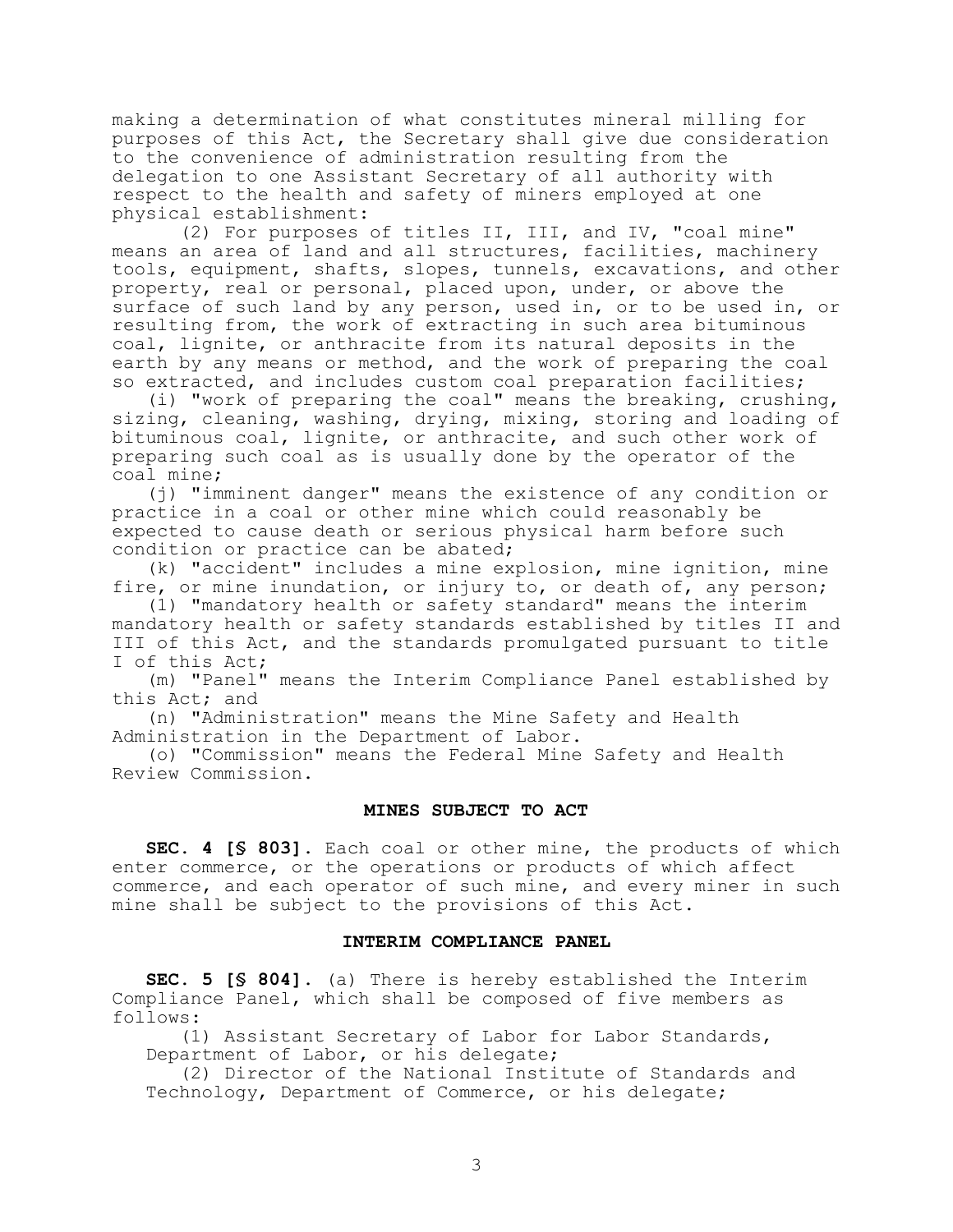making a determination of what constitutes mineral milling for purposes of this Act, the Secretary shall give due consideration to the convenience of administration resulting from the delegation to one Assistant Secretary of all authority with respect to the health and safety of miners employed at one physical establishment:

(2) For purposes of titles II, III, and IV, "coal mine" means an area of land and all structures, facilities, machinery tools, equipment, shafts, slopes, tunnels, excavations, and other property, real or personal, placed upon, under, or above the surface of such land by any person, used in, or to be used in, or resulting from, the work of extracting in such area bituminous coal, lignite, or anthracite from its natural deposits in the earth by any means or method, and the work of preparing the coal so extracted, and includes custom coal preparation facilities;

(i) "work of preparing the coal" means the breaking, crushing, sizing, cleaning, washing, drying, mixing, storing and loading of bituminous coal, lignite, or anthracite, and such other work of preparing such coal as is usually done by the operator of the coal mine;

(j) "imminent danger" means the existence of any condition or practice in a coal or other mine which could reasonably be expected to cause death or serious physical harm before such condition or practice can be abated;

(k) "accident" includes a mine explosion, mine ignition, mine fire, or mine inundation, or injury to, or death of, any person;

(l) "mandatory health or safety standard" means the interim mandatory health or safety standards established by titles II and III of this Act, and the standards promulgated pursuant to title I of this Act;

(m) "Panel" means the Interim Compliance Panel established by this Act; and

(n) "Administration" means the Mine Safety and Health Administration in the Department of Labor.

(o) "Commission" means the Federal Mine Safety and Health Review Commission.

## MINES SUBJECT TO ACT

**SEC. 4 [§ 803].** Each coal or other mine, the products of which enter commerce, or the operations or products of which affect commerce, and each operator of such mine, and every miner in such mine shall be subject to the provisions of this Act.

## INTERIM COMPLIANCE PANEL

**SEC. 5 [§ 804].** (a) There is hereby established the Interim Compliance Panel, which shall be composed of five members as follows:

(1) Assistant Secretary of Labor for Labor Standards, Department of Labor, or his delegate;

(2) Director of the National Institute of Standards and Technology, Department of Commerce, or his delegate;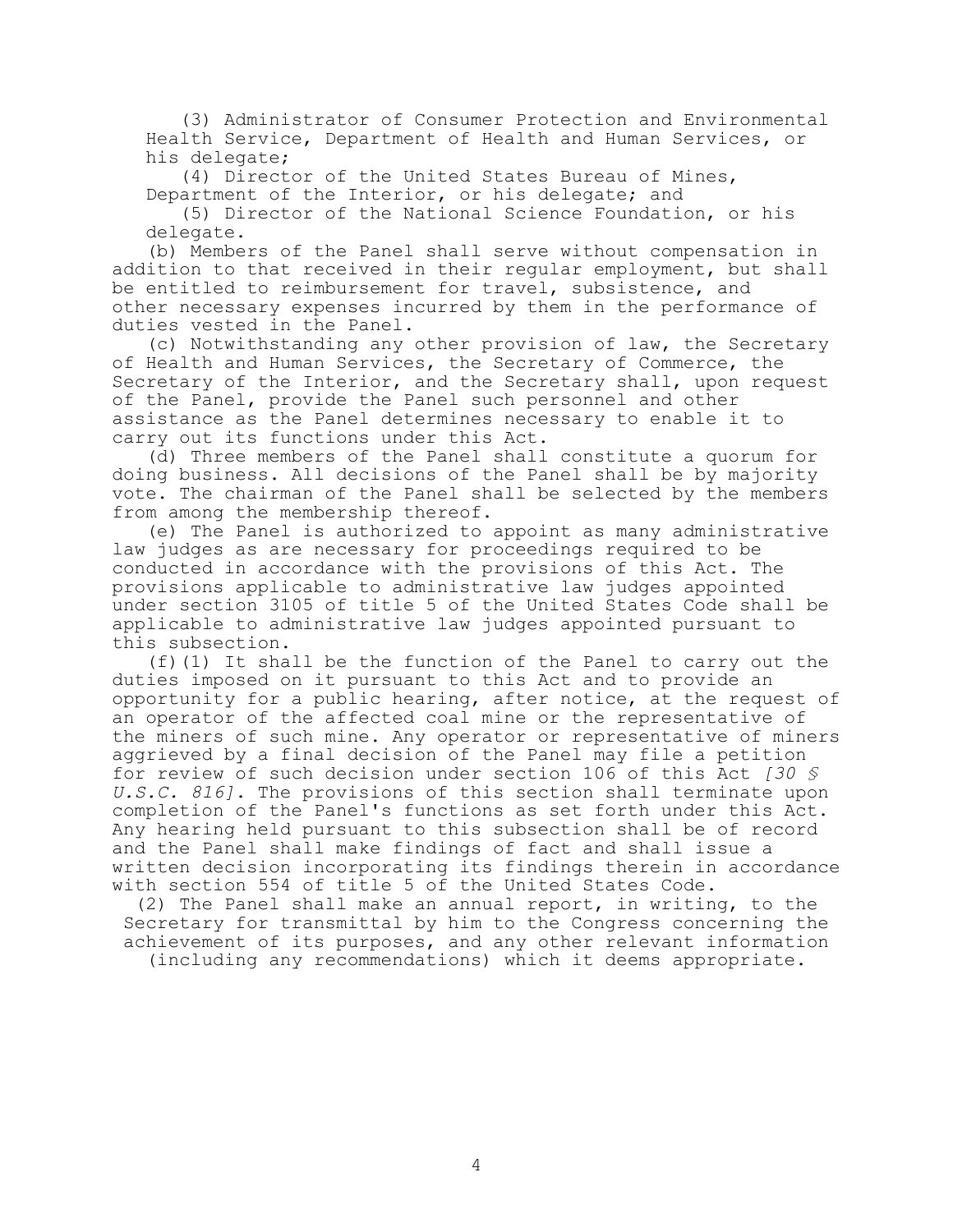(3) Administrator of Consumer Protection and Environmental Health Service, Department of Health and Human Services, or his delegate;

(4) Director of the United States Bureau of Mines, Department of the Interior, or his delegate; and

(5) Director of the National Science Foundation, or his delegate.

(b) Members of the Panel shall serve without compensation in addition to that received in their regular employment, but shall be entitled to reimbursement for travel, subsistence, and other necessary expenses incurred by them in the performance of duties vested in the Panel.

(c) Notwithstanding any other provision of law, the Secretary of Health and Human Services, the Secretary of Commerce, the Secretary of the Interior, and the Secretary shall, upon request of the Panel, provide the Panel such personnel and other assistance as the Panel determines necessary to enable it to carry out its functions under this Act.

(d) Three members of the Panel shall constitute a quorum for doing business. All decisions of the Panel shall be by majority vote. The chairman of the Panel shall be selected by the members from among the membership thereof.

(e) The Panel is authorized to appoint as many administrative law judges as are necessary for proceedings required to be conducted in accordance with the provisions of this Act. The provisions applicable to administrative law judges appointed under section 3105 of title 5 of the United States Code shall be applicable to administrative law judges appointed pursuant to this subsection.

(f)(1) It shall be the function of the Panel to carry out the duties imposed on it pursuant to this Act and to provide an opportunity for a public hearing, after notice, at the request of an operator of the affected coal mine or the representative of the miners of such mine. Any operator or representative of miners aggrieved by a final decision of the Panel may file a petition for review of such decision under section 106 of this Act *[30 § U.S.C. 816]*. The provisions of this section shall terminate upon completion of the Panel's functions as set forth under this Act. Any hearing held pursuant to this subsection shall be of record and the Panel shall make findings of fact and shall issue a written decision incorporating its findings therein in accordance with section 554 of title 5 of the United States Code.

(2) The Panel shall make an annual report, in writing, to the Secretary for transmittal by him to the Congress concerning the achievement of its purposes, and any other relevant information (including any recommendations) which it deems appropriate.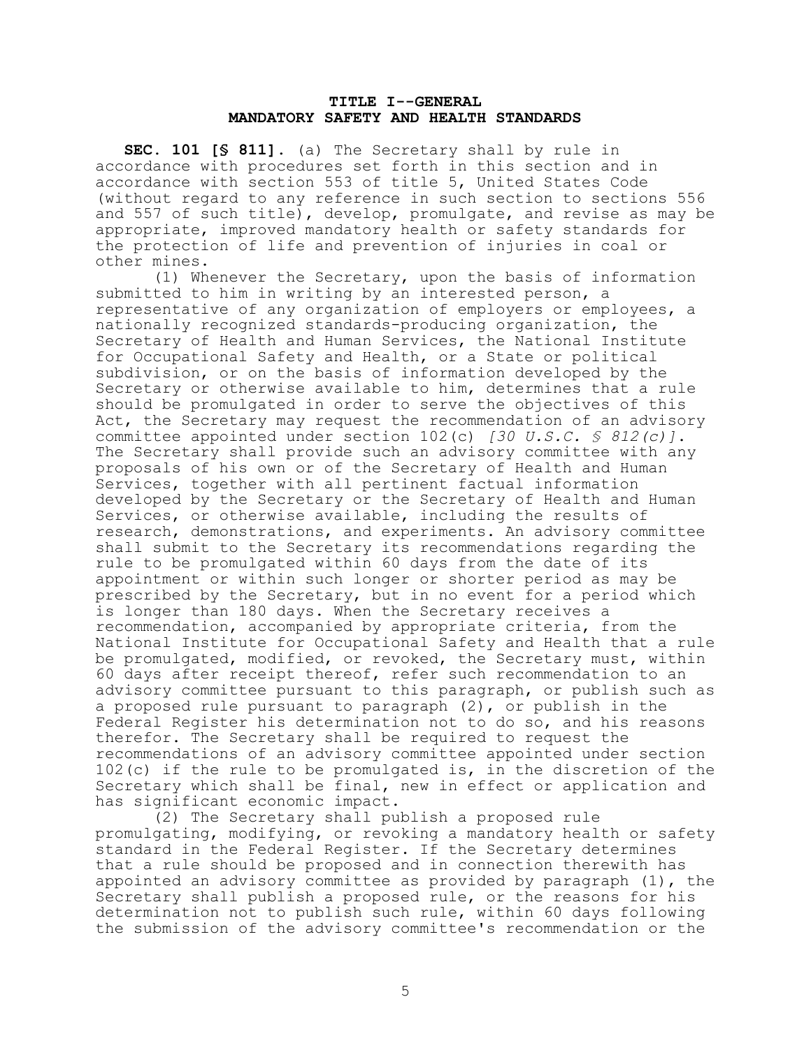## TITLE I--GENERAL
## MANDATORY SAFETY AND HEALTH STANDARDS

**SEC. 101 [§ 811].** (a) The Secretary shall by rule in accordance with procedures set forth in this section and in accordance with section 553 of title 5, United States Code (without regard to any reference in such section to sections 556 and 557 of such title), develop, promulgate, and revise as may be appropriate, improved mandatory health or safety standards for the protection of life and prevention of injuries in coal or other mines.

(1) Whenever the Secretary, upon the basis of information submitted to him in writing by an interested person, a representative of any organization of employers or employees, a nationally recognized standards-producing organization, the Secretary of Health and Human Services, the National Institute for Occupational Safety and Health, or a State or political subdivision, or on the basis of information developed by the Secretary or otherwise available to him, determines that a rule should be promulgated in order to serve the objectives of this Act, the Secretary may request the recommendation of an advisory committee appointed under section 102(c) *[30 U.S.C. § 812(c)]*. The Secretary shall provide such an advisory committee with any proposals of his own or of the Secretary of Health and Human Services, together with all pertinent factual information developed by the Secretary or the Secretary of Health and Human Services, or otherwise available, including the results of research, demonstrations, and experiments. An advisory committee shall submit to the Secretary its recommendations regarding the rule to be promulgated within 60 days from the date of its appointment or within such longer or shorter period as may be prescribed by the Secretary, but in no event for a period which is longer than 180 days. When the Secretary receives a recommendation, accompanied by appropriate criteria, from the National Institute for Occupational Safety and Health that a rule be promulgated, modified, or revoked, the Secretary must, within 60 days after receipt thereof, refer such recommendation to an advisory committee pursuant to this paragraph, or publish such as a proposed rule pursuant to paragraph (2), or publish in the Federal Register his determination not to do so, and his reasons therefor. The Secretary shall be required to request the recommendations of an advisory committee appointed under section 102(c) if the rule to be promulgated is, in the discretion of the Secretary which shall be final, new in effect or application and has significant economic impact.

(2) The Secretary shall publish a proposed rule promulgating, modifying, or revoking a mandatory health or safety standard in the Federal Register. If the Secretary determines that a rule should be proposed and in connection therewith has appointed an advisory committee as provided by paragraph (1), the Secretary shall publish a proposed rule, or the reasons for his determination not to publish such rule, within 60 days following the submission of the advisory committee's recommendation or the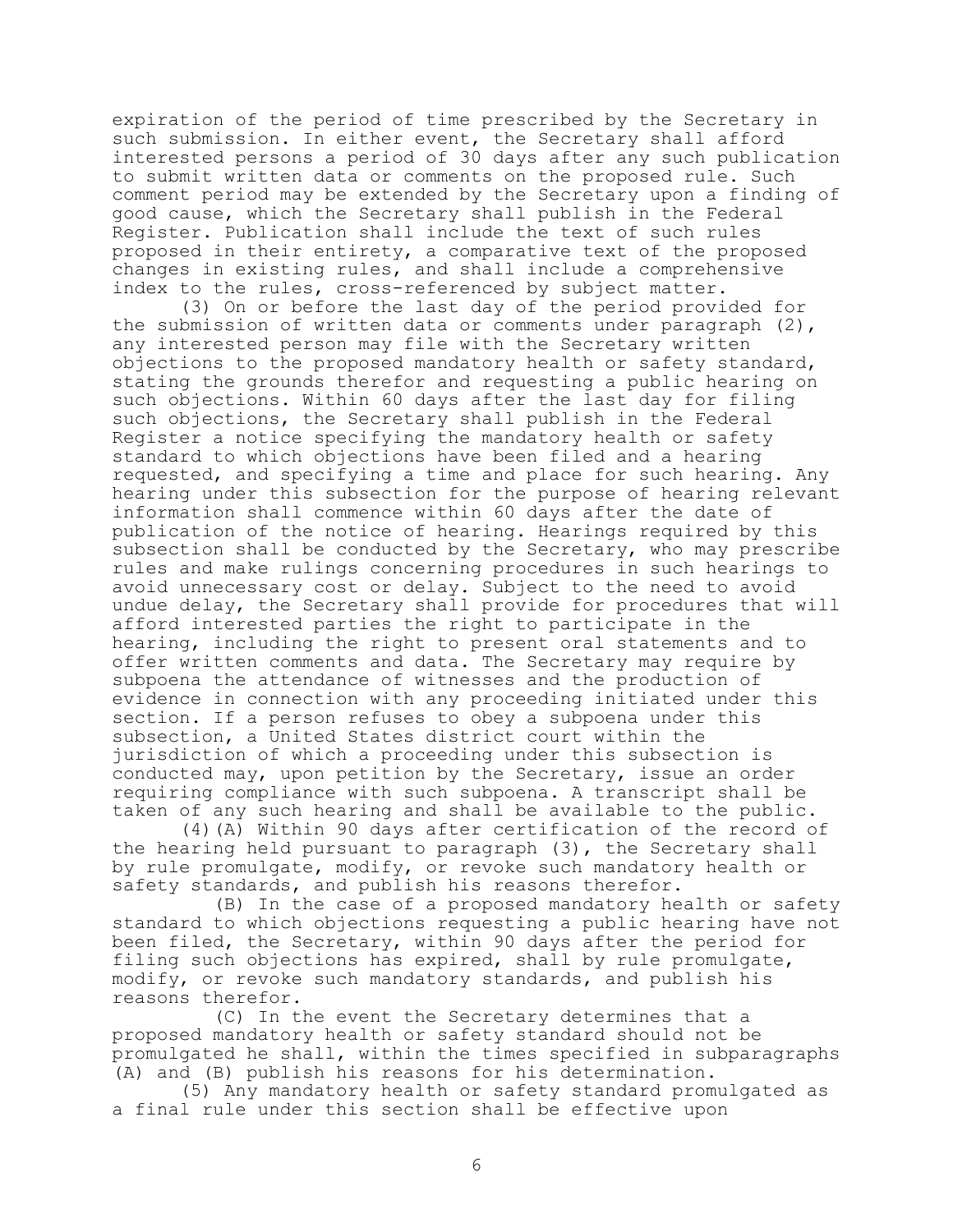expiration of the period of time prescribed by the Secretary in such submission. In either event, the Secretary shall afford interested persons a period of 30 days after any such publication to submit written data or comments on the proposed rule. Such comment period may be extended by the Secretary upon a finding of good cause, which the Secretary shall publish in the Federal Register. Publication shall include the text of such rules proposed in their entirety, a comparative text of the proposed changes in existing rules, and shall include a comprehensive index to the rules, cross-referenced by subject matter.

(3) On or before the last day of the period provided for the submission of written data or comments under paragraph (2), any interested person may file with the Secretary written objections to the proposed mandatory health or safety standard, stating the grounds therefor and requesting a public hearing on such objections. Within 60 days after the last day for filing such objections, the Secretary shall publish in the Federal Register a notice specifying the mandatory health or safety standard to which objections have been filed and a hearing requested, and specifying a time and place for such hearing. Any hearing under this subsection for the purpose of hearing relevant information shall commence within 60 days after the date of publication of the notice of hearing. Hearings required by this subsection shall be conducted by the Secretary, who may prescribe rules and make rulings concerning procedures in such hearings to avoid unnecessary cost or delay. Subject to the need to avoid undue delay, the Secretary shall provide for procedures that will afford interested parties the right to participate in the hearing, including the right to present oral statements and to offer written comments and data. The Secretary may require by subpoena the attendance of witnesses and the production of evidence in connection with any proceeding initiated under this section. If a person refuses to obey a subpoena under this subsection, a United States district court within the jurisdiction of which a proceeding under this subsection is conducted may, upon petition by the Secretary, issue an order requiring compliance with such subpoena. A transcript shall be taken of any such hearing and shall be available to the public.

(4)(A) Within 90 days after certification of the record of the hearing held pursuant to paragraph (3), the Secretary shall by rule promulgate, modify, or revoke such mandatory health or safety standards, and publish his reasons therefor.

(B) In the case of a proposed mandatory health or safety standard to which objections requesting a public hearing have not been filed, the Secretary, within 90 days after the period for filing such objections has expired, shall by rule promulgate, modify, or revoke such mandatory standards, and publish his reasons therefor.

(C) In the event the Secretary determines that a proposed mandatory health or safety standard should not be promulgated he shall, within the times specified in subparagraphs (A) and (B) publish his reasons for his determination.

(5) Any mandatory health or safety standard promulgated as a final rule under this section shall be effective upon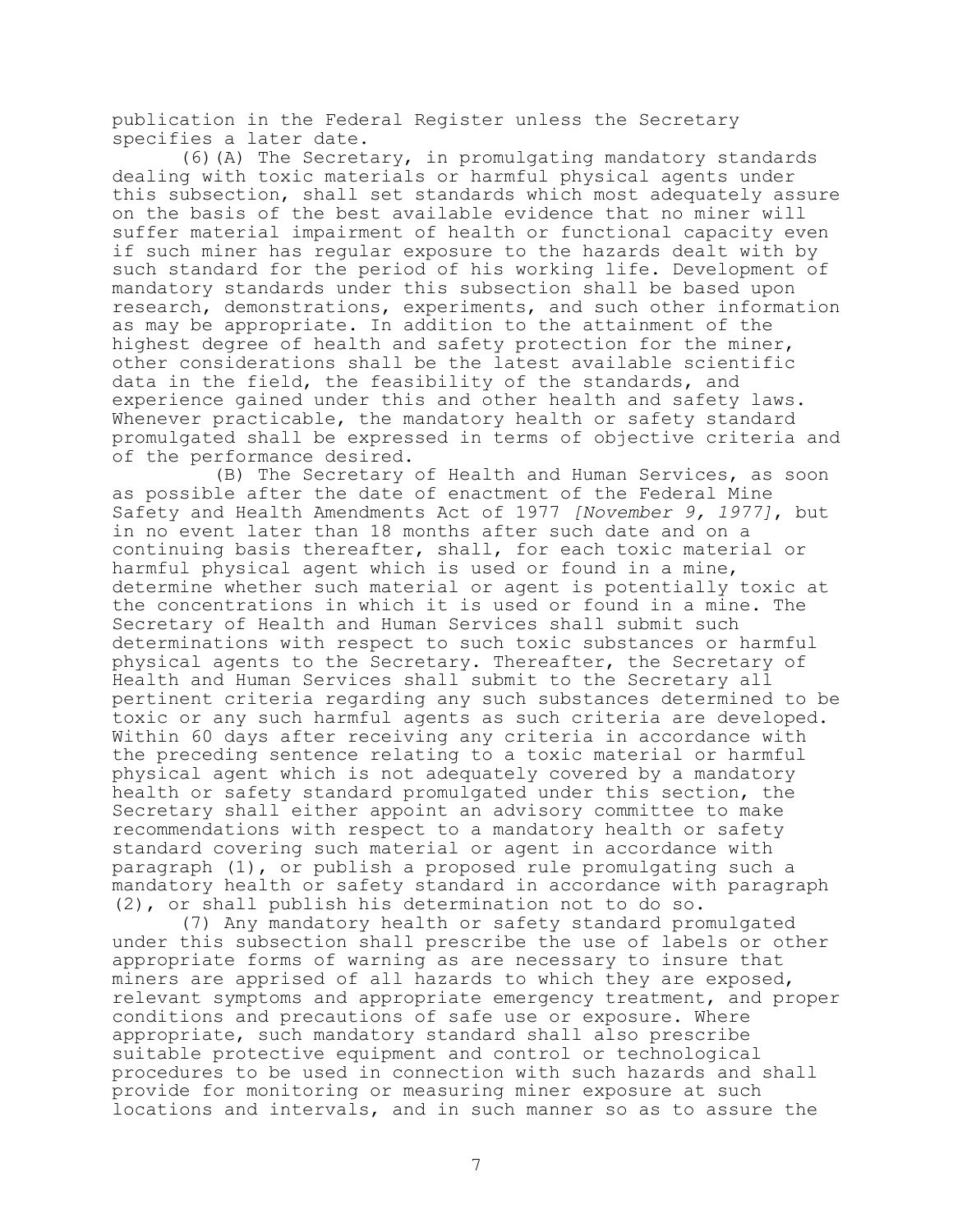publication in the Federal Register unless the Secretary specifies a later date.

(6)(A) The Secretary, in promulgating mandatory standards dealing with toxic materials or harmful physical agents under this subsection, shall set standards which most adequately assure on the basis of the best available evidence that no miner will suffer material impairment of health or functional capacity even if such miner has regular exposure to the hazards dealt with by such standard for the period of his working life. Development of mandatory standards under this subsection shall be based upon research, demonstrations, experiments, and such other information as may be appropriate. In addition to the attainment of the highest degree of health and safety protection for the miner, other considerations shall be the latest available scientific data in the field, the feasibility of the standards, and experience gained under this and other health and safety laws. Whenever practicable, the mandatory health or safety standard promulgated shall be expressed in terms of objective criteria and of the performance desired.

(B) The Secretary of Health and Human Services, as soon as possible after the date of enactment of the Federal Mine Safety and Health Amendments Act of 1977 *[November 9, 1977]*, but in no event later than 18 months after such date and on a continuing basis thereafter, shall, for each toxic material or harmful physical agent which is used or found in a mine, determine whether such material or agent is potentially toxic at the concentrations in which it is used or found in a mine. The Secretary of Health and Human Services shall submit such determinations with respect to such toxic substances or harmful physical agents to the Secretary. Thereafter, the Secretary of Health and Human Services shall submit to the Secretary all pertinent criteria regarding any such substances determined to be toxic or any such harmful agents as such criteria are developed. Within 60 days after receiving any criteria in accordance with the preceding sentence relating to a toxic material or harmful physical agent which is not adequately covered by a mandatory health or safety standard promulgated under this section, the Secretary shall either appoint an advisory committee to make recommendations with respect to a mandatory health or safety standard covering such material or agent in accordance with paragraph (1), or publish a proposed rule promulgating such a mandatory health or safety standard in accordance with paragraph (2), or shall publish his determination not to do so.

(7) Any mandatory health or safety standard promulgated under this subsection shall prescribe the use of labels or other appropriate forms of warning as are necessary to insure that miners are apprised of all hazards to which they are exposed, relevant symptoms and appropriate emergency treatment, and proper conditions and precautions of safe use or exposure. Where appropriate, such mandatory standard shall also prescribe suitable protective equipment and control or technological procedures to be used in connection with such hazards and shall provide for monitoring or measuring miner exposure at such locations and intervals, and in such manner so as to assure the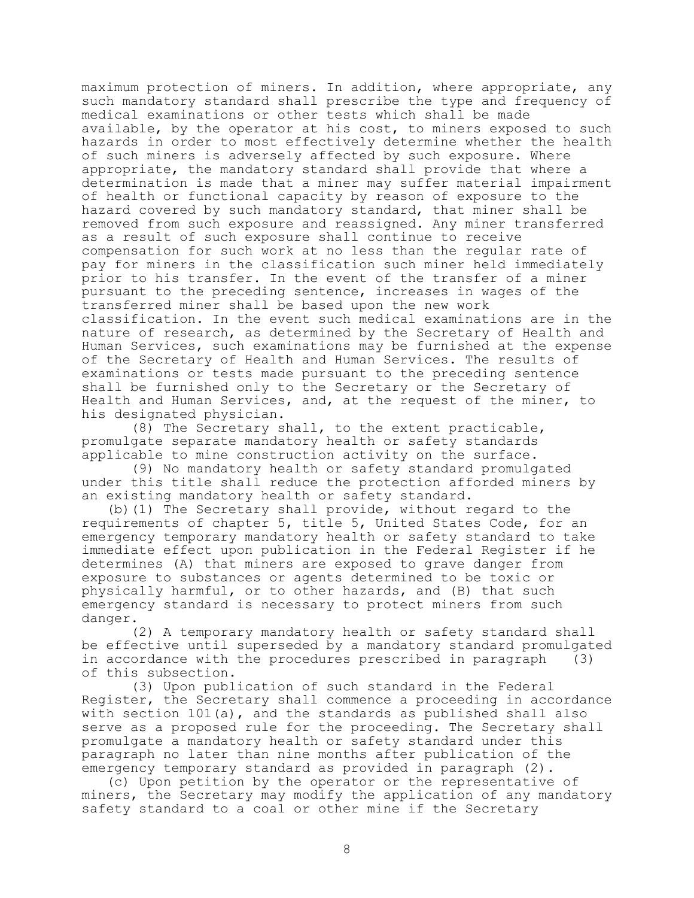maximum protection of miners. In addition, where appropriate, any such mandatory standard shall prescribe the type and frequency of medical examinations or other tests which shall be made available, by the operator at his cost, to miners exposed to such hazards in order to most effectively determine whether the health of such miners is adversely affected by such exposure. Where appropriate, the mandatory standard shall provide that where a determination is made that a miner may suffer material impairment of health or functional capacity by reason of exposure to the hazard covered by such mandatory standard, that miner shall be removed from such exposure and reassigned. Any miner transferred as a result of such exposure shall continue to receive compensation for such work at no less than the regular rate of pay for miners in the classification such miner held immediately prior to his transfer. In the event of the transfer of a miner pursuant to the preceding sentence, increases in wages of the transferred miner shall be based upon the new work classification. In the event such medical examinations are in the nature of research, as determined by the Secretary of Health and Human Services, such examinations may be furnished at the expense of the Secretary of Health and Human Services. The results of examinations or tests made pursuant to the preceding sentence shall be furnished only to the Secretary or the Secretary of Health and Human Services, and, at the request of the miner, to his designated physician.

(8) The Secretary shall, to the extent practicable, promulgate separate mandatory health or safety standards applicable to mine construction activity on the surface.

(9) No mandatory health or safety standard promulgated under this title shall reduce the protection afforded miners by an existing mandatory health or safety standard.

(b)(1) The Secretary shall provide, without regard to the requirements of chapter 5, title 5, United States Code, for an emergency temporary mandatory health or safety standard to take immediate effect upon publication in the Federal Register if he determines (A) that miners are exposed to grave danger from exposure to substances or agents determined to be toxic or physically harmful, or to other hazards, and (B) that such emergency standard is necessary to protect miners from such danger.

(2) A temporary mandatory health or safety standard shall be effective until superseded by a mandatory standard promulgated in accordance with the procedures prescribed in paragraph (3) of this subsection.

(3) Upon publication of such standard in the Federal Register, the Secretary shall commence a proceeding in accordance with section 101(a), and the standards as published shall also serve as a proposed rule for the proceeding. The Secretary shall promulgate a mandatory health or safety standard under this paragraph no later than nine months after publication of the emergency temporary standard as provided in paragraph (2).

(c) Upon petition by the operator or the representative of miners, the Secretary may modify the application of any mandatory safety standard to a coal or other mine if the Secretary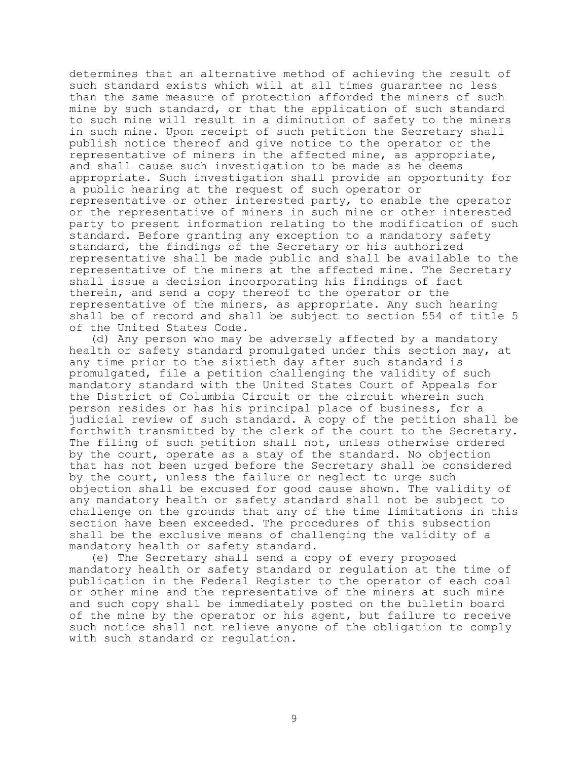determines that an alternative method of achieving the result of such standard exists which will at all times guarantee no less than the same measure of protection afforded the miners of such mine by such standard, or that the application of such standard to such mine will result in a diminution of safety to the miners in such mine. Upon receipt of such petition the Secretary shall publish notice thereof and give notice to the operator or the representative of miners in the affected mine, as appropriate, and shall cause such investigation to be made as he deems appropriate. Such investigation shall provide an opportunity for a public hearing at the request of such operator or representative or other interested party, to enable the operator or the representative of miners in such mine or other interested party to present information relating to the modification of such standard. Before granting any exception to a mandatory safety standard, the findings of the Secretary or his authorized representative shall be made public and shall be available to the representative of the miners at the affected mine. The Secretary shall issue a decision incorporating his findings of fact therein, and send a copy thereof to the operator or the representative of the miners, as appropriate. Any such hearing shall be of record and shall be subject to section 554 of title 5 of the United States Code.

(d) Any person who may be adversely affected by a mandatory health or safety standard promulgated under this section may, at any time prior to the sixtieth day after such standard is promulgated, file a petition challenging the validity of such mandatory standard with the United States Court of Appeals for the District of Columbia Circuit or the circuit wherein such person resides or has his principal place of business, for a judicial review of such standard. A copy of the petition shall be forthwith transmitted by the clerk of the court to the Secretary. The filing of such petition shall not, unless otherwise ordered by the court, operate as a stay of the standard. No objection that has not been urged before the Secretary shall be considered by the court, unless the failure or neglect to urge such objection shall be excused for good cause shown. The validity of any mandatory health or safety standard shall not be subject to challenge on the grounds that any of the time limitations in this section have been exceeded. The procedures of this subsection shall be the exclusive means of challenging the validity of a mandatory health or safety standard.

(e) The Secretary shall send a copy of every proposed mandatory health or safety standard or regulation at the time of publication in the Federal Register to the operator of each coal or other mine and the representative of the miners at such mine and such copy shall be immediately posted on the bulletin board of the mine by the operator or his agent, but failure to receive such notice shall not relieve anyone of the obligation to comply with such standard or regulation.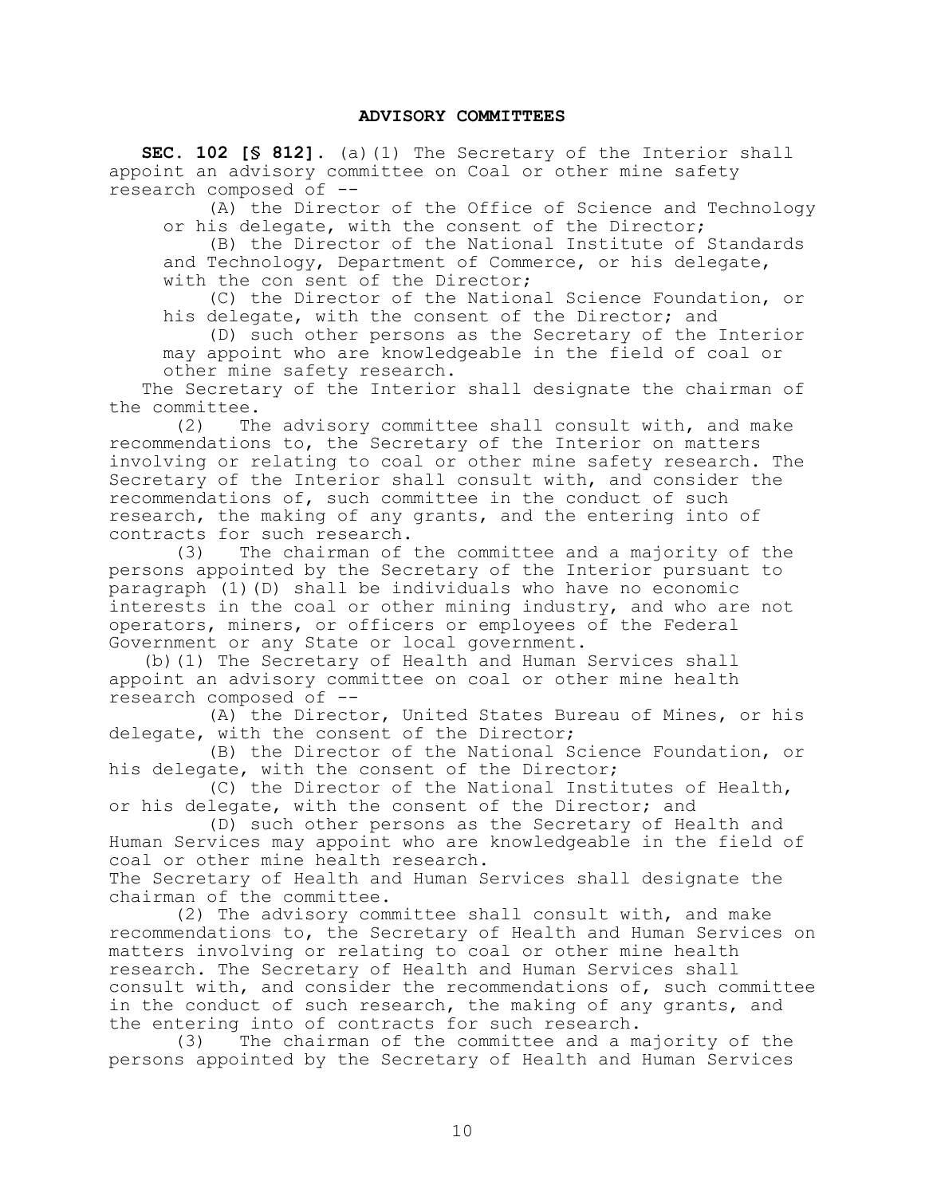## ADVISORY COMMITTEES

**SEC. 102 [§ 812].** (a)(1) The Secretary of the Interior shall appoint an advisory committee on Coal or other mine safety research composed of --

(A) the Director of the Office of Science and Technology or his delegate, with the consent of the Director;

(B) the Director of the National Institute of Standards and Technology, Department of Commerce, or his delegate, with the con sent of the Director;

(C) the Director of the National Science Foundation, or his delegate, with the consent of the Director; and

(D) such other persons as the Secretary of the Interior may appoint who are knowledgeable in the field of coal or other mine safety research.

The Secretary of the Interior shall designate the chairman of the committee.

(2) The advisory committee shall consult with, and make recommendations to, the Secretary of the Interior on matters involving or relating to coal or other mine safety research. The Secretary of the Interior shall consult with, and consider the recommendations of, such committee in the conduct of such research, the making of any grants, and the entering into of contracts for such research.

(3) The chairman of the committee and a majority of the persons appointed by the Secretary of the Interior pursuant to paragraph (1)(D) shall be individuals who have no economic interests in the coal or other mining industry, and who are not operators, miners, or officers or employees of the Federal Government or any State or local government.

(b)(1) The Secretary of Health and Human Services shall appoint an advisory committee on coal or other mine health research composed of --

(A) the Director, United States Bureau of Mines, or his delegate, with the consent of the Director;

(B) the Director of the National Science Foundation, or his delegate, with the consent of the Director;

(C) the Director of the National Institutes of Health, or his delegate, with the consent of the Director; and

(D) such other persons as the Secretary of Health and Human Services may appoint who are knowledgeable in the field of coal or other mine health research.

The Secretary of Health and Human Services shall designate the chairman of the committee.

(2) The advisory committee shall consult with, and make recommendations to, the Secretary of Health and Human Services on matters involving or relating to coal or other mine health research. The Secretary of Health and Human Services shall consult with, and consider the recommendations of, such committee in the conduct of such research, the making of any grants, and the entering into of contracts for such research.

(3) The chairman of the committee and a majority of the persons appointed by the Secretary of Health and Human Services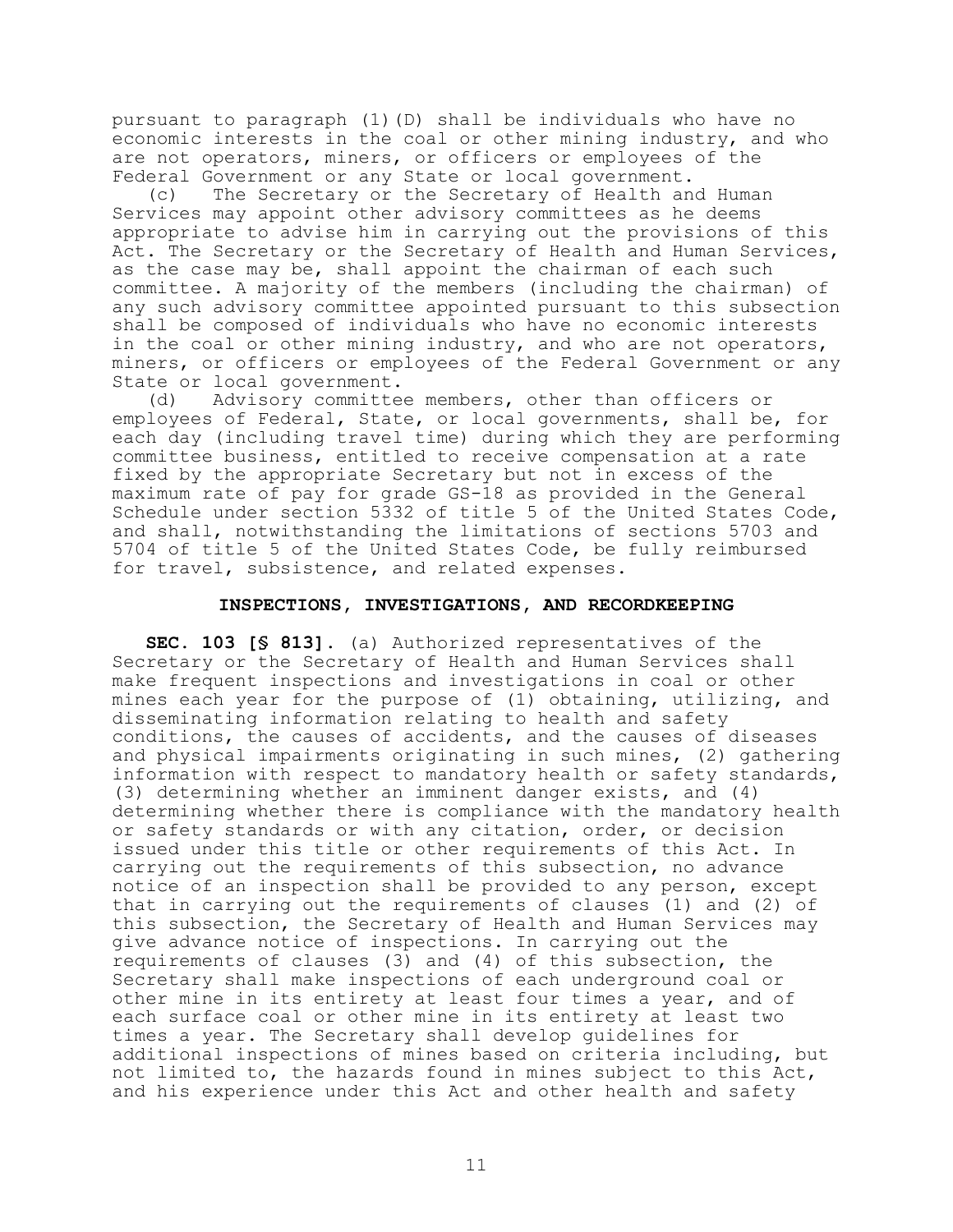pursuant to paragraph (1)(D) shall be individuals who have no economic interests in the coal or other mining industry, and who are not operators, miners, or officers or employees of the Federal Government or any State or local government.

(c) The Secretary or the Secretary of Health and Human Services may appoint other advisory committees as he deems appropriate to advise him in carrying out the provisions of this Act. The Secretary or the Secretary of Health and Human Services, as the case may be, shall appoint the chairman of each such committee. A majority of the members (including the chairman) of any such advisory committee appointed pursuant to this subsection shall be composed of individuals who have no economic interests in the coal or other mining industry, and who are not operators, miners, or officers or employees of the Federal Government or any State or local government.

(d) Advisory committee members, other than officers or employees of Federal, State, or local governments, shall be, for each day (including travel time) during which they are performing committee business, entitled to receive compensation at a rate fixed by the appropriate Secretary but not in excess of the maximum rate of pay for grade GS-18 as provided in the General Schedule under section 5332 of title 5 of the United States Code, and shall, notwithstanding the limitations of sections 5703 and 5704 of title 5 of the United States Code, be fully reimbursed for travel, subsistence, and related expenses.

### INSPECTIONS, INVESTIGATIONS, AND RECORDKEEPING

**SEC. 103 [§ 813].** (a) Authorized representatives of the Secretary or the Secretary of Health and Human Services shall make frequent inspections and investigations in coal or other mines each year for the purpose of (1) obtaining, utilizing, and disseminating information relating to health and safety conditions, the causes of accidents, and the causes of diseases and physical impairments originating in such mines, (2) gathering information with respect to mandatory health or safety standards, (3) determining whether an imminent danger exists, and (4) determining whether there is compliance with the mandatory health or safety standards or with any citation, order, or decision issued under this title or other requirements of this Act. In carrying out the requirements of this subsection, no advance notice of an inspection shall be provided to any person, except that in carrying out the requirements of clauses (1) and (2) of this subsection, the Secretary of Health and Human Services may give advance notice of inspections. In carrying out the requirements of clauses (3) and (4) of this subsection, the Secretary shall make inspections of each underground coal or other mine in its entirety at least four times a year, and of each surface coal or other mine in its entirety at least two times a year. The Secretary shall develop guidelines for additional inspections of mines based on criteria including, but not limited to, the hazards found in mines subject to this Act, and his experience under this Act and other health and safety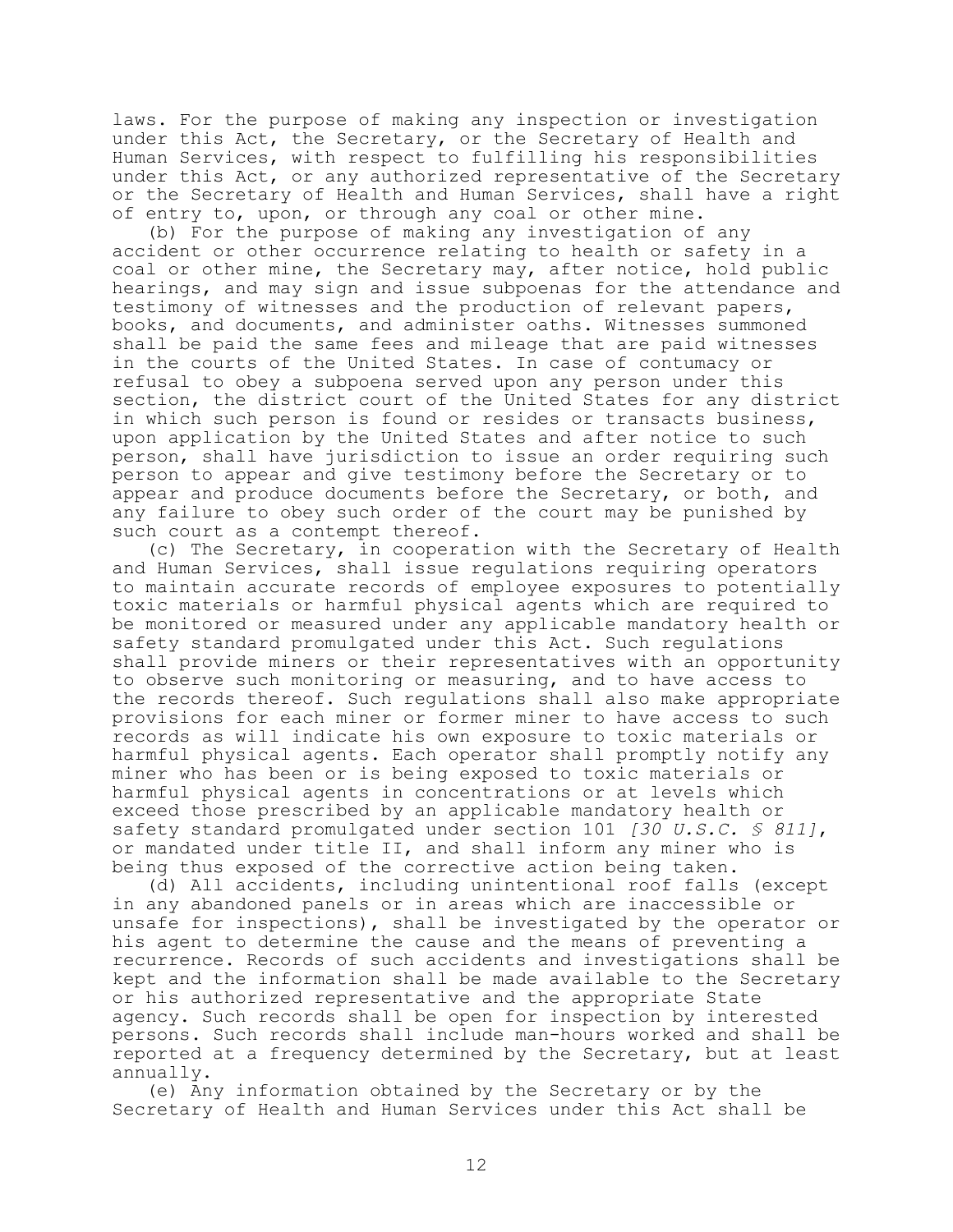laws. For the purpose of making any inspection or investigation under this Act, the Secretary, or the Secretary of Health and Human Services, with respect to fulfilling his responsibilities under this Act, or any authorized representative of the Secretary or the Secretary of Health and Human Services, shall have a right of entry to, upon, or through any coal or other mine.

(b) For the purpose of making any investigation of any accident or other occurrence relating to health or safety in a coal or other mine, the Secretary may, after notice, hold public hearings, and may sign and issue subpoenas for the attendance and testimony of witnesses and the production of relevant papers, books, and documents, and administer oaths. Witnesses summoned shall be paid the same fees and mileage that are paid witnesses in the courts of the United States. In case of contumacy or refusal to obey a subpoena served upon any person under this section, the district court of the United States for any district in which such person is found or resides or transacts business, upon application by the United States and after notice to such person, shall have jurisdiction to issue an order requiring such person to appear and give testimony before the Secretary or to appear and produce documents before the Secretary, or both, and any failure to obey such order of the court may be punished by such court as a contempt thereof.

(c) The Secretary, in cooperation with the Secretary of Health and Human Services, shall issue regulations requiring operators to maintain accurate records of employee exposures to potentially toxic materials or harmful physical agents which are required to be monitored or measured under any applicable mandatory health or safety standard promulgated under this Act. Such regulations shall provide miners or their representatives with an opportunity to observe such monitoring or measuring, and to have access to the records thereof. Such regulations shall also make appropriate provisions for each miner or former miner to have access to such records as will indicate his own exposure to toxic materials or harmful physical agents. Each operator shall promptly notify any miner who has been or is being exposed to toxic materials or harmful physical agents in concentrations or at levels which exceed those prescribed by an applicable mandatory health or safety standard promulgated under section 101 *[30 U.S.C. § 811]*, or mandated under title II, and shall inform any miner who is being thus exposed of the corrective action being taken.

(d) All accidents, including unintentional roof falls (except in any abandoned panels or in areas which are inaccessible or unsafe for inspections), shall be investigated by the operator or his agent to determine the cause and the means of preventing a recurrence. Records of such accidents and investigations shall be kept and the information shall be made available to the Secretary or his authorized representative and the appropriate State agency. Such records shall be open for inspection by interested persons. Such records shall include man-hours worked and shall be reported at a frequency determined by the Secretary, but at least annually.

(e) Any information obtained by the Secretary or by the Secretary of Health and Human Services under this Act shall be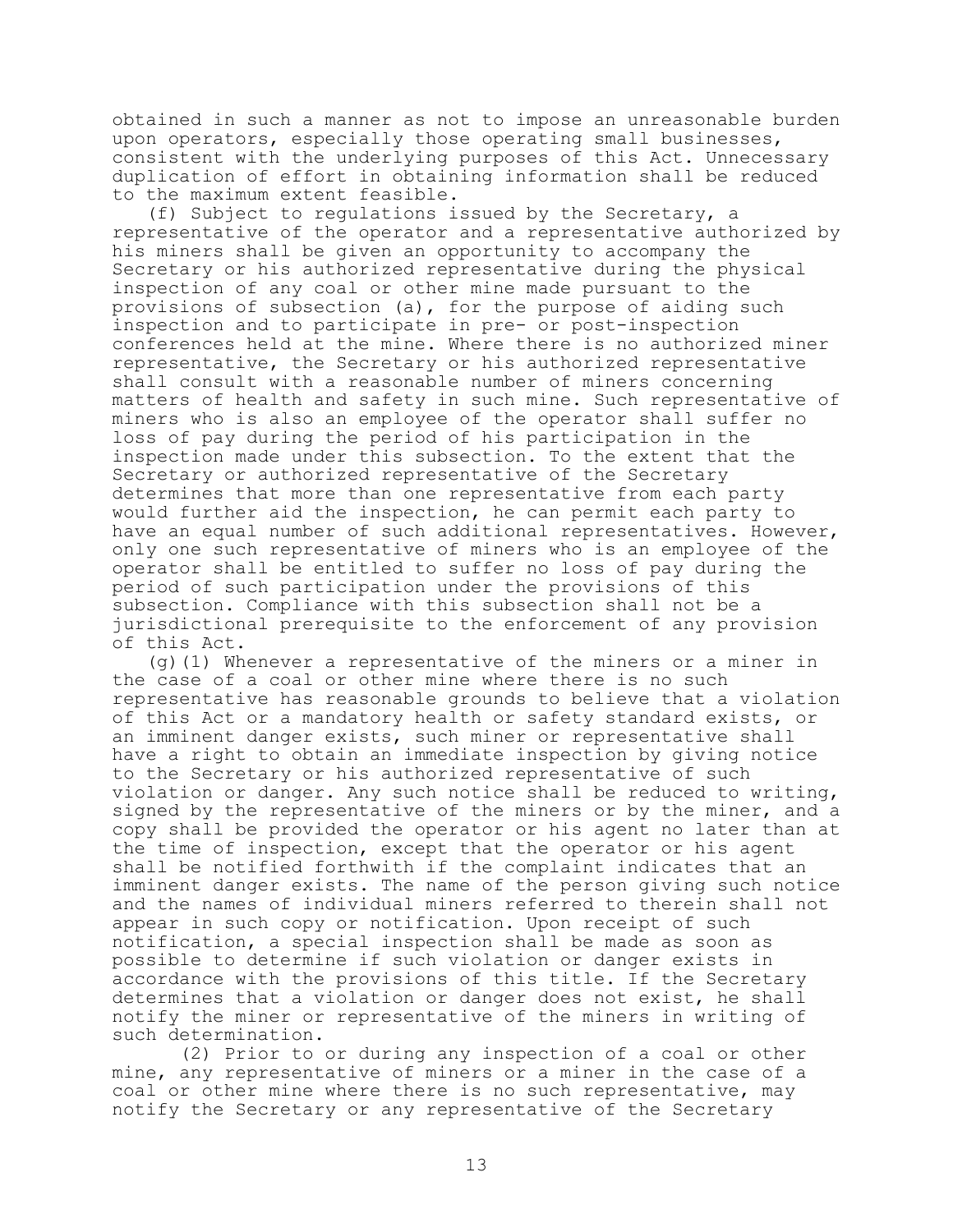obtained in such a manner as not to impose an unreasonable burden upon operators, especially those operating small businesses, consistent with the underlying purposes of this Act. Unnecessary duplication of effort in obtaining information shall be reduced to the maximum extent feasible.

(f) Subject to regulations issued by the Secretary, a representative of the operator and a representative authorized by his miners shall be given an opportunity to accompany the Secretary or his authorized representative during the physical inspection of any coal or other mine made pursuant to the provisions of subsection (a), for the purpose of aiding such inspection and to participate in pre- or post-inspection conferences held at the mine. Where there is no authorized miner representative, the Secretary or his authorized representative shall consult with a reasonable number of miners concerning matters of health and safety in such mine. Such representative of miners who is also an employee of the operator shall suffer no loss of pay during the period of his participation in the inspection made under this subsection. To the extent that the Secretary or authorized representative of the Secretary determines that more than one representative from each party would further aid the inspection, he can permit each party to have an equal number of such additional representatives. However, only one such representative of miners who is an employee of the operator shall be entitled to suffer no loss of pay during the period of such participation under the provisions of this subsection. Compliance with this subsection shall not be a jurisdictional prerequisite to the enforcement of any provision of this Act.

(g)(1) Whenever a representative of the miners or a miner in the case of a coal or other mine where there is no such representative has reasonable grounds to believe that a violation of this Act or a mandatory health or safety standard exists, or an imminent danger exists, such miner or representative shall have a right to obtain an immediate inspection by giving notice to the Secretary or his authorized representative of such violation or danger. Any such notice shall be reduced to writing, signed by the representative of the miners or by the miner, and a copy shall be provided the operator or his agent no later than at the time of inspection, except that the operator or his agent shall be notified forthwith if the complaint indicates that an imminent danger exists. The name of the person giving such notice and the names of individual miners referred to therein shall not appear in such copy or notification. Upon receipt of such notification, a special inspection shall be made as soon as possible to determine if such violation or danger exists in accordance with the provisions of this title. If the Secretary determines that a violation or danger does not exist, he shall notify the miner or representative of the miners in writing of such determination.

(2) Prior to or during any inspection of a coal or other mine, any representative of miners or a miner in the case of a coal or other mine where there is no such representative, may notify the Secretary or any representative of the Secretary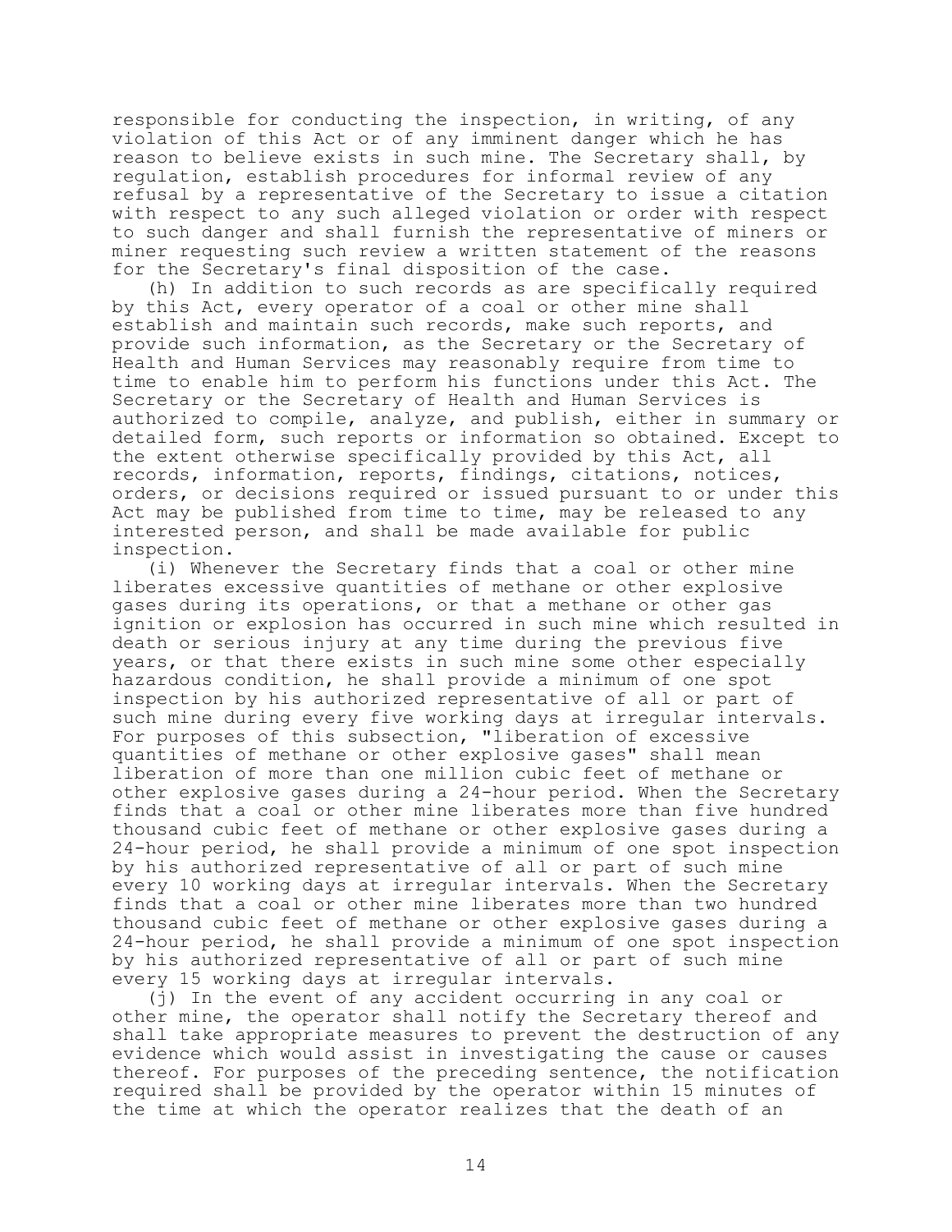responsible for conducting the inspection, in writing, of any violation of this Act or of any imminent danger which he has reason to believe exists in such mine. The Secretary shall, by regulation, establish procedures for informal review of any refusal by a representative of the Secretary to issue a citation with respect to any such alleged violation or order with respect to such danger and shall furnish the representative of miners or miner requesting such review a written statement of the reasons for the Secretary's final disposition of the case.

(h) In addition to such records as are specifically required by this Act, every operator of a coal or other mine shall establish and maintain such records, make such reports, and provide such information, as the Secretary or the Secretary of Health and Human Services may reasonably require from time to time to enable him to perform his functions under this Act. The Secretary or the Secretary of Health and Human Services is authorized to compile, analyze, and publish, either in summary or detailed form, such reports or information so obtained. Except to the extent otherwise specifically provided by this Act, all records, information, reports, findings, citations, notices, orders, or decisions required or issued pursuant to or under this Act may be published from time to time, may be released to any interested person, and shall be made available for public inspection.

(i) Whenever the Secretary finds that a coal or other mine liberates excessive quantities of methane or other explosive gases during its operations, or that a methane or other gas ignition or explosion has occurred in such mine which resulted in death or serious injury at any time during the previous five years, or that there exists in such mine some other especially hazardous condition, he shall provide a minimum of one spot inspection by his authorized representative of all or part of such mine during every five working days at irregular intervals. For purposes of this subsection, "liberation of excessive quantities of methane or other explosive gases" shall mean liberation of more than one million cubic feet of methane or other explosive gases during a 24-hour period. When the Secretary finds that a coal or other mine liberates more than five hundred thousand cubic feet of methane or other explosive gases during a 24-hour period, he shall provide a minimum of one spot inspection by his authorized representative of all or part of such mine every 10 working days at irregular intervals. When the Secretary finds that a coal or other mine liberates more than two hundred thousand cubic feet of methane or other explosive gases during a 24-hour period, he shall provide a minimum of one spot inspection by his authorized representative of all or part of such mine every 15 working days at irregular intervals.

(j) In the event of any accident occurring in any coal or other mine, the operator shall notify the Secretary thereof and shall take appropriate measures to prevent the destruction of any evidence which would assist in investigating the cause or causes thereof. For purposes of the preceding sentence, the notification required shall be provided by the operator within 15 minutes of the time at which the operator realizes that the death of an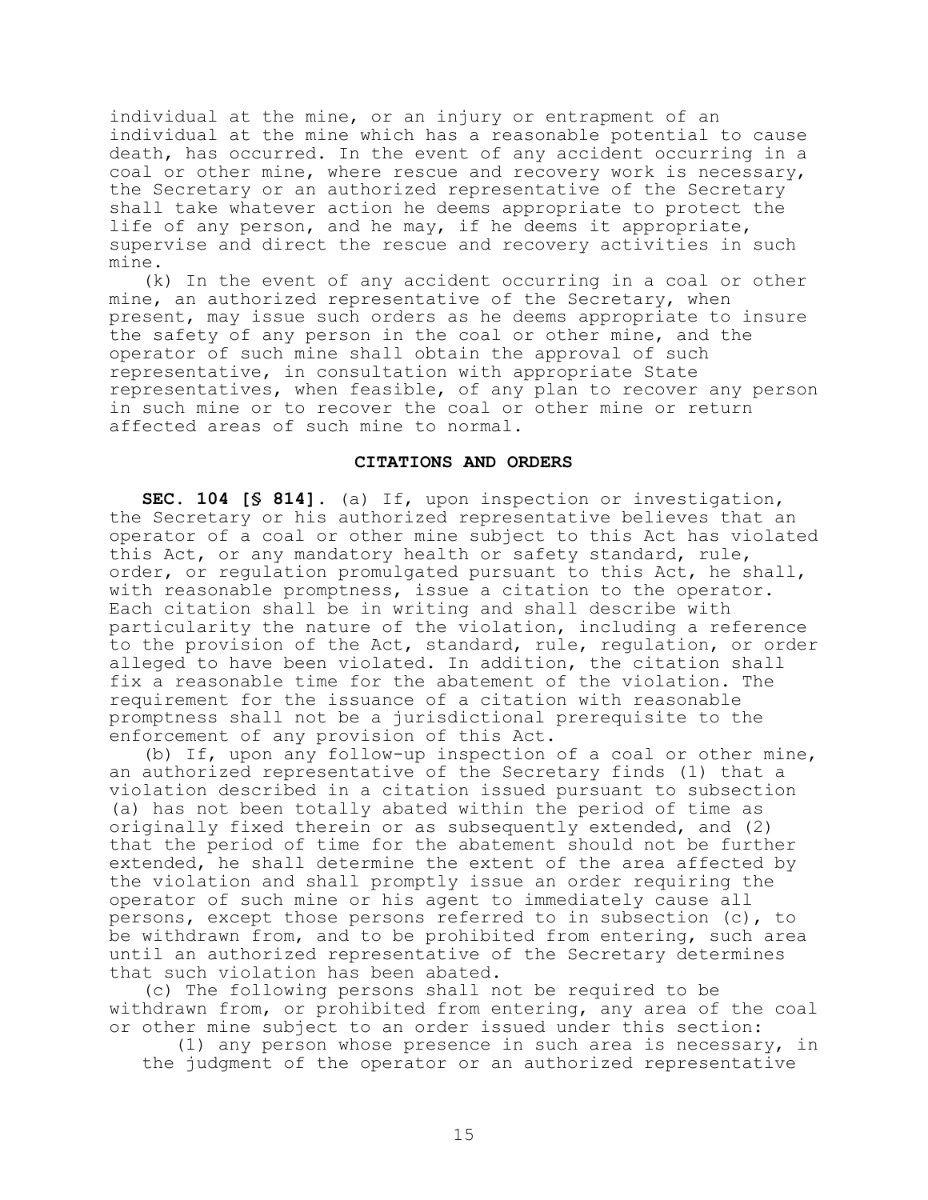individual at the mine, or an injury or entrapment of an individual at the mine which has a reasonable potential to cause death, has occurred. In the event of any accident occurring in a coal or other mine, where rescue and recovery work is necessary, the Secretary or an authorized representative of the Secretary shall take whatever action he deems appropriate to protect the life of any person, and he may, if he deems it appropriate, supervise and direct the rescue and recovery activities in such mine.

(k) In the event of any accident occurring in a coal or other mine, an authorized representative of the Secretary, when present, may issue such orders as he deems appropriate to insure the safety of any person in the coal or other mine, and the operator of such mine shall obtain the approval of such representative, in consultation with appropriate State representatives, when feasible, of any plan to recover any person in such mine or to recover the coal or other mine or return affected areas of such mine to normal.

## CITATIONS AND ORDERS

**SEC. 104 [§ 814].** (a) If, upon inspection or investigation, the Secretary or his authorized representative believes that an operator of a coal or other mine subject to this Act has violated this Act, or any mandatory health or safety standard, rule, order, or regulation promulgated pursuant to this Act, he shall, with reasonable promptness, issue a citation to the operator. Each citation shall be in writing and shall describe with particularity the nature of the violation, including a reference to the provision of the Act, standard, rule, regulation, or order alleged to have been violated. In addition, the citation shall fix a reasonable time for the abatement of the violation. The requirement for the issuance of a citation with reasonable promptness shall not be a jurisdictional prerequisite to the enforcement of any provision of this Act.

(b) If, upon any follow-up inspection of a coal or other mine, an authorized representative of the Secretary finds (1) that a violation described in a citation issued pursuant to subsection (a) has not been totally abated within the period of time as originally fixed therein or as subsequently extended, and (2) that the period of time for the abatement should not be further extended, he shall determine the extent of the area affected by the violation and shall promptly issue an order requiring the operator of such mine or his agent to immediately cause all persons, except those persons referred to in subsection (c), to be withdrawn from, and to be prohibited from entering, such area until an authorized representative of the Secretary determines that such violation has been abated.

(c) The following persons shall not be required to be withdrawn from, or prohibited from entering, any area of the coal or other mine subject to an order issued under this section:

(1) any person whose presence in such area is necessary, in the judgment of the operator or an authorized representative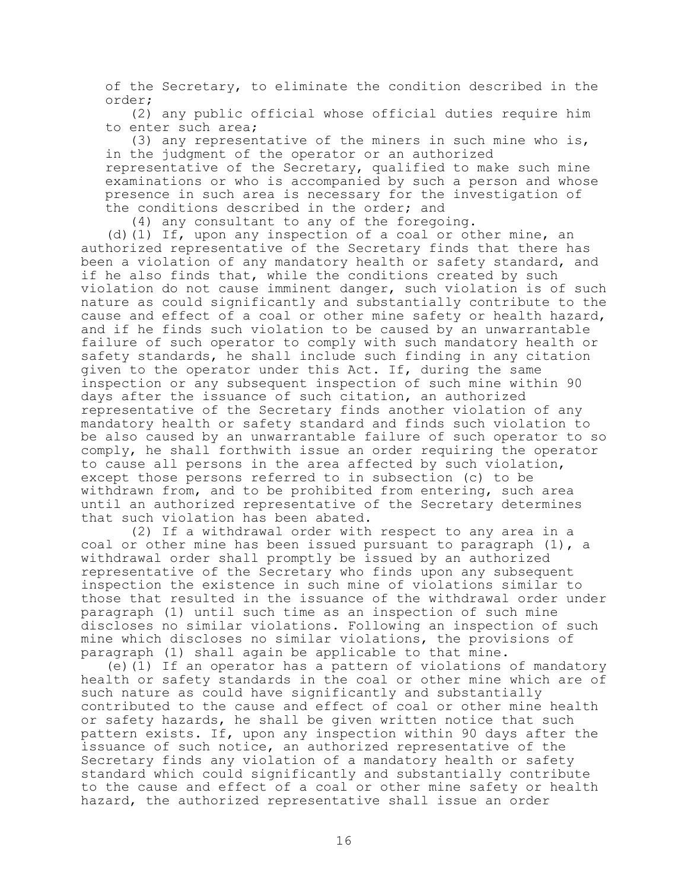of the Secretary, to eliminate the condition described in the order;

(2) any public official whose official duties require him to enter such area;

(3) any representative of the miners in such mine who is, in the judgment of the operator or an authorized representative of the Secretary, qualified to make such mine examinations or who is accompanied by such a person and whose presence in such area is necessary for the investigation of the conditions described in the order; and

(4) any consultant to any of the foregoing.

(d)(1) If, upon any inspection of a coal or other mine, an authorized representative of the Secretary finds that there has been a violation of any mandatory health or safety standard, and if he also finds that, while the conditions created by such violation do not cause imminent danger, such violation is of such nature as could significantly and substantially contribute to the cause and effect of a coal or other mine safety or health hazard, and if he finds such violation to be caused by an unwarrantable failure of such operator to comply with such mandatory health or safety standards, he shall include such finding in any citation given to the operator under this Act. If, during the same inspection or any subsequent inspection of such mine within 90 days after the issuance of such citation, an authorized representative of the Secretary finds another violation of any mandatory health or safety standard and finds such violation to be also caused by an unwarrantable failure of such operator to so comply, he shall forthwith issue an order requiring the operator to cause all persons in the area affected by such violation, except those persons referred to in subsection (c) to be withdrawn from, and to be prohibited from entering, such area until an authorized representative of the Secretary determines that such violation has been abated.

(2) If a withdrawal order with respect to any area in a coal or other mine has been issued pursuant to paragraph (1), a withdrawal order shall promptly be issued by an authorized representative of the Secretary who finds upon any subsequent inspection the existence in such mine of violations similar to those that resulted in the issuance of the withdrawal order under paragraph (1) until such time as an inspection of such mine discloses no similar violations. Following an inspection of such mine which discloses no similar violations, the provisions of paragraph (1) shall again be applicable to that mine.

(e)(1) If an operator has a pattern of violations of mandatory health or safety standards in the coal or other mine which are of such nature as could have significantly and substantially contributed to the cause and effect of coal or other mine health or safety hazards, he shall be given written notice that such pattern exists. If, upon any inspection within 90 days after the issuance of such notice, an authorized representative of the Secretary finds any violation of a mandatory health or safety standard which could significantly and substantially contribute to the cause and effect of a coal or other mine safety or health hazard, the authorized representative shall issue an order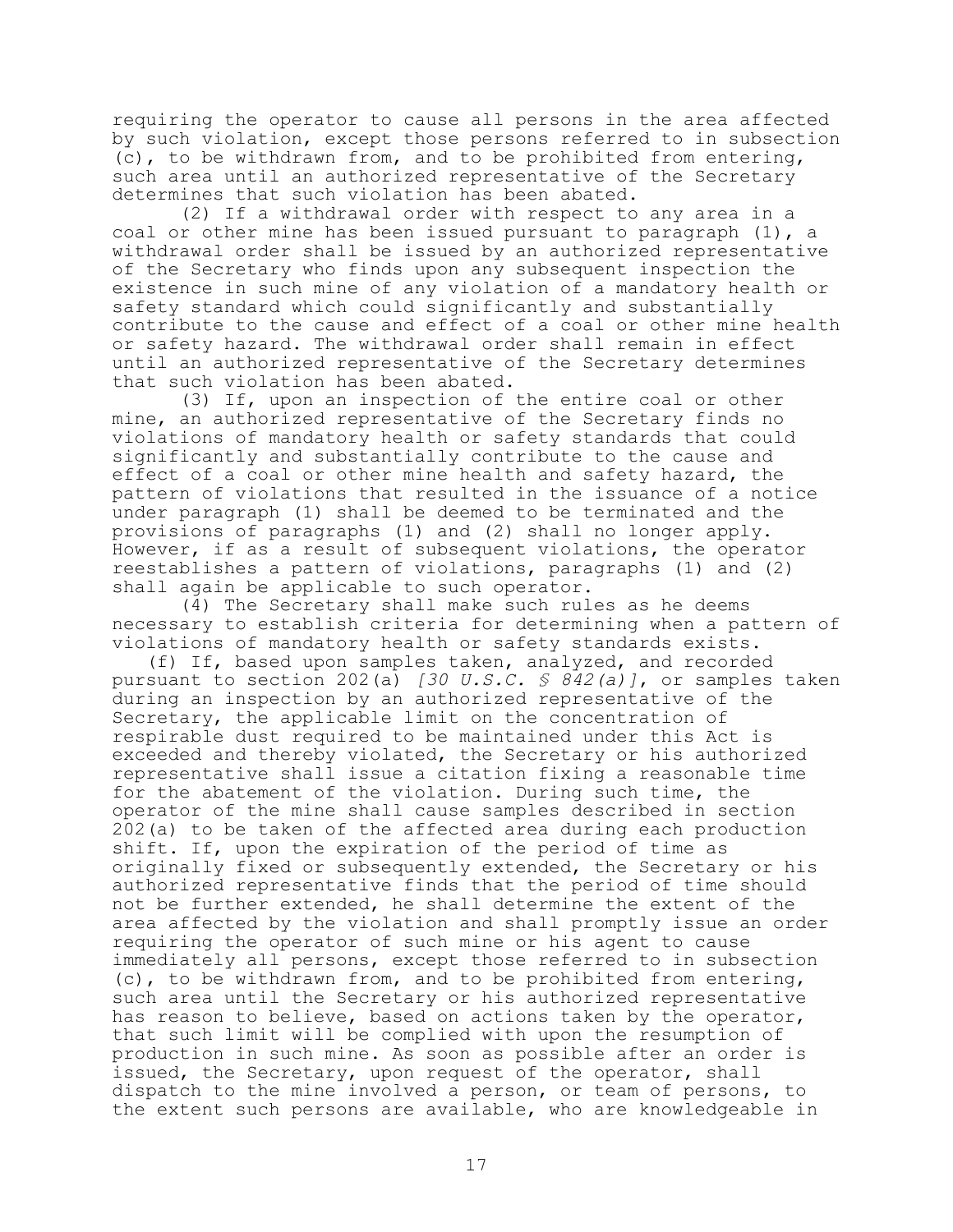requiring the operator to cause all persons in the area affected by such violation, except those persons referred to in subsection (c), to be withdrawn from, and to be prohibited from entering, such area until an authorized representative of the Secretary determines that such violation has been abated.

(2) If a withdrawal order with respect to any area in a coal or other mine has been issued pursuant to paragraph (1), a withdrawal order shall be issued by an authorized representative of the Secretary who finds upon any subsequent inspection the existence in such mine of any violation of a mandatory health or safety standard which could significantly and substantially contribute to the cause and effect of a coal or other mine health or safety hazard. The withdrawal order shall remain in effect until an authorized representative of the Secretary determines that such violation has been abated.

(3) If, upon an inspection of the entire coal or other mine, an authorized representative of the Secretary finds no violations of mandatory health or safety standards that could significantly and substantially contribute to the cause and effect of a coal or other mine health and safety hazard, the pattern of violations that resulted in the issuance of a notice under paragraph (1) shall be deemed to be terminated and the provisions of paragraphs (1) and (2) shall no longer apply. However, if as a result of subsequent violations, the operator reestablishes a pattern of violations, paragraphs (1) and (2) shall again be applicable to such operator.

(4) The Secretary shall make such rules as he deems necessary to establish criteria for determining when a pattern of violations of mandatory health or safety standards exists.

(f) If, based upon samples taken, analyzed, and recorded pursuant to section 202(a) *[30 U.S.C. § 842(a)]*, or samples taken during an inspection by an authorized representative of the Secretary, the applicable limit on the concentration of respirable dust required to be maintained under this Act is exceeded and thereby violated, the Secretary or his authorized representative shall issue a citation fixing a reasonable time for the abatement of the violation. During such time, the operator of the mine shall cause samples described in section 202(a) to be taken of the affected area during each production shift. If, upon the expiration of the period of time as originally fixed or subsequently extended, the Secretary or his authorized representative finds that the period of time should not be further extended, he shall determine the extent of the area affected by the violation and shall promptly issue an order requiring the operator of such mine or his agent to cause immediately all persons, except those referred to in subsection (c), to be withdrawn from, and to be prohibited from entering, such area until the Secretary or his authorized representative has reason to believe, based on actions taken by the operator, that such limit will be complied with upon the resumption of production in such mine. As soon as possible after an order is issued, the Secretary, upon request of the operator, shall dispatch to the mine involved a person, or team of persons, to the extent such persons are available, who are knowledgeable in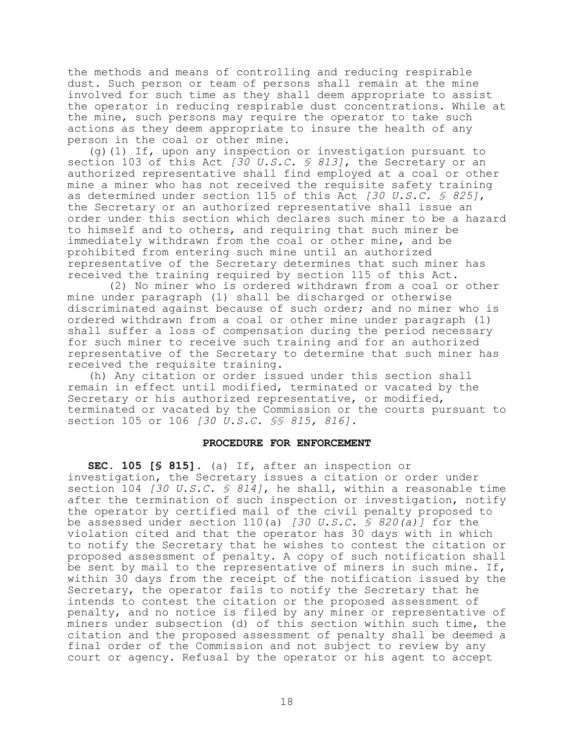the methods and means of controlling and reducing respirable dust. Such person or team of persons shall remain at the mine involved for such time as they shall deem appropriate to assist the operator in reducing respirable dust concentrations. While at the mine, such persons may require the operator to take such actions as they deem appropriate to insure the health of any person in the coal or other mine.

(g)(1) If, upon any inspection or investigation pursuant to section 103 of this Act *[30 U.S.C. § 813]*, the Secretary or an authorized representative shall find employed at a coal or other mine a miner who has not received the requisite safety training as determined under section 115 of this Act *[30 U.S.C. § 825]*, the Secretary or an authorized representative shall issue an order under this section which declares such miner to be a hazard to himself and to others, and requiring that such miner be immediately withdrawn from the coal or other mine, and be prohibited from entering such mine until an authorized representative of the Secretary determines that such miner has received the training required by section 115 of this Act.

(2) No miner who is ordered withdrawn from a coal or other mine under paragraph (1) shall be discharged or otherwise discriminated against because of such order; and no miner who is ordered withdrawn from a coal or other mine under paragraph (1) shall suffer a loss of compensation during the period necessary for such miner to receive such training and for an authorized representative of the Secretary to determine that such miner has received the requisite training.

(h) Any citation or order issued under this section shall remain in effect until modified, terminated or vacated by the Secretary or his authorized representative, or modified, terminated or vacated by the Commission or the courts pursuant to section 105 or 106 *[30 U.S.C. §§ 815, 816]*.

#### PROCEDURE FOR ENFORCEMENT

**SEC. 105 [§ 815].** (a) If, after an inspection or investigation, the Secretary issues a citation or order under section 104 *[30 U.S.C. § 814]*, he shall, within a reasonable time after the termination of such inspection or investigation, notify the operator by certified mail of the civil penalty proposed to be assessed under section 110(a) *[30 U.S.C. § 820(a)]* for the violation cited and that the operator has 30 days with in which to notify the Secretary that he wishes to contest the citation or proposed assessment of penalty. A copy of such notification shall be sent by mail to the representative of miners in such mine. If, within 30 days from the receipt of the notification issued by the Secretary, the operator fails to notify the Secretary that he intends to contest the citation or the proposed assessment of penalty, and no notice is filed by any miner or representative of miners under subsection (d) of this section within such time, the citation and the proposed assessment of penalty shall be deemed a final order of the Commission and not subject to review by any court or agency. Refusal by the operator or his agent to accept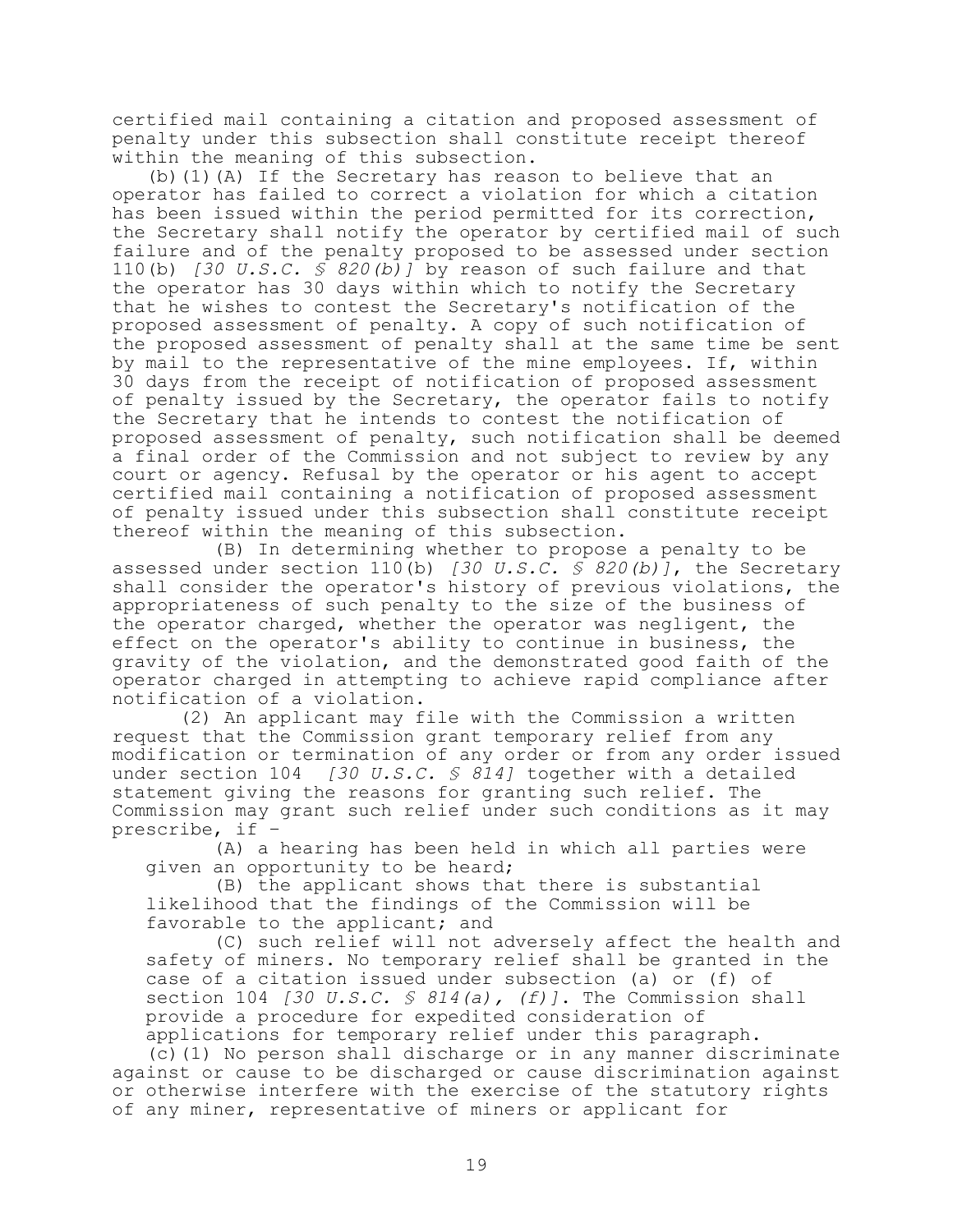certified mail containing a citation and proposed assessment of penalty under this subsection shall constitute receipt thereof within the meaning of this subsection.

(b)(1)(A) If the Secretary has reason to believe that an operator has failed to correct a violation for which a citation has been issued within the period permitted for its correction, the Secretary shall notify the operator by certified mail of such failure and of the penalty proposed to be assessed under section 110(b) *[30 U.S.C. § 820(b)]* by reason of such failure and that the operator has 30 days within which to notify the Secretary that he wishes to contest the Secretary's notification of the proposed assessment of penalty. A copy of such notification of the proposed assessment of penalty shall at the same time be sent by mail to the representative of the mine employees. If, within 30 days from the receipt of notification of proposed assessment of penalty issued by the Secretary, the operator fails to notify the Secretary that he intends to contest the notification of proposed assessment of penalty, such notification shall be deemed a final order of the Commission and not subject to review by any court or agency. Refusal by the operator or his agent to accept certified mail containing a notification of proposed assessment of penalty issued under this subsection shall constitute receipt thereof within the meaning of this subsection.

(B) In determining whether to propose a penalty to be assessed under section 110(b) *[30 U.S.C. § 820(b)]*, the Secretary shall consider the operator's history of previous violations, the appropriateness of such penalty to the size of the business of the operator charged, whether the operator was negligent, the effect on the operator's ability to continue in business, the gravity of the violation, and the demonstrated good faith of the operator charged in attempting to achieve rapid compliance after notification of a violation.

(2) An applicant may file with the Commission a written request that the Commission grant temporary relief from any modification or termination of any order or from any order issued under section 104 *[30 U.S.C. § 814]* together with a detailed statement giving the reasons for granting such relief. The Commission may grant such relief under such conditions as it may prescribe, if -

(A) a hearing has been held in which all parties were given an opportunity to be heard;

(B) the applicant shows that there is substantial likelihood that the findings of the Commission will be favorable to the applicant; and

(C) such relief will not adversely affect the health and safety of miners. No temporary relief shall be granted in the case of a citation issued under subsection (a) or (f) of section 104 *[30 U.S.C. § 814(a), (f)]*. The Commission shall provide a procedure for expedited consideration of applications for temporary relief under this paragraph.

(c)(1) No person shall discharge or in any manner discriminate against or cause to be discharged or cause discrimination against or otherwise interfere with the exercise of the statutory rights of any miner, representative of miners or applicant for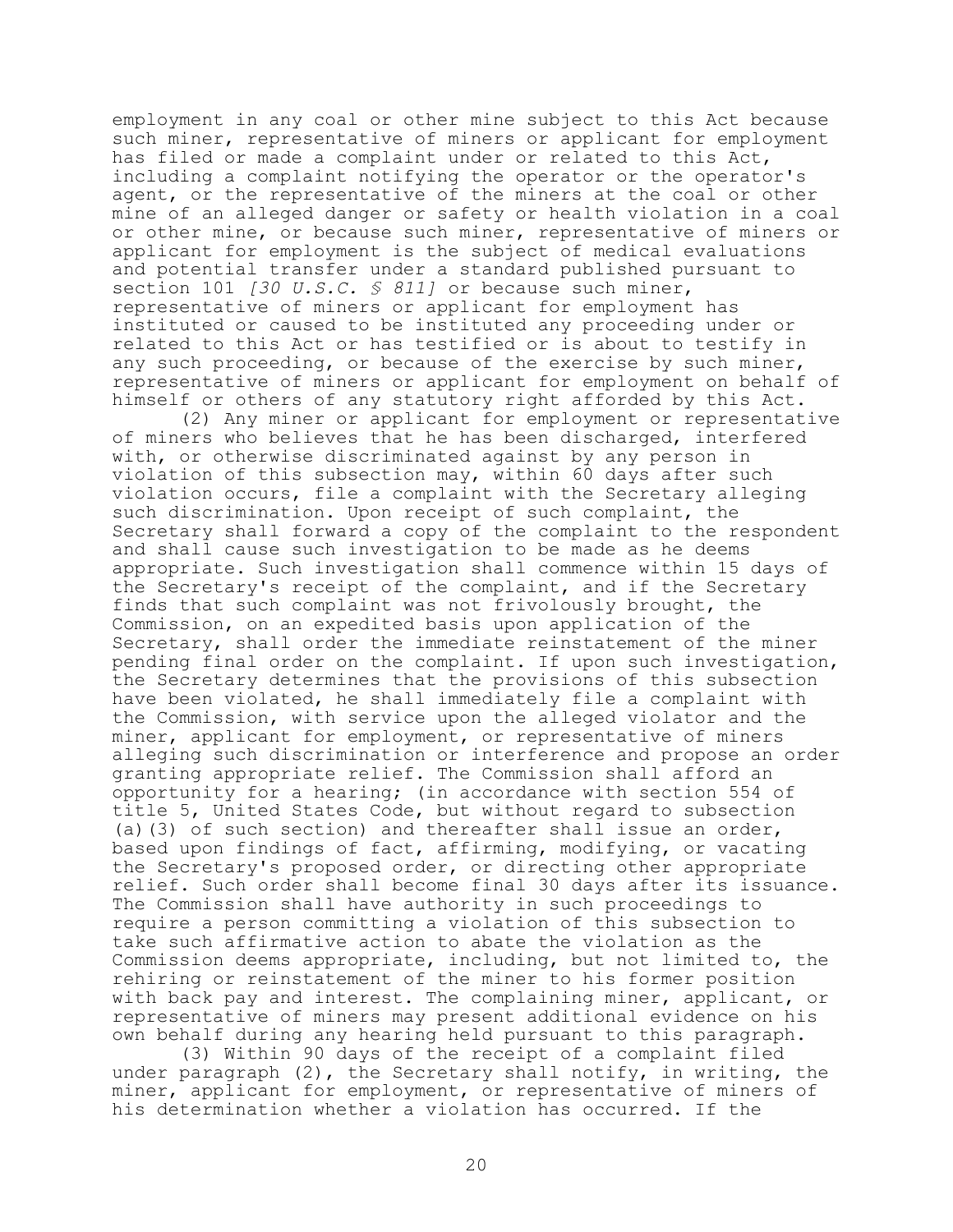employment in any coal or other mine subject to this Act because such miner, representative of miners or applicant for employment has filed or made a complaint under or related to this Act, including a complaint notifying the operator or the operator's agent, or the representative of the miners at the coal or other mine of an alleged danger or safety or health violation in a coal or other mine, or because such miner, representative of miners or applicant for employment is the subject of medical evaluations and potential transfer under a standard published pursuant to section 101 *[30 U.S.C. § 811]* or because such miner, representative of miners or applicant for employment has instituted or caused to be instituted any proceeding under or related to this Act or has testified or is about to testify in any such proceeding, or because of the exercise by such miner, representative of miners or applicant for employment on behalf of himself or others of any statutory right afforded by this Act.

(2) Any miner or applicant for employment or representative of miners who believes that he has been discharged, interfered with, or otherwise discriminated against by any person in violation of this subsection may, within 60 days after such violation occurs, file a complaint with the Secretary alleging such discrimination. Upon receipt of such complaint, the Secretary shall forward a copy of the complaint to the respondent and shall cause such investigation to be made as he deems appropriate. Such investigation shall commence within 15 days of the Secretary's receipt of the complaint, and if the Secretary finds that such complaint was not frivolously brought, the Commission, on an expedited basis upon application of the Secretary, shall order the immediate reinstatement of the miner pending final order on the complaint. If upon such investigation, the Secretary determines that the provisions of this subsection have been violated, he shall immediately file a complaint with the Commission, with service upon the alleged violator and the miner, applicant for employment, or representative of miners alleging such discrimination or interference and propose an order granting appropriate relief. The Commission shall afford an opportunity for a hearing; (in accordance with section 554 of title 5, United States Code, but without regard to subsection (a)(3) of such section) and thereafter shall issue an order, based upon findings of fact, affirming, modifying, or vacating the Secretary's proposed order, or directing other appropriate relief. Such order shall become final 30 days after its issuance. The Commission shall have authority in such proceedings to require a person committing a violation of this subsection to take such affirmative action to abate the violation as the Commission deems appropriate, including, but not limited to, the rehiring or reinstatement of the miner to his former position with back pay and interest. The complaining miner, applicant, or representative of miners may present additional evidence on his own behalf during any hearing held pursuant to this paragraph.

(3) Within 90 days of the receipt of a complaint filed under paragraph (2), the Secretary shall notify, in writing, the miner, applicant for employment, or representative of miners of his determination whether a violation has occurred. If the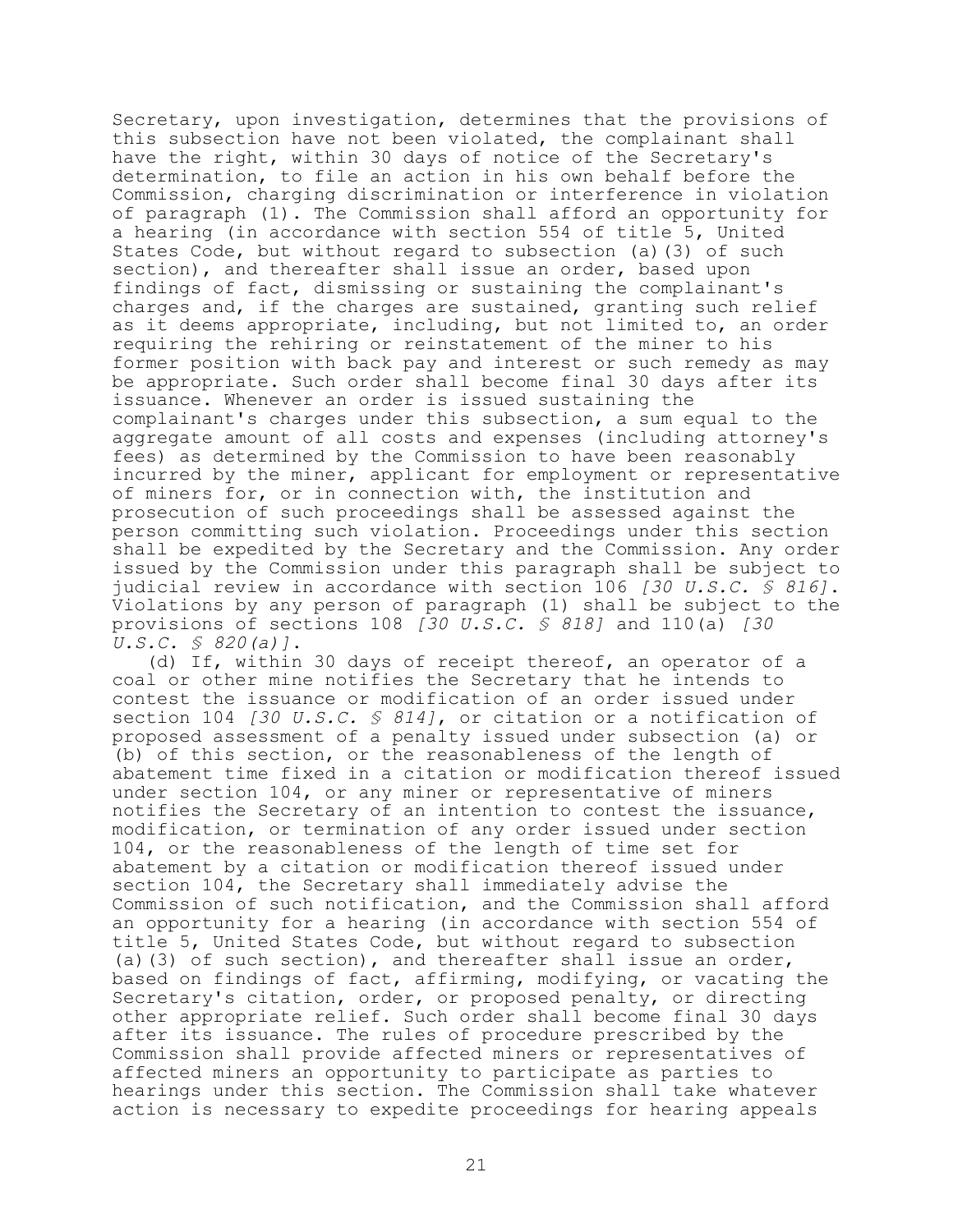Secretary, upon investigation, determines that the provisions of this subsection have not been violated, the complainant shall have the right, within 30 days of notice of the Secretary's determination, to file an action in his own behalf before the Commission, charging discrimination or interference in violation of paragraph (1). The Commission shall afford an opportunity for a hearing (in accordance with section 554 of title 5, United States Code, but without regard to subsection (a)(3) of such section), and thereafter shall issue an order, based upon findings of fact, dismissing or sustaining the complainant's charges and, if the charges are sustained, granting such relief as it deems appropriate, including, but not limited to, an order requiring the rehiring or reinstatement of the miner to his former position with back pay and interest or such remedy as may be appropriate. Such order shall become final 30 days after its issuance. Whenever an order is issued sustaining the complainant's charges under this subsection, a sum equal to the aggregate amount of all costs and expenses (including attorney's fees) as determined by the Commission to have been reasonably incurred by the miner, applicant for employment or representative of miners for, or in connection with, the institution and prosecution of such proceedings shall be assessed against the person committing such violation. Proceedings under this section shall be expedited by the Secretary and the Commission. Any order issued by the Commission under this paragraph shall be subject to judicial review in accordance with section 106 *[30 U.S.C. § 816]*. Violations by any person of paragraph (1) shall be subject to the provisions of sections 108 *[30 U.S.C. § 818]* and 110(a) *[30 U.S.C. § 820(a)]*.

(d) If, within 30 days of receipt thereof, an operator of a coal or other mine notifies the Secretary that he intends to contest the issuance or modification of an order issued under section 104 *[30 U.S.C. § 814]*, or citation or a notification of proposed assessment of a penalty issued under subsection (a) or (b) of this section, or the reasonableness of the length of abatement time fixed in a citation or modification thereof issued under section 104, or any miner or representative of miners notifies the Secretary of an intention to contest the issuance, modification, or termination of any order issued under section 104, or the reasonableness of the length of time set for abatement by a citation or modification thereof issued under section 104, the Secretary shall immediately advise the Commission of such notification, and the Commission shall afford an opportunity for a hearing (in accordance with section 554 of title 5, United States Code, but without regard to subsection (a)(3) of such section), and thereafter shall issue an order, based on findings of fact, affirming, modifying, or vacating the Secretary's citation, order, or proposed penalty, or directing other appropriate relief. Such order shall become final 30 days after its issuance. The rules of procedure prescribed by the Commission shall provide affected miners or representatives of affected miners an opportunity to participate as parties to hearings under this section. The Commission shall take whatever action is necessary to expedite proceedings for hearing appeals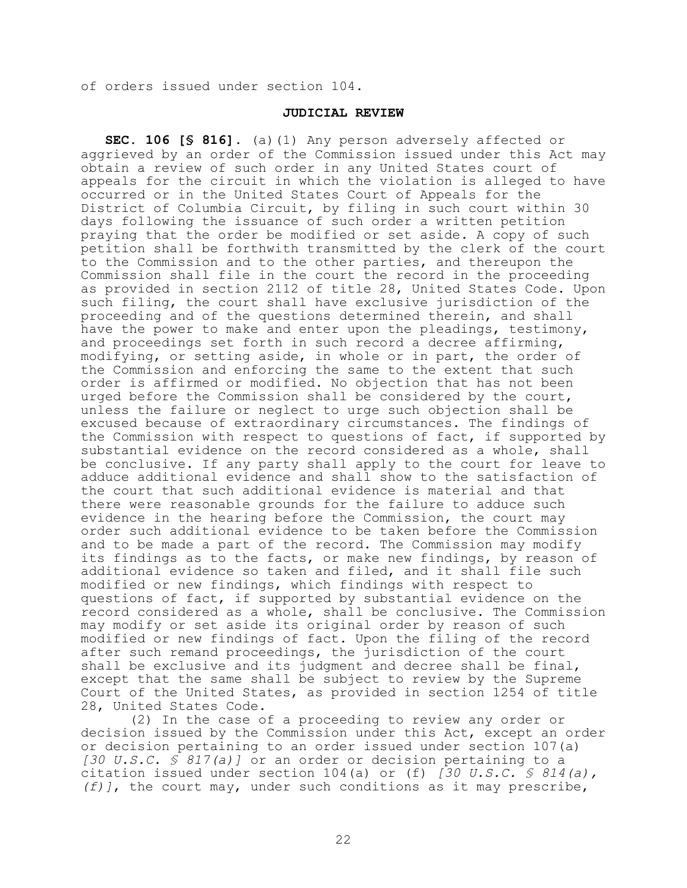of orders issued under section 104.

## JUDICIAL REVIEW

**SEC. 106 [§ 816].** (a)(1) Any person adversely affected or aggrieved by an order of the Commission issued under this Act may obtain a review of such order in any United States court of appeals for the circuit in which the violation is alleged to have occurred or in the United States Court of Appeals for the District of Columbia Circuit, by filing in such court within 30 days following the issuance of such order a written petition praying that the order be modified or set aside. A copy of such petition shall be forthwith transmitted by the clerk of the court to the Commission and to the other parties, and thereupon the Commission shall file in the court the record in the proceeding as provided in section 2112 of title 28, United States Code. Upon such filing, the court shall have exclusive jurisdiction of the proceeding and of the questions determined therein, and shall have the power to make and enter upon the pleadings, testimony, and proceedings set forth in such record a decree affirming, modifying, or setting aside, in whole or in part, the order of the Commission and enforcing the same to the extent that such order is affirmed or modified. No objection that has not been urged before the Commission shall be considered by the court, unless the failure or neglect to urge such objection shall be excused because of extraordinary circumstances. The findings of the Commission with respect to questions of fact, if supported by substantial evidence on the record considered as a whole, shall be conclusive. If any party shall apply to the court for leave to adduce additional evidence and shall show to the satisfaction of the court that such additional evidence is material and that there were reasonable grounds for the failure to adduce such evidence in the hearing before the Commission, the court may order such additional evidence to be taken before the Commission and to be made a part of the record. The Commission may modify its findings as to the facts, or make new findings, by reason of additional evidence so taken and filed, and it shall file such modified or new findings, which findings with respect to questions of fact, if supported by substantial evidence on the record considered as a whole, shall be conclusive. The Commission may modify or set aside its original order by reason of such modified or new findings of fact. Upon the filing of the record after such remand proceedings, the jurisdiction of the court shall be exclusive and its judgment and decree shall be final, except that the same shall be subject to review by the Supreme Court of the United States, as provided in section 1254 of title 28, United States Code.

(2) In the case of a proceeding to review any order or decision issued by the Commission under this Act, except an order or decision pertaining to an order issued under section 107(a) *[30 U.S.C. § 817(a)]* or an order or decision pertaining to a citation issued under section 104(a) or (f) *[30 U.S.C. § 814(a), (f)]*, the court may, under such conditions as it may prescribe,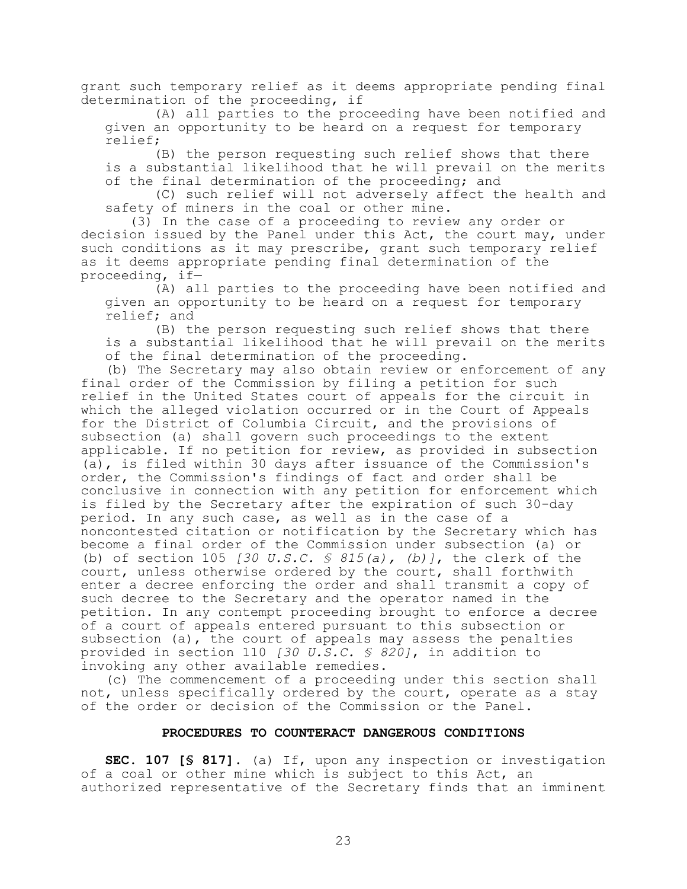grant such temporary relief as it deems appropriate pending final determination of the proceeding, if

(A) all parties to the proceeding have been notified and given an opportunity to be heard on a request for temporary relief;

(B) the person requesting such relief shows that there is a substantial likelihood that he will prevail on the merits of the final determination of the proceeding; and

(C) such relief will not adversely affect the health and safety of miners in the coal or other mine.

(3) In the case of a proceeding to review any order or decision issued by the Panel under this Act, the court may, under such conditions as it may prescribe, grant such temporary relief as it deems appropriate pending final determination of the proceeding, if—

(A) all parties to the proceeding have been notified and given an opportunity to be heard on a request for temporary relief; and

(B) the person requesting such relief shows that there is a substantial likelihood that he will prevail on the merits of the final determination of the proceeding.

(b) The Secretary may also obtain review or enforcement of any final order of the Commission by filing a petition for such relief in the United States court of appeals for the circuit in which the alleged violation occurred or in the Court of Appeals for the District of Columbia Circuit, and the provisions of subsection (a) shall govern such proceedings to the extent applicable. If no petition for review, as provided in subsection (a), is filed within 30 days after issuance of the Commission's order, the Commission's findings of fact and order shall be conclusive in connection with any petition for enforcement which is filed by the Secretary after the expiration of such 30-day period. In any such case, as well as in the case of a noncontested citation or notification by the Secretary which has become a final order of the Commission under subsection (a) or (b) of section 105 *[30 U.S.C. § 815(a), (b)]*, the clerk of the court, unless otherwise ordered by the court, shall forthwith enter a decree enforcing the order and shall transmit a copy of such decree to the Secretary and the operator named in the petition. In any contempt proceeding brought to enforce a decree of a court of appeals entered pursuant to this subsection or subsection (a), the court of appeals may assess the penalties provided in section 110 *[30 U.S.C. § 820]*, in addition to invoking any other available remedies.

(c) The commencement of a proceeding under this section shall not, unless specifically ordered by the court, operate as a stay of the order or decision of the Commission or the Panel.

## PROCEDURES TO COUNTERACT DANGEROUS CONDITIONS

**SEC. 107 [§ 817].** (a) If, upon any inspection or investigation of a coal or other mine which is subject to this Act, an authorized representative of the Secretary finds that an imminent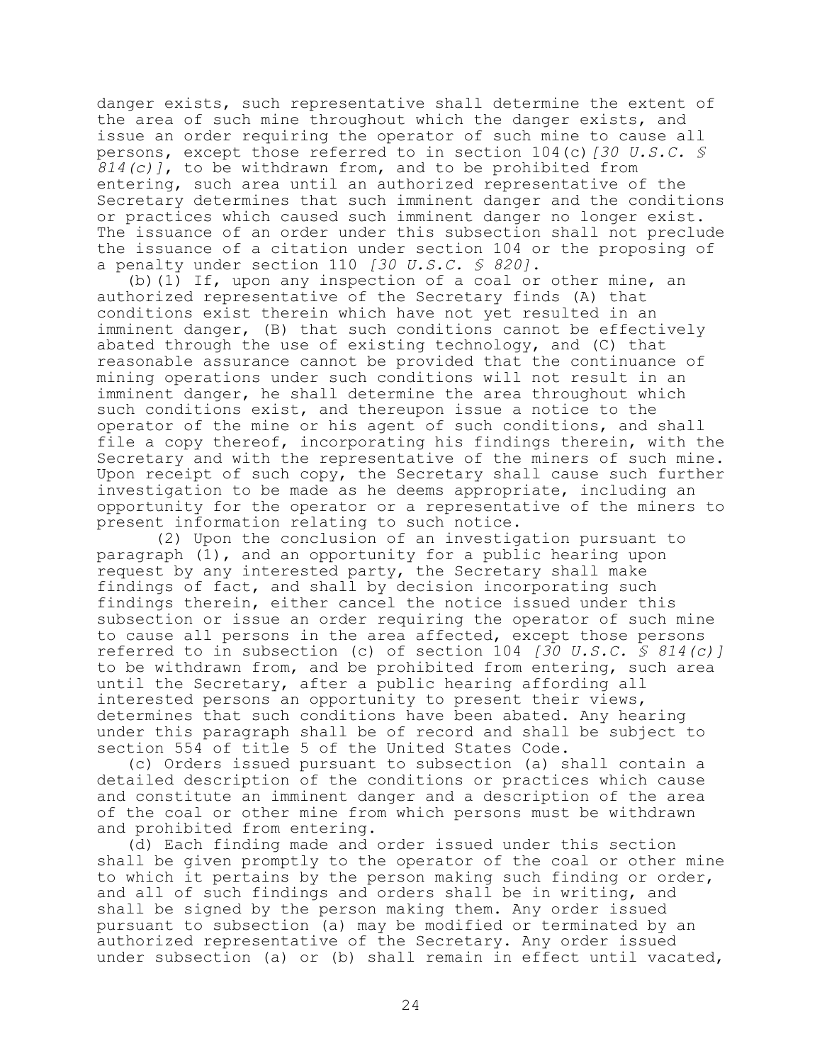danger exists, such representative shall determine the extent of the area of such mine throughout which the danger exists, and issue an order requiring the operator of such mine to cause all persons, except those referred to in section 104(c) *[30 U.S.C. § 814(c)]*, to be withdrawn from, and to be prohibited from entering, such area until an authorized representative of the Secretary determines that such imminent danger and the conditions or practices which caused such imminent danger no longer exist. The issuance of an order under this subsection shall not preclude the issuance of a citation under section 104 or the proposing of a penalty under section 110 *[30 U.S.C. § 820]*.

(b)(1) If, upon any inspection of a coal or other mine, an authorized representative of the Secretary finds (A) that conditions exist therein which have not yet resulted in an imminent danger, (B) that such conditions cannot be effectively abated through the use of existing technology, and (C) that reasonable assurance cannot be provided that the continuance of mining operations under such conditions will not result in an imminent danger, he shall determine the area throughout which such conditions exist, and thereupon issue a notice to the operator of the mine or his agent of such conditions, and shall file a copy thereof, incorporating his findings therein, with the Secretary and with the representative of the miners of such mine. Upon receipt of such copy, the Secretary shall cause such further investigation to be made as he deems appropriate, including an opportunity for the operator or a representative of the miners to present information relating to such notice.

(2) Upon the conclusion of an investigation pursuant to paragraph (1), and an opportunity for a public hearing upon request by any interested party, the Secretary shall make findings of fact, and shall by decision incorporating such findings therein, either cancel the notice issued under this subsection or issue an order requiring the operator of such mine to cause all persons in the area affected, except those persons referred to in subsection (c) of section 104 *[30 U.S.C. § 814(c)]* to be withdrawn from, and be prohibited from entering, such area until the Secretary, after a public hearing affording all interested persons an opportunity to present their views, determines that such conditions have been abated. Any hearing under this paragraph shall be of record and shall be subject to section 554 of title 5 of the United States Code.

(c) Orders issued pursuant to subsection (a) shall contain a detailed description of the conditions or practices which cause and constitute an imminent danger and a description of the area of the coal or other mine from which persons must be withdrawn and prohibited from entering.

(d) Each finding made and order issued under this section shall be given promptly to the operator of the coal or other mine to which it pertains by the person making such finding or order, and all of such findings and orders shall be in writing, and shall be signed by the person making them. Any order issued pursuant to subsection (a) may be modified or terminated by an authorized representative of the Secretary. Any order issued under subsection (a) or (b) shall remain in effect until vacated,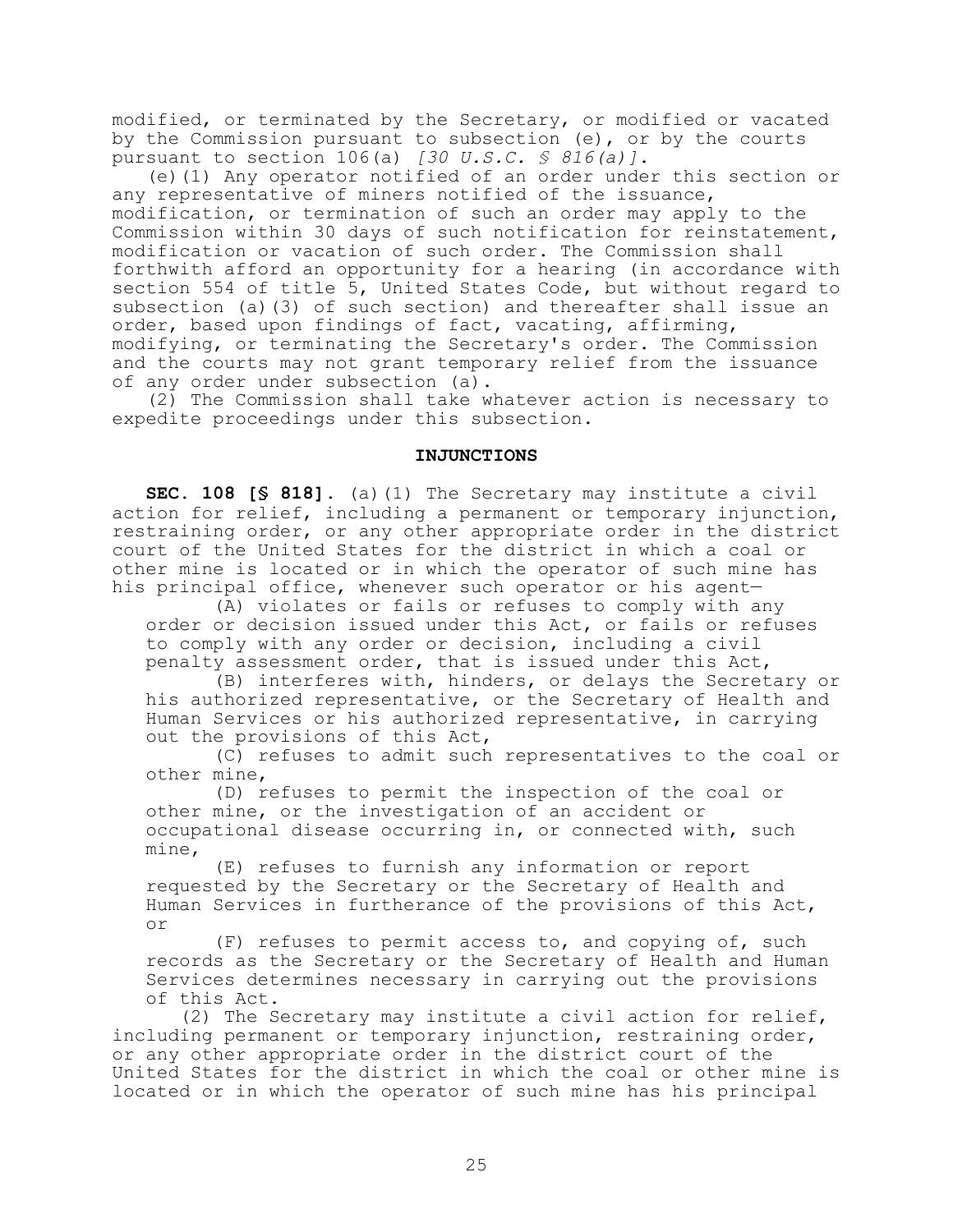modified, or terminated by the Secretary, or modified or vacated by the Commission pursuant to subsection (e), or by the courts pursuant to section 106(a) *[30 U.S.C. § 816(a)]*.

(e)(1) Any operator notified of an order under this section or any representative of miners notified of the issuance, modification, or termination of such an order may apply to the Commission within 30 days of such notification for reinstatement, modification or vacation of such order. The Commission shall forthwith afford an opportunity for a hearing (in accordance with section 554 of title 5, United States Code, but without regard to subsection (a)(3) of such section) and thereafter shall issue an order, based upon findings of fact, vacating, affirming, modifying, or terminating the Secretary's order. The Commission and the courts may not grant temporary relief from the issuance of any order under subsection (a).

(2) The Commission shall take whatever action is necessary to expedite proceedings under this subsection.

## INJUNCTIONS

**SEC. 108 [§ 818].** (a)(1) The Secretary may institute a civil action for relief, including a permanent or temporary injunction, restraining order, or any other appropriate order in the district court of the United States for the district in which a coal or other mine is located or in which the operator of such mine has his principal office, whenever such operator or his agent—

(A) violates or fails or refuses to comply with any order or decision issued under this Act, or fails or refuses to comply with any order or decision, including a civil penalty assessment order, that is issued under this Act,

(B) interferes with, hinders, or delays the Secretary or his authorized representative, or the Secretary of Health and Human Services or his authorized representative, in carrying out the provisions of this Act,

(C) refuses to admit such representatives to the coal or other mine,

(D) refuses to permit the inspection of the coal or other mine, or the investigation of an accident or occupational disease occurring in, or connected with, such mine,

(E) refuses to furnish any information or report requested by the Secretary or the Secretary of Health and Human Services in furtherance of the provisions of this Act, or

(F) refuses to permit access to, and copying of, such records as the Secretary or the Secretary of Health and Human Services determines necessary in carrying out the provisions of this Act.

(2) The Secretary may institute a civil action for relief, including permanent or temporary injunction, restraining order, or any other appropriate order in the district court of the United States for the district in which the coal or other mine is located or in which the operator of such mine has his principal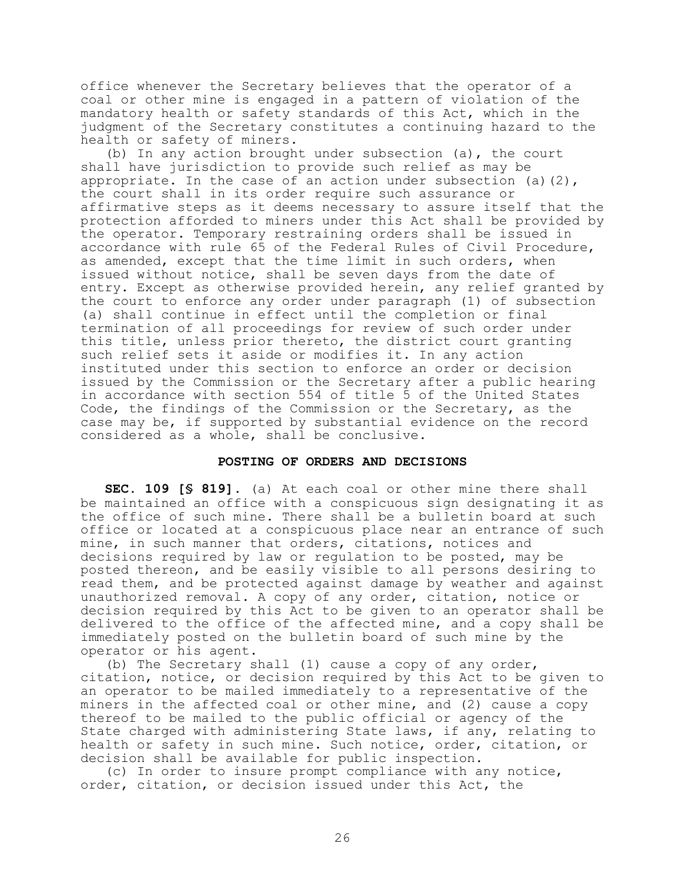office whenever the Secretary believes that the operator of a coal or other mine is engaged in a pattern of violation of the mandatory health or safety standards of this Act, which in the judgment of the Secretary constitutes a continuing hazard to the health or safety of miners.

(b) In any action brought under subsection (a), the court shall have jurisdiction to provide such relief as may be appropriate. In the case of an action under subsection (a)(2), the court shall in its order require such assurance or affirmative steps as it deems necessary to assure itself that the protection afforded to miners under this Act shall be provided by the operator. Temporary restraining orders shall be issued in accordance with rule 65 of the Federal Rules of Civil Procedure, as amended, except that the time limit in such orders, when issued without notice, shall be seven days from the date of entry. Except as otherwise provided herein, any relief granted by the court to enforce any order under paragraph (1) of subsection (a) shall continue in effect until the completion or final termination of all proceedings for review of such order under this title, unless prior thereto, the district court granting such relief sets it aside or modifies it. In any action instituted under this section to enforce an order or decision issued by the Commission or the Secretary after a public hearing in accordance with section 554 of title 5 of the United States Code, the findings of the Commission or the Secretary, as the case may be, if supported by substantial evidence on the record considered as a whole, shall be conclusive.

### POSTING OF ORDERS AND DECISIONS

**SEC. 109 [§ 819].** (a) At each coal or other mine there shall be maintained an office with a conspicuous sign designating it as the office of such mine. There shall be a bulletin board at such office or located at a conspicuous place near an entrance of such mine, in such manner that orders, citations, notices and decisions required by law or regulation to be posted, may be posted thereon, and be easily visible to all persons desiring to read them, and be protected against damage by weather and against unauthorized removal. A copy of any order, citation, notice or decision required by this Act to be given to an operator shall be delivered to the office of the affected mine, and a copy shall be immediately posted on the bulletin board of such mine by the operator or his agent.

(b) The Secretary shall (1) cause a copy of any order, citation, notice, or decision required by this Act to be given to an operator to be mailed immediately to a representative of the miners in the affected coal or other mine, and (2) cause a copy thereof to be mailed to the public official or agency of the State charged with administering State laws, if any, relating to health or safety in such mine. Such notice, order, citation, or decision shall be available for public inspection.

(c) In order to insure prompt compliance with any notice, order, citation, or decision issued under this Act, the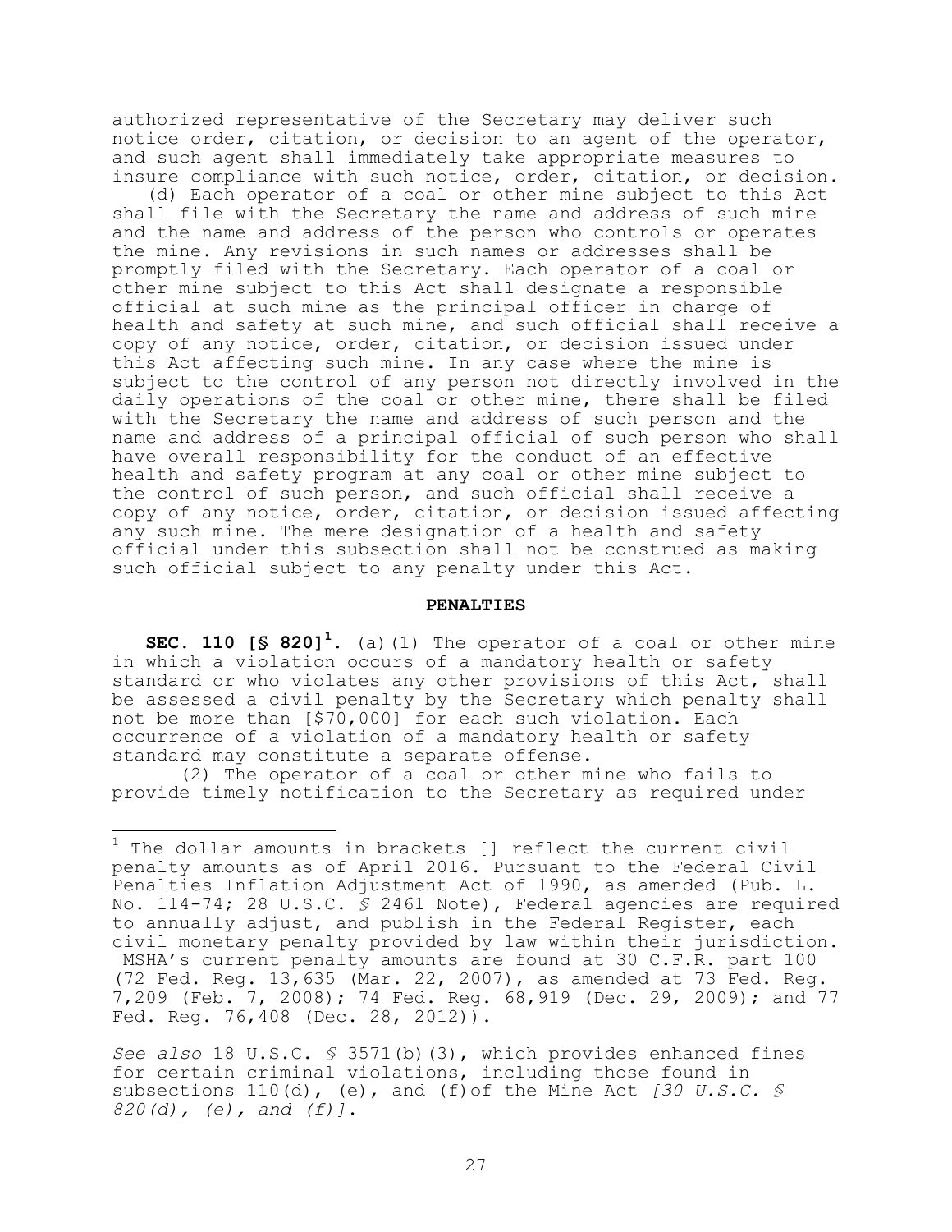authorized representative of the Secretary may deliver such notice order, citation, or decision to an agent of the operator, and such agent shall immediately take appropriate measures to insure compliance with such notice, order, citation, or decision.

(d) Each operator of a coal or other mine subject to this Act shall file with the Secretary the name and address of such mine and the name and address of the person who controls or operates the mine. Any revisions in such names or addresses shall be promptly filed with the Secretary. Each operator of a coal or other mine subject to this Act shall designate a responsible official at such mine as the principal officer in charge of health and safety at such mine, and such official shall receive a copy of any notice, order, citation, or decision issued under this Act affecting such mine. In any case where the mine is subject to the control of any person not directly involved in the daily operations of the coal or other mine, there shall be filed with the Secretary the name and address of such person and the name and address of a principal official of such person who shall have overall responsibility for the conduct of an effective health and safety program at any coal or other mine subject to the control of such person, and such official shall receive a copy of any notice, order, citation, or decision issued affecting any such mine. The mere designation of a health and safety official under this subsection shall not be construed as making such official subject to any penalty under this Act.

## PENALTIES

**SEC. 110 [§ 820][1].** (a)(1) The operator of a coal or other mine in which a violation occurs of a mandatory health or safety standard or who violates any other provisions of this Act, shall be assessed a civil penalty by the Secretary which penalty shall not be more than [$70,000] for each such violation. Each occurrence of a violation of a mandatory health or safety standard may constitute a separate offense.

(2) The operator of a coal or other mine who fails to provide timely notification to the Secretary as required under

---

[1] The dollar amounts in brackets [] reflect the current civil penalty amounts as of April 2016. Pursuant to the Federal Civil Penalties Inflation Adjustment Act of 1990, as amended (Pub. L. No. 114-74; 28 U.S.C. § 2461 Note), Federal agencies are required to annually adjust, and publish in the Federal Register, each civil monetary penalty provided by law within their jurisdiction. MSHA's current penalty amounts are found at 30 C.F.R. part 100 (72 Fed. Reg. 13,635 (Mar. 22, 2007), as amended at 73 Fed. Reg. 7,209 (Feb. 7, 2008); 74 Fed. Reg. 68,919 (Dec. 29, 2009); and 77 Fed. Reg. 76,408 (Dec. 28, 2012)).

*See also* 18 U.S.C. § 3571(b)(3), which provides enhanced fines for certain criminal violations, including those found in subsections 110(d), (e), and (f)of the Mine Act *[30 U.S.C. § 820(d), (e), and (f)]*.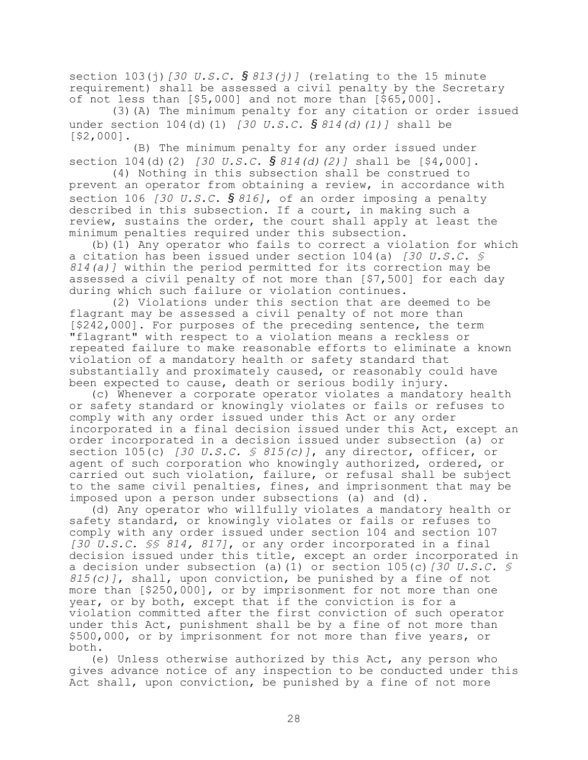section 103(j) *[30 U.S.C. § 813(j)]* (relating to the 15 minute requirement) shall be assessed a civil penalty by the Secretary of not less than [$5,000] and not more than [$65,000].

(3)(A) The minimum penalty for any citation or order issued under section 104(d)(1) *[30 U.S.C. § 814(d)(1)]* shall be [$2,000].

(B) The minimum penalty for any order issued under section 104(d)(2) *[30 U.S.C. § 814(d)(2)]* shall be [$4,000].

(4) Nothing in this subsection shall be construed to prevent an operator from obtaining a review, in accordance with section 106 *[30 U.S.C. § 816]*, of an order imposing a penalty described in this subsection. If a court, in making such a review, sustains the order, the court shall apply at least the minimum penalties required under this subsection.

(b)(1) Any operator who fails to correct a violation for which a citation has been issued under section 104(a) *[30 U.S.C. § 814(a)]* within the period permitted for its correction may be assessed a civil penalty of not more than [$7,500] for each day during which such failure or violation continues.

(2) Violations under this section that are deemed to be flagrant may be assessed a civil penalty of not more than [$242,000]. For purposes of the preceding sentence, the term "flagrant" with respect to a violation means a reckless or repeated failure to make reasonable efforts to eliminate a known violation of a mandatory health or safety standard that substantially and proximately caused, or reasonably could have been expected to cause, death or serious bodily injury.

(c) Whenever a corporate operator violates a mandatory health or safety standard or knowingly violates or fails or refuses to comply with any order issued under this Act or any order incorporated in a final decision issued under this Act, except an order incorporated in a decision issued under subsection (a) or section 105(c) *[30 U.S.C. § 815(c)]*, any director, officer, or agent of such corporation who knowingly authorized, ordered, or carried out such violation, failure, or refusal shall be subject to the same civil penalties, fines, and imprisonment that may be imposed upon a person under subsections (a) and (d).

(d) Any operator who willfully violates a mandatory health or safety standard, or knowingly violates or fails or refuses to comply with any order issued under section 104 and section 107 *[30 U.S.C. §§ 814, 817]*, or any order incorporated in a final decision issued under this title, except an order incorporated in a decision under subsection (a)(1) or section 105(c) *[30 U.S.C. § 815(c)]*, shall, upon conviction, be punished by a fine of not more than [$250,000], or by imprisonment for not more than one year, or by both, except that if the conviction is for a violation committed after the first conviction of such operator under this Act, punishment shall be by a fine of not more than $500,000, or by imprisonment for not more than five years, or both.

(e) Unless otherwise authorized by this Act, any person who gives advance notice of any inspection to be conducted under this Act shall, upon conviction, be punished by a fine of not more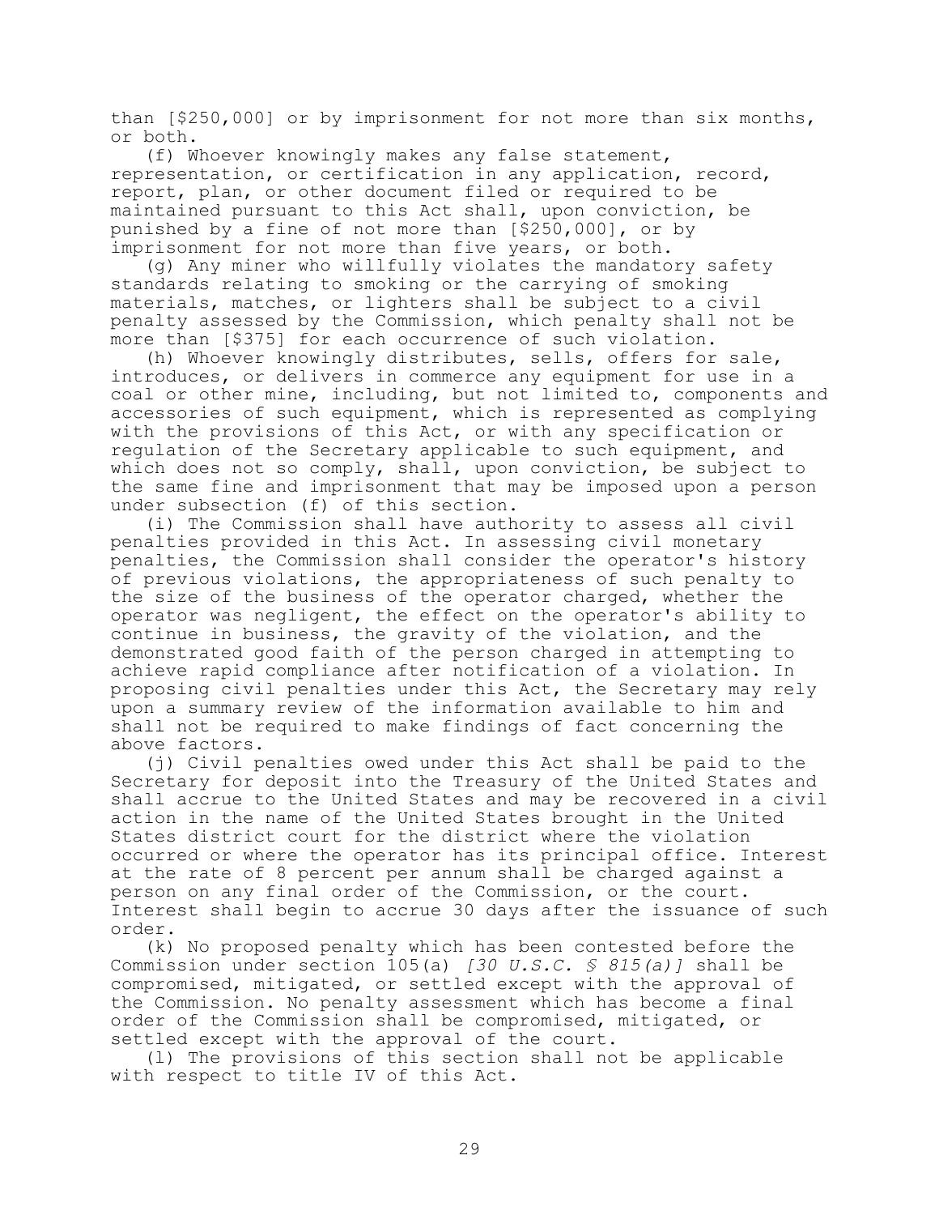than [$250,000] or by imprisonment for not more than six months, or both.

(f) Whoever knowingly makes any false statement, representation, or certification in any application, record, report, plan, or other document filed or required to be maintained pursuant to this Act shall, upon conviction, be punished by a fine of not more than [$250,000], or by imprisonment for not more than five years, or both.

(g) Any miner who willfully violates the mandatory safety standards relating to smoking or the carrying of smoking materials, matches, or lighters shall be subject to a civil penalty assessed by the Commission, which penalty shall not be more than [$375] for each occurrence of such violation.

(h) Whoever knowingly distributes, sells, offers for sale, introduces, or delivers in commerce any equipment for use in a coal or other mine, including, but not limited to, components and accessories of such equipment, which is represented as complying with the provisions of this Act, or with any specification or regulation of the Secretary applicable to such equipment, and which does not so comply, shall, upon conviction, be subject to the same fine and imprisonment that may be imposed upon a person under subsection (f) of this section.

(i) The Commission shall have authority to assess all civil penalties provided in this Act. In assessing civil monetary penalties, the Commission shall consider the operator's history of previous violations, the appropriateness of such penalty to the size of the business of the operator charged, whether the operator was negligent, the effect on the operator's ability to continue in business, the gravity of the violation, and the demonstrated good faith of the person charged in attempting to achieve rapid compliance after notification of a violation. In proposing civil penalties under this Act, the Secretary may rely upon a summary review of the information available to him and shall not be required to make findings of fact concerning the above factors.

(j) Civil penalties owed under this Act shall be paid to the Secretary for deposit into the Treasury of the United States and shall accrue to the United States and may be recovered in a civil action in the name of the United States brought in the United States district court for the district where the violation occurred or where the operator has its principal office. Interest at the rate of 8 percent per annum shall be charged against a person on any final order of the Commission, or the court. Interest shall begin to accrue 30 days after the issuance of such order.

(k) No proposed penalty which has been contested before the Commission under section 105(a) *[30 U.S.C. § 815(a)]* shall be compromised, mitigated, or settled except with the approval of the Commission. No penalty assessment which has become a final order of the Commission shall be compromised, mitigated, or settled except with the approval of the court.

(l) The provisions of this section shall not be applicable with respect to title IV of this Act.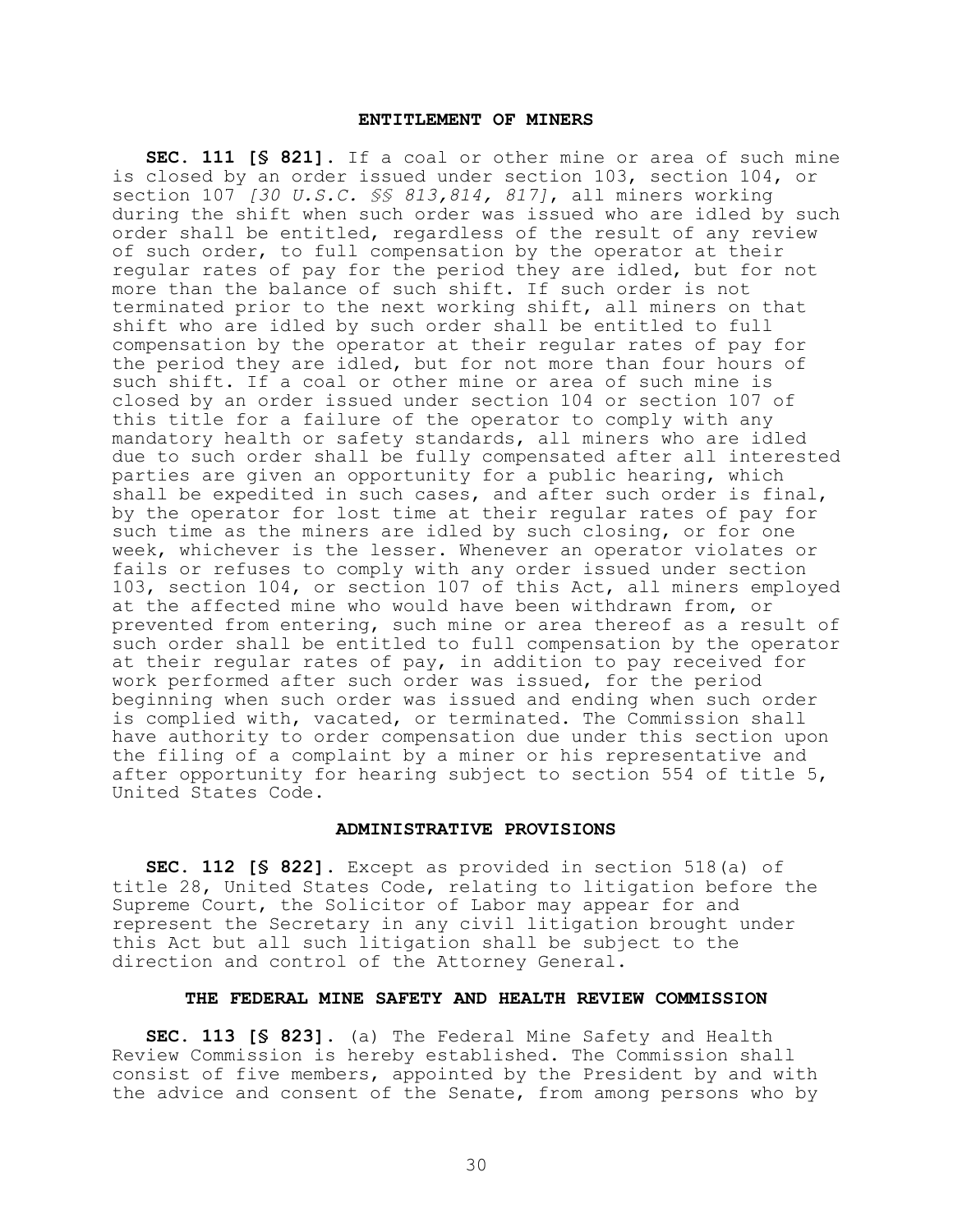## ENTITLEMENT OF MINERS

**SEC. 111 [§ 821].** If a coal or other mine or area of such mine is closed by an order issued under section 103, section 104, or section 107 *[30 U.S.C. §§ 813,814, 817]*, all miners working during the shift when such order was issued who are idled by such order shall be entitled, regardless of the result of any review of such order, to full compensation by the operator at their regular rates of pay for the period they are idled, but for not more than the balance of such shift. If such order is not terminated prior to the next working shift, all miners on that shift who are idled by such order shall be entitled to full compensation by the operator at their regular rates of pay for the period they are idled, but for not more than four hours of such shift. If a coal or other mine or area of such mine is closed by an order issued under section 104 or section 107 of this title for a failure of the operator to comply with any mandatory health or safety standards, all miners who are idled due to such order shall be fully compensated after all interested parties are given an opportunity for a public hearing, which shall be expedited in such cases, and after such order is final, by the operator for lost time at their regular rates of pay for such time as the miners are idled by such closing, or for one week, whichever is the lesser. Whenever an operator violates or fails or refuses to comply with any order issued under section 103, section 104, or section 107 of this Act, all miners employed at the affected mine who would have been withdrawn from, or prevented from entering, such mine or area thereof as a result of such order shall be entitled to full compensation by the operator at their regular rates of pay, in addition to pay received for work performed after such order was issued, for the period beginning when such order was issued and ending when such order is complied with, vacated, or terminated. The Commission shall have authority to order compensation due under this section upon the filing of a complaint by a miner or his representative and after opportunity for hearing subject to section 554 of title 5, United States Code.

## ADMINISTRATIVE PROVISIONS

**SEC. 112 [§ 822].** Except as provided in section 518(a) of title 28, United States Code, relating to litigation before the Supreme Court, the Solicitor of Labor may appear for and represent the Secretary in any civil litigation brought under this Act but all such litigation shall be subject to the direction and control of the Attorney General.

## THE FEDERAL MINE SAFETY AND HEALTH REVIEW COMMISSION

**SEC. 113 [§ 823].** (a) The Federal Mine Safety and Health Review Commission is hereby established. The Commission shall consist of five members, appointed by the President by and with the advice and consent of the Senate, from among persons who by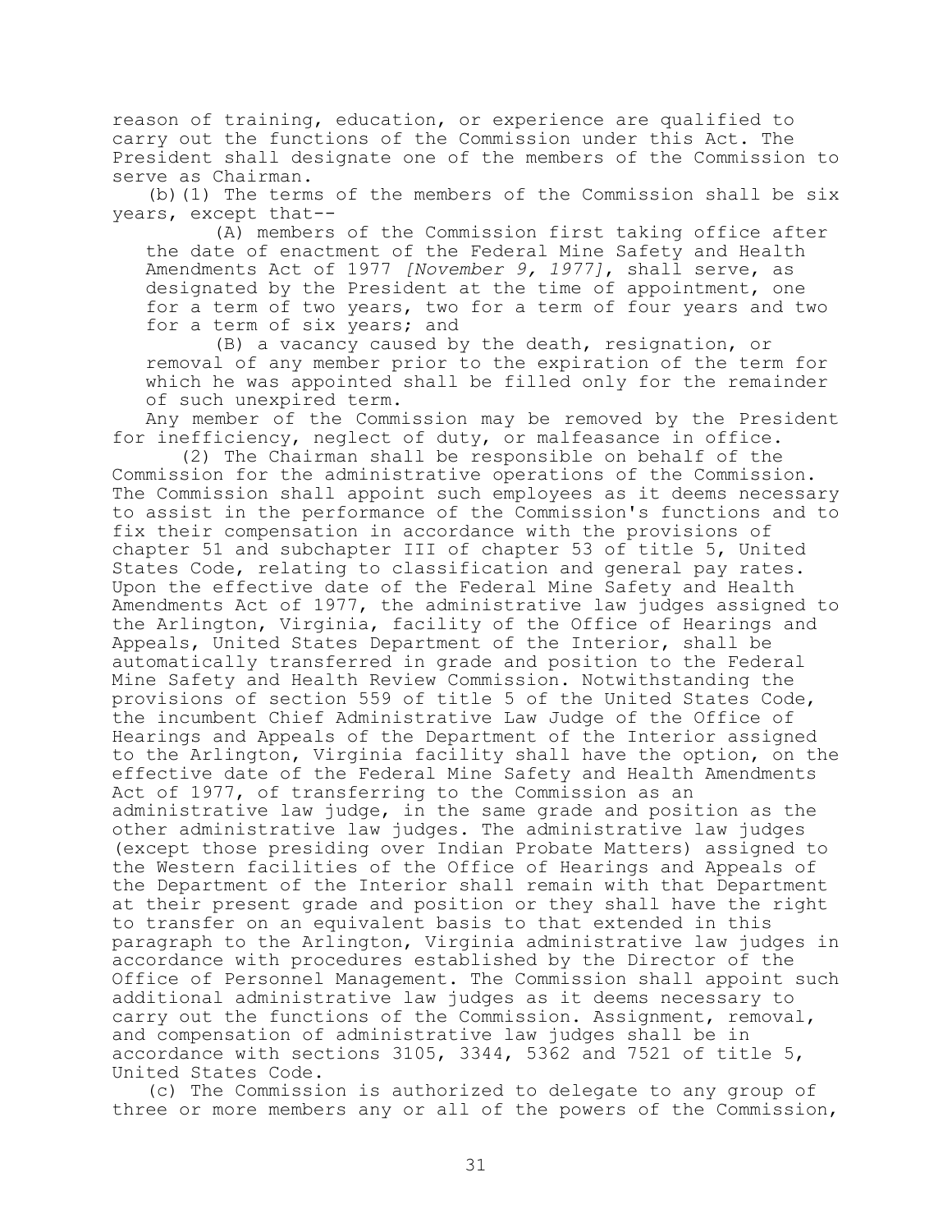reason of training, education, or experience are qualified to carry out the functions of the Commission under this Act. The President shall designate one of the members of the Commission to serve as Chairman.

(b)(1) The terms of the members of the Commission shall be six years, except that--

(A) members of the Commission first taking office after the date of enactment of the Federal Mine Safety and Health Amendments Act of 1977 *[November 9, 1977]*, shall serve, as designated by the President at the time of appointment, one for a term of two years, two for a term of four years and two for a term of six years; and

(B) a vacancy caused by the death, resignation, or removal of any member prior to the expiration of the term for which he was appointed shall be filled only for the remainder of such unexpired term.

Any member of the Commission may be removed by the President for inefficiency, neglect of duty, or malfeasance in office.

(2) The Chairman shall be responsible on behalf of the Commission for the administrative operations of the Commission. The Commission shall appoint such employees as it deems necessary to assist in the performance of the Commission's functions and to fix their compensation in accordance with the provisions of chapter 51 and subchapter III of chapter 53 of title 5, United States Code, relating to classification and general pay rates. Upon the effective date of the Federal Mine Safety and Health Amendments Act of 1977, the administrative law judges assigned to the Arlington, Virginia, facility of the Office of Hearings and Appeals, United States Department of the Interior, shall be automatically transferred in grade and position to the Federal Mine Safety and Health Review Commission. Notwithstanding the provisions of section 559 of title 5 of the United States Code, the incumbent Chief Administrative Law Judge of the Office of Hearings and Appeals of the Department of the Interior assigned to the Arlington, Virginia facility shall have the option, on the effective date of the Federal Mine Safety and Health Amendments Act of 1977, of transferring to the Commission as an administrative law judge, in the same grade and position as the other administrative law judges. The administrative law judges (except those presiding over Indian Probate Matters) assigned to the Western facilities of the Office of Hearings and Appeals of the Department of the Interior shall remain with that Department at their present grade and position or they shall have the right to transfer on an equivalent basis to that extended in this paragraph to the Arlington, Virginia administrative law judges in accordance with procedures established by the Director of the Office of Personnel Management. The Commission shall appoint such additional administrative law judges as it deems necessary to carry out the functions of the Commission. Assignment, removal, and compensation of administrative law judges shall be in accordance with sections 3105, 3344, 5362 and 7521 of title 5, United States Code.

(c) The Commission is authorized to delegate to any group of three or more members any or all of the powers of the Commission,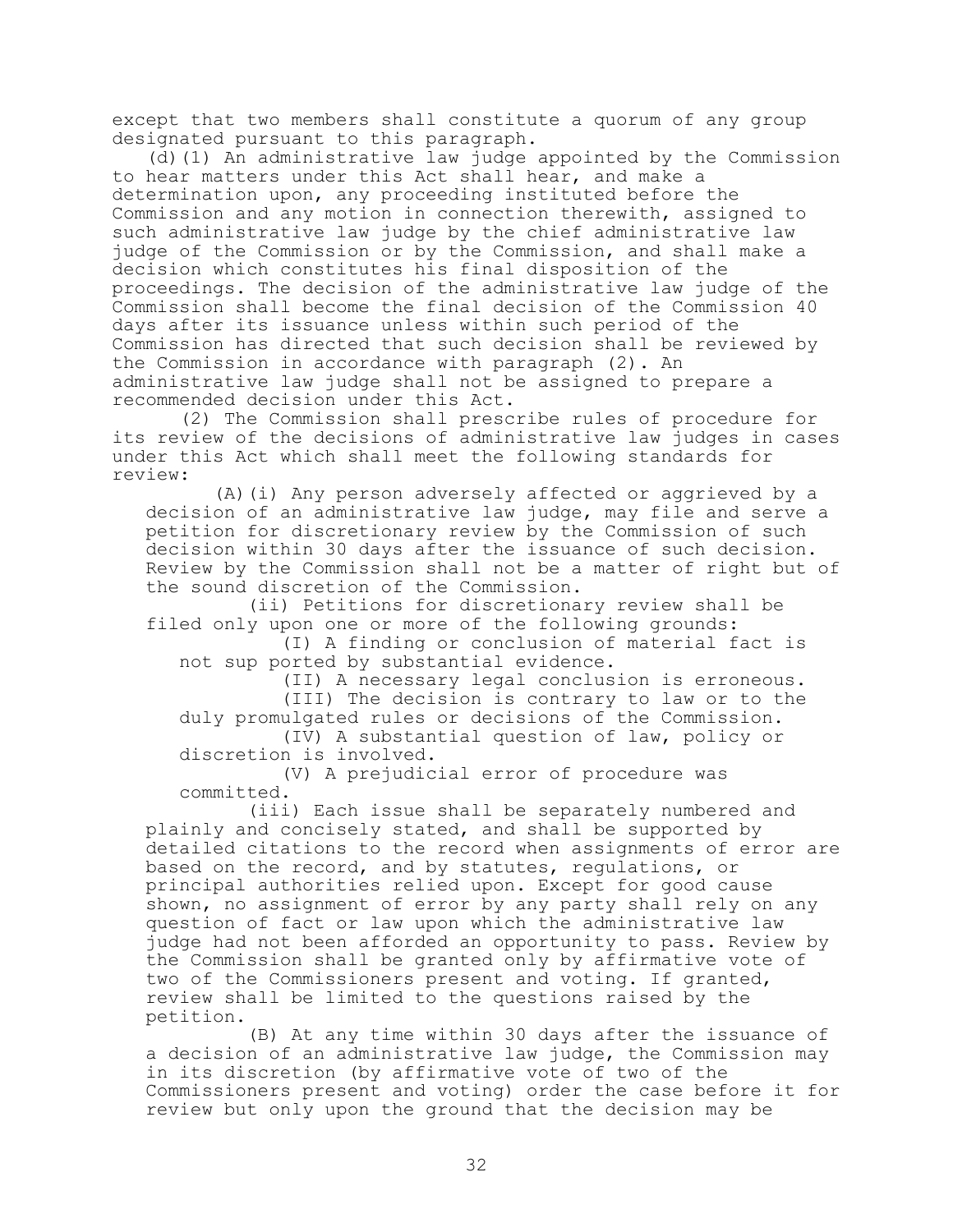except that two members shall constitute a quorum of any group designated pursuant to this paragraph.

(d)(1) An administrative law judge appointed by the Commission to hear matters under this Act shall hear, and make a determination upon, any proceeding instituted before the Commission and any motion in connection therewith, assigned to such administrative law judge by the chief administrative law judge of the Commission or by the Commission, and shall make a decision which constitutes his final disposition of the proceedings. The decision of the administrative law judge of the Commission shall become the final decision of the Commission 40 days after its issuance unless within such period of the Commission has directed that such decision shall be reviewed by the Commission in accordance with paragraph (2). An administrative law judge shall not be assigned to prepare a recommended decision under this Act.

(2) The Commission shall prescribe rules of procedure for its review of the decisions of administrative law judges in cases under this Act which shall meet the following standards for review:

(A)(i) Any person adversely affected or aggrieved by a decision of an administrative law judge, may file and serve a petition for discretionary review by the Commission of such decision within 30 days after the issuance of such decision. Review by the Commission shall not be a matter of right but of the sound discretion of the Commission.

(ii) Petitions for discretionary review shall be filed only upon one or more of the following grounds:

(I) A finding or conclusion of material fact is not sup ported by substantial evidence.

(II) A necessary legal conclusion is erroneous.

(III) The decision is contrary to law or to the duly promulgated rules or decisions of the Commission.

(IV) A substantial question of law, policy or discretion is involved.

(V) A prejudicial error of procedure was committed.

(iii) Each issue shall be separately numbered and plainly and concisely stated, and shall be supported by detailed citations to the record when assignments of error are based on the record, and by statutes, regulations, or principal authorities relied upon. Except for good cause shown, no assignment of error by any party shall rely on any question of fact or law upon which the administrative law judge had not been afforded an opportunity to pass. Review by the Commission shall be granted only by affirmative vote of two of the Commissioners present and voting. If granted, review shall be limited to the questions raised by the petition.

(B) At any time within 30 days after the issuance of a decision of an administrative law judge, the Commission may in its discretion (by affirmative vote of two of the Commissioners present and voting) order the case before it for review but only upon the ground that the decision may be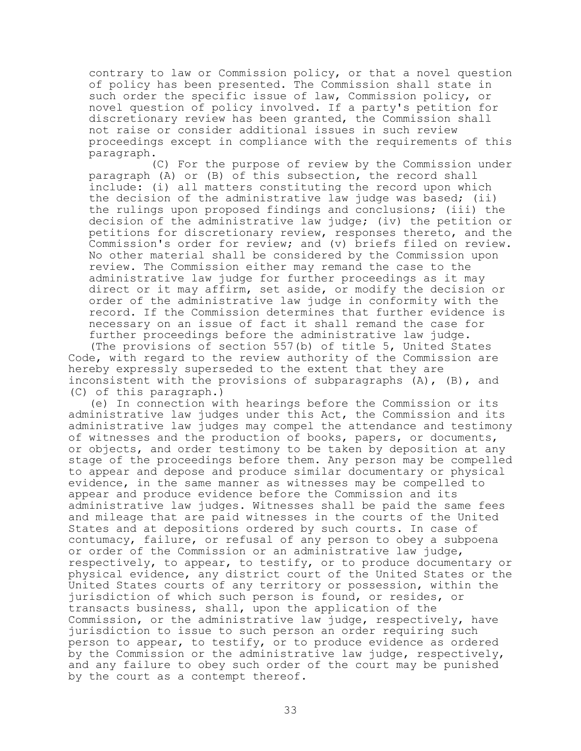contrary to law or Commission policy, or that a novel question of policy has been presented. The Commission shall state in such order the specific issue of law, Commission policy, or novel question of policy involved. If a party's petition for discretionary review has been granted, the Commission shall not raise or consider additional issues in such review proceedings except in compliance with the requirements of this paragraph.

(C) For the purpose of review by the Commission under paragraph (A) or (B) of this subsection, the record shall include: (i) all matters constituting the record upon which the decision of the administrative law judge was based; (ii) the rulings upon proposed findings and conclusions; (iii) the decision of the administrative law judge; (iv) the petition or petitions for discretionary review, responses thereto, and the Commission's order for review; and (v) briefs filed on review. No other material shall be considered by the Commission upon review. The Commission either may remand the case to the administrative law judge for further proceedings as it may direct or it may affirm, set aside, or modify the decision or order of the administrative law judge in conformity with the record. If the Commission determines that further evidence is necessary on an issue of fact it shall remand the case for further proceedings before the administrative law judge.

(The provisions of section 557(b) of title 5, United States Code, with regard to the review authority of the Commission are hereby expressly superseded to the extent that they are inconsistent with the provisions of subparagraphs (A), (B), and (C) of this paragraph.)

(e) In connection with hearings before the Commission or its administrative law judges under this Act, the Commission and its administrative law judges may compel the attendance and testimony of witnesses and the production of books, papers, or documents, or objects, and order testimony to be taken by deposition at any stage of the proceedings before them. Any person may be compelled to appear and depose and produce similar documentary or physical evidence, in the same manner as witnesses may be compelled to appear and produce evidence before the Commission and its administrative law judges. Witnesses shall be paid the same fees and mileage that are paid witnesses in the courts of the United States and at depositions ordered by such courts. In case of contumacy, failure, or refusal of any person to obey a subpoena or order of the Commission or an administrative law judge, respectively, to appear, to testify, or to produce documentary or physical evidence, any district court of the United States or the United States courts of any territory or possession, within the jurisdiction of which such person is found, or resides, or transacts business, shall, upon the application of the Commission, or the administrative law judge, respectively, have jurisdiction to issue to such person an order requiring such person to appear, to testify, or to produce evidence as ordered by the Commission or the administrative law judge, respectively, and any failure to obey such order of the court may be punished by the court as a contempt thereof.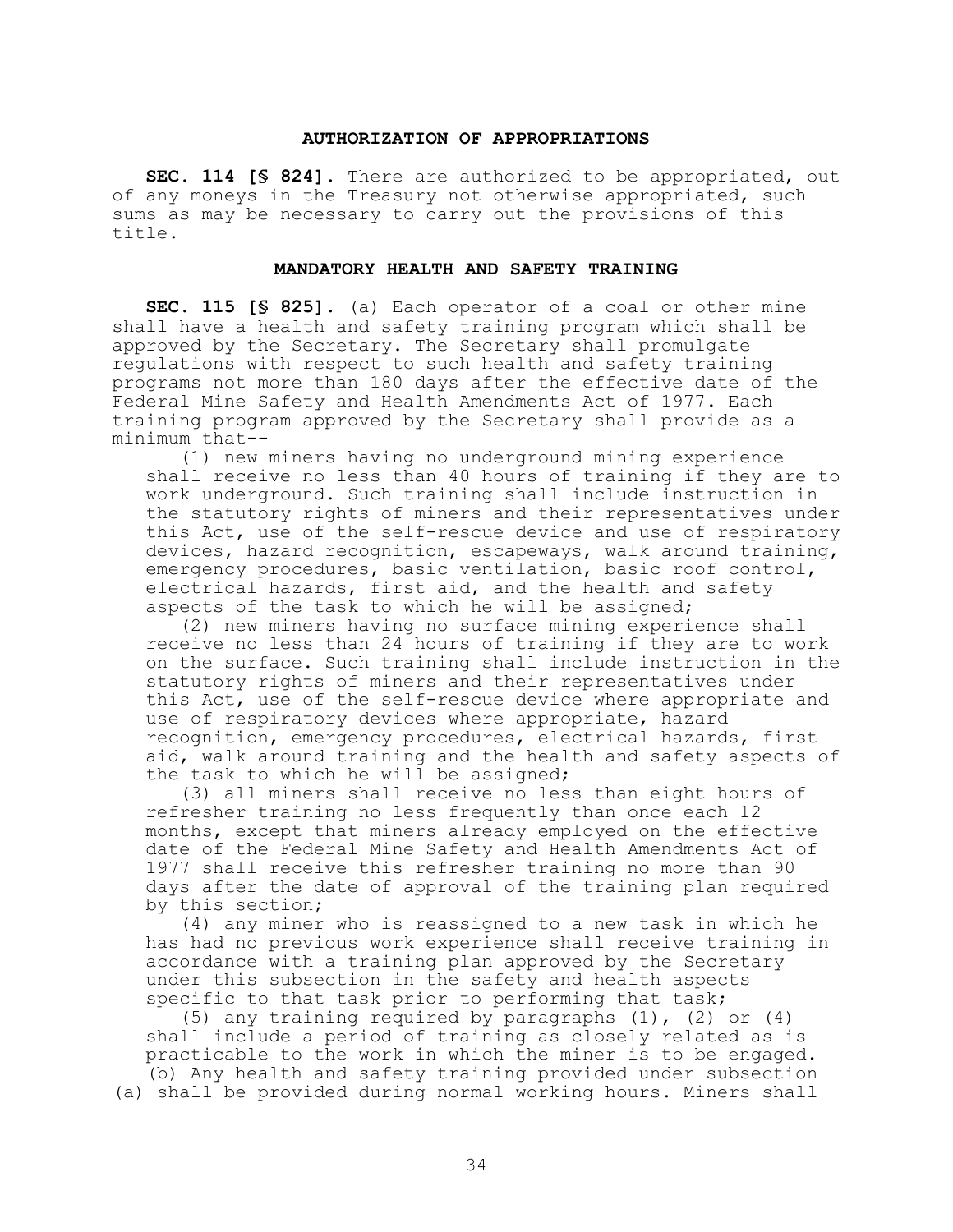## AUTHORIZATION OF APPROPRIATIONS

**SEC. 114 [§ 824].** There are authorized to be appropriated, out of any moneys in the Treasury not otherwise appropriated, such sums as may be necessary to carry out the provisions of this title.

## MANDATORY HEALTH AND SAFETY TRAINING

**SEC. 115 [§ 825].** (a) Each operator of a coal or other mine shall have a health and safety training program which shall be approved by the Secretary. The Secretary shall promulgate regulations with respect to such health and safety training programs not more than 180 days after the effective date of the Federal Mine Safety and Health Amendments Act of 1977. Each training program approved by the Secretary shall provide as a minimum that--

(1) new miners having no underground mining experience shall receive no less than 40 hours of training if they are to work underground. Such training shall include instruction in the statutory rights of miners and their representatives under this Act, use of the self-rescue device and use of respiratory devices, hazard recognition, escapeways, walk around training, emergency procedures, basic ventilation, basic roof control, electrical hazards, first aid, and the health and safety aspects of the task to which he will be assigned;

(2) new miners having no surface mining experience shall receive no less than 24 hours of training if they are to work on the surface. Such training shall include instruction in the statutory rights of miners and their representatives under this Act, use of the self-rescue device where appropriate and use of respiratory devices where appropriate, hazard recognition, emergency procedures, electrical hazards, first aid, walk around training and the health and safety aspects of the task to which he will be assigned;

(3) all miners shall receive no less than eight hours of refresher training no less frequently than once each 12 months, except that miners already employed on the effective date of the Federal Mine Safety and Health Amendments Act of 1977 shall receive this refresher training no more than 90 days after the date of approval of the training plan required by this section;

(4) any miner who is reassigned to a new task in which he has had no previous work experience shall receive training in accordance with a training plan approved by the Secretary under this subsection in the safety and health aspects specific to that task prior to performing that task;

(5) any training required by paragraphs (1), (2) or (4) shall include a period of training as closely related as is practicable to the work in which the miner is to be engaged.

(b) Any health and safety training provided under subsection (a) shall be provided during normal working hours. Miners shall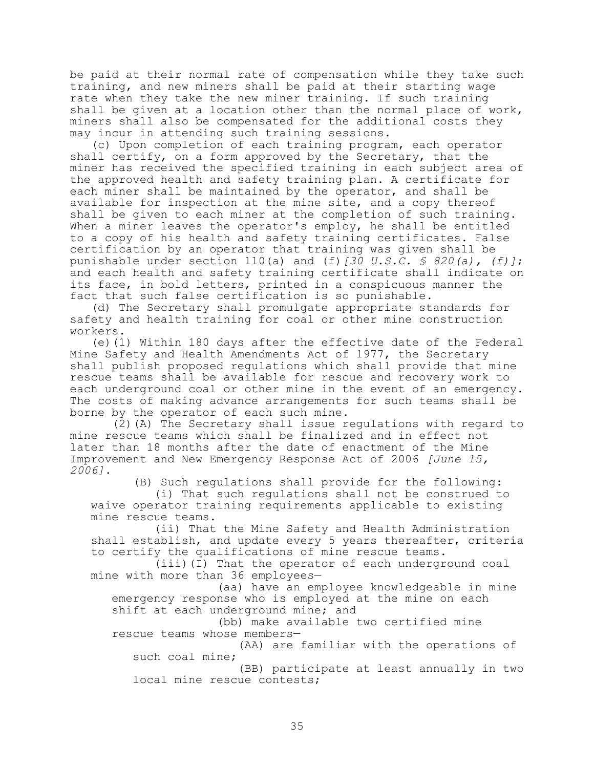be paid at their normal rate of compensation while they take such training, and new miners shall be paid at their starting wage rate when they take the new miner training. If such training shall be given at a location other than the normal place of work, miners shall also be compensated for the additional costs they may incur in attending such training sessions.

(c) Upon completion of each training program, each operator shall certify, on a form approved by the Secretary, that the miner has received the specified training in each subject area of the approved health and safety training plan. A certificate for each miner shall be maintained by the operator, and shall be available for inspection at the mine site, and a copy thereof shall be given to each miner at the completion of such training. When a miner leaves the operator's employ, he shall be entitled to a copy of his health and safety training certificates. False certification by an operator that training was given shall be punishable under section 110(a) and (f) *[30 U.S.C. § 820(a), (f)]*; and each health and safety training certificate shall indicate on its face, in bold letters, printed in a conspicuous manner the fact that such false certification is so punishable.

(d) The Secretary shall promulgate appropriate standards for safety and health training for coal or other mine construction workers.

(e)(1) Within 180 days after the effective date of the Federal Mine Safety and Health Amendments Act of 1977, the Secretary shall publish proposed regulations which shall provide that mine rescue teams shall be available for rescue and recovery work to each underground coal or other mine in the event of an emergency. The costs of making advance arrangements for such teams shall be borne by the operator of each such mine.

(2)(A) The Secretary shall issue regulations with regard to mine rescue teams which shall be finalized and in effect not later than 18 months after the date of enactment of the Mine Improvement and New Emergency Response Act of 2006 *[June 15, 2006]*.

(B) Such regulations shall provide for the following:

(i) That such regulations shall not be construed to waive operator training requirements applicable to existing mine rescue teams.

(ii) That the Mine Safety and Health Administration shall establish, and update every 5 years thereafter, criteria to certify the qualifications of mine rescue teams.

(iii)(I) That the operator of each underground coal mine with more than 36 employees—

(aa) have an employee knowledgeable in mine emergency response who is employed at the mine on each shift at each underground mine; and

(bb) make available two certified mine rescue teams whose members—

(AA) are familiar with the operations of such coal mine;

(BB) participate at least annually in two local mine rescue contests;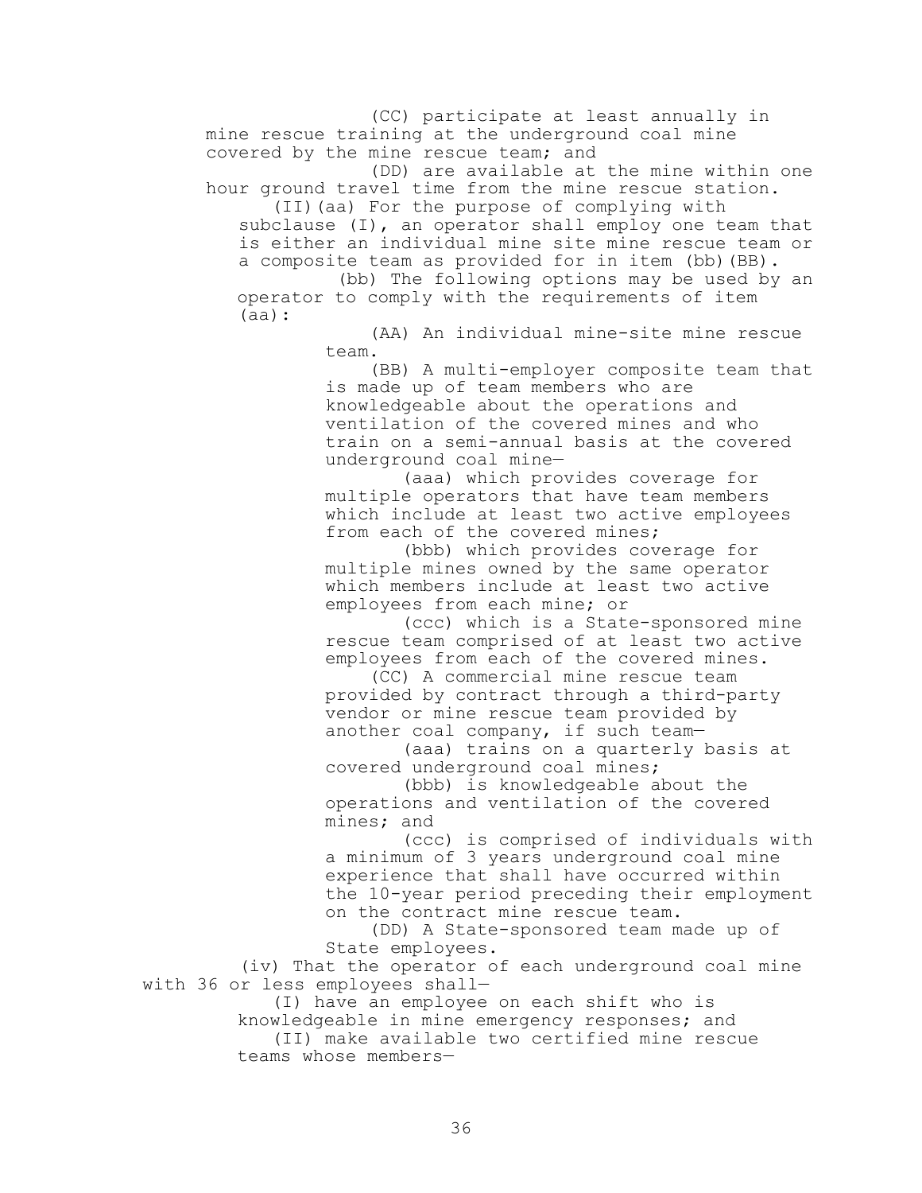(CC) participate at least annually in mine rescue training at the underground coal mine covered by the mine rescue team; and

(DD) are available at the mine within one hour ground travel time from the mine rescue station.

(II)(aa) For the purpose of complying with subclause (I), an operator shall employ one team that is either an individual mine site mine rescue team or a composite team as provided for in item (bb)(BB).

(bb) The following options may be used by an operator to comply with the requirements of item (aa):

(AA) An individual mine-site mine rescue team.

(BB) A multi-employer composite team that is made up of team members who are knowledgeable about the operations and ventilation of the covered mines and who train on a semi-annual basis at the covered underground coal mine—

(aaa) which provides coverage for multiple operators that have team members which include at least two active employees from each of the covered mines;

(bbb) which provides coverage for multiple mines owned by the same operator which members include at least two active employees from each mine; or

(ccc) which is a State-sponsored mine rescue team comprised of at least two active employees from each of the covered mines.

(CC) A commercial mine rescue team provided by contract through a third-party vendor or mine rescue team provided by another coal company, if such team—

(aaa) trains on a quarterly basis at covered underground coal mines;

(bbb) is knowledgeable about the operations and ventilation of the covered mines; and

(ccc) is comprised of individuals with a minimum of 3 years underground coal mine experience that shall have occurred within the 10-year period preceding their employment on the contract mine rescue team.

(DD) A State-sponsored team made up of State employees.

(iv) That the operator of each underground coal mine with 36 or less employees shall—

(I) have an employee on each shift who is knowledgeable in mine emergency responses; and

(II) make available two certified mine rescue teams whose members—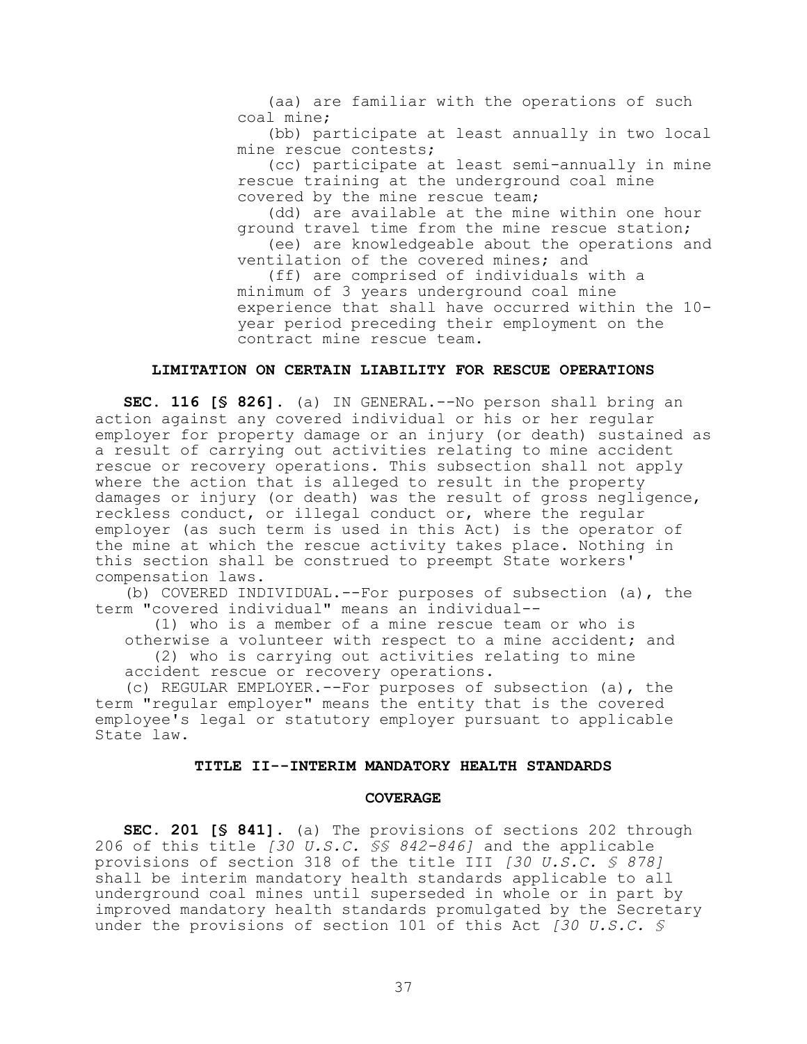(aa) are familiar with the operations of such coal mine;

(bb) participate at least annually in two local mine rescue contests;

(cc) participate at least semi-annually in mine rescue training at the underground coal mine covered by the mine rescue team;

(dd) are available at the mine within one hour ground travel time from the mine rescue station;

(ee) are knowledgeable about the operations and ventilation of the covered mines; and

(ff) are comprised of individuals with a minimum of 3 years underground coal mine experience that shall have occurred within the 10-year period preceding their employment on the contract mine rescue team.

### LIMITATION ON CERTAIN LIABILITY FOR RESCUE OPERATIONS

**SEC. 116 [§ 826].** (a) IN GENERAL.--No person shall bring an action against any covered individual or his or her regular employer for property damage or an injury (or death) sustained as a result of carrying out activities relating to mine accident rescue or recovery operations. This subsection shall not apply where the action that is alleged to result in the property damages or injury (or death) was the result of gross negligence, reckless conduct, or illegal conduct or, where the regular employer (as such term is used in this Act) is the operator of the mine at which the rescue activity takes place. Nothing in this section shall be construed to preempt State workers' compensation laws.

(b) COVERED INDIVIDUAL.--For purposes of subsection (a), the term "covered individual" means an individual--

(1) who is a member of a mine rescue team or who is otherwise a volunteer with respect to a mine accident; and

(2) who is carrying out activities relating to mine accident rescue or recovery operations.

(c) REGULAR EMPLOYER.--For purposes of subsection (a), the term "regular employer" means the entity that is the covered employee's legal or statutory employer pursuant to applicable State law.

## TITLE II--INTERIM MANDATORY HEALTH STANDARDS

### COVERAGE

**SEC. 201 [§ 841].** (a) The provisions of sections 202 through 206 of this title *[30 U.S.C. §§ 842-846]* and the applicable provisions of section 318 of the title III *[30 U.S.C. § 878]* shall be interim mandatory health standards applicable to all underground coal mines until superseded in whole or in part by improved mandatory health standards promulgated by the Secretary under the provisions of section 101 of this Act *[30 U.S.C. §*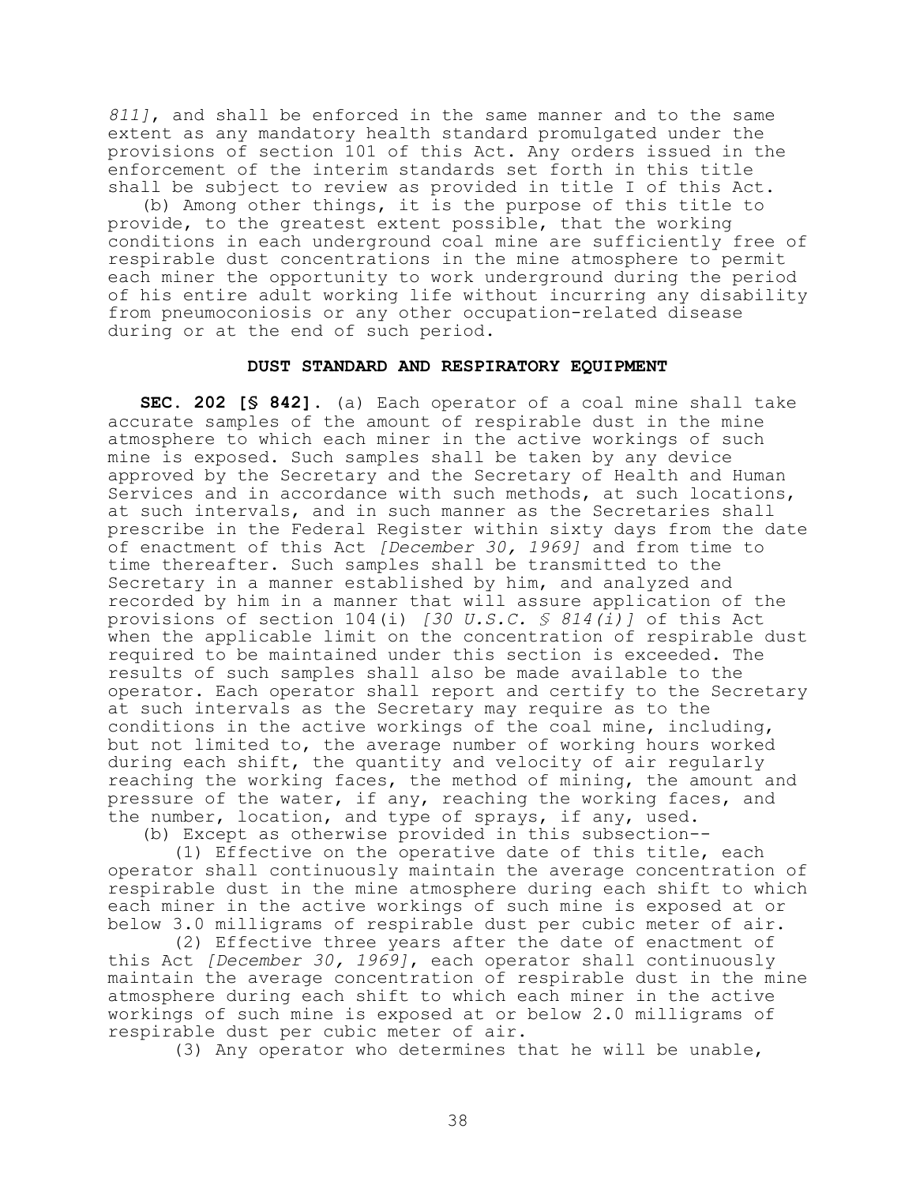*811]*, and shall be enforced in the same manner and to the same extent as any mandatory health standard promulgated under the provisions of section 101 of this Act. Any orders issued in the enforcement of the interim standards set forth in this title shall be subject to review as provided in title I of this Act.

(b) Among other things, it is the purpose of this title to provide, to the greatest extent possible, that the working conditions in each underground coal mine are sufficiently free of respirable dust concentrations in the mine atmosphere to permit each miner the opportunity to work underground during the period of his entire adult working life without incurring any disability from pneumoconiosis or any other occupation-related disease during or at the end of such period.

## DUST STANDARD AND RESPIRATORY EQUIPMENT

**SEC. 202 [§ 842].** (a) Each operator of a coal mine shall take accurate samples of the amount of respirable dust in the mine atmosphere to which each miner in the active workings of such mine is exposed. Such samples shall be taken by any device approved by the Secretary and the Secretary of Health and Human Services and in accordance with such methods, at such locations, at such intervals, and in such manner as the Secretaries shall prescribe in the Federal Register within sixty days from the date of enactment of this Act *[December 30, 1969]* and from time to time thereafter. Such samples shall be transmitted to the Secretary in a manner established by him, and analyzed and recorded by him in a manner that will assure application of the provisions of section 104(i) *[30 U.S.C. § 814(i)]* of this Act when the applicable limit on the concentration of respirable dust required to be maintained under this section is exceeded. The results of such samples shall also be made available to the operator. Each operator shall report and certify to the Secretary at such intervals as the Secretary may require as to the conditions in the active workings of the coal mine, including, but not limited to, the average number of working hours worked during each shift, the quantity and velocity of air regularly reaching the working faces, the method of mining, the amount and pressure of the water, if any, reaching the working faces, and the number, location, and type of sprays, if any, used.

(b) Except as otherwise provided in this subsection--

(1) Effective on the operative date of this title, each operator shall continuously maintain the average concentration of respirable dust in the mine atmosphere during each shift to which each miner in the active workings of such mine is exposed at or below 3.0 milligrams of respirable dust per cubic meter of air.

(2) Effective three years after the date of enactment of this Act *[December 30, 1969]*, each operator shall continuously maintain the average concentration of respirable dust in the mine atmosphere during each shift to which each miner in the active workings of such mine is exposed at or below 2.0 milligrams of respirable dust per cubic meter of air.

(3) Any operator who determines that he will be unable,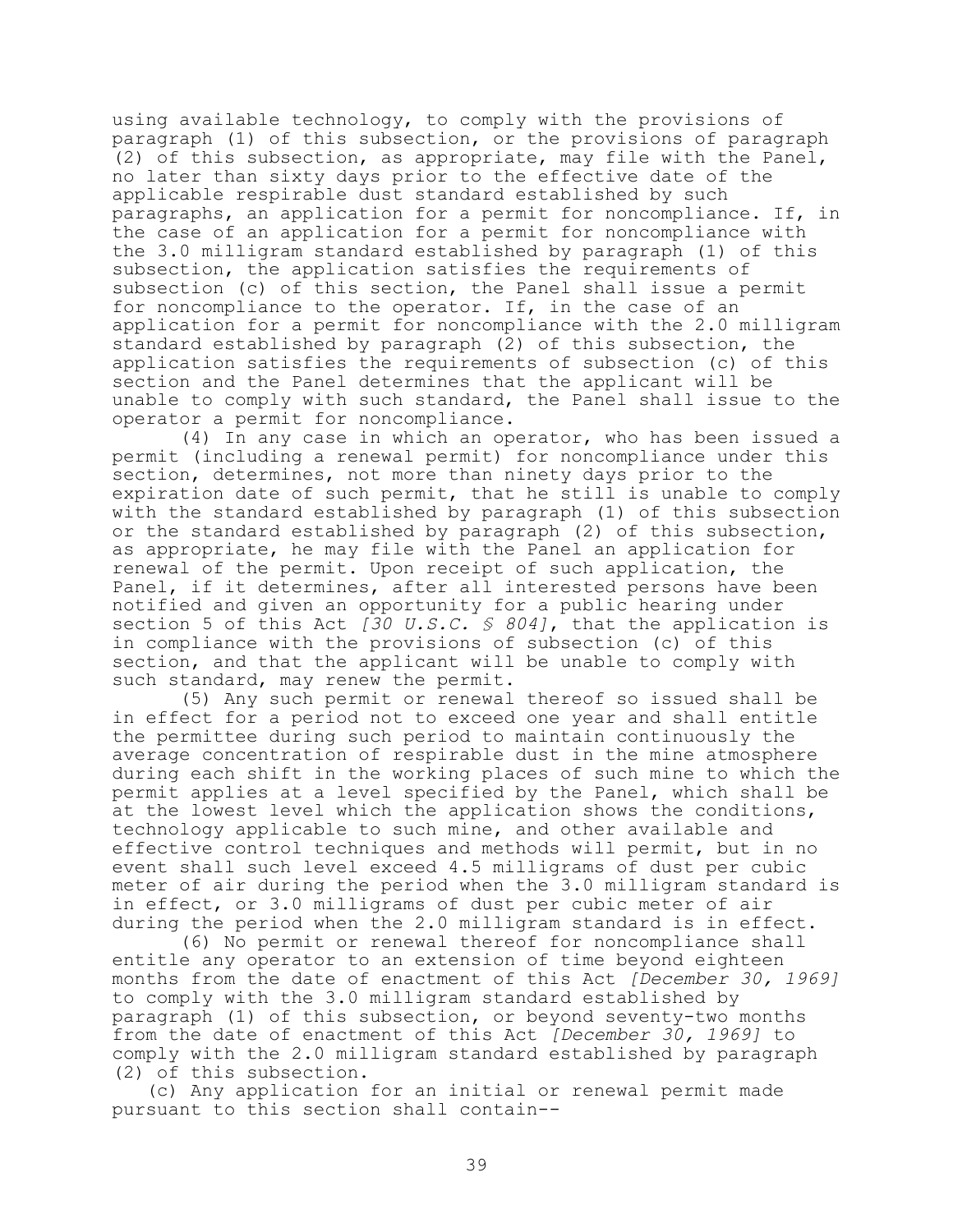using available technology, to comply with the provisions of paragraph (1) of this subsection, or the provisions of paragraph (2) of this subsection, as appropriate, may file with the Panel, no later than sixty days prior to the effective date of the applicable respirable dust standard established by such paragraphs, an application for a permit for noncompliance. If, in the case of an application for a permit for noncompliance with the 3.0 milligram standard established by paragraph (1) of this subsection, the application satisfies the requirements of subsection (c) of this section, the Panel shall issue a permit for noncompliance to the operator. If, in the case of an application for a permit for noncompliance with the 2.0 milligram standard established by paragraph (2) of this subsection, the application satisfies the requirements of subsection (c) of this section and the Panel determines that the applicant will be unable to comply with such standard, the Panel shall issue to the operator a permit for noncompliance.

(4) In any case in which an operator, who has been issued a permit (including a renewal permit) for noncompliance under this section, determines, not more than ninety days prior to the expiration date of such permit, that he still is unable to comply with the standard established by paragraph (1) of this subsection or the standard established by paragraph (2) of this subsection, as appropriate, he may file with the Panel an application for renewal of the permit. Upon receipt of such application, the Panel, if it determines, after all interested persons have been notified and given an opportunity for a public hearing under section 5 of this Act *[30 U.S.C. § 804]*, that the application is in compliance with the provisions of subsection (c) of this section, and that the applicant will be unable to comply with such standard, may renew the permit.

(5) Any such permit or renewal thereof so issued shall be in effect for a period not to exceed one year and shall entitle the permittee during such period to maintain continuously the average concentration of respirable dust in the mine atmosphere during each shift in the working places of such mine to which the permit applies at a level specified by the Panel, which shall be at the lowest level which the application shows the conditions, technology applicable to such mine, and other available and effective control techniques and methods will permit, but in no event shall such level exceed 4.5 milligrams of dust per cubic meter of air during the period when the 3.0 milligram standard is in effect, or 3.0 milligrams of dust per cubic meter of air during the period when the 2.0 milligram standard is in effect.

(6) No permit or renewal thereof for noncompliance shall entitle any operator to an extension of time beyond eighteen months from the date of enactment of this Act *[December 30, 1969]* to comply with the 3.0 milligram standard established by paragraph (1) of this subsection, or beyond seventy-two months from the date of enactment of this Act *[December 30, 1969]* to comply with the 2.0 milligram standard established by paragraph (2) of this subsection.

(c) Any application for an initial or renewal permit made pursuant to this section shall contain--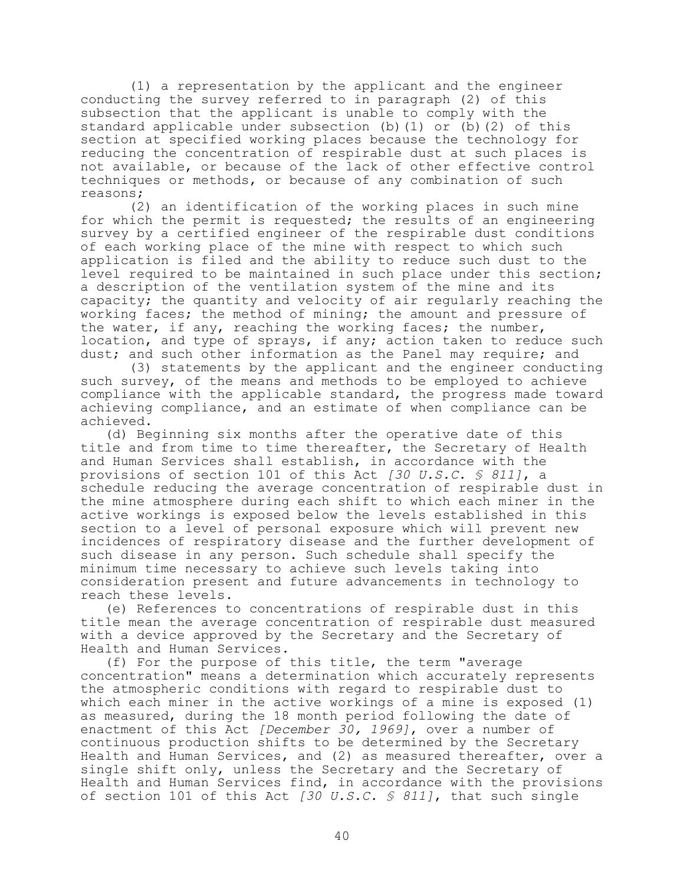(1) a representation by the applicant and the engineer conducting the survey referred to in paragraph (2) of this subsection that the applicant is unable to comply with the standard applicable under subsection (b)(1) or (b)(2) of this section at specified working places because the technology for reducing the concentration of respirable dust at such places is not available, or because of the lack of other effective control techniques or methods, or because of any combination of such reasons;

(2) an identification of the working places in such mine for which the permit is requested; the results of an engineering survey by a certified engineer of the respirable dust conditions of each working place of the mine with respect to which such application is filed and the ability to reduce such dust to the level required to be maintained in such place under this section; a description of the ventilation system of the mine and its capacity; the quantity and velocity of air regularly reaching the working faces; the method of mining; the amount and pressure of the water, if any, reaching the working faces; the number, location, and type of sprays, if any; action taken to reduce such dust; and such other information as the Panel may require; and

(3) statements by the applicant and the engineer conducting such survey, of the means and methods to be employed to achieve compliance with the applicable standard, the progress made toward achieving compliance, and an estimate of when compliance can be achieved.

(d) Beginning six months after the operative date of this title and from time to time thereafter, the Secretary of Health and Human Services shall establish, in accordance with the provisions of section 101 of this Act *[30 U.S.C. § 811]*, a schedule reducing the average concentration of respirable dust in the mine atmosphere during each shift to which each miner in the active workings is exposed below the levels established in this section to a level of personal exposure which will prevent new incidences of respiratory disease and the further development of such disease in any person. Such schedule shall specify the minimum time necessary to achieve such levels taking into consideration present and future advancements in technology to reach these levels.

(e) References to concentrations of respirable dust in this title mean the average concentration of respirable dust measured with a device approved by the Secretary and the Secretary of Health and Human Services.

(f) For the purpose of this title, the term "average concentration" means a determination which accurately represents the atmospheric conditions with regard to respirable dust to which each miner in the active workings of a mine is exposed (1) as measured, during the 18 month period following the date of enactment of this Act *[December 30, 1969]*, over a number of continuous production shifts to be determined by the Secretary Health and Human Services, and (2) as measured thereafter, over a single shift only, unless the Secretary and the Secretary of Health and Human Services find, in accordance with the provisions of section 101 of this Act *[30 U.S.C. § 811]*, that such single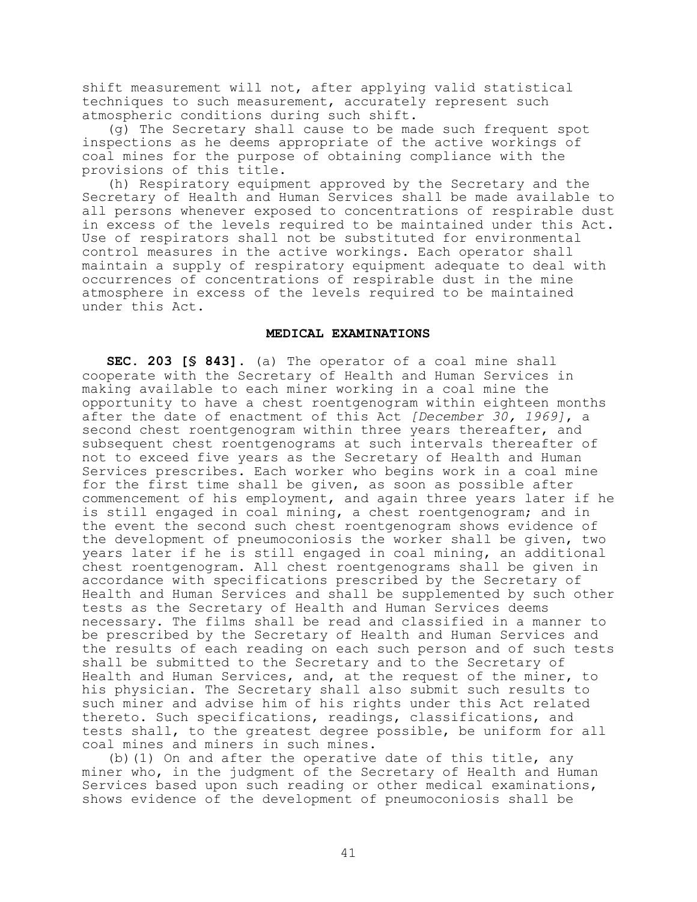shift measurement will not, after applying valid statistical techniques to such measurement, accurately represent such atmospheric conditions during such shift.

(g) The Secretary shall cause to be made such frequent spot inspections as he deems appropriate of the active workings of coal mines for the purpose of obtaining compliance with the provisions of this title.

(h) Respiratory equipment approved by the Secretary and the Secretary of Health and Human Services shall be made available to all persons whenever exposed to concentrations of respirable dust in excess of the levels required to be maintained under this Act. Use of respirators shall not be substituted for environmental control measures in the active workings. Each operator shall maintain a supply of respiratory equipment adequate to deal with occurrences of concentrations of respirable dust in the mine atmosphere in excess of the levels required to be maintained under this Act.

## MEDICAL EXAMINATIONS

**SEC. 203 [§ 843].** (a) The operator of a coal mine shall cooperate with the Secretary of Health and Human Services in making available to each miner working in a coal mine the opportunity to have a chest roentgenogram within eighteen months after the date of enactment of this Act *[December 30, 1969]*, a second chest roentgenogram within three years thereafter, and subsequent chest roentgenograms at such intervals thereafter of not to exceed five years as the Secretary of Health and Human Services prescribes. Each worker who begins work in a coal mine for the first time shall be given, as soon as possible after commencement of his employment, and again three years later if he is still engaged in coal mining, a chest roentgenogram; and in the event the second such chest roentgenogram shows evidence of the development of pneumoconiosis the worker shall be given, two years later if he is still engaged in coal mining, an additional chest roentgenogram. All chest roentgenograms shall be given in accordance with specifications prescribed by the Secretary of Health and Human Services and shall be supplemented by such other tests as the Secretary of Health and Human Services deems necessary. The films shall be read and classified in a manner to be prescribed by the Secretary of Health and Human Services and the results of each reading on each such person and of such tests shall be submitted to the Secretary and to the Secretary of Health and Human Services, and, at the request of the miner, to his physician. The Secretary shall also submit such results to such miner and advise him of his rights under this Act related thereto. Such specifications, readings, classifications, and tests shall, to the greatest degree possible, be uniform for all coal mines and miners in such mines.

(b)(1) On and after the operative date of this title, any miner who, in the judgment of the Secretary of Health and Human Services based upon such reading or other medical examinations, shows evidence of the development of pneumoconiosis shall be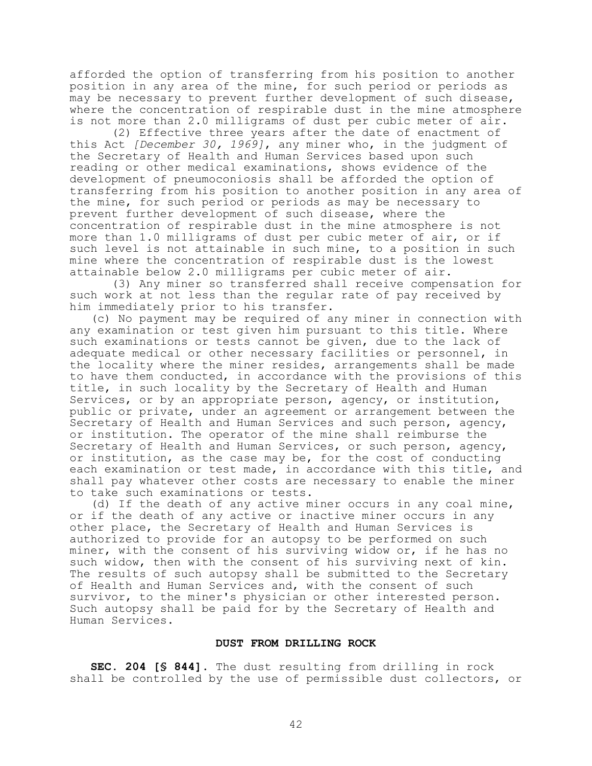afforded the option of transferring from his position to another position in any area of the mine, for such period or periods as may be necessary to prevent further development of such disease, where the concentration of respirable dust in the mine atmosphere is not more than 2.0 milligrams of dust per cubic meter of air.

(2) Effective three years after the date of enactment of this Act *[December 30, 1969]*, any miner who, in the judgment of the Secretary of Health and Human Services based upon such reading or other medical examinations, shows evidence of the development of pneumoconiosis shall be afforded the option of transferring from his position to another position in any area of the mine, for such period or periods as may be necessary to prevent further development of such disease, where the concentration of respirable dust in the mine atmosphere is not more than 1.0 milligrams of dust per cubic meter of air, or if such level is not attainable in such mine, to a position in such mine where the concentration of respirable dust is the lowest attainable below 2.0 milligrams per cubic meter of air.

(3) Any miner so transferred shall receive compensation for such work at not less than the regular rate of pay received by him immediately prior to his transfer.

(c) No payment may be required of any miner in connection with any examination or test given him pursuant to this title. Where such examinations or tests cannot be given, due to the lack of adequate medical or other necessary facilities or personnel, in the locality where the miner resides, arrangements shall be made to have them conducted, in accordance with the provisions of this title, in such locality by the Secretary of Health and Human Services, or by an appropriate person, agency, or institution, public or private, under an agreement or arrangement between the Secretary of Health and Human Services and such person, agency, or institution. The operator of the mine shall reimburse the Secretary of Health and Human Services, or such person, agency, or institution, as the case may be, for the cost of conducting each examination or test made, in accordance with this title, and shall pay whatever other costs are necessary to enable the miner to take such examinations or tests.

(d) If the death of any active miner occurs in any coal mine, or if the death of any active or inactive miner occurs in any other place, the Secretary of Health and Human Services is authorized to provide for an autopsy to be performed on such miner, with the consent of his surviving widow or, if he has no such widow, then with the consent of his surviving next of kin. The results of such autopsy shall be submitted to the Secretary of Health and Human Services and, with the consent of such survivor, to the miner's physician or other interested person. Such autopsy shall be paid for by the Secretary of Health and Human Services.

**DUST FROM DRILLING ROCK**

**SEC. 204 [§ 844].** The dust resulting from drilling in rock shall be controlled by the use of permissible dust collectors, or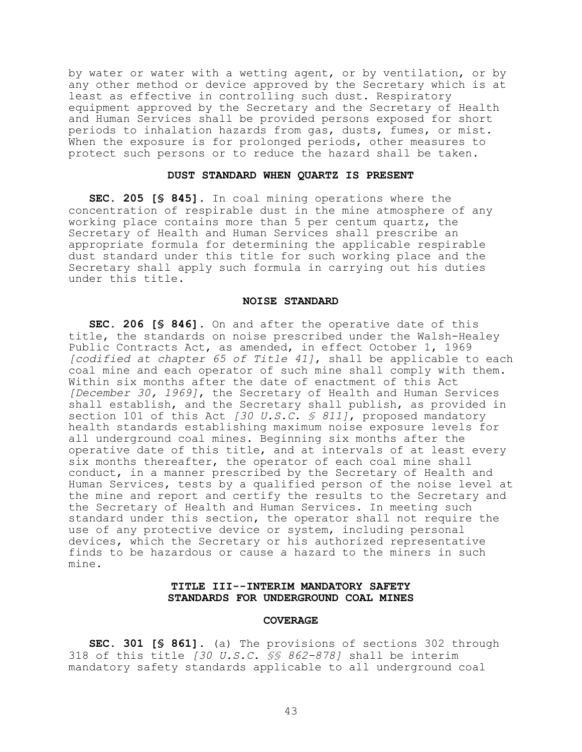by water or water with a wetting agent, or by ventilation, or by any other method or device approved by the Secretary which is at least as effective in controlling such dust. Respiratory equipment approved by the Secretary and the Secretary of Health and Human Services shall be provided persons exposed for short periods to inhalation hazards from gas, dusts, fumes, or mist. When the exposure is for prolonged periods, other measures to protect such persons or to reduce the hazard shall be taken.

### DUST STANDARD WHEN QUARTZ IS PRESENT

**SEC. 205 [§ 845].** In coal mining operations where the concentration of respirable dust in the mine atmosphere of any working place contains more than 5 per centum quartz, the Secretary of Health and Human Services shall prescribe an appropriate formula for determining the applicable respirable dust standard under this title for such working place and the Secretary shall apply such formula in carrying out his duties under this title.

### NOISE STANDARD

**SEC. 206 [§ 846].** On and after the operative date of this title, the standards on noise prescribed under the Walsh-Healey Public Contracts Act, as amended, in effect October 1, 1969 *[codified at chapter 65 of Title 41]*, shall be applicable to each coal mine and each operator of such mine shall comply with them. Within six months after the date of enactment of this Act *[December 30, 1969]*, the Secretary of Health and Human Services shall establish, and the Secretary shall publish, as provided in section 101 of this Act *[30 U.S.C. § 811]*, proposed mandatory health standards establishing maximum noise exposure levels for all underground coal mines. Beginning six months after the operative date of this title, and at intervals of at least every six months thereafter, the operator of each coal mine shall conduct, in a manner prescribed by the Secretary of Health and Human Services, tests by a qualified person of the noise level at the mine and report and certify the results to the Secretary and the Secretary of Health and Human Services. In meeting such standard under this section, the operator shall not require the use of any protective device or system, including personal devices, which the Secretary or his authorized representative finds to be hazardous or cause a hazard to the miners in such mine.

## TITLE III--INTERIM MANDATORY SAFETY STANDARDS FOR UNDERGROUND COAL MINES

### COVERAGE

**SEC. 301 [§ 861].** (a) The provisions of sections 302 through 318 of this title *[30 U.S.C. §§ 862-878]* shall be interim mandatory safety standards applicable to all underground coal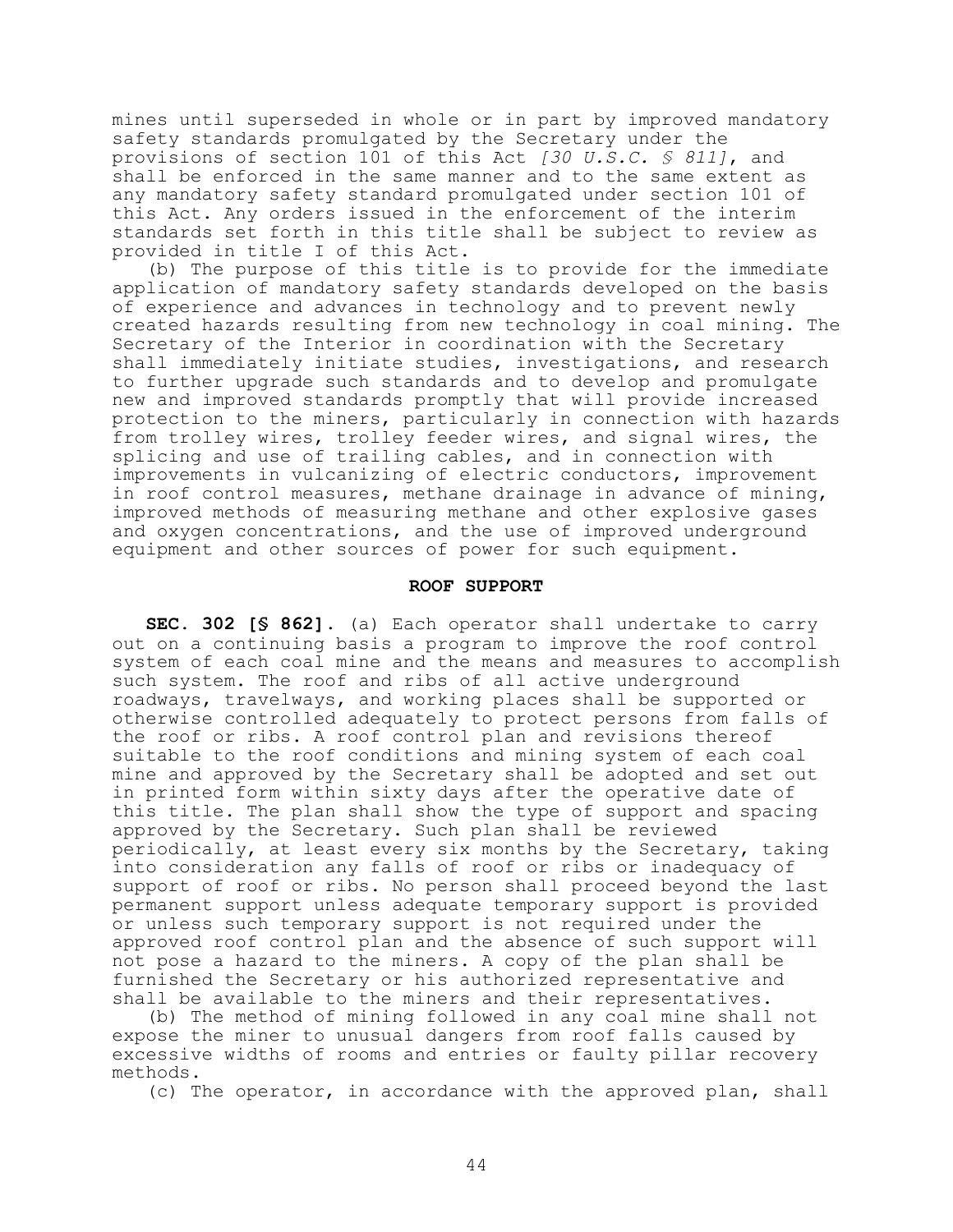mines until superseded in whole or in part by improved mandatory safety standards promulgated by the Secretary under the provisions of section 101 of this Act *[30 U.S.C. § 811]*, and shall be enforced in the same manner and to the same extent as any mandatory safety standard promulgated under section 101 of this Act. Any orders issued in the enforcement of the interim standards set forth in this title shall be subject to review as provided in title I of this Act.

(b) The purpose of this title is to provide for the immediate application of mandatory safety standards developed on the basis of experience and advances in technology and to prevent newly created hazards resulting from new technology in coal mining. The Secretary of the Interior in coordination with the Secretary shall immediately initiate studies, investigations, and research to further upgrade such standards and to develop and promulgate new and improved standards promptly that will provide increased protection to the miners, particularly in connection with hazards from trolley wires, trolley feeder wires, and signal wires, the splicing and use of trailing cables, and in connection with improvements in vulcanizing of electric conductors, improvement in roof control measures, methane drainage in advance of mining, improved methods of measuring methane and other explosive gases and oxygen concentrations, and the use of improved underground equipment and other sources of power for such equipment.

## ROOF SUPPORT

**SEC. 302 [§ 862].** (a) Each operator shall undertake to carry out on a continuing basis a program to improve the roof control system of each coal mine and the means and measures to accomplish such system. The roof and ribs of all active underground roadways, travelways, and working places shall be supported or otherwise controlled adequately to protect persons from falls of the roof or ribs. A roof control plan and revisions thereof suitable to the roof conditions and mining system of each coal mine and approved by the Secretary shall be adopted and set out in printed form within sixty days after the operative date of this title. The plan shall show the type of support and spacing approved by the Secretary. Such plan shall be reviewed periodically, at least every six months by the Secretary, taking into consideration any falls of roof or ribs or inadequacy of support of roof or ribs. No person shall proceed beyond the last permanent support unless adequate temporary support is provided or unless such temporary support is not required under the approved roof control plan and the absence of such support will not pose a hazard to the miners. A copy of the plan shall be furnished the Secretary or his authorized representative and shall be available to the miners and their representatives.

(b) The method of mining followed in any coal mine shall not expose the miner to unusual dangers from roof falls caused by excessive widths of rooms and entries or faulty pillar recovery methods.

(c) The operator, in accordance with the approved plan, shall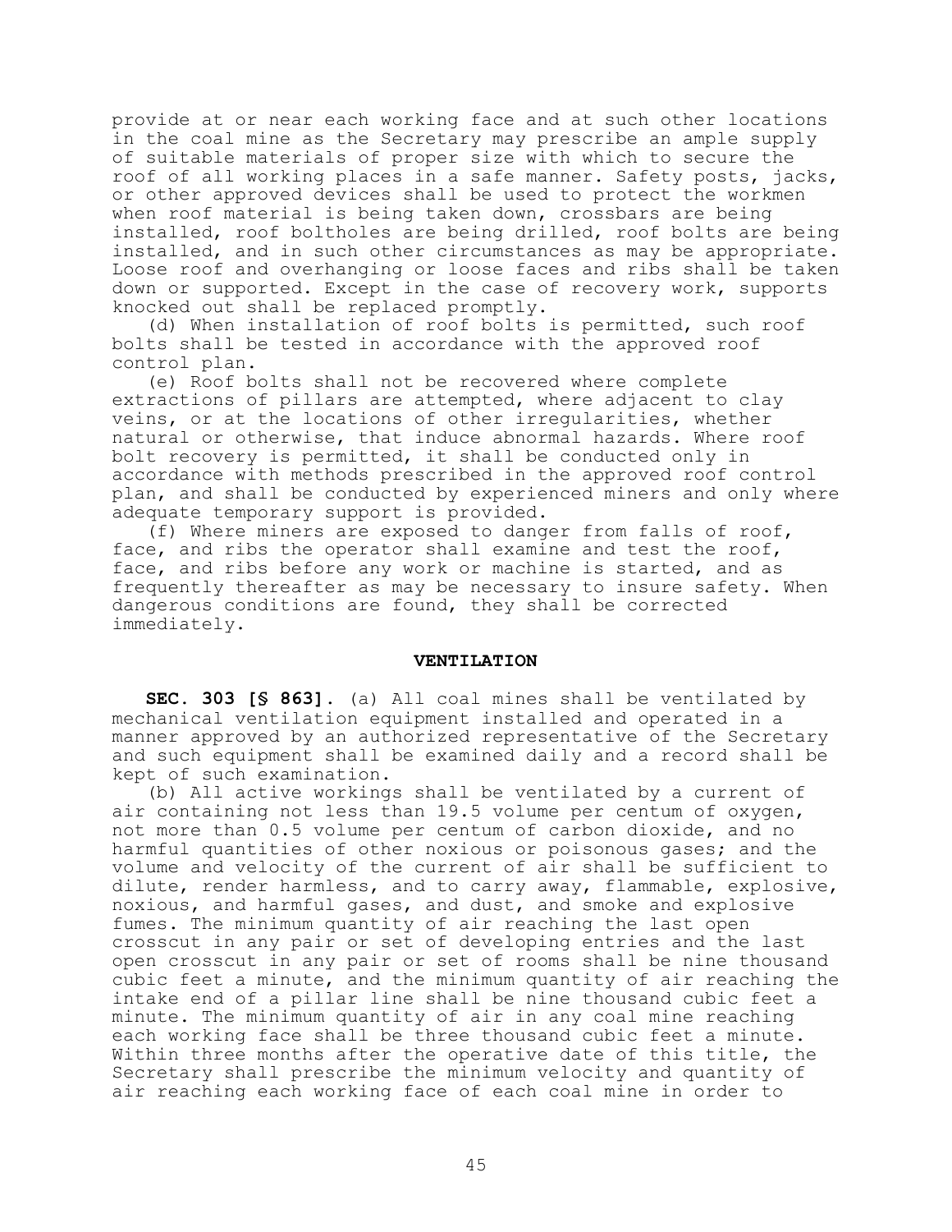provide at or near each working face and at such other locations in the coal mine as the Secretary may prescribe an ample supply of suitable materials of proper size with which to secure the roof of all working places in a safe manner. Safety posts, jacks, or other approved devices shall be used to protect the workmen when roof material is being taken down, crossbars are being installed, roof boltholes are being drilled, roof bolts are being installed, and in such other circumstances as may be appropriate. Loose roof and overhanging or loose faces and ribs shall be taken down or supported. Except in the case of recovery work, supports knocked out shall be replaced promptly.

(d) When installation of roof bolts is permitted, such roof bolts shall be tested in accordance with the approved roof control plan.

(e) Roof bolts shall not be recovered where complete extractions of pillars are attempted, where adjacent to clay veins, or at the locations of other irregularities, whether natural or otherwise, that induce abnormal hazards. Where roof bolt recovery is permitted, it shall be conducted only in accordance with methods prescribed in the approved roof control plan, and shall be conducted by experienced miners and only where adequate temporary support is provided.

(f) Where miners are exposed to danger from falls of roof, face, and ribs the operator shall examine and test the roof, face, and ribs before any work or machine is started, and as frequently thereafter as may be necessary to insure safety. When dangerous conditions are found, they shall be corrected immediately.

## VENTILATION

**SEC. 303 [§ 863].** (a) All coal mines shall be ventilated by mechanical ventilation equipment installed and operated in a manner approved by an authorized representative of the Secretary and such equipment shall be examined daily and a record shall be kept of such examination.

(b) All active workings shall be ventilated by a current of air containing not less than 19.5 volume per centum of oxygen, not more than 0.5 volume per centum of carbon dioxide, and no harmful quantities of other noxious or poisonous gases; and the volume and velocity of the current of air shall be sufficient to dilute, render harmless, and to carry away, flammable, explosive, noxious, and harmful gases, and dust, and smoke and explosive fumes. The minimum quantity of air reaching the last open crosscut in any pair or set of developing entries and the last open crosscut in any pair or set of rooms shall be nine thousand cubic feet a minute, and the minimum quantity of air reaching the intake end of a pillar line shall be nine thousand cubic feet a minute. The minimum quantity of air in any coal mine reaching each working face shall be three thousand cubic feet a minute. Within three months after the operative date of this title, the Secretary shall prescribe the minimum velocity and quantity of air reaching each working face of each coal mine in order to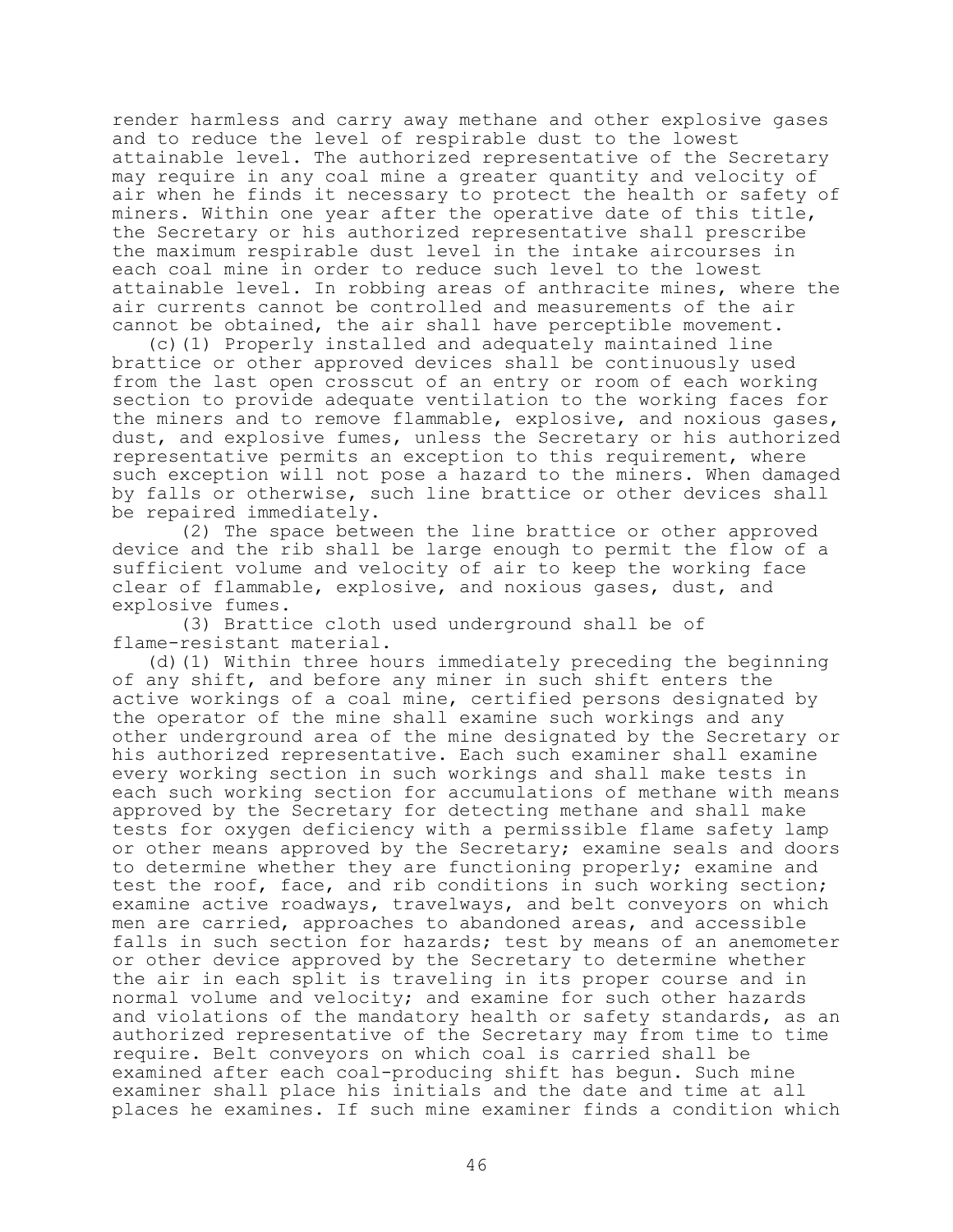render harmless and carry away methane and other explosive gases and to reduce the level of respirable dust to the lowest attainable level. The authorized representative of the Secretary may require in any coal mine a greater quantity and velocity of air when he finds it necessary to protect the health or safety of miners. Within one year after the operative date of this title, the Secretary or his authorized representative shall prescribe the maximum respirable dust level in the intake aircourses in each coal mine in order to reduce such level to the lowest attainable level. In robbing areas of anthracite mines, where the air currents cannot be controlled and measurements of the air cannot be obtained, the air shall have perceptible movement.

(c)(1) Properly installed and adequately maintained line brattice or other approved devices shall be continuously used from the last open crosscut of an entry or room of each working section to provide adequate ventilation to the working faces for the miners and to remove flammable, explosive, and noxious gases, dust, and explosive fumes, unless the Secretary or his authorized representative permits an exception to this requirement, where such exception will not pose a hazard to the miners. When damaged by falls or otherwise, such line brattice or other devices shall be repaired immediately.

(2) The space between the line brattice or other approved device and the rib shall be large enough to permit the flow of a sufficient volume and velocity of air to keep the working face clear of flammable, explosive, and noxious gases, dust, and explosive fumes.

(3) Brattice cloth used underground shall be of flame-resistant material.

(d)(1) Within three hours immediately preceding the beginning of any shift, and before any miner in such shift enters the active workings of a coal mine, certified persons designated by the operator of the mine shall examine such workings and any other underground area of the mine designated by the Secretary or his authorized representative. Each such examiner shall examine every working section in such workings and shall make tests in each such working section for accumulations of methane with means approved by the Secretary for detecting methane and shall make tests for oxygen deficiency with a permissible flame safety lamp or other means approved by the Secretary; examine seals and doors to determine whether they are functioning properly; examine and test the roof, face, and rib conditions in such working section; examine active roadways, travelways, and belt conveyors on which men are carried, approaches to abandoned areas, and accessible falls in such section for hazards; test by means of an anemometer or other device approved by the Secretary to determine whether the air in each split is traveling in its proper course and in normal volume and velocity; and examine for such other hazards and violations of the mandatory health or safety standards, as an authorized representative of the Secretary may from time to time require. Belt conveyors on which coal is carried shall be examined after each coal-producing shift has begun. Such mine examiner shall place his initials and the date and time at all places he examines. If such mine examiner finds a condition which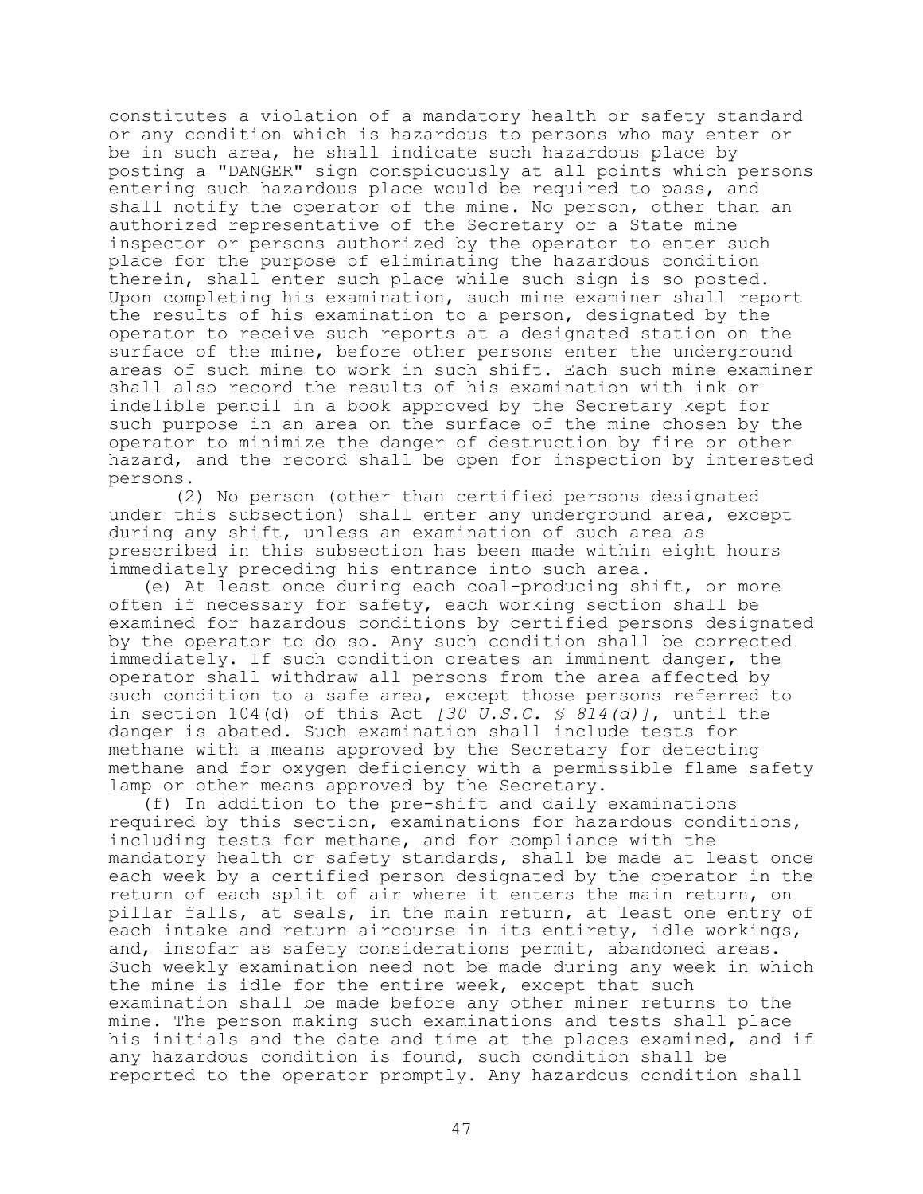constitutes a violation of a mandatory health or safety standard or any condition which is hazardous to persons who may enter or be in such area, he shall indicate such hazardous place by posting a "DANGER" sign conspicuously at all points which persons entering such hazardous place would be required to pass, and shall notify the operator of the mine. No person, other than an authorized representative of the Secretary or a State mine inspector or persons authorized by the operator to enter such place for the purpose of eliminating the hazardous condition therein, shall enter such place while such sign is so posted. Upon completing his examination, such mine examiner shall report the results of his examination to a person, designated by the operator to receive such reports at a designated station on the surface of the mine, before other persons enter the underground areas of such mine to work in such shift. Each such mine examiner shall also record the results of his examination with ink or indelible pencil in a book approved by the Secretary kept for such purpose in an area on the surface of the mine chosen by the operator to minimize the danger of destruction by fire or other hazard, and the record shall be open for inspection by interested persons.

(2) No person (other than certified persons designated under this subsection) shall enter any underground area, except during any shift, unless an examination of such area as prescribed in this subsection has been made within eight hours immediately preceding his entrance into such area.

(e) At least once during each coal-producing shift, or more often if necessary for safety, each working section shall be examined for hazardous conditions by certified persons designated by the operator to do so. Any such condition shall be corrected immediately. If such condition creates an imminent danger, the operator shall withdraw all persons from the area affected by such condition to a safe area, except those persons referred to in section 104(d) of this Act *[30 U.S.C. § 814(d)]*, until the danger is abated. Such examination shall include tests for methane with a means approved by the Secretary for detecting methane and for oxygen deficiency with a permissible flame safety lamp or other means approved by the Secretary.

(f) In addition to the pre-shift and daily examinations required by this section, examinations for hazardous conditions, including tests for methane, and for compliance with the mandatory health or safety standards, shall be made at least once each week by a certified person designated by the operator in the return of each split of air where it enters the main return, on pillar falls, at seals, in the main return, at least one entry of each intake and return aircourse in its entirety, idle workings, and, insofar as safety considerations permit, abandoned areas. Such weekly examination need not be made during any week in which the mine is idle for the entire week, except that such examination shall be made before any other miner returns to the mine. The person making such examinations and tests shall place his initials and the date and time at the places examined, and if any hazardous condition is found, such condition shall be reported to the operator promptly. Any hazardous condition shall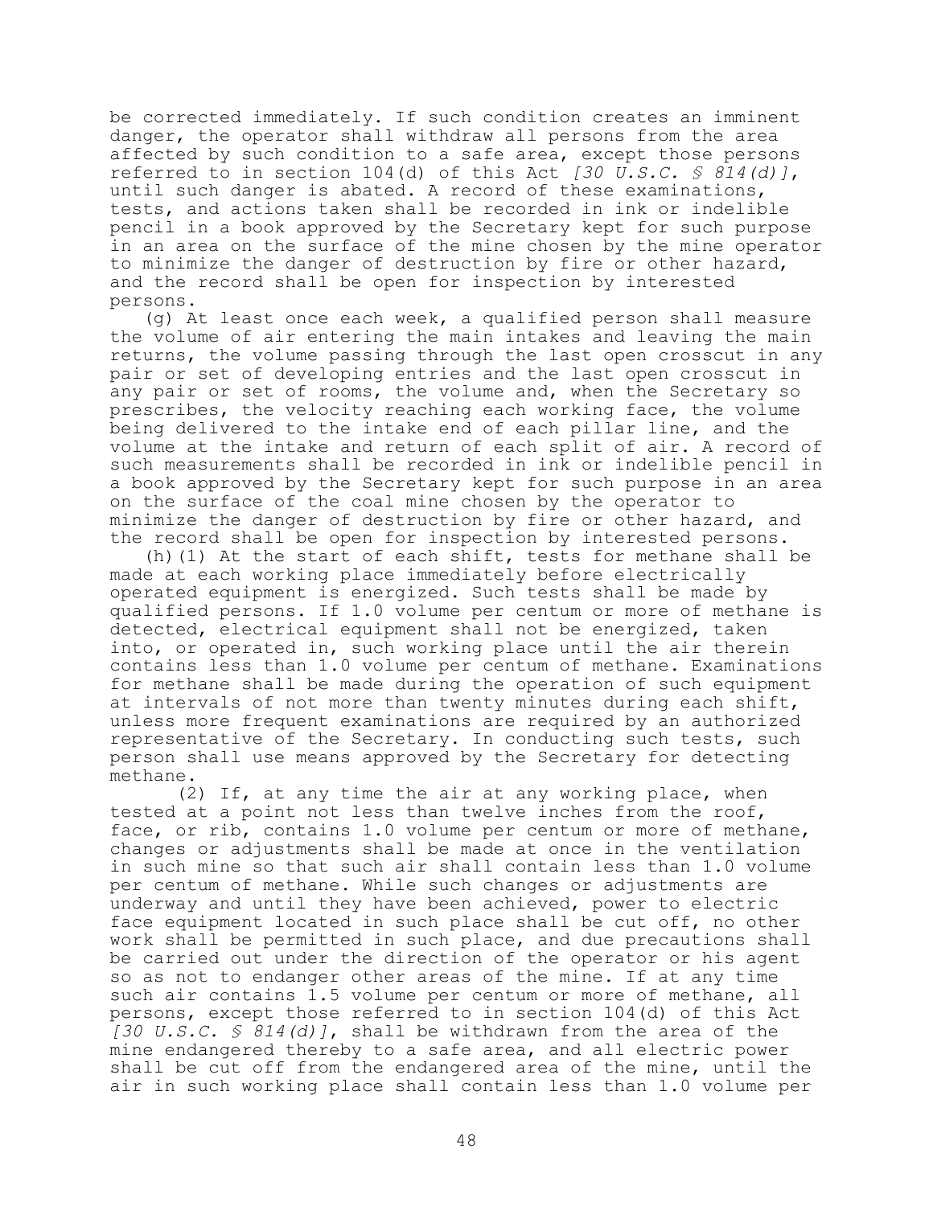be corrected immediately. If such condition creates an imminent danger, the operator shall withdraw all persons from the area affected by such condition to a safe area, except those persons referred to in section 104(d) of this Act *[30 U.S.C. § 814(d)]*, until such danger is abated. A record of these examinations, tests, and actions taken shall be recorded in ink or indelible pencil in a book approved by the Secretary kept for such purpose in an area on the surface of the mine chosen by the mine operator to minimize the danger of destruction by fire or other hazard, and the record shall be open for inspection by interested persons.

(g) At least once each week, a qualified person shall measure the volume of air entering the main intakes and leaving the main returns, the volume passing through the last open crosscut in any pair or set of developing entries and the last open crosscut in any pair or set of rooms, the volume and, when the Secretary so prescribes, the velocity reaching each working face, the volume being delivered to the intake end of each pillar line, and the volume at the intake and return of each split of air. A record of such measurements shall be recorded in ink or indelible pencil in a book approved by the Secretary kept for such purpose in an area on the surface of the coal mine chosen by the operator to minimize the danger of destruction by fire or other hazard, and the record shall be open for inspection by interested persons.

(h)(1) At the start of each shift, tests for methane shall be made at each working place immediately before electrically operated equipment is energized. Such tests shall be made by qualified persons. If 1.0 volume per centum or more of methane is detected, electrical equipment shall not be energized, taken into, or operated in, such working place until the air therein contains less than 1.0 volume per centum of methane. Examinations for methane shall be made during the operation of such equipment at intervals of not more than twenty minutes during each shift, unless more frequent examinations are required by an authorized representative of the Secretary. In conducting such tests, such person shall use means approved by the Secretary for detecting methane.

(2) If, at any time the air at any working place, when tested at a point not less than twelve inches from the roof, face, or rib, contains 1.0 volume per centum or more of methane, changes or adjustments shall be made at once in the ventilation in such mine so that such air shall contain less than 1.0 volume per centum of methane. While such changes or adjustments are underway and until they have been achieved, power to electric face equipment located in such place shall be cut off, no other work shall be permitted in such place, and due precautions shall be carried out under the direction of the operator or his agent so as not to endanger other areas of the mine. If at any time such air contains 1.5 volume per centum or more of methane, all persons, except those referred to in section 104(d) of this Act *[30 U.S.C. § 814(d)]*, shall be withdrawn from the area of the mine endangered thereby to a safe area, and all electric power shall be cut off from the endangered area of the mine, until the air in such working place shall contain less than 1.0 volume per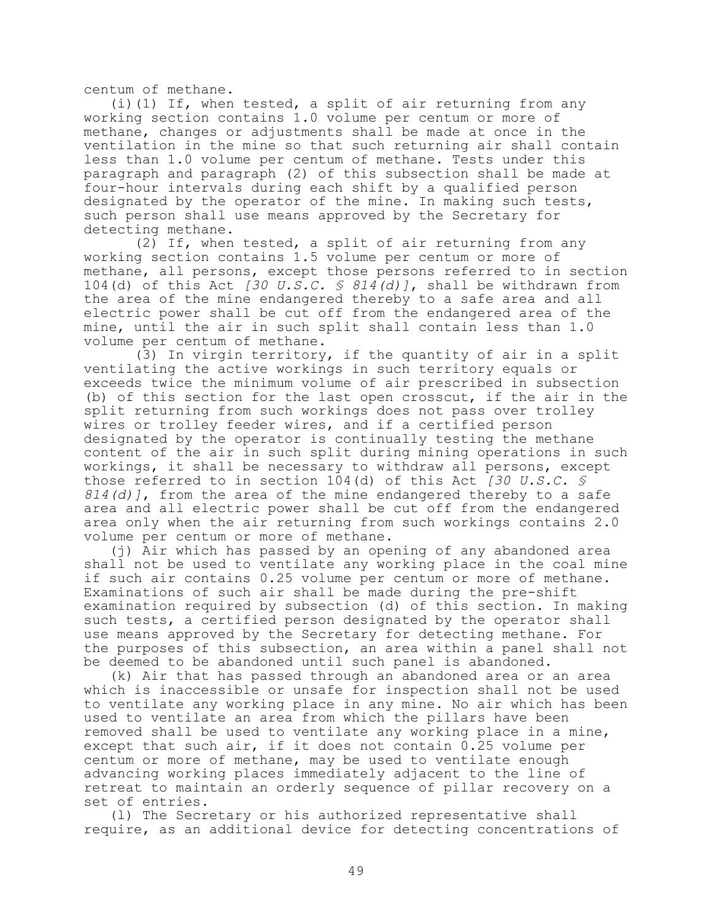centum of methane.

(i)(1) If, when tested, a split of air returning from any working section contains 1.0 volume per centum or more of methane, changes or adjustments shall be made at once in the ventilation in the mine so that such returning air shall contain less than 1.0 volume per centum of methane. Tests under this paragraph and paragraph (2) of this subsection shall be made at four-hour intervals during each shift by a qualified person designated by the operator of the mine. In making such tests, such person shall use means approved by the Secretary for detecting methane.

(2) If, when tested, a split of air returning from any working section contains 1.5 volume per centum or more of methane, all persons, except those persons referred to in section 104(d) of this Act *[30 U.S.C. § 814(d)]*, shall be withdrawn from the area of the mine endangered thereby to a safe area and all electric power shall be cut off from the endangered area of the mine, until the air in such split shall contain less than 1.0 volume per centum of methane.

(3) In virgin territory, if the quantity of air in a split ventilating the active workings in such territory equals or exceeds twice the minimum volume of air prescribed in subsection (b) of this section for the last open crosscut, if the air in the split returning from such workings does not pass over trolley wires or trolley feeder wires, and if a certified person designated by the operator is continually testing the methane content of the air in such split during mining operations in such workings, it shall be necessary to withdraw all persons, except those referred to in section 104(d) of this Act *[30 U.S.C. § 814(d)]*, from the area of the mine endangered thereby to a safe area and all electric power shall be cut off from the endangered area only when the air returning from such workings contains 2.0 volume per centum or more of methane.

(j) Air which has passed by an opening of any abandoned area shall not be used to ventilate any working place in the coal mine if such air contains 0.25 volume per centum or more of methane. Examinations of such air shall be made during the pre-shift examination required by subsection (d) of this section. In making such tests, a certified person designated by the operator shall use means approved by the Secretary for detecting methane. For the purposes of this subsection, an area within a panel shall not be deemed to be abandoned until such panel is abandoned.

(k) Air that has passed through an abandoned area or an area which is inaccessible or unsafe for inspection shall not be used to ventilate any working place in any mine. No air which has been used to ventilate an area from which the pillars have been removed shall be used to ventilate any working place in a mine, except that such air, if it does not contain 0.25 volume per centum or more of methane, may be used to ventilate enough advancing working places immediately adjacent to the line of retreat to maintain an orderly sequence of pillar recovery on a set of entries.

(l) The Secretary or his authorized representative shall require, as an additional device for detecting concentrations of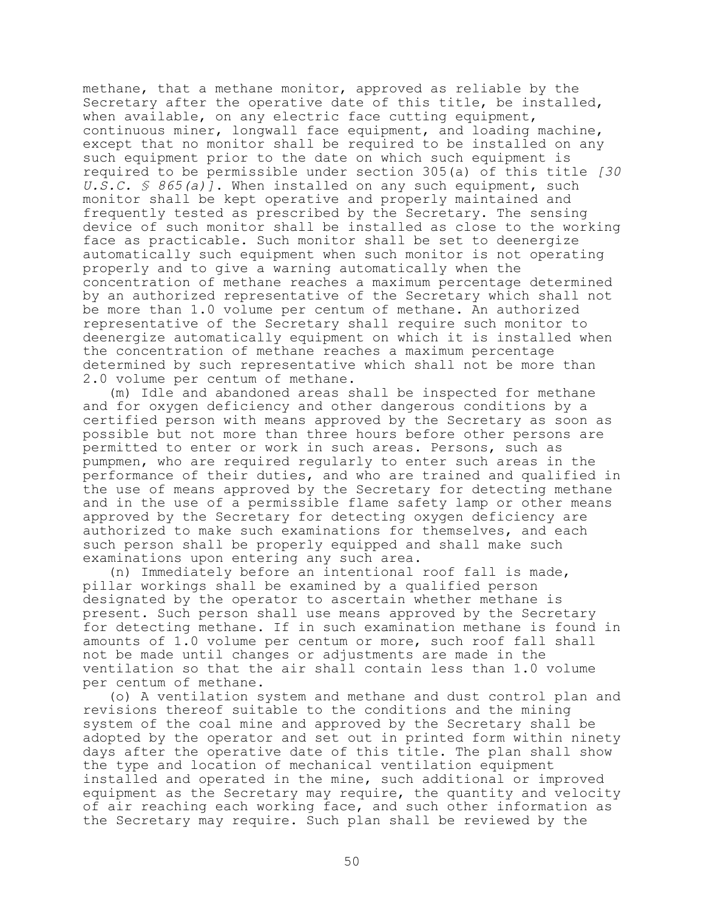methane, that a methane monitor, approved as reliable by the Secretary after the operative date of this title, be installed, when available, on any electric face cutting equipment, continuous miner, longwall face equipment, and loading machine, except that no monitor shall be required to be installed on any such equipment prior to the date on which such equipment is required to be permissible under section 305(a) of this title *[30 U.S.C. § 865(a)]*. When installed on any such equipment, such monitor shall be kept operative and properly maintained and frequently tested as prescribed by the Secretary. The sensing device of such monitor shall be installed as close to the working face as practicable. Such monitor shall be set to deenergize automatically such equipment when such monitor is not operating properly and to give a warning automatically when the concentration of methane reaches a maximum percentage determined by an authorized representative of the Secretary which shall not be more than 1.0 volume per centum of methane. An authorized representative of the Secretary shall require such monitor to deenergize automatically equipment on which it is installed when the concentration of methane reaches a maximum percentage determined by such representative which shall not be more than 2.0 volume per centum of methane.

(m) Idle and abandoned areas shall be inspected for methane and for oxygen deficiency and other dangerous conditions by a certified person with means approved by the Secretary as soon as possible but not more than three hours before other persons are permitted to enter or work in such areas. Persons, such as pumpmen, who are required regularly to enter such areas in the performance of their duties, and who are trained and qualified in the use of means approved by the Secretary for detecting methane and in the use of a permissible flame safety lamp or other means approved by the Secretary for detecting oxygen deficiency are authorized to make such examinations for themselves, and each such person shall be properly equipped and shall make such examinations upon entering any such area.

(n) Immediately before an intentional roof fall is made, pillar workings shall be examined by a qualified person designated by the operator to ascertain whether methane is present. Such person shall use means approved by the Secretary for detecting methane. If in such examination methane is found in amounts of 1.0 volume per centum or more, such roof fall shall not be made until changes or adjustments are made in the ventilation so that the air shall contain less than 1.0 volume per centum of methane.

(o) A ventilation system and methane and dust control plan and revisions thereof suitable to the conditions and the mining system of the coal mine and approved by the Secretary shall be adopted by the operator and set out in printed form within ninety days after the operative date of this title. The plan shall show the type and location of mechanical ventilation equipment installed and operated in the mine, such additional or improved equipment as the Secretary may require, the quantity and velocity of air reaching each working face, and such other information as the Secretary may require. Such plan shall be reviewed by the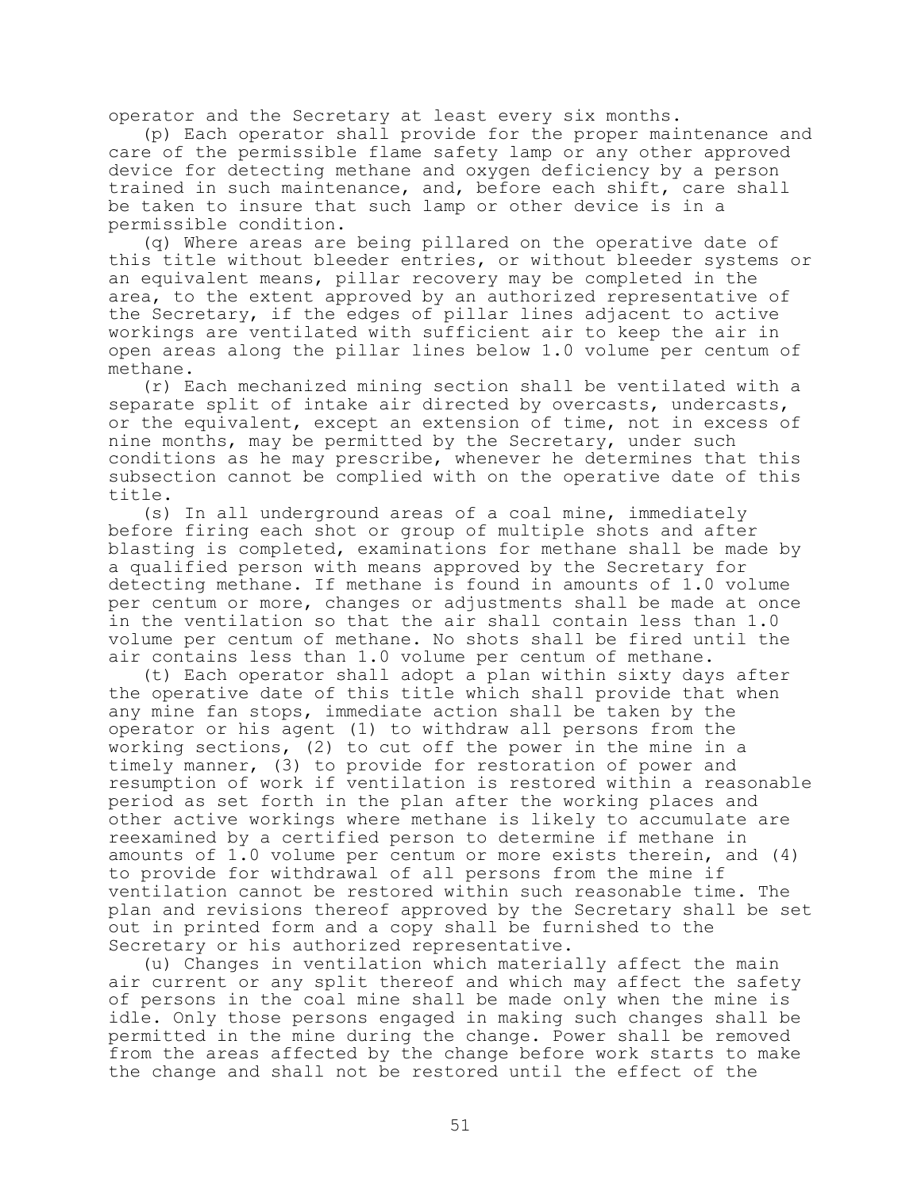operator and the Secretary at least every six months.

(p) Each operator shall provide for the proper maintenance and care of the permissible flame safety lamp or any other approved device for detecting methane and oxygen deficiency by a person trained in such maintenance, and, before each shift, care shall be taken to insure that such lamp or other device is in a permissible condition.

(q) Where areas are being pillared on the operative date of this title without bleeder entries, or without bleeder systems or an equivalent means, pillar recovery may be completed in the area, to the extent approved by an authorized representative of the Secretary, if the edges of pillar lines adjacent to active workings are ventilated with sufficient air to keep the air in open areas along the pillar lines below 1.0 volume per centum of methane.

(r) Each mechanized mining section shall be ventilated with a separate split of intake air directed by overcasts, undercasts, or the equivalent, except an extension of time, not in excess of nine months, may be permitted by the Secretary, under such conditions as he may prescribe, whenever he determines that this subsection cannot be complied with on the operative date of this title.

(s) In all underground areas of a coal mine, immediately before firing each shot or group of multiple shots and after blasting is completed, examinations for methane shall be made by a qualified person with means approved by the Secretary for detecting methane. If methane is found in amounts of 1.0 volume per centum or more, changes or adjustments shall be made at once in the ventilation so that the air shall contain less than 1.0 volume per centum of methane. No shots shall be fired until the air contains less than 1.0 volume per centum of methane.

(t) Each operator shall adopt a plan within sixty days after the operative date of this title which shall provide that when any mine fan stops, immediate action shall be taken by the operator or his agent (1) to withdraw all persons from the working sections, (2) to cut off the power in the mine in a timely manner, (3) to provide for restoration of power and resumption of work if ventilation is restored within a reasonable period as set forth in the plan after the working places and other active workings where methane is likely to accumulate are reexamined by a certified person to determine if methane in amounts of 1.0 volume per centum or more exists therein, and (4) to provide for withdrawal of all persons from the mine if ventilation cannot be restored within such reasonable time. The plan and revisions thereof approved by the Secretary shall be set out in printed form and a copy shall be furnished to the Secretary or his authorized representative.

(u) Changes in ventilation which materially affect the main air current or any split thereof and which may affect the safety of persons in the coal mine shall be made only when the mine is idle. Only those persons engaged in making such changes shall be permitted in the mine during the change. Power shall be removed from the areas affected by the change before work starts to make the change and shall not be restored until the effect of the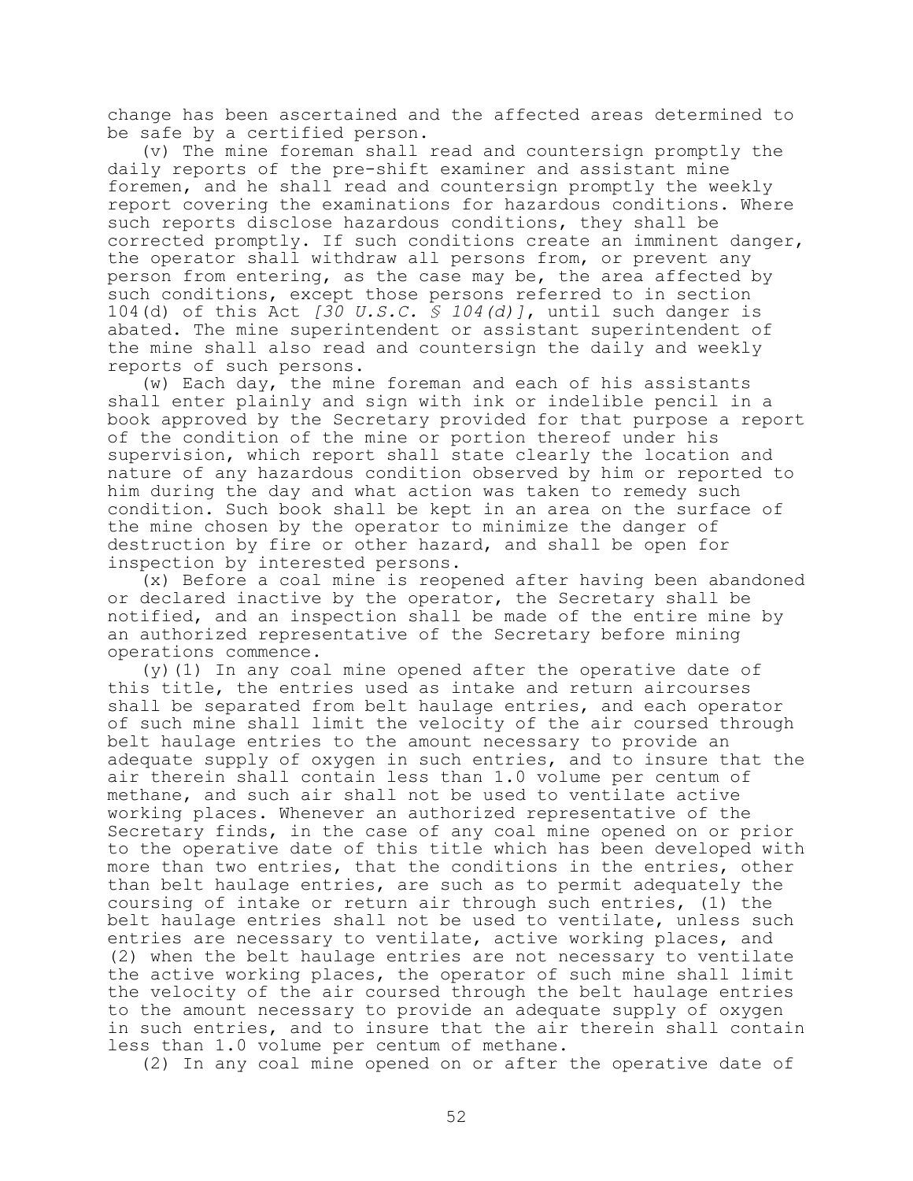change has been ascertained and the affected areas determined to be safe by a certified person.

(v) The mine foreman shall read and countersign promptly the daily reports of the pre-shift examiner and assistant mine foremen, and he shall read and countersign promptly the weekly report covering the examinations for hazardous conditions. Where such reports disclose hazardous conditions, they shall be corrected promptly. If such conditions create an imminent danger, the operator shall withdraw all persons from, or prevent any person from entering, as the case may be, the area affected by such conditions, except those persons referred to in section 104(d) of this Act *[30 U.S.C. § 104(d)]*, until such danger is abated. The mine superintendent or assistant superintendent of the mine shall also read and countersign the daily and weekly reports of such persons.

(w) Each day, the mine foreman and each of his assistants shall enter plainly and sign with ink or indelible pencil in a book approved by the Secretary provided for that purpose a report of the condition of the mine or portion thereof under his supervision, which report shall state clearly the location and nature of any hazardous condition observed by him or reported to him during the day and what action was taken to remedy such condition. Such book shall be kept in an area on the surface of the mine chosen by the operator to minimize the danger of destruction by fire or other hazard, and shall be open for inspection by interested persons.

(x) Before a coal mine is reopened after having been abandoned or declared inactive by the operator, the Secretary shall be notified, and an inspection shall be made of the entire mine by an authorized representative of the Secretary before mining operations commence.

(y)(1) In any coal mine opened after the operative date of this title, the entries used as intake and return aircourses shall be separated from belt haulage entries, and each operator of such mine shall limit the velocity of the air coursed through belt haulage entries to the amount necessary to provide an adequate supply of oxygen in such entries, and to insure that the air therein shall contain less than 1.0 volume per centum of methane, and such air shall not be used to ventilate active working places. Whenever an authorized representative of the Secretary finds, in the case of any coal mine opened on or prior to the operative date of this title which has been developed with more than two entries, that the conditions in the entries, other than belt haulage entries, are such as to permit adequately the coursing of intake or return air through such entries, (1) the belt haulage entries shall not be used to ventilate, unless such entries are necessary to ventilate, active working places, and (2) when the belt haulage entries are not necessary to ventilate the active working places, the operator of such mine shall limit the velocity of the air coursed through the belt haulage entries to the amount necessary to provide an adequate supply of oxygen in such entries, and to insure that the air therein shall contain less than 1.0 volume per centum of methane.

(2) In any coal mine opened on or after the operative date of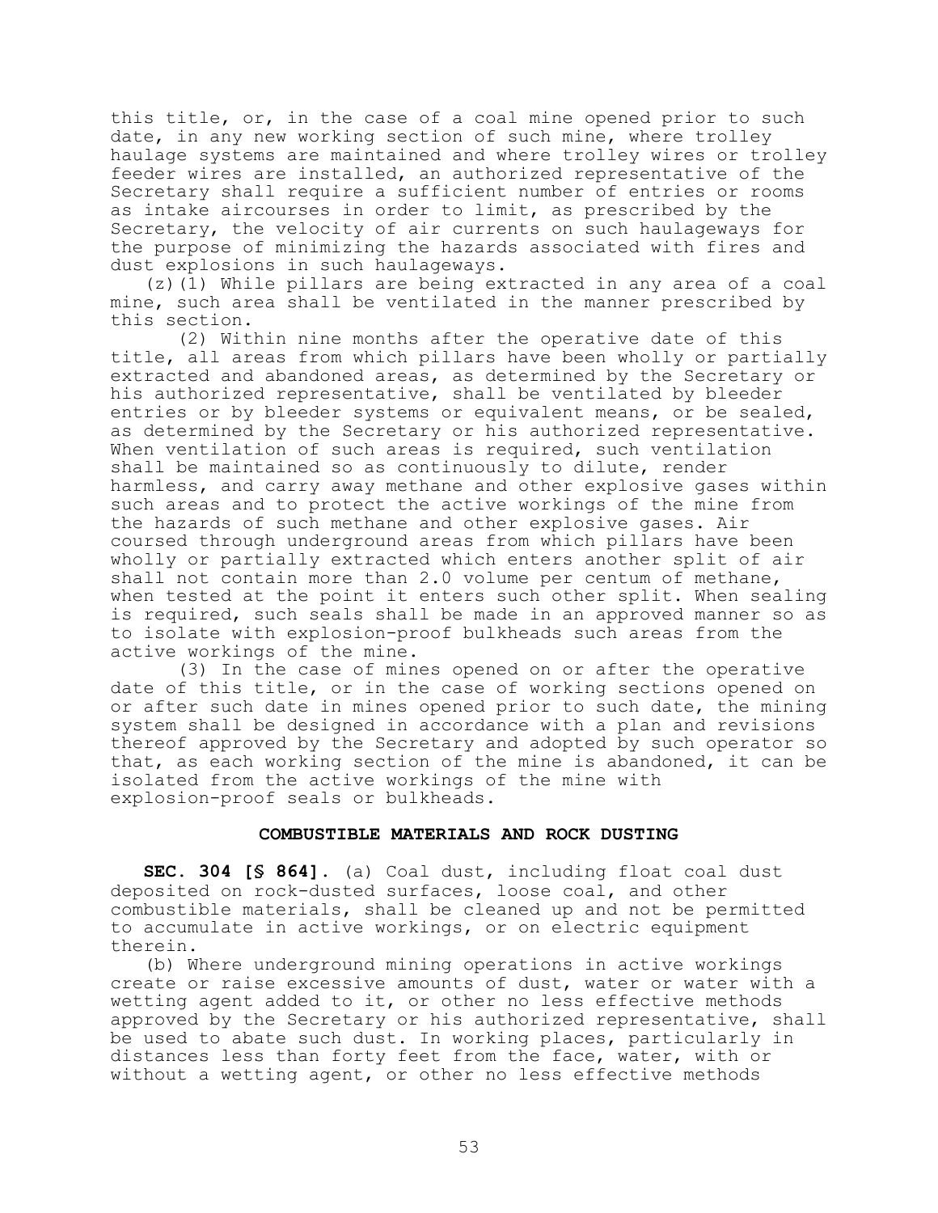this title, or, in the case of a coal mine opened prior to such date, in any new working section of such mine, where trolley haulage systems are maintained and where trolley wires or trolley feeder wires are installed, an authorized representative of the Secretary shall require a sufficient number of entries or rooms as intake aircourses in order to limit, as prescribed by the Secretary, the velocity of air currents on such haulageways for the purpose of minimizing the hazards associated with fires and dust explosions in such haulageways.

(z)(1) While pillars are being extracted in any area of a coal mine, such area shall be ventilated in the manner prescribed by this section.

(2) Within nine months after the operative date of this title, all areas from which pillars have been wholly or partially extracted and abandoned areas, as determined by the Secretary or his authorized representative, shall be ventilated by bleeder entries or by bleeder systems or equivalent means, or be sealed, as determined by the Secretary or his authorized representative. When ventilation of such areas is required, such ventilation shall be maintained so as continuously to dilute, render harmless, and carry away methane and other explosive gases within such areas and to protect the active workings of the mine from the hazards of such methane and other explosive gases. Air coursed through underground areas from which pillars have been wholly or partially extracted which enters another split of air shall not contain more than 2.0 volume per centum of methane, when tested at the point it enters such other split. When sealing is required, such seals shall be made in an approved manner so as to isolate with explosion-proof bulkheads such areas from the active workings of the mine.

(3) In the case of mines opened on or after the operative date of this title, or in the case of working sections opened on or after such date in mines opened prior to such date, the mining system shall be designed in accordance with a plan and revisions thereof approved by the Secretary and adopted by such operator so that, as each working section of the mine is abandoned, it can be isolated from the active workings of the mine with explosion-proof seals or bulkheads.

### COMBUSTIBLE MATERIALS AND ROCK DUSTING

**SEC. 304 [§ 864].** (a) Coal dust, including float coal dust deposited on rock-dusted surfaces, loose coal, and other combustible materials, shall be cleaned up and not be permitted to accumulate in active workings, or on electric equipment therein.

(b) Where underground mining operations in active workings create or raise excessive amounts of dust, water or water with a wetting agent added to it, or other no less effective methods approved by the Secretary or his authorized representative, shall be used to abate such dust. In working places, particularly in distances less than forty feet from the face, water, with or without a wetting agent, or other no less effective methods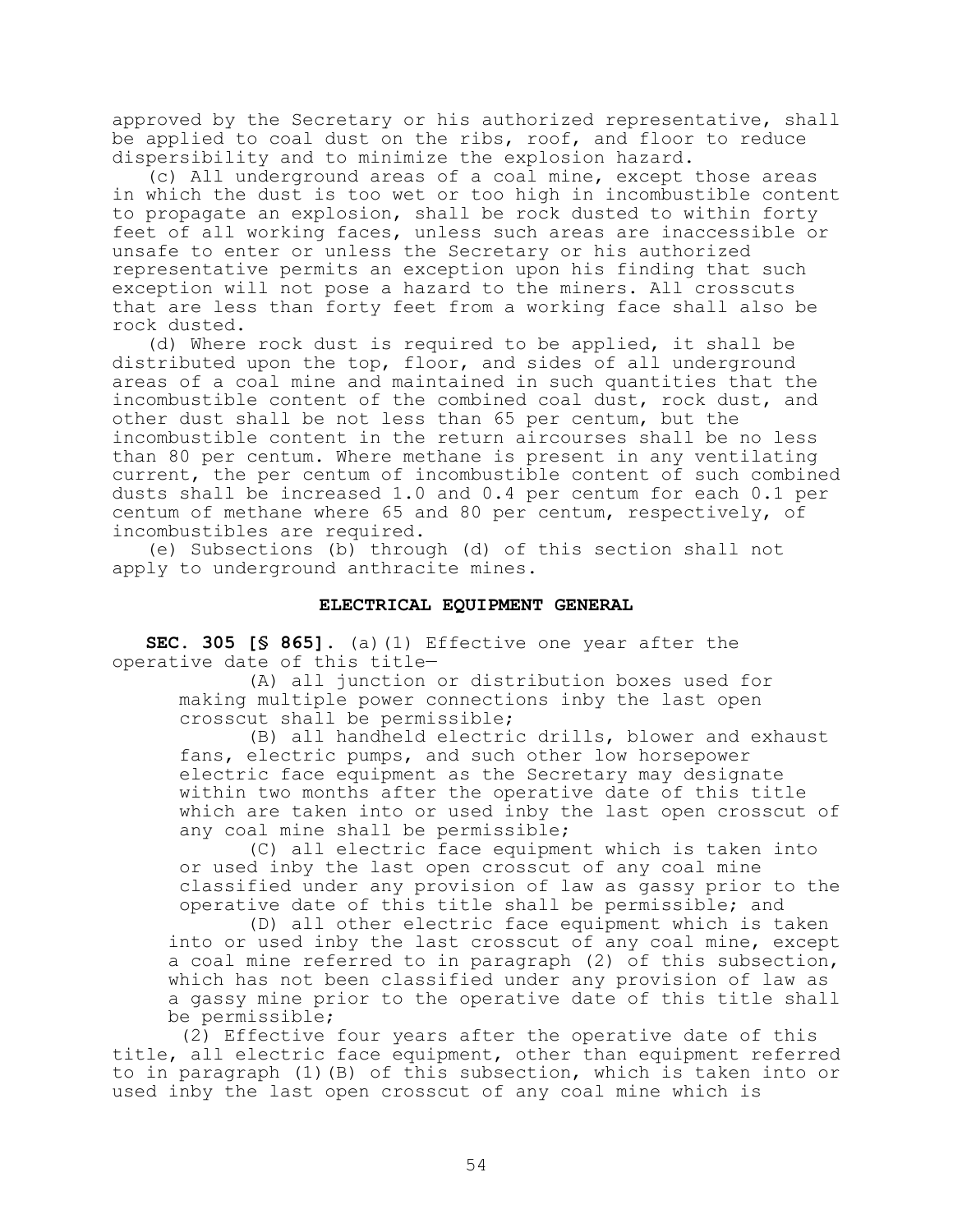approved by the Secretary or his authorized representative, shall be applied to coal dust on the ribs, roof, and floor to reduce dispersibility and to minimize the explosion hazard.

(c) All underground areas of a coal mine, except those areas in which the dust is too wet or too high in incombustible content to propagate an explosion, shall be rock dusted to within forty feet of all working faces, unless such areas are inaccessible or unsafe to enter or unless the Secretary or his authorized representative permits an exception upon his finding that such exception will not pose a hazard to the miners. All crosscuts that are less than forty feet from a working face shall also be rock dusted.

(d) Where rock dust is required to be applied, it shall be distributed upon the top, floor, and sides of all underground areas of a coal mine and maintained in such quantities that the incombustible content of the combined coal dust, rock dust, and other dust shall be not less than 65 per centum, but the incombustible content in the return aircourses shall be no less than 80 per centum. Where methane is present in any ventilating current, the per centum of incombustible content of such combined dusts shall be increased 1.0 and 0.4 per centum for each 0.1 per centum of methane where 65 and 80 per centum, respectively, of incombustibles are required.

(e) Subsections (b) through (d) of this section shall not apply to underground anthracite mines.

#### ELECTRICAL EQUIPMENT GENERAL

**SEC. 305 [§ 865].** (a)(1) Effective one year after the operative date of this title—

(A) all junction or distribution boxes used for making multiple power connections inby the last open crosscut shall be permissible;

(B) all handheld electric drills, blower and exhaust fans, electric pumps, and such other low horsepower electric face equipment as the Secretary may designate within two months after the operative date of this title which are taken into or used inby the last open crosscut of any coal mine shall be permissible;

(C) all electric face equipment which is taken into or used inby the last open crosscut of any coal mine classified under any provision of law as gassy prior to the operative date of this title shall be permissible; and

(D) all other electric face equipment which is taken into or used inby the last crosscut of any coal mine, except a coal mine referred to in paragraph (2) of this subsection, which has not been classified under any provision of law as a gassy mine prior to the operative date of this title shall be permissible;

(2) Effective four years after the operative date of this title, all electric face equipment, other than equipment referred to in paragraph (1)(B) of this subsection, which is taken into or used inby the last open crosscut of any coal mine which is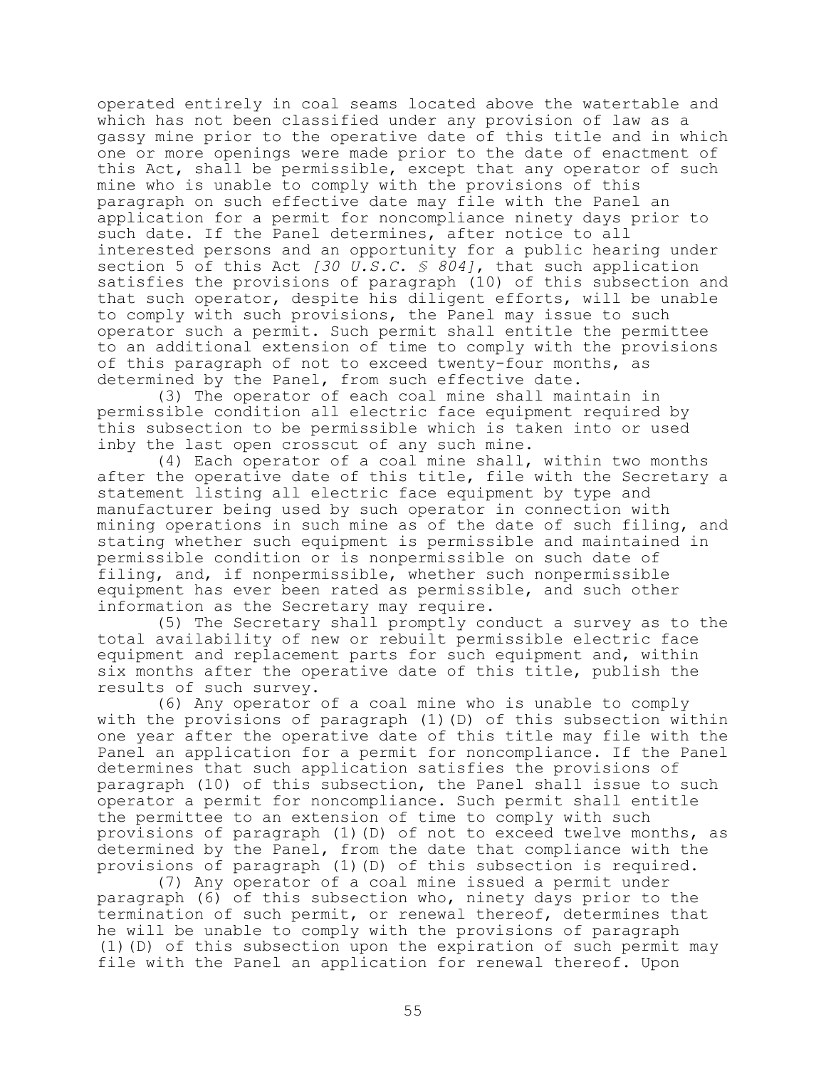operated entirely in coal seams located above the watertable and which has not been classified under any provision of law as a gassy mine prior to the operative date of this title and in which one or more openings were made prior to the date of enactment of this Act, shall be permissible, except that any operator of such mine who is unable to comply with the provisions of this paragraph on such effective date may file with the Panel an application for a permit for noncompliance ninety days prior to such date. If the Panel determines, after notice to all interested persons and an opportunity for a public hearing under section 5 of this Act *[30 U.S.C. § 804]*, that such application satisfies the provisions of paragraph (10) of this subsection and that such operator, despite his diligent efforts, will be unable to comply with such provisions, the Panel may issue to such operator such a permit. Such permit shall entitle the permittee to an additional extension of time to comply with the provisions of this paragraph of not to exceed twenty-four months, as determined by the Panel, from such effective date.

(3) The operator of each coal mine shall maintain in permissible condition all electric face equipment required by this subsection to be permissible which is taken into or used inby the last open crosscut of any such mine.

(4) Each operator of a coal mine shall, within two months after the operative date of this title, file with the Secretary a statement listing all electric face equipment by type and manufacturer being used by such operator in connection with mining operations in such mine as of the date of such filing, and stating whether such equipment is permissible and maintained in permissible condition or is nonpermissible on such date of filing, and, if nonpermissible, whether such nonpermissible equipment has ever been rated as permissible, and such other information as the Secretary may require.

(5) The Secretary shall promptly conduct a survey as to the total availability of new or rebuilt permissible electric face equipment and replacement parts for such equipment and, within six months after the operative date of this title, publish the results of such survey.

(6) Any operator of a coal mine who is unable to comply with the provisions of paragraph (1)(D) of this subsection within one year after the operative date of this title may file with the Panel an application for a permit for noncompliance. If the Panel determines that such application satisfies the provisions of paragraph (10) of this subsection, the Panel shall issue to such operator a permit for noncompliance. Such permit shall entitle the permittee to an extension of time to comply with such provisions of paragraph (1)(D) of not to exceed twelve months, as determined by the Panel, from the date that compliance with the provisions of paragraph (1)(D) of this subsection is required.

(7) Any operator of a coal mine issued a permit under paragraph (6) of this subsection who, ninety days prior to the termination of such permit, or renewal thereof, determines that he will be unable to comply with the provisions of paragraph (1)(D) of this subsection upon the expiration of such permit may file with the Panel an application for renewal thereof. Upon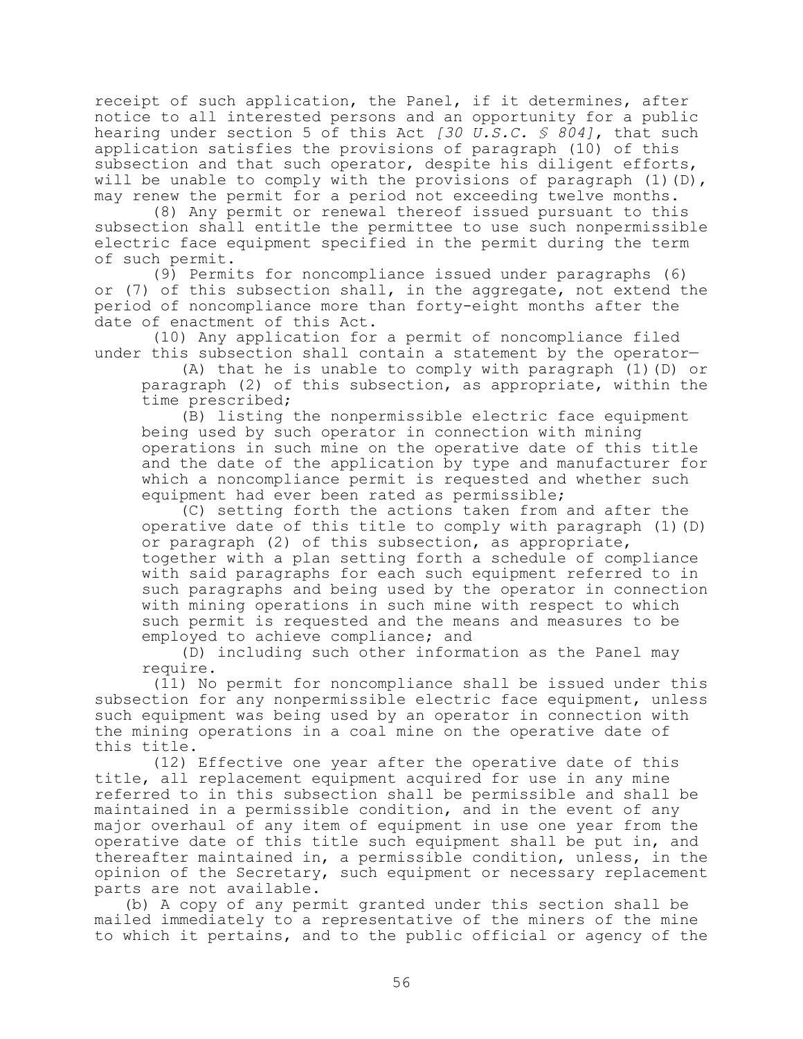receipt of such application, the Panel, if it determines, after notice to all interested persons and an opportunity for a public hearing under section 5 of this Act *[30 U.S.C. § 804]*, that such application satisfies the provisions of paragraph (10) of this subsection and that such operator, despite his diligent efforts, will be unable to comply with the provisions of paragraph (1)(D), may renew the permit for a period not exceeding twelve months.

(8) Any permit or renewal thereof issued pursuant to this subsection shall entitle the permittee to use such nonpermissible electric face equipment specified in the permit during the term of such permit.

(9) Permits for noncompliance issued under paragraphs (6) or (7) of this subsection shall, in the aggregate, not extend the period of noncompliance more than forty-eight months after the date of enactment of this Act.

(10) Any application for a permit of noncompliance filed under this subsection shall contain a statement by the operator—

(A) that he is unable to comply with paragraph (1)(D) or paragraph (2) of this subsection, as appropriate, within the time prescribed;

(B) listing the nonpermissible electric face equipment being used by such operator in connection with mining operations in such mine on the operative date of this title and the date of the application by type and manufacturer for which a noncompliance permit is requested and whether such equipment had ever been rated as permissible;

(C) setting forth the actions taken from and after the operative date of this title to comply with paragraph (1)(D) or paragraph (2) of this subsection, as appropriate, together with a plan setting forth a schedule of compliance with said paragraphs for each such equipment referred to in such paragraphs and being used by the operator in connection with mining operations in such mine with respect to which such permit is requested and the means and measures to be employed to achieve compliance; and

(D) including such other information as the Panel may require.

(11) No permit for noncompliance shall be issued under this subsection for any nonpermissible electric face equipment, unless such equipment was being used by an operator in connection with the mining operations in a coal mine on the operative date of this title.

(12) Effective one year after the operative date of this title, all replacement equipment acquired for use in any mine referred to in this subsection shall be permissible and shall be maintained in a permissible condition, and in the event of any major overhaul of any item of equipment in use one year from the operative date of this title such equipment shall be put in, and thereafter maintained in, a permissible condition, unless, in the opinion of the Secretary, such equipment or necessary replacement parts are not available.

(b) A copy of any permit granted under this section shall be mailed immediately to a representative of the miners of the mine to which it pertains, and to the public official or agency of the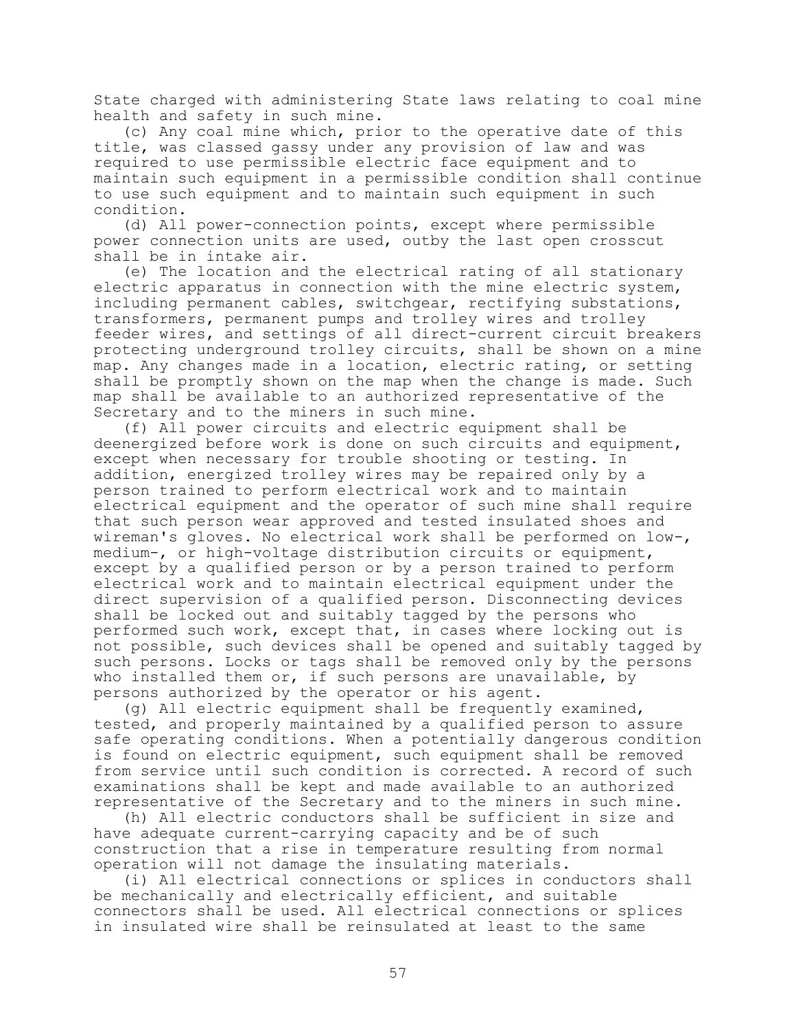State charged with administering State laws relating to coal mine health and safety in such mine.

(c) Any coal mine which, prior to the operative date of this title, was classed gassy under any provision of law and was required to use permissible electric face equipment and to maintain such equipment in a permissible condition shall continue to use such equipment and to maintain such equipment in such condition.

(d) All power-connection points, except where permissible power connection units are used, outby the last open crosscut shall be in intake air.

(e) The location and the electrical rating of all stationary electric apparatus in connection with the mine electric system, including permanent cables, switchgear, rectifying substations, transformers, permanent pumps and trolley wires and trolley feeder wires, and settings of all direct-current circuit breakers protecting underground trolley circuits, shall be shown on a mine map. Any changes made in a location, electric rating, or setting shall be promptly shown on the map when the change is made. Such map shall be available to an authorized representative of the Secretary and to the miners in such mine.

(f) All power circuits and electric equipment shall be deenergized before work is done on such circuits and equipment, except when necessary for trouble shooting or testing. In addition, energized trolley wires may be repaired only by a person trained to perform electrical work and to maintain electrical equipment and the operator of such mine shall require that such person wear approved and tested insulated shoes and wireman's gloves. No electrical work shall be performed on low-, medium-, or high-voltage distribution circuits or equipment, except by a qualified person or by a person trained to perform electrical work and to maintain electrical equipment under the direct supervision of a qualified person. Disconnecting devices shall be locked out and suitably tagged by the persons who performed such work, except that, in cases where locking out is not possible, such devices shall be opened and suitably tagged by such persons. Locks or tags shall be removed only by the persons who installed them or, if such persons are unavailable, by persons authorized by the operator or his agent.

(g) All electric equipment shall be frequently examined, tested, and properly maintained by a qualified person to assure safe operating conditions. When a potentially dangerous condition is found on electric equipment, such equipment shall be removed from service until such condition is corrected. A record of such examinations shall be kept and made available to an authorized representative of the Secretary and to the miners in such mine.

(h) All electric conductors shall be sufficient in size and have adequate current-carrying capacity and be of such construction that a rise in temperature resulting from normal operation will not damage the insulating materials.

(i) All electrical connections or splices in conductors shall be mechanically and electrically efficient, and suitable connectors shall be used. All electrical connections or splices in insulated wire shall be reinsulated at least to the same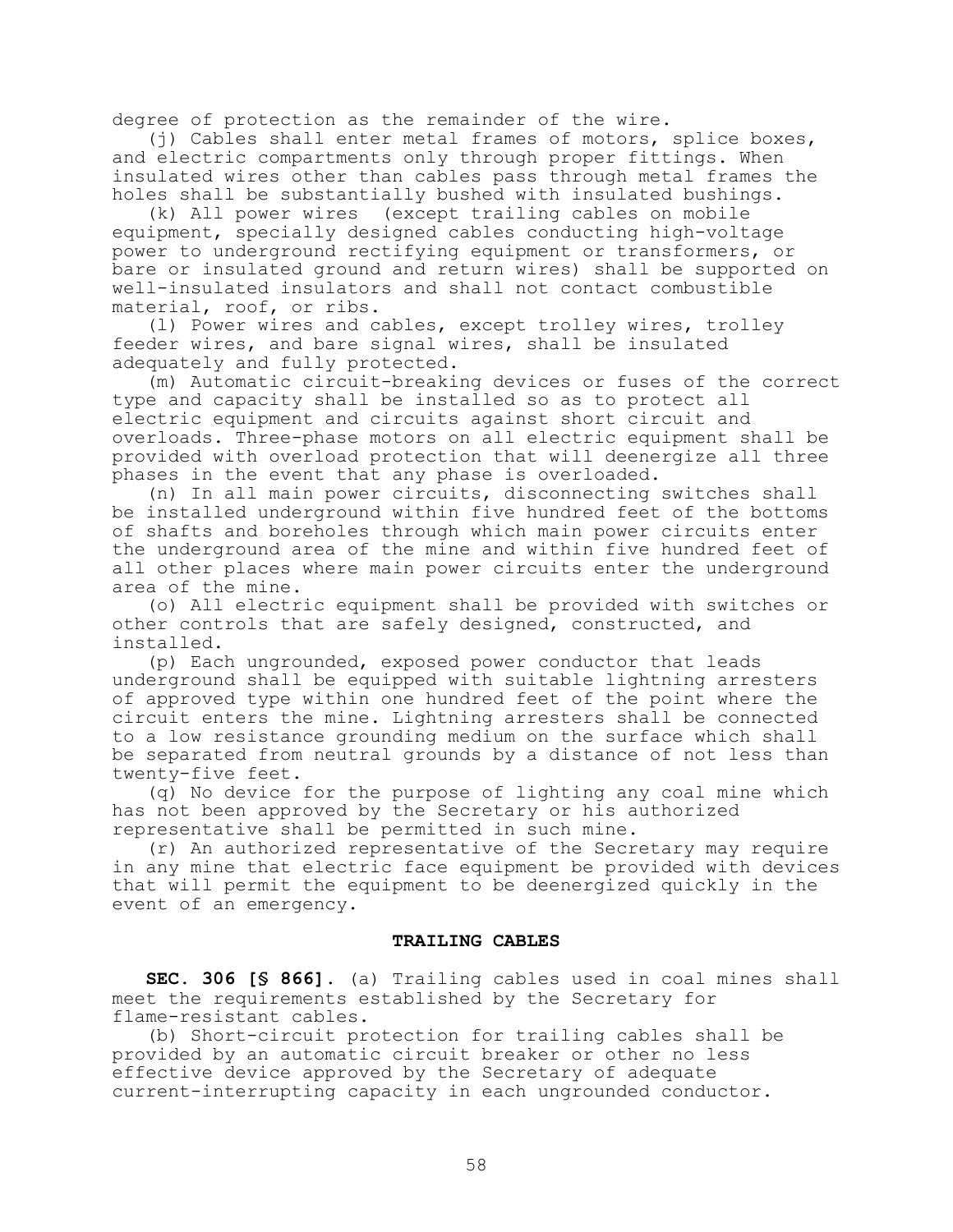degree of protection as the remainder of the wire.

(j) Cables shall enter metal frames of motors, splice boxes, and electric compartments only through proper fittings. When insulated wires other than cables pass through metal frames the holes shall be substantially bushed with insulated bushings.

(k) All power wires (except trailing cables on mobile equipment, specially designed cables conducting high-voltage power to underground rectifying equipment or transformers, or bare or insulated ground and return wires) shall be supported on well-insulated insulators and shall not contact combustible material, roof, or ribs.

(l) Power wires and cables, except trolley wires, trolley feeder wires, and bare signal wires, shall be insulated adequately and fully protected.

(m) Automatic circuit-breaking devices or fuses of the correct type and capacity shall be installed so as to protect all electric equipment and circuits against short circuit and overloads. Three-phase motors on all electric equipment shall be provided with overload protection that will deenergize all three phases in the event that any phase is overloaded.

(n) In all main power circuits, disconnecting switches shall be installed underground within five hundred feet of the bottoms of shafts and boreholes through which main power circuits enter the underground area of the mine and within five hundred feet of all other places where main power circuits enter the underground area of the mine.

(o) All electric equipment shall be provided with switches or other controls that are safely designed, constructed, and installed.

(p) Each ungrounded, exposed power conductor that leads underground shall be equipped with suitable lightning arresters of approved type within one hundred feet of the point where the circuit enters the mine. Lightning arresters shall be connected to a low resistance grounding medium on the surface which shall be separated from neutral grounds by a distance of not less than twenty-five feet.

(q) No device for the purpose of lighting any coal mine which has not been approved by the Secretary or his authorized representative shall be permitted in such mine.

(r) An authorized representative of the Secretary may require in any mine that electric face equipment be provided with devices that will permit the equipment to be deenergized quickly in the event of an emergency.

### TRAILING CABLES

**SEC. 306 [§ 866].** (a) Trailing cables used in coal mines shall meet the requirements established by the Secretary for flame-resistant cables.

(b) Short-circuit protection for trailing cables shall be provided by an automatic circuit breaker or other no less effective device approved by the Secretary of adequate current-interrupting capacity in each ungrounded conductor.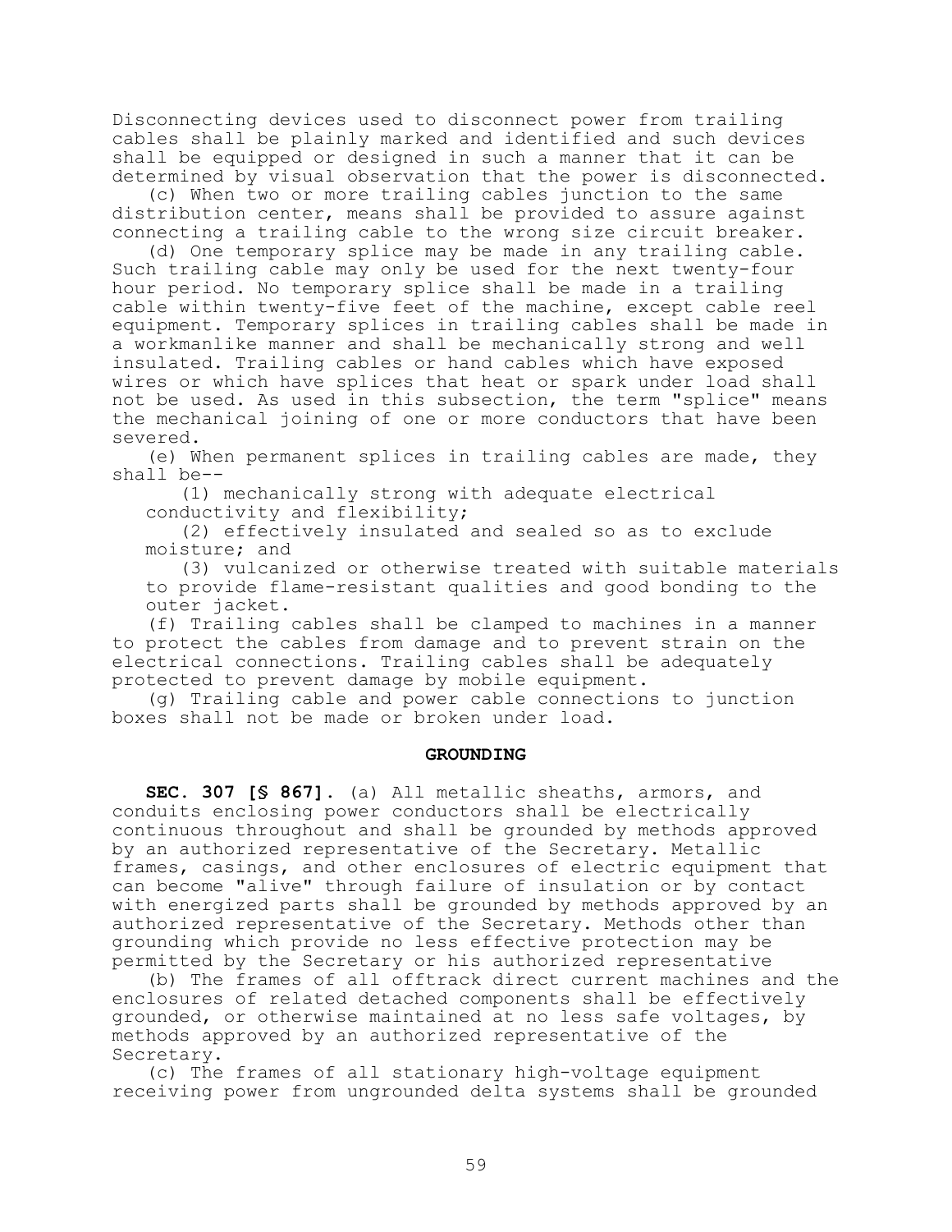Disconnecting devices used to disconnect power from trailing cables shall be plainly marked and identified and such devices shall be equipped or designed in such a manner that it can be determined by visual observation that the power is disconnected.

(c) When two or more trailing cables junction to the same distribution center, means shall be provided to assure against connecting a trailing cable to the wrong size circuit breaker.

(d) One temporary splice may be made in any trailing cable. Such trailing cable may only be used for the next twenty-four hour period. No temporary splice shall be made in a trailing cable within twenty-five feet of the machine, except cable reel equipment. Temporary splices in trailing cables shall be made in a workmanlike manner and shall be mechanically strong and well insulated. Trailing cables or hand cables which have exposed wires or which have splices that heat or spark under load shall not be used. As used in this subsection, the term "splice" means the mechanical joining of one or more conductors that have been severed.

(e) When permanent splices in trailing cables are made, they shall be--

(1) mechanically strong with adequate electrical conductivity and flexibility;

(2) effectively insulated and sealed so as to exclude moisture; and

(3) vulcanized or otherwise treated with suitable materials to provide flame-resistant qualities and good bonding to the outer jacket.

(f) Trailing cables shall be clamped to machines in a manner to protect the cables from damage and to prevent strain on the electrical connections. Trailing cables shall be adequately protected to prevent damage by mobile equipment.

(g) Trailing cable and power cable connections to junction boxes shall not be made or broken under load.

## GROUNDING

**SEC. 307 [§ 867].** (a) All metallic sheaths, armors, and conduits enclosing power conductors shall be electrically continuous throughout and shall be grounded by methods approved by an authorized representative of the Secretary. Metallic frames, casings, and other enclosures of electric equipment that can become "alive" through failure of insulation or by contact with energized parts shall be grounded by methods approved by an authorized representative of the Secretary. Methods other than grounding which provide no less effective protection may be permitted by the Secretary or his authorized representative

(b) The frames of all offtrack direct current machines and the enclosures of related detached components shall be effectively grounded, or otherwise maintained at no less safe voltages, by methods approved by an authorized representative of the Secretary.

(c) The frames of all stationary high-voltage equipment receiving power from ungrounded delta systems shall be grounded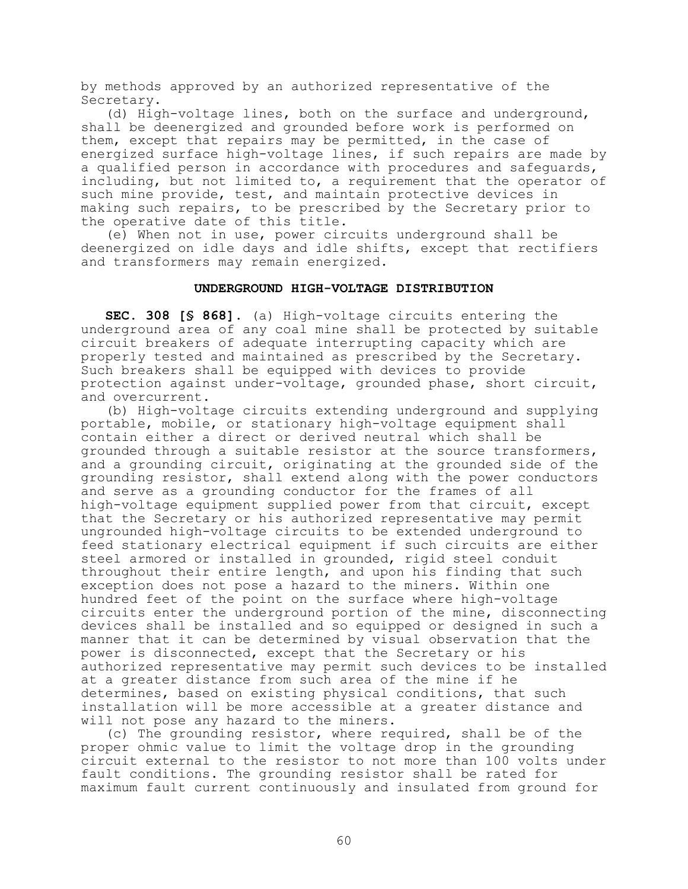by methods approved by an authorized representative of the Secretary.

(d) High-voltage lines, both on the surface and underground, shall be deenergized and grounded before work is performed on them, except that repairs may be permitted, in the case of energized surface high-voltage lines, if such repairs are made by a qualified person in accordance with procedures and safeguards, including, but not limited to, a requirement that the operator of such mine provide, test, and maintain protective devices in making such repairs, to be prescribed by the Secretary prior to the operative date of this title.

(e) When not in use, power circuits underground shall be deenergized on idle days and idle shifts, except that rectifiers and transformers may remain energized.

### UNDERGROUND HIGH-VOLTAGE DISTRIBUTION

**SEC. 308 [§ 868].** (a) High-voltage circuits entering the underground area of any coal mine shall be protected by suitable circuit breakers of adequate interrupting capacity which are properly tested and maintained as prescribed by the Secretary. Such breakers shall be equipped with devices to provide protection against under-voltage, grounded phase, short circuit, and overcurrent.

(b) High-voltage circuits extending underground and supplying portable, mobile, or stationary high-voltage equipment shall contain either a direct or derived neutral which shall be grounded through a suitable resistor at the source transformers, and a grounding circuit, originating at the grounded side of the grounding resistor, shall extend along with the power conductors and serve as a grounding conductor for the frames of all high-voltage equipment supplied power from that circuit, except that the Secretary or his authorized representative may permit ungrounded high-voltage circuits to be extended underground to feed stationary electrical equipment if such circuits are either steel armored or installed in grounded, rigid steel conduit throughout their entire length, and upon his finding that such exception does not pose a hazard to the miners. Within one hundred feet of the point on the surface where high-voltage circuits enter the underground portion of the mine, disconnecting devices shall be installed and so equipped or designed in such a manner that it can be determined by visual observation that the power is disconnected, except that the Secretary or his authorized representative may permit such devices to be installed at a greater distance from such area of the mine if he determines, based on existing physical conditions, that such installation will be more accessible at a greater distance and will not pose any hazard to the miners.

(c) The grounding resistor, where required, shall be of the proper ohmic value to limit the voltage drop in the grounding circuit external to the resistor to not more than 100 volts under fault conditions. The grounding resistor shall be rated for maximum fault current continuously and insulated from ground for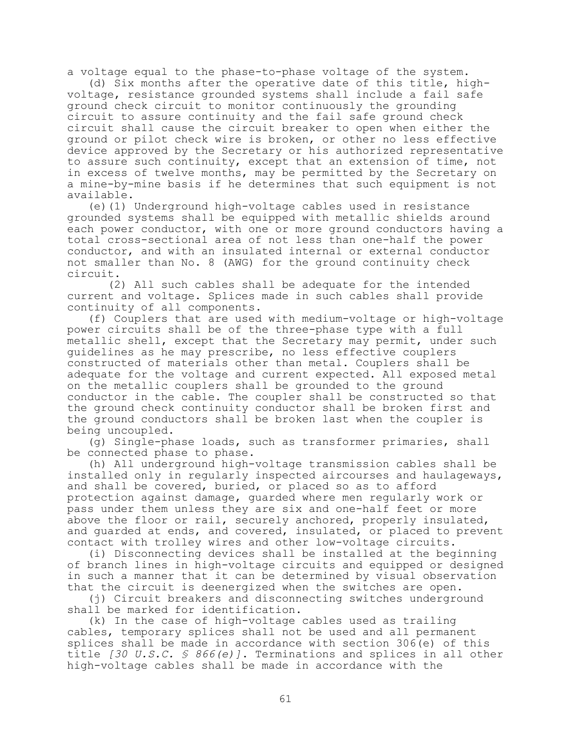a voltage equal to the phase-to-phase voltage of the system.

(d) Six months after the operative date of this title, high-voltage, resistance grounded systems shall include a fail safe ground check circuit to monitor continuously the grounding circuit to assure continuity and the fail safe ground check circuit shall cause the circuit breaker to open when either the ground or pilot check wire is broken, or other no less effective device approved by the Secretary or his authorized representative to assure such continuity, except that an extension of time, not in excess of twelve months, may be permitted by the Secretary on a mine-by-mine basis if he determines that such equipment is not available.

(e)(1) Underground high-voltage cables used in resistance grounded systems shall be equipped with metallic shields around each power conductor, with one or more ground conductors having a total cross-sectional area of not less than one-half the power conductor, and with an insulated internal or external conductor not smaller than No. 8 (AWG) for the ground continuity check circuit.

(2) All such cables shall be adequate for the intended current and voltage. Splices made in such cables shall provide continuity of all components.

(f) Couplers that are used with medium-voltage or high-voltage power circuits shall be of the three-phase type with a full metallic shell, except that the Secretary may permit, under such guidelines as he may prescribe, no less effective couplers constructed of materials other than metal. Couplers shall be adequate for the voltage and current expected. All exposed metal on the metallic couplers shall be grounded to the ground conductor in the cable. The coupler shall be constructed so that the ground check continuity conductor shall be broken first and the ground conductors shall be broken last when the coupler is being uncoupled.

(g) Single-phase loads, such as transformer primaries, shall be connected phase to phase.

(h) All underground high-voltage transmission cables shall be installed only in regularly inspected aircourses and haulageways, and shall be covered, buried, or placed so as to afford protection against damage, guarded where men regularly work or pass under them unless they are six and one-half feet or more above the floor or rail, securely anchored, properly insulated, and guarded at ends, and covered, insulated, or placed to prevent contact with trolley wires and other low-voltage circuits.

(i) Disconnecting devices shall be installed at the beginning of branch lines in high-voltage circuits and equipped or designed in such a manner that it can be determined by visual observation that the circuit is deenergized when the switches are open.

(j) Circuit breakers and disconnecting switches underground shall be marked for identification.

(k) In the case of high-voltage cables used as trailing cables, temporary splices shall not be used and all permanent splices shall be made in accordance with section 306(e) of this title *[30 U.S.C. § 866(e)]*. Terminations and splices in all other high-voltage cables shall be made in accordance with the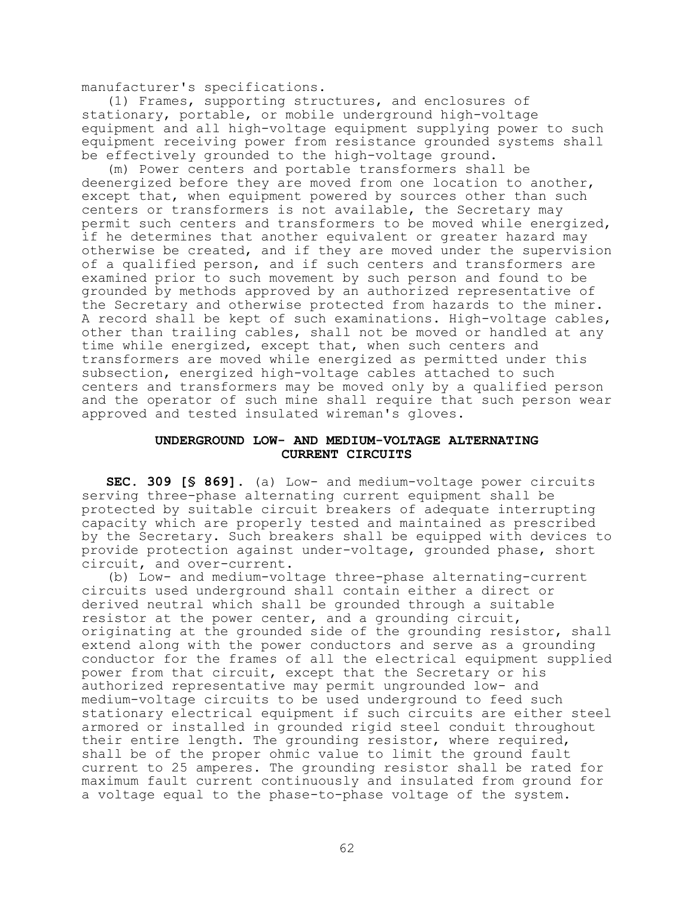manufacturer's specifications.

(l) Frames, supporting structures, and enclosures of stationary, portable, or mobile underground high-voltage equipment and all high-voltage equipment supplying power to such equipment receiving power from resistance grounded systems shall be effectively grounded to the high-voltage ground.

(m) Power centers and portable transformers shall be deenergized before they are moved from one location to another, except that, when equipment powered by sources other than such centers or transformers is not available, the Secretary may permit such centers and transformers to be moved while energized, if he determines that another equivalent or greater hazard may otherwise be created, and if they are moved under the supervision of a qualified person, and if such centers and transformers are examined prior to such movement by such person and found to be grounded by methods approved by an authorized representative of the Secretary and otherwise protected from hazards to the miner. A record shall be kept of such examinations. High-voltage cables, other than trailing cables, shall not be moved or handled at any time while energized, except that, when such centers and transformers are moved while energized as permitted under this subsection, energized high-voltage cables attached to such centers and transformers may be moved only by a qualified person and the operator of such mine shall require that such person wear approved and tested insulated wireman's gloves.

### UNDERGROUND LOW- AND MEDIUM-VOLTAGE ALTERNATING CURRENT CIRCUITS

**SEC. 309 [§ 869].** (a) Low- and medium-voltage power circuits serving three-phase alternating current equipment shall be protected by suitable circuit breakers of adequate interrupting capacity which are properly tested and maintained as prescribed by the Secretary. Such breakers shall be equipped with devices to provide protection against under-voltage, grounded phase, short circuit, and over-current.

(b) Low- and medium-voltage three-phase alternating-current circuits used underground shall contain either a direct or derived neutral which shall be grounded through a suitable resistor at the power center, and a grounding circuit, originating at the grounded side of the grounding resistor, shall extend along with the power conductors and serve as a grounding conductor for the frames of all the electrical equipment supplied power from that circuit, except that the Secretary or his authorized representative may permit ungrounded low- and medium-voltage circuits to be used underground to feed such stationary electrical equipment if such circuits are either steel armored or installed in grounded rigid steel conduit throughout their entire length. The grounding resistor, where required, shall be of the proper ohmic value to limit the ground fault current to 25 amperes. The grounding resistor shall be rated for maximum fault current continuously and insulated from ground for a voltage equal to the phase-to-phase voltage of the system.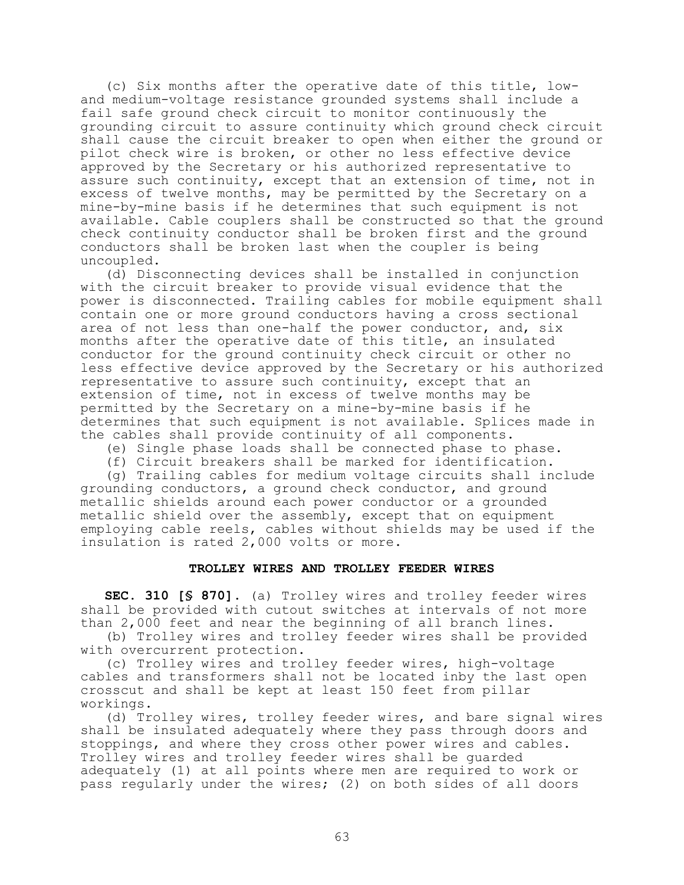(c) Six months after the operative date of this title, low- and medium-voltage resistance grounded systems shall include a fail safe ground check circuit to monitor continuously the grounding circuit to assure continuity which ground check circuit shall cause the circuit breaker to open when either the ground or pilot check wire is broken, or other no less effective device approved by the Secretary or his authorized representative to assure such continuity, except that an extension of time, not in excess of twelve months, may be permitted by the Secretary on a mine-by-mine basis if he determines that such equipment is not available. Cable couplers shall be constructed so that the ground check continuity conductor shall be broken first and the ground conductors shall be broken last when the coupler is being uncoupled.

(d) Disconnecting devices shall be installed in conjunction with the circuit breaker to provide visual evidence that the power is disconnected. Trailing cables for mobile equipment shall contain one or more ground conductors having a cross sectional area of not less than one-half the power conductor, and, six months after the operative date of this title, an insulated conductor for the ground continuity check circuit or other no less effective device approved by the Secretary or his authorized representative to assure such continuity, except that an extension of time, not in excess of twelve months may be permitted by the Secretary on a mine-by-mine basis if he determines that such equipment is not available. Splices made in the cables shall provide continuity of all components.

(e) Single phase loads shall be connected phase to phase.

(f) Circuit breakers shall be marked for identification.

(g) Trailing cables for medium voltage circuits shall include grounding conductors, a ground check conductor, and ground metallic shields around each power conductor or a grounded metallic shield over the assembly, except that on equipment employing cable reels, cables without shields may be used if the insulation is rated 2,000 volts or more.

## TROLLEY WIRES AND TROLLEY FEEDER WIRES

**SEC. 310 [§ 870].** (a) Trolley wires and trolley feeder wires shall be provided with cutout switches at intervals of not more than 2,000 feet and near the beginning of all branch lines.

(b) Trolley wires and trolley feeder wires shall be provided with overcurrent protection.

(c) Trolley wires and trolley feeder wires, high-voltage cables and transformers shall not be located inby the last open crosscut and shall be kept at least 150 feet from pillar workings.

(d) Trolley wires, trolley feeder wires, and bare signal wires shall be insulated adequately where they pass through doors and stoppings, and where they cross other power wires and cables. Trolley wires and trolley feeder wires shall be guarded adequately (1) at all points where men are required to work or pass regularly under the wires; (2) on both sides of all doors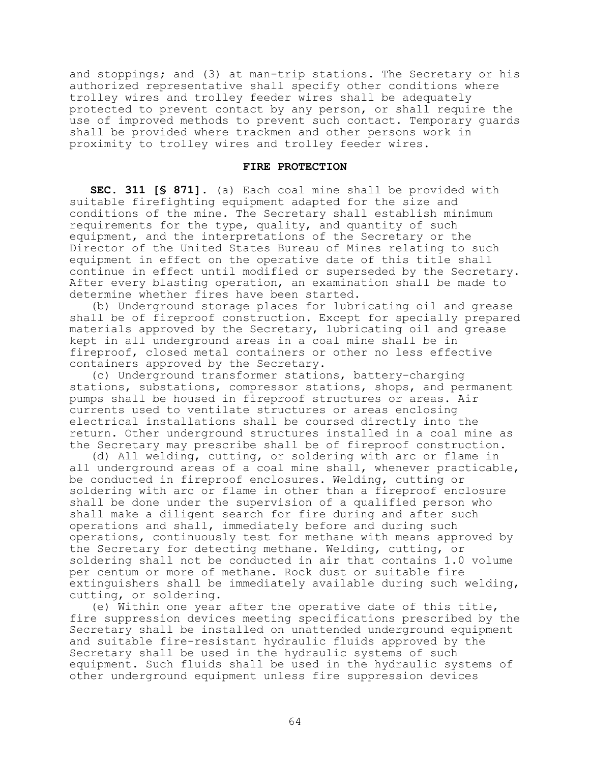and stoppings; and (3) at man-trip stations. The Secretary or his authorized representative shall specify other conditions where trolley wires and trolley feeder wires shall be adequately protected to prevent contact by any person, or shall require the use of improved methods to prevent such contact. Temporary guards shall be provided where trackmen and other persons work in proximity to trolley wires and trolley feeder wires.

## FIRE PROTECTION

**SEC. 311 [§ 871].** (a) Each coal mine shall be provided with suitable firefighting equipment adapted for the size and conditions of the mine. The Secretary shall establish minimum requirements for the type, quality, and quantity of such equipment, and the interpretations of the Secretary or the Director of the United States Bureau of Mines relating to such equipment in effect on the operative date of this title shall continue in effect until modified or superseded by the Secretary. After every blasting operation, an examination shall be made to determine whether fires have been started.

(b) Underground storage places for lubricating oil and grease shall be of fireproof construction. Except for specially prepared materials approved by the Secretary, lubricating oil and grease kept in all underground areas in a coal mine shall be in fireproof, closed metal containers or other no less effective containers approved by the Secretary.

(c) Underground transformer stations, battery-charging stations, substations, compressor stations, shops, and permanent pumps shall be housed in fireproof structures or areas. Air currents used to ventilate structures or areas enclosing electrical installations shall be coursed directly into the return. Other underground structures installed in a coal mine as the Secretary may prescribe shall be of fireproof construction.

(d) All welding, cutting, or soldering with arc or flame in all underground areas of a coal mine shall, whenever practicable, be conducted in fireproof enclosures. Welding, cutting or soldering with arc or flame in other than a fireproof enclosure shall be done under the supervision of a qualified person who shall make a diligent search for fire during and after such operations and shall, immediately before and during such operations, continuously test for methane with means approved by the Secretary for detecting methane. Welding, cutting, or soldering shall not be conducted in air that contains 1.0 volume per centum or more of methane. Rock dust or suitable fire extinguishers shall be immediately available during such welding, cutting, or soldering.

(e) Within one year after the operative date of this title, fire suppression devices meeting specifications prescribed by the Secretary shall be installed on unattended underground equipment and suitable fire-resistant hydraulic fluids approved by the Secretary shall be used in the hydraulic systems of such equipment. Such fluids shall be used in the hydraulic systems of other underground equipment unless fire suppression devices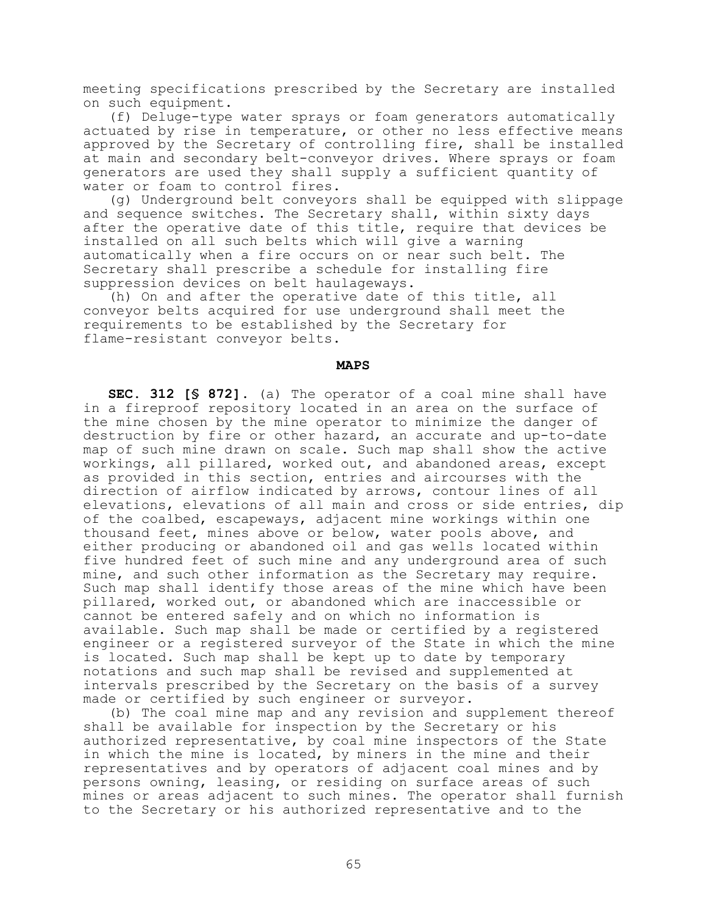meeting specifications prescribed by the Secretary are installed on such equipment.

(f) Deluge-type water sprays or foam generators automatically actuated by rise in temperature, or other no less effective means approved by the Secretary of controlling fire, shall be installed at main and secondary belt-conveyor drives. Where sprays or foam generators are used they shall supply a sufficient quantity of water or foam to control fires.

(g) Underground belt conveyors shall be equipped with slippage and sequence switches. The Secretary shall, within sixty days after the operative date of this title, require that devices be installed on all such belts which will give a warning automatically when a fire occurs on or near such belt. The Secretary shall prescribe a schedule for installing fire suppression devices on belt haulageways.

(h) On and after the operative date of this title, all conveyor belts acquired for use underground shall meet the requirements to be established by the Secretary for flame-resistant conveyor belts.

## MAPS

**SEC. 312 [§ 872].** (a) The operator of a coal mine shall have in a fireproof repository located in an area on the surface of the mine chosen by the mine operator to minimize the danger of destruction by fire or other hazard, an accurate and up-to-date map of such mine drawn on scale. Such map shall show the active workings, all pillared, worked out, and abandoned areas, except as provided in this section, entries and aircourses with the direction of airflow indicated by arrows, contour lines of all elevations, elevations of all main and cross or side entries, dip of the coalbed, escapeways, adjacent mine workings within one thousand feet, mines above or below, water pools above, and either producing or abandoned oil and gas wells located within five hundred feet of such mine and any underground area of such mine, and such other information as the Secretary may require. Such map shall identify those areas of the mine which have been pillared, worked out, or abandoned which are inaccessible or cannot be entered safely and on which no information is available. Such map shall be made or certified by a registered engineer or a registered surveyor of the State in which the mine is located. Such map shall be kept up to date by temporary notations and such map shall be revised and supplemented at intervals prescribed by the Secretary on the basis of a survey made or certified by such engineer or surveyor.

(b) The coal mine map and any revision and supplement thereof shall be available for inspection by the Secretary or his authorized representative, by coal mine inspectors of the State in which the mine is located, by miners in the mine and their representatives and by operators of adjacent coal mines and by persons owning, leasing, or residing on surface areas of such mines or areas adjacent to such mines. The operator shall furnish to the Secretary or his authorized representative and to the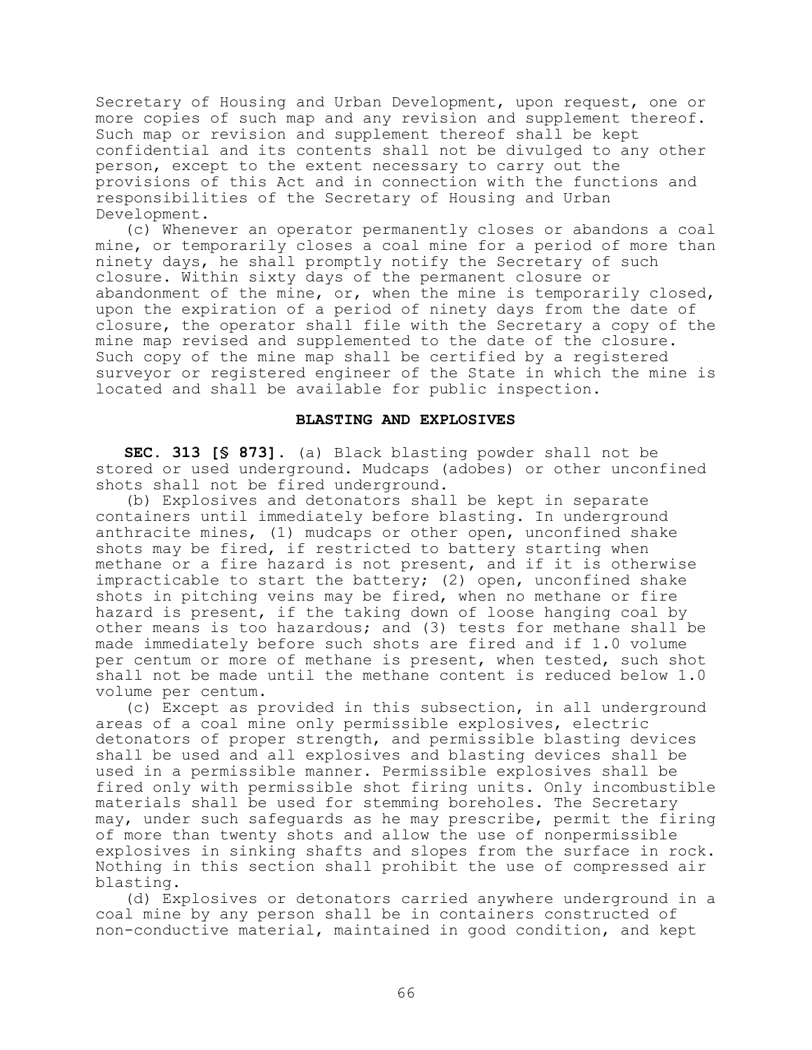Secretary of Housing and Urban Development, upon request, one or more copies of such map and any revision and supplement thereof. Such map or revision and supplement thereof shall be kept confidential and its contents shall not be divulged to any other person, except to the extent necessary to carry out the provisions of this Act and in connection with the functions and responsibilities of the Secretary of Housing and Urban Development.

(c) Whenever an operator permanently closes or abandons a coal mine, or temporarily closes a coal mine for a period of more than ninety days, he shall promptly notify the Secretary of such closure. Within sixty days of the permanent closure or abandonment of the mine, or, when the mine is temporarily closed, upon the expiration of a period of ninety days from the date of closure, the operator shall file with the Secretary a copy of the mine map revised and supplemented to the date of the closure. Such copy of the mine map shall be certified by a registered surveyor or registered engineer of the State in which the mine is located and shall be available for public inspection.

## BLASTING AND EXPLOSIVES

**SEC. 313 [§ 873].** (a) Black blasting powder shall not be stored or used underground. Mudcaps (adobes) or other unconfined shots shall not be fired underground.

(b) Explosives and detonators shall be kept in separate containers until immediately before blasting. In underground anthracite mines, (1) mudcaps or other open, unconfined shake shots may be fired, if restricted to battery starting when methane or a fire hazard is not present, and if it is otherwise impracticable to start the battery; (2) open, unconfined shake shots in pitching veins may be fired, when no methane or fire hazard is present, if the taking down of loose hanging coal by other means is too hazardous; and (3) tests for methane shall be made immediately before such shots are fired and if 1.0 volume per centum or more of methane is present, when tested, such shot shall not be made until the methane content is reduced below 1.0 volume per centum.

(c) Except as provided in this subsection, in all underground areas of a coal mine only permissible explosives, electric detonators of proper strength, and permissible blasting devices shall be used and all explosives and blasting devices shall be used in a permissible manner. Permissible explosives shall be fired only with permissible shot firing units. Only incombustible materials shall be used for stemming boreholes. The Secretary may, under such safeguards as he may prescribe, permit the firing of more than twenty shots and allow the use of nonpermissible explosives in sinking shafts and slopes from the surface in rock. Nothing in this section shall prohibit the use of compressed air blasting.

(d) Explosives or detonators carried anywhere underground in a coal mine by any person shall be in containers constructed of non-conductive material, maintained in good condition, and kept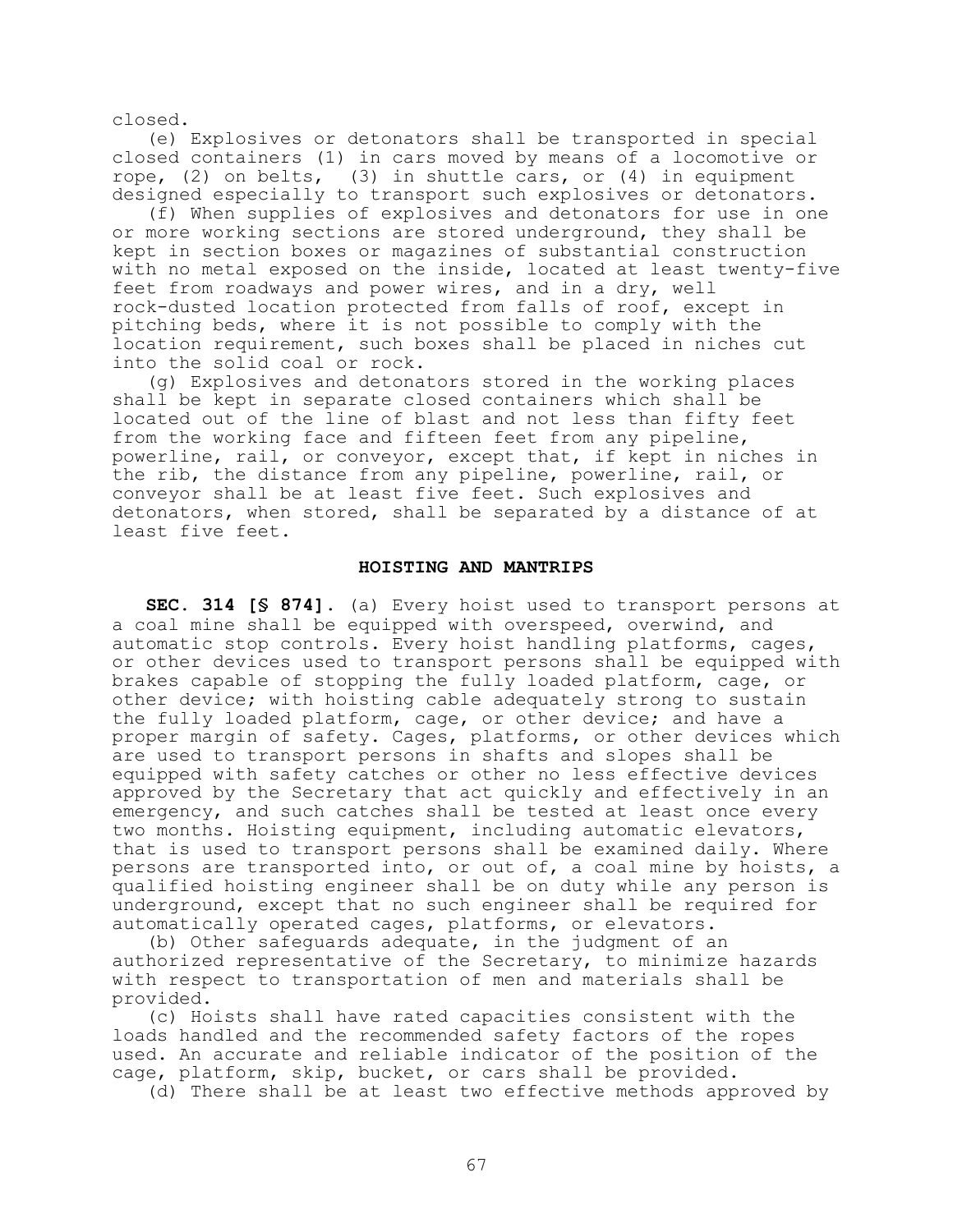closed.

(e) Explosives or detonators shall be transported in special closed containers (1) in cars moved by means of a locomotive or rope, (2) on belts, (3) in shuttle cars, or (4) in equipment designed especially to transport such explosives or detonators.

(f) When supplies of explosives and detonators for use in one or more working sections are stored underground, they shall be kept in section boxes or magazines of substantial construction with no metal exposed on the inside, located at least twenty-five feet from roadways and power wires, and in a dry, well rock-dusted location protected from falls of roof, except in pitching beds, where it is not possible to comply with the location requirement, such boxes shall be placed in niches cut into the solid coal or rock.

(g) Explosives and detonators stored in the working places shall be kept in separate closed containers which shall be located out of the line of blast and not less than fifty feet from the working face and fifteen feet from any pipeline, powerline, rail, or conveyor, except that, if kept in niches in the rib, the distance from any pipeline, powerline, rail, or conveyor shall be at least five feet. Such explosives and detonators, when stored, shall be separated by a distance of at least five feet.

## HOISTING AND MANTRIPS

**SEC. 314 [§ 874].** (a) Every hoist used to transport persons at a coal mine shall be equipped with overspeed, overwind, and automatic stop controls. Every hoist handling platforms, cages, or other devices used to transport persons shall be equipped with brakes capable of stopping the fully loaded platform, cage, or other device; with hoisting cable adequately strong to sustain the fully loaded platform, cage, or other device; and have a proper margin of safety. Cages, platforms, or other devices which are used to transport persons in shafts and slopes shall be equipped with safety catches or other no less effective devices approved by the Secretary that act quickly and effectively in an emergency, and such catches shall be tested at least once every two months. Hoisting equipment, including automatic elevators, that is used to transport persons shall be examined daily. Where persons are transported into, or out of, a coal mine by hoists, a qualified hoisting engineer shall be on duty while any person is underground, except that no such engineer shall be required for automatically operated cages, platforms, or elevators.

(b) Other safeguards adequate, in the judgment of an authorized representative of the Secretary, to minimize hazards with respect to transportation of men and materials shall be provided.

(c) Hoists shall have rated capacities consistent with the loads handled and the recommended safety factors of the ropes used. An accurate and reliable indicator of the position of the cage, platform, skip, bucket, or cars shall be provided.

(d) There shall be at least two effective methods approved by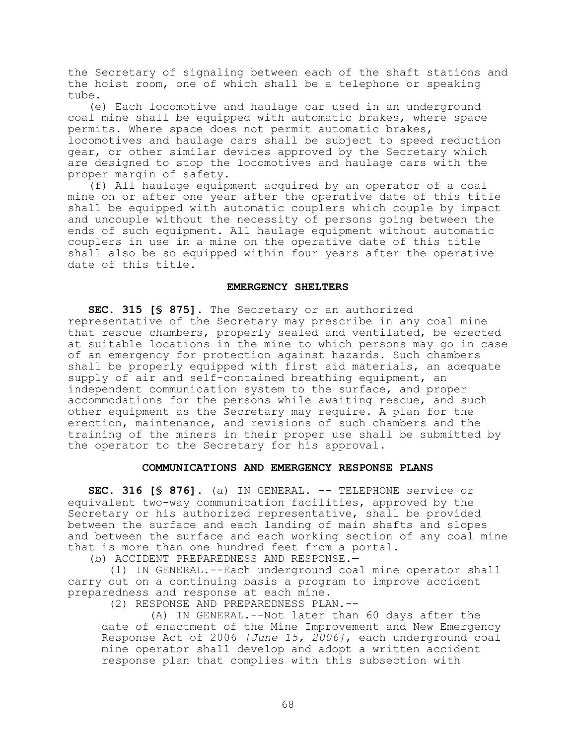the Secretary of signaling between each of the shaft stations and the hoist room, one of which shall be a telephone or speaking tube.

(e) Each locomotive and haulage car used in an underground coal mine shall be equipped with automatic brakes, where space permits. Where space does not permit automatic brakes, locomotives and haulage cars shall be subject to speed reduction gear, or other similar devices approved by the Secretary which are designed to stop the locomotives and haulage cars with the proper margin of safety.

(f) All haulage equipment acquired by an operator of a coal mine on or after one year after the operative date of this title shall be equipped with automatic couplers which couple by impact and uncouple without the necessity of persons going between the ends of such equipment. All haulage equipment without automatic couplers in use in a mine on the operative date of this title shall also be so equipped within four years after the operative date of this title.

### EMERGENCY SHELTERS

**SEC. 315 [§ 875].** The Secretary or an authorized representative of the Secretary may prescribe in any coal mine that rescue chambers, properly sealed and ventilated, be erected at suitable locations in the mine to which persons may go in case of an emergency for protection against hazards. Such chambers shall be properly equipped with first aid materials, an adequate supply of air and self-contained breathing equipment, an independent communication system to the surface, and proper accommodations for the persons while awaiting rescue, and such other equipment as the Secretary may require. A plan for the erection, maintenance, and revisions of such chambers and the training of the miners in their proper use shall be submitted by the operator to the Secretary for his approval.

### COMMUNICATIONS AND EMERGENCY RESPONSE PLANS

**SEC. 316 [§ 876].** (a) IN GENERAL. -- TELEPHONE service or equivalent two-way communication facilities, approved by the Secretary or his authorized representative, shall be provided between the surface and each landing of main shafts and slopes and between the surface and each working section of any coal mine that is more than one hundred feet from a portal.

(b) ACCIDENT PREPAREDNESS AND RESPONSE.—

(1) IN GENERAL.--Each underground coal mine operator shall carry out on a continuing basis a program to improve accident preparedness and response at each mine.

(2) RESPONSE AND PREPAREDNESS PLAN.--

(A) IN GENERAL.--Not later than 60 days after the date of enactment of the Mine Improvement and New Emergency Response Act of 2006 *[June 15, 2006]*, each underground coal mine operator shall develop and adopt a written accident response plan that complies with this subsection with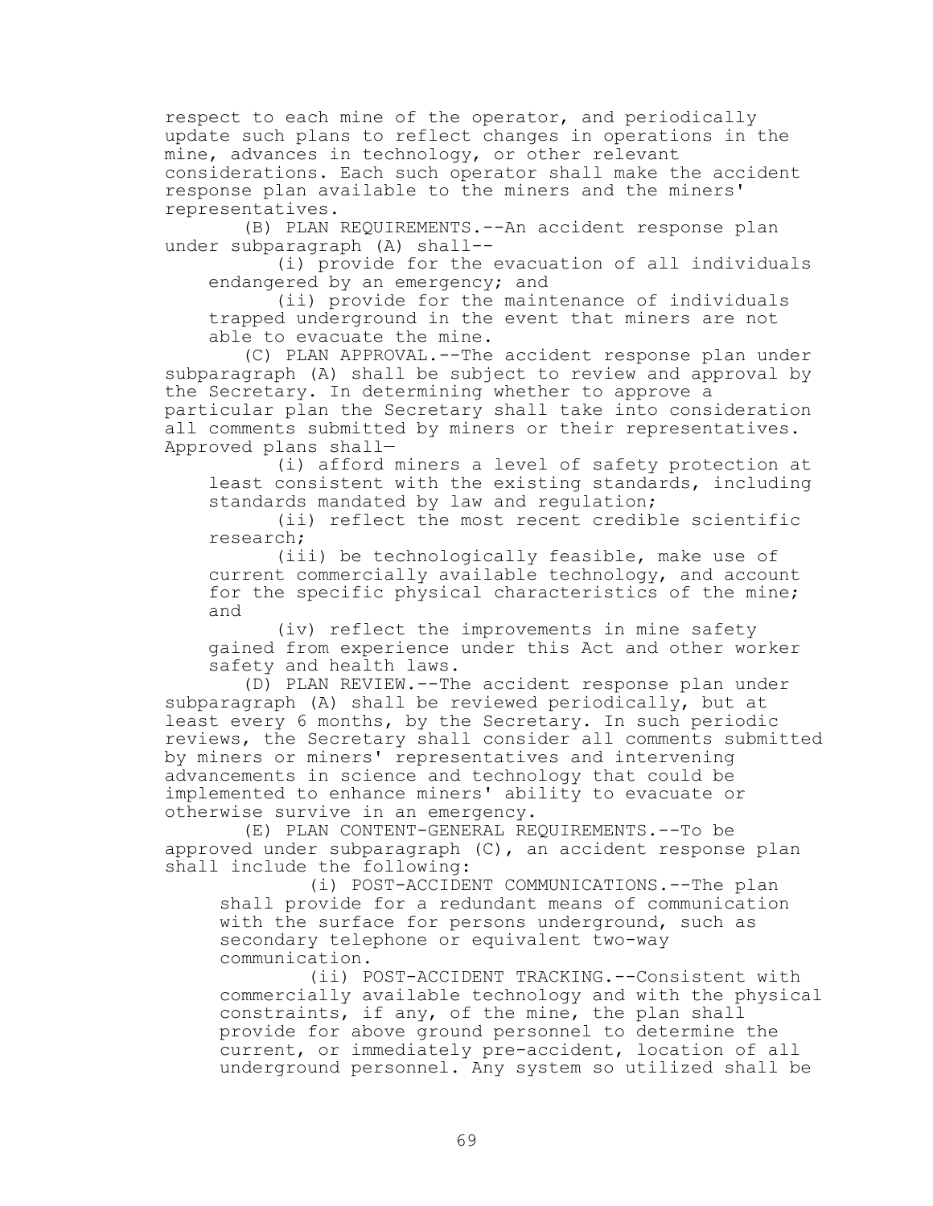respect to each mine of the operator, and periodically update such plans to reflect changes in operations in the mine, advances in technology, or other relevant considerations. Each such operator shall make the accident response plan available to the miners and the miners' representatives.

(B) PLAN REQUIREMENTS.--An accident response plan under subparagraph (A) shall--

(i) provide for the evacuation of all individuals endangered by an emergency; and

(ii) provide for the maintenance of individuals trapped underground in the event that miners are not able to evacuate the mine.

(C) PLAN APPROVAL.--The accident response plan under subparagraph (A) shall be subject to review and approval by the Secretary. In determining whether to approve a particular plan the Secretary shall take into consideration all comments submitted by miners or their representatives. Approved plans shall—

(i) afford miners a level of safety protection at least consistent with the existing standards, including standards mandated by law and regulation;

(ii) reflect the most recent credible scientific research;

(iii) be technologically feasible, make use of current commercially available technology, and account for the specific physical characteristics of the mine; and

(iv) reflect the improvements in mine safety gained from experience under this Act and other worker safety and health laws.

(D) PLAN REVIEW.--The accident response plan under subparagraph (A) shall be reviewed periodically, but at least every 6 months, by the Secretary. In such periodic reviews, the Secretary shall consider all comments submitted by miners or miners' representatives and intervening advancements in science and technology that could be implemented to enhance miners' ability to evacuate or otherwise survive in an emergency.

(E) PLAN CONTENT-GENERAL REQUIREMENTS.--To be approved under subparagraph (C), an accident response plan shall include the following:

(i) POST-ACCIDENT COMMUNICATIONS.--The plan shall provide for a redundant means of communication with the surface for persons underground, such as secondary telephone or equivalent two-way communication.

(ii) POST-ACCIDENT TRACKING.--Consistent with commercially available technology and with the physical constraints, if any, of the mine, the plan shall provide for above ground personnel to determine the current, or immediately pre-accident, location of all underground personnel. Any system so utilized shall be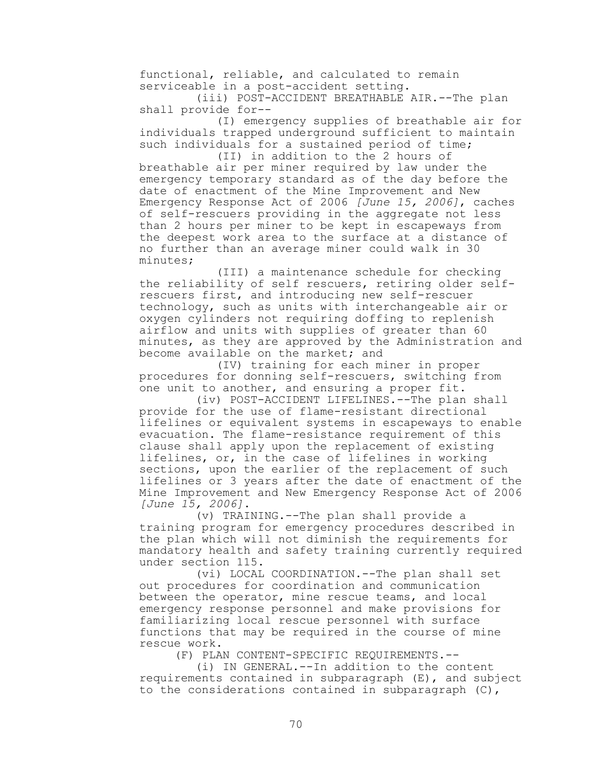functional, reliable, and calculated to remain serviceable in a post-accident setting.

(iii) POST-ACCIDENT BREATHABLE AIR.--The plan shall provide for--

(I) emergency supplies of breathable air for individuals trapped underground sufficient to maintain such individuals for a sustained period of time;

(II) in addition to the 2 hours of breathable air per miner required by law under the emergency temporary standard as of the day before the date of enactment of the Mine Improvement and New Emergency Response Act of 2006 *[June 15, 2006]*, caches of self-rescuers providing in the aggregate not less than 2 hours per miner to be kept in escapeways from the deepest work area to the surface at a distance of no further than an average miner could walk in 30 minutes;

(III) a maintenance schedule for checking the reliability of self rescuers, retiring older self-rescuers first, and introducing new self-rescuer technology, such as units with interchangeable air or oxygen cylinders not requiring doffing to replenish airflow and units with supplies of greater than 60 minutes, as they are approved by the Administration and become available on the market; and

(IV) training for each miner in proper procedures for donning self-rescuers, switching from one unit to another, and ensuring a proper fit.

(iv) POST-ACCIDENT LIFELINES.--The plan shall provide for the use of flame-resistant directional lifelines or equivalent systems in escapeways to enable evacuation. The flame-resistance requirement of this clause shall apply upon the replacement of existing lifelines, or, in the case of lifelines in working sections, upon the earlier of the replacement of such lifelines or 3 years after the date of enactment of the Mine Improvement and New Emergency Response Act of 2006 *[June 15, 2006]*.

(v) TRAINING.--The plan shall provide a training program for emergency procedures described in the plan which will not diminish the requirements for mandatory health and safety training currently required under section 115.

(vi) LOCAL COORDINATION.--The plan shall set out procedures for coordination and communication between the operator, mine rescue teams, and local emergency response personnel and make provisions for familiarizing local rescue personnel with surface functions that may be required in the course of mine rescue work.

(F) PLAN CONTENT-SPECIFIC REQUIREMENTS.--

(i) IN GENERAL.--In addition to the content requirements contained in subparagraph (E), and subject to the considerations contained in subparagraph (C),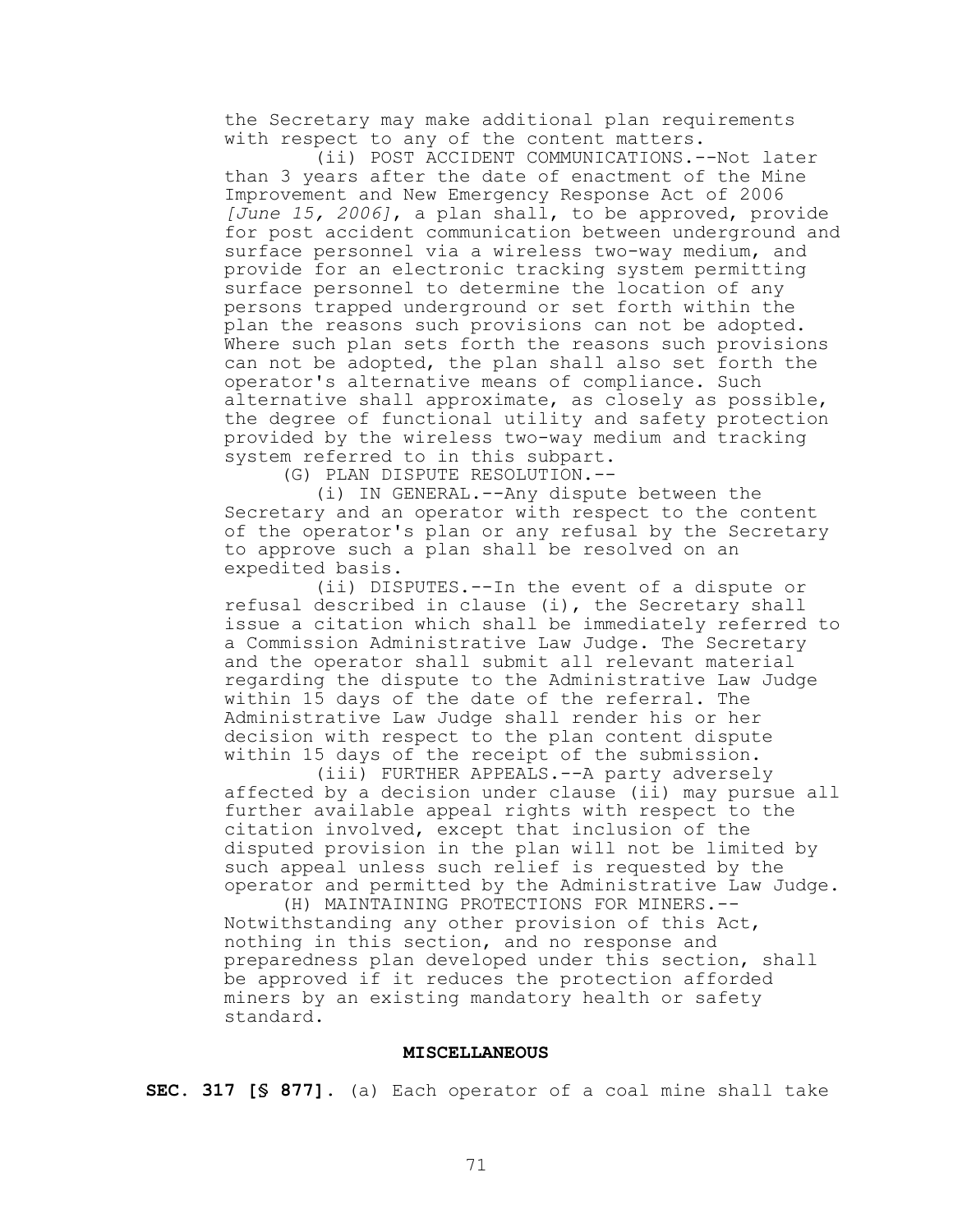the Secretary may make additional plan requirements with respect to any of the content matters.

(ii) POST ACCIDENT COMMUNICATIONS.--Not later than 3 years after the date of enactment of the Mine Improvement and New Emergency Response Act of 2006 *[June 15, 2006]*, a plan shall, to be approved, provide for post accident communication between underground and surface personnel via a wireless two-way medium, and provide for an electronic tracking system permitting surface personnel to determine the location of any persons trapped underground or set forth within the plan the reasons such provisions can not be adopted. Where such plan sets forth the reasons such provisions can not be adopted, the plan shall also set forth the operator's alternative means of compliance. Such alternative shall approximate, as closely as possible, the degree of functional utility and safety protection provided by the wireless two-way medium and tracking system referred to in this subpart.

(G) PLAN DISPUTE RESOLUTION.--

(i) IN GENERAL.--Any dispute between the Secretary and an operator with respect to the content of the operator's plan or any refusal by the Secretary to approve such a plan shall be resolved on an expedited basis.

(ii) DISPUTES.--In the event of a dispute or refusal described in clause (i), the Secretary shall issue a citation which shall be immediately referred to a Commission Administrative Law Judge. The Secretary and the operator shall submit all relevant material regarding the dispute to the Administrative Law Judge within 15 days of the date of the referral. The Administrative Law Judge shall render his or her decision with respect to the plan content dispute within 15 days of the receipt of the submission.

(iii) FURTHER APPEALS.--A party adversely affected by a decision under clause (ii) may pursue all further available appeal rights with respect to the citation involved, except that inclusion of the disputed provision in the plan will not be limited by such appeal unless such relief is requested by the operator and permitted by the Administrative Law Judge.

(H) MAINTAINING PROTECTIONS FOR MINERS.--Notwithstanding any other provision of this Act, nothing in this section, and no response and preparedness plan developed under this section, shall be approved if it reduces the protection afforded miners by an existing mandatory health or safety standard.

## MISCELLANEOUS

**SEC. 317 [§ 877].** (a) Each operator of a coal mine shall take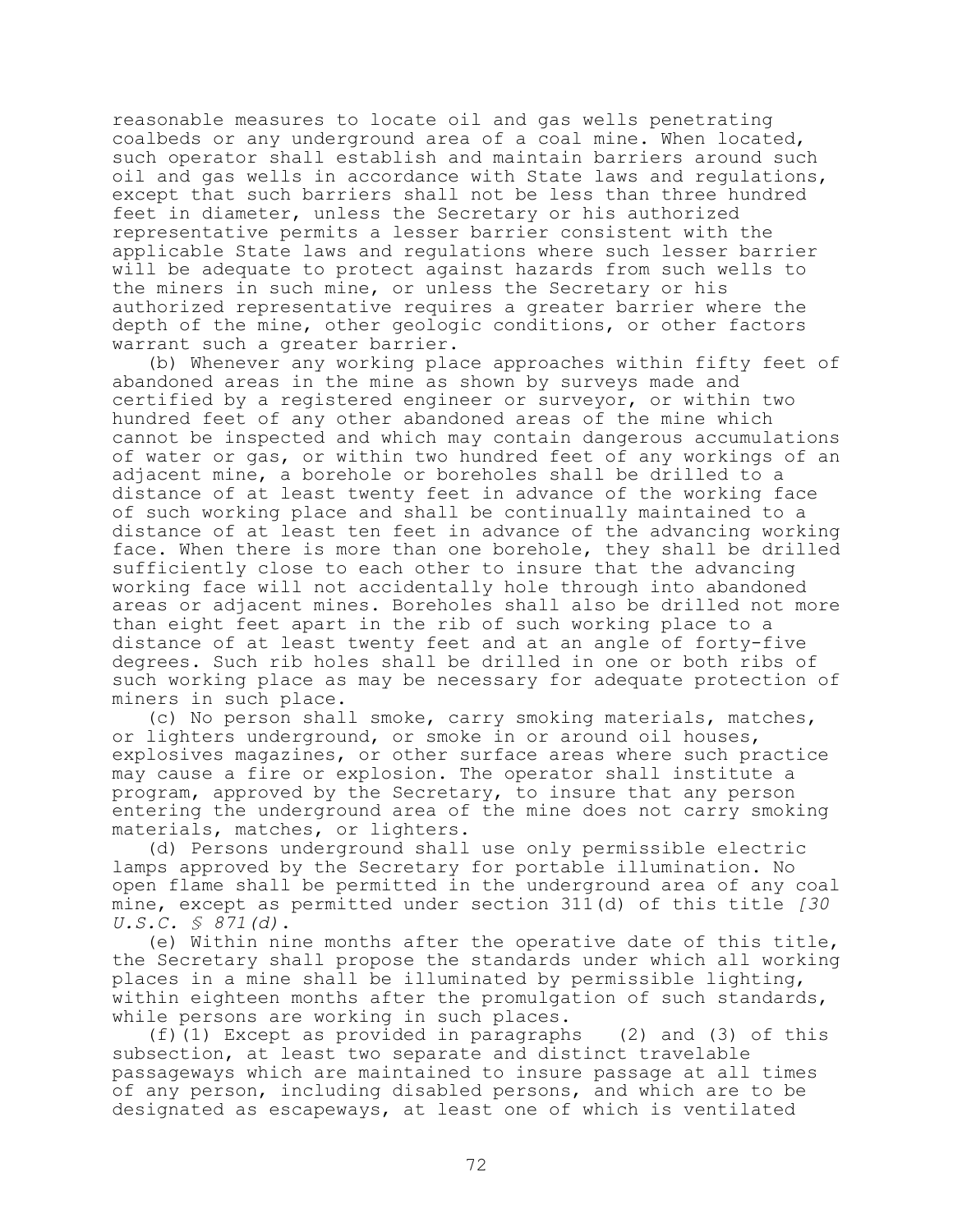reasonable measures to locate oil and gas wells penetrating coalbeds or any underground area of a coal mine. When located, such operator shall establish and maintain barriers around such oil and gas wells in accordance with State laws and regulations, except that such barriers shall not be less than three hundred feet in diameter, unless the Secretary or his authorized representative permits a lesser barrier consistent with the applicable State laws and regulations where such lesser barrier will be adequate to protect against hazards from such wells to the miners in such mine, or unless the Secretary or his authorized representative requires a greater barrier where the depth of the mine, other geologic conditions, or other factors warrant such a greater barrier.

(b) Whenever any working place approaches within fifty feet of abandoned areas in the mine as shown by surveys made and certified by a registered engineer or surveyor, or within two hundred feet of any other abandoned areas of the mine which cannot be inspected and which may contain dangerous accumulations of water or gas, or within two hundred feet of any workings of an adjacent mine, a borehole or boreholes shall be drilled to a distance of at least twenty feet in advance of the working face of such working place and shall be continually maintained to a distance of at least ten feet in advance of the advancing working face. When there is more than one borehole, they shall be drilled sufficiently close to each other to insure that the advancing working face will not accidentally hole through into abandoned areas or adjacent mines. Boreholes shall also be drilled not more than eight feet apart in the rib of such working place to a distance of at least twenty feet and at an angle of forty-five degrees. Such rib holes shall be drilled in one or both ribs of such working place as may be necessary for adequate protection of miners in such place.

(c) No person shall smoke, carry smoking materials, matches, or lighters underground, or smoke in or around oil houses, explosives magazines, or other surface areas where such practice may cause a fire or explosion. The operator shall institute a program, approved by the Secretary, to insure that any person entering the underground area of the mine does not carry smoking materials, matches, or lighters.

(d) Persons underground shall use only permissible electric lamps approved by the Secretary for portable illumination. No open flame shall be permitted in the underground area of any coal mine, except as permitted under section 311(d) of this title *[30 U.S.C. § 871(d)]*.

(e) Within nine months after the operative date of this title, the Secretary shall propose the standards under which all working places in a mine shall be illuminated by permissible lighting, within eighteen months after the promulgation of such standards, while persons are working in such places.

(f)(1) Except as provided in paragraphs (2) and (3) of this subsection, at least two separate and distinct travelable passageways which are maintained to insure passage at all times of any person, including disabled persons, and which are to be designated as escapeways, at least one of which is ventilated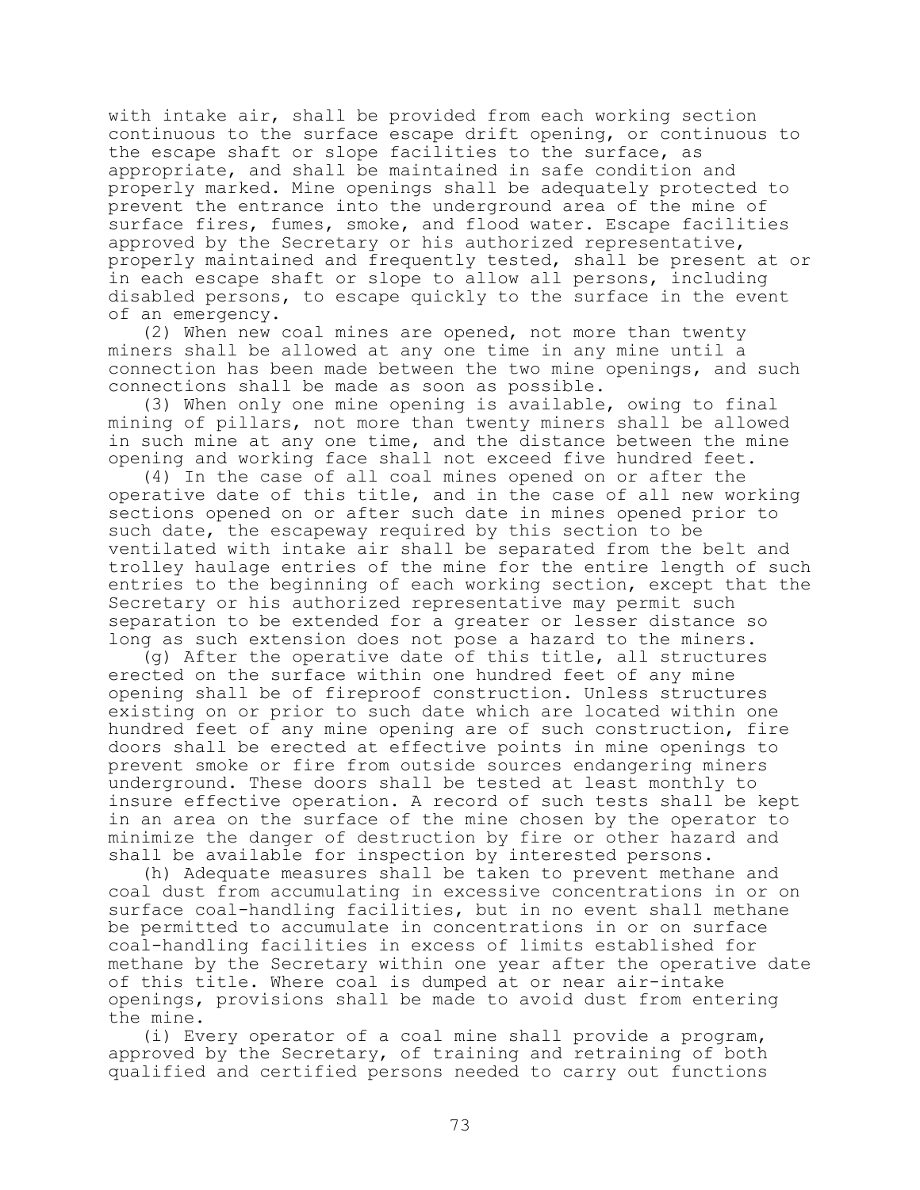with intake air, shall be provided from each working section continuous to the surface escape drift opening, or continuous to the escape shaft or slope facilities to the surface, as appropriate, and shall be maintained in safe condition and properly marked. Mine openings shall be adequately protected to prevent the entrance into the underground area of the mine of surface fires, fumes, smoke, and flood water. Escape facilities approved by the Secretary or his authorized representative, properly maintained and frequently tested, shall be present at or in each escape shaft or slope to allow all persons, including disabled persons, to escape quickly to the surface in the event of an emergency.

(2) When new coal mines are opened, not more than twenty miners shall be allowed at any one time in any mine until a connection has been made between the two mine openings, and such connections shall be made as soon as possible.

(3) When only one mine opening is available, owing to final mining of pillars, not more than twenty miners shall be allowed in such mine at any one time, and the distance between the mine opening and working face shall not exceed five hundred feet.

(4) In the case of all coal mines opened on or after the operative date of this title, and in the case of all new working sections opened on or after such date in mines opened prior to such date, the escapeway required by this section to be ventilated with intake air shall be separated from the belt and trolley haulage entries of the mine for the entire length of such entries to the beginning of each working section, except that the Secretary or his authorized representative may permit such separation to be extended for a greater or lesser distance so long as such extension does not pose a hazard to the miners.

(g) After the operative date of this title, all structures erected on the surface within one hundred feet of any mine opening shall be of fireproof construction. Unless structures existing on or prior to such date which are located within one hundred feet of any mine opening are of such construction, fire doors shall be erected at effective points in mine openings to prevent smoke or fire from outside sources endangering miners underground. These doors shall be tested at least monthly to insure effective operation. A record of such tests shall be kept in an area on the surface of the mine chosen by the operator to minimize the danger of destruction by fire or other hazard and shall be available for inspection by interested persons.

(h) Adequate measures shall be taken to prevent methane and coal dust from accumulating in excessive concentrations in or on surface coal-handling facilities, but in no event shall methane be permitted to accumulate in concentrations in or on surface coal-handling facilities in excess of limits established for methane by the Secretary within one year after the operative date of this title. Where coal is dumped at or near air-intake openings, provisions shall be made to avoid dust from entering the mine.

(i) Every operator of a coal mine shall provide a program, approved by the Secretary, of training and retraining of both qualified and certified persons needed to carry out functions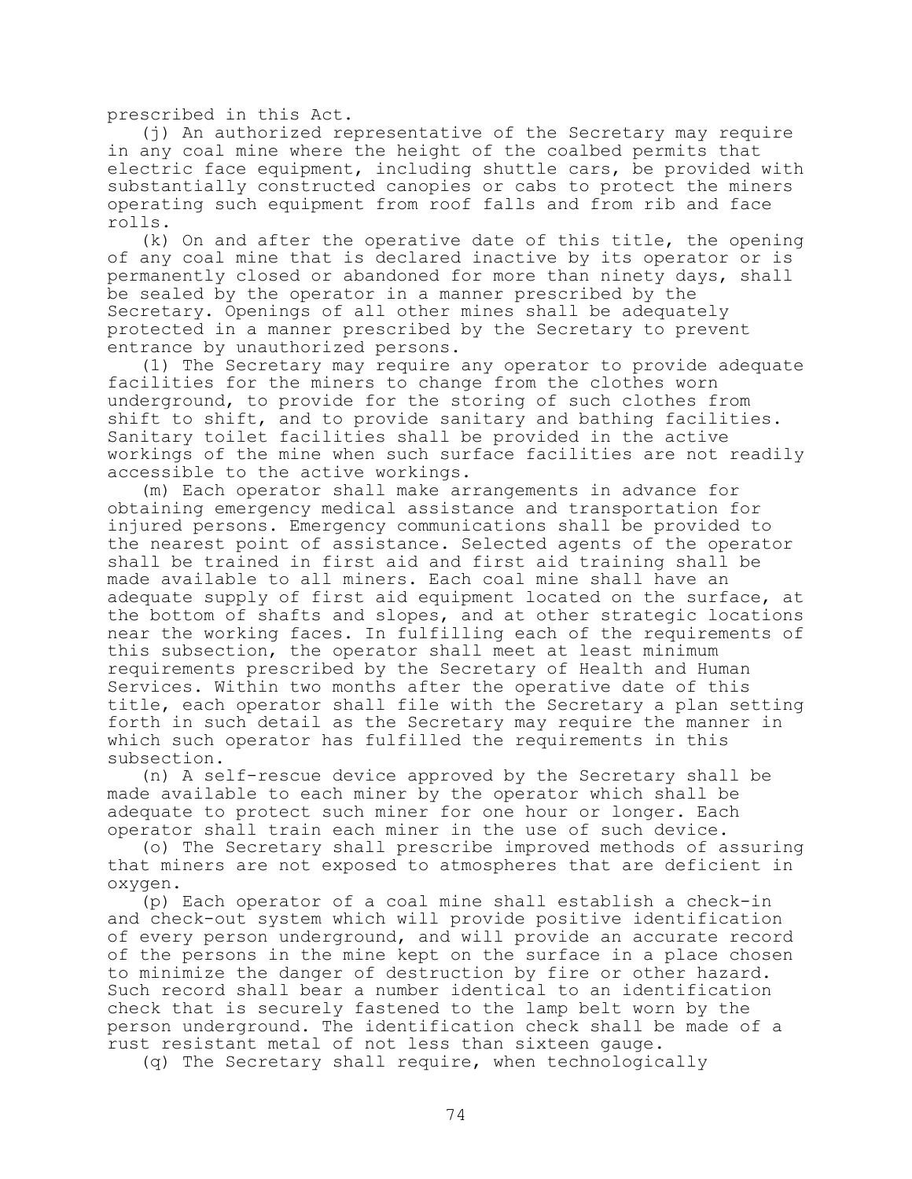prescribed in this Act.

(j) An authorized representative of the Secretary may require in any coal mine where the height of the coalbed permits that electric face equipment, including shuttle cars, be provided with substantially constructed canopies or cabs to protect the miners operating such equipment from roof falls and from rib and face rolls.

(k) On and after the operative date of this title, the opening of any coal mine that is declared inactive by its operator or is permanently closed or abandoned for more than ninety days, shall be sealed by the operator in a manner prescribed by the Secretary. Openings of all other mines shall be adequately protected in a manner prescribed by the Secretary to prevent entrance by unauthorized persons.

(l) The Secretary may require any operator to provide adequate facilities for the miners to change from the clothes worn underground, to provide for the storing of such clothes from shift to shift, and to provide sanitary and bathing facilities. Sanitary toilet facilities shall be provided in the active workings of the mine when such surface facilities are not readily accessible to the active workings.

(m) Each operator shall make arrangements in advance for obtaining emergency medical assistance and transportation for injured persons. Emergency communications shall be provided to the nearest point of assistance. Selected agents of the operator shall be trained in first aid and first aid training shall be made available to all miners. Each coal mine shall have an adequate supply of first aid equipment located on the surface, at the bottom of shafts and slopes, and at other strategic locations near the working faces. In fulfilling each of the requirements of this subsection, the operator shall meet at least minimum requirements prescribed by the Secretary of Health and Human Services. Within two months after the operative date of this title, each operator shall file with the Secretary a plan setting forth in such detail as the Secretary may require the manner in which such operator has fulfilled the requirements in this subsection.

(n) A self-rescue device approved by the Secretary shall be made available to each miner by the operator which shall be adequate to protect such miner for one hour or longer. Each operator shall train each miner in the use of such device.

(o) The Secretary shall prescribe improved methods of assuring that miners are not exposed to atmospheres that are deficient in oxygen.

(p) Each operator of a coal mine shall establish a check-in and check-out system which will provide positive identification of every person underground, and will provide an accurate record of the persons in the mine kept on the surface in a place chosen to minimize the danger of destruction by fire or other hazard. Such record shall bear a number identical to an identification check that is securely fastened to the lamp belt worn by the person underground. The identification check shall be made of a rust resistant metal of not less than sixteen gauge.

(q) The Secretary shall require, when technologically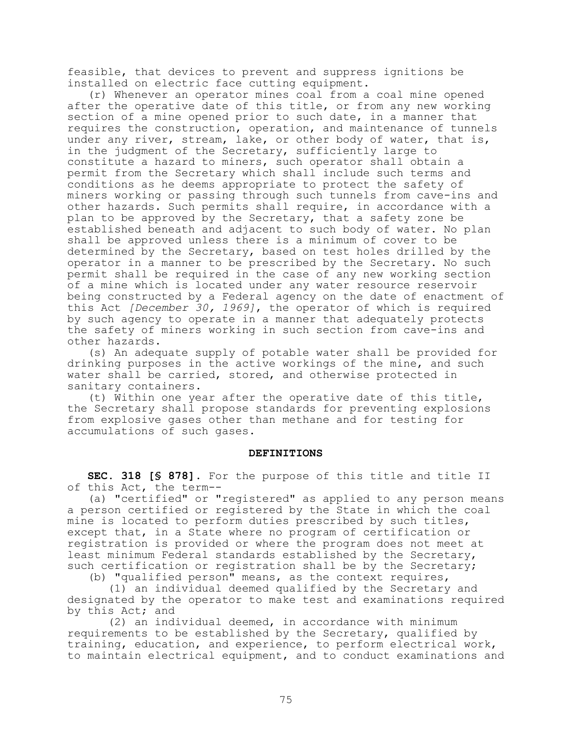feasible, that devices to prevent and suppress ignitions be installed on electric face cutting equipment.

(r) Whenever an operator mines coal from a coal mine opened after the operative date of this title, or from any new working section of a mine opened prior to such date, in a manner that requires the construction, operation, and maintenance of tunnels under any river, stream, lake, or other body of water, that is, in the judgment of the Secretary, sufficiently large to constitute a hazard to miners, such operator shall obtain a permit from the Secretary which shall include such terms and conditions as he deems appropriate to protect the safety of miners working or passing through such tunnels from cave-ins and other hazards. Such permits shall require, in accordance with a plan to be approved by the Secretary, that a safety zone be established beneath and adjacent to such body of water. No plan shall be approved unless there is a minimum of cover to be determined by the Secretary, based on test holes drilled by the operator in a manner to be prescribed by the Secretary. No such permit shall be required in the case of any new working section of a mine which is located under any water resource reservoir being constructed by a Federal agency on the date of enactment of this Act *[December 30, 1969]*, the operator of which is required by such agency to operate in a manner that adequately protects the safety of miners working in such section from cave-ins and other hazards.

(s) An adequate supply of potable water shall be provided for drinking purposes in the active workings of the mine, and such water shall be carried, stored, and otherwise protected in sanitary containers.

(t) Within one year after the operative date of this title, the Secretary shall propose standards for preventing explosions from explosive gases other than methane and for testing for accumulations of such gases.

## DEFINITIONS

**SEC. 318 [§ 878].** For the purpose of this title and title II of this Act, the term--

(a) "certified" or "registered" as applied to any person means a person certified or registered by the State in which the coal mine is located to perform duties prescribed by such titles, except that, in a State where no program of certification or registration is provided or where the program does not meet at least minimum Federal standards established by the Secretary, such certification or registration shall be by the Secretary;

(b) "qualified person" means, as the context requires,

(1) an individual deemed qualified by the Secretary and designated by the operator to make test and examinations required by this Act; and

(2) an individual deemed, in accordance with minimum requirements to be established by the Secretary, qualified by training, education, and experience, to perform electrical work, to maintain electrical equipment, and to conduct examinations and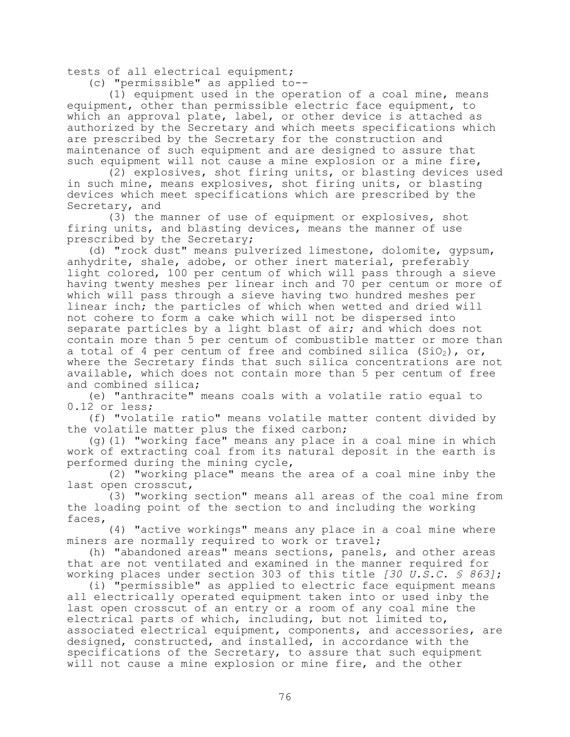tests of all electrical equipment;

(c) "permissible" as applied to--

(1) equipment used in the operation of a coal mine, means equipment, other than permissible electric face equipment, to which an approval plate, label, or other device is attached as authorized by the Secretary and which meets specifications which are prescribed by the Secretary for the construction and maintenance of such equipment and are designed to assure that such equipment will not cause a mine explosion or a mine fire,

(2) explosives, shot firing units, or blasting devices used in such mine, means explosives, shot firing units, or blasting devices which meet specifications which are prescribed by the Secretary, and

(3) the manner of use of equipment or explosives, shot firing units, and blasting devices, means the manner of use prescribed by the Secretary;

(d) "rock dust" means pulverized limestone, dolomite, gypsum, anhydrite, shale, adobe, or other inert material, preferably light colored, 100 per centum of which will pass through a sieve having twenty meshes per linear inch and 70 per centum or more of which will pass through a sieve having two hundred meshes per linear inch; the particles of which when wetted and dried will not cohere to form a cake which will not be dispersed into separate particles by a light blast of air; and which does not contain more than 5 per centum of combustible matter or more than a total of 4 per centum of free and combined silica ($SiO_2$), or, where the Secretary finds that such silica concentrations are not available, which does not contain more than 5 per centum of free and combined silica;

(e) "anthracite" means coals with a volatile ratio equal to 0.12 or less;

(f) "volatile ratio" means volatile matter content divided by the volatile matter plus the fixed carbon;

(g)(1) "working face" means any place in a coal mine in which work of extracting coal from its natural deposit in the earth is performed during the mining cycle,

(2) "working place" means the area of a coal mine inby the last open crosscut,

(3) "working section" means all areas of the coal mine from the loading point of the section to and including the working faces,

(4) "active workings" means any place in a coal mine where miners are normally required to work or travel;

(h) "abandoned areas" means sections, panels, and other areas that are not ventilated and examined in the manner required for working places under section 303 of this title *[30 U.S.C. § 863]*;

(i) "permissible" as applied to electric face equipment means all electrically operated equipment taken into or used inby the last open crosscut of an entry or a room of any coal mine the electrical parts of which, including, but not limited to, associated electrical equipment, components, and accessories, are designed, constructed, and installed, in accordance with the specifications of the Secretary, to assure that such equipment will not cause a mine explosion or mine fire, and the other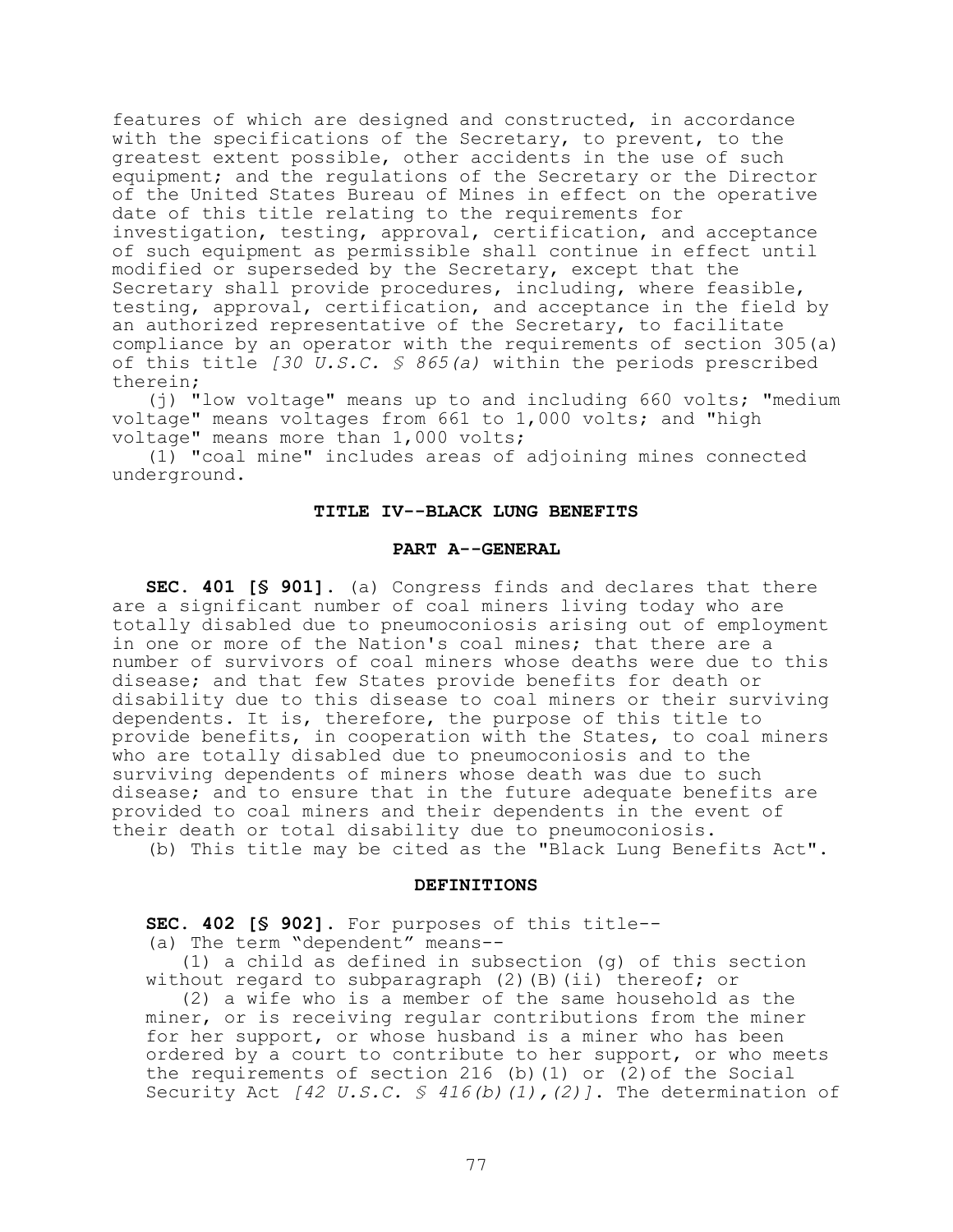features of which are designed and constructed, in accordance with the specifications of the Secretary, to prevent, to the greatest extent possible, other accidents in the use of such equipment; and the regulations of the Secretary or the Director of the United States Bureau of Mines in effect on the operative date of this title relating to the requirements for investigation, testing, approval, certification, and acceptance of such equipment as permissible shall continue in effect until modified or superseded by the Secretary, except that the Secretary shall provide procedures, including, where feasible, testing, approval, certification, and acceptance in the field by an authorized representative of the Secretary, to facilitate compliance by an operator with the requirements of section 305(a) of this title *[30 U.S.C. § 865(a)* within the periods prescribed therein;

(j) "low voltage" means up to and including 660 volts; "medium voltage" means voltages from 661 to 1,000 volts; and "high voltage" means more than 1,000 volts;

(l) "coal mine" includes areas of adjoining mines connected underground.

## TITLE IV--BLACK LUNG BENEFITS

### PART A--GENERAL

**SEC. 401 [§ 901].** (a) Congress finds and declares that there are a significant number of coal miners living today who are totally disabled due to pneumoconiosis arising out of employment in one or more of the Nation's coal mines; that there are a number of survivors of coal miners whose deaths were due to this disease; and that few States provide benefits for death or disability due to this disease to coal miners or their surviving dependents. It is, therefore, the purpose of this title to provide benefits, in cooperation with the States, to coal miners who are totally disabled due to pneumoconiosis and to the surviving dependents of miners whose death was due to such disease; and to ensure that in the future adequate benefits are provided to coal miners and their dependents in the event of their death or total disability due to pneumoconiosis.

(b) This title may be cited as the "Black Lung Benefits Act".

### DEFINITIONS

**SEC. 402 [§ 902].** For purposes of this title--

(a) The term "dependent" means--

(1) a child as defined in subsection (g) of this section without regard to subparagraph (2)(B)(ii) thereof; or

(2) a wife who is a member of the same household as the miner, or is receiving regular contributions from the miner for her support, or whose husband is a miner who has been ordered by a court to contribute to her support, or who meets the requirements of section 216 (b)(1) or (2)of the Social Security Act *[42 U.S.C. § 416(b)(1),(2)]*. The determination of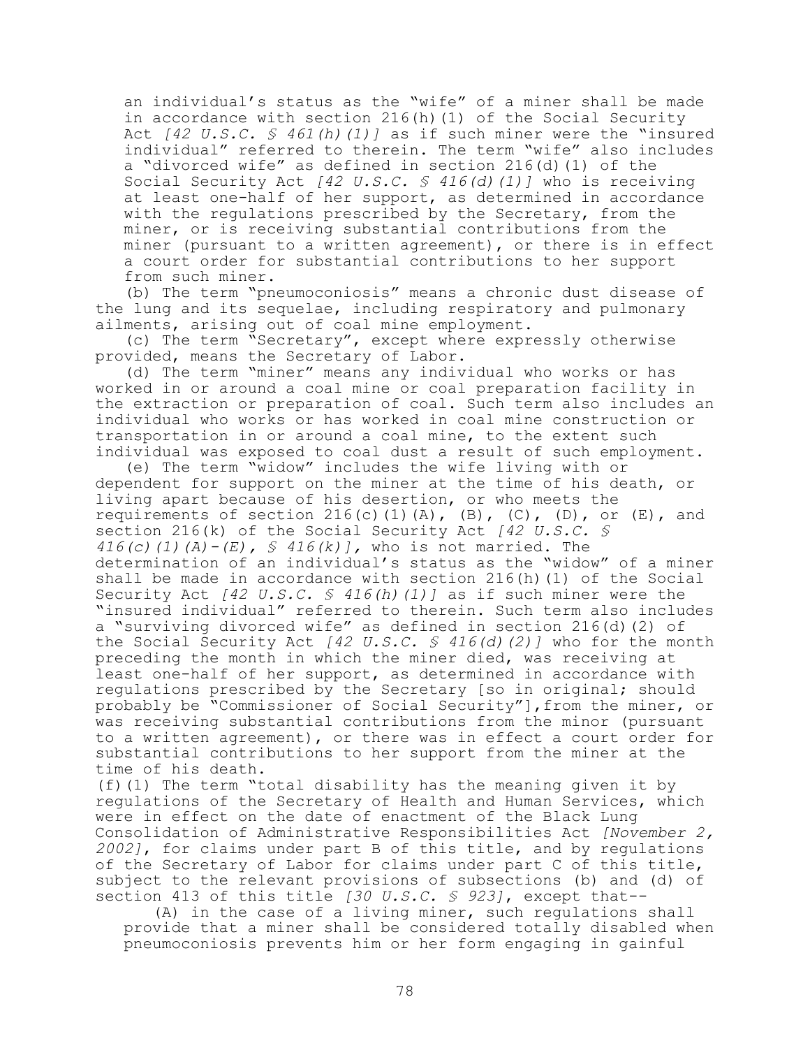an individual's status as the "wife" of a miner shall be made in accordance with section 216(h)(1) of the Social Security Act *[42 U.S.C. § 461(h)(1)]* as if such miner were the "insured individual" referred to therein. The term "wife" also includes a "divorced wife" as defined in section 216(d)(1) of the Social Security Act *[42 U.S.C. § 416(d)(1)]* who is receiving at least one-half of her support, as determined in accordance with the regulations prescribed by the Secretary, from the miner, or is receiving substantial contributions from the miner (pursuant to a written agreement), or there is in effect a court order for substantial contributions to her support from such miner.

(b) The term "pneumoconiosis" means a chronic dust disease of the lung and its sequelae, including respiratory and pulmonary ailments, arising out of coal mine employment.

(c) The term "Secretary", except where expressly otherwise provided, means the Secretary of Labor.

(d) The term "miner" means any individual who works or has worked in or around a coal mine or coal preparation facility in the extraction or preparation of coal. Such term also includes an individual who works or has worked in coal mine construction or transportation in or around a coal mine, to the extent such individual was exposed to coal dust a result of such employment.

(e) The term "widow" includes the wife living with or dependent for support on the miner at the time of his death, or living apart because of his desertion, or who meets the requirements of section 216(c)(1)(A), (B), (C), (D), or (E), and section 216(k) of the Social Security Act *[42 U.S.C. § 416(c)(1)(A)-(E), § 416(k)]*, who is not married. The determination of an individual's status as the "widow" of a miner shall be made in accordance with section 216(h)(1) of the Social Security Act *[42 U.S.C. § 416(h)(1)]* as if such miner were the "insured individual" referred to therein. Such term also includes a "surviving divorced wife" as defined in section 216(d)(2) of the Social Security Act *[42 U.S.C. § 416(d)(2)]* who for the month preceding the month in which the miner died, was receiving at least one-half of her support, as determined in accordance with regulations prescribed by the Secretary [so in original; should probably be "Commissioner of Social Security"],from the miner, or was receiving substantial contributions from the minor (pursuant to a written agreement), or there was in effect a court order for substantial contributions to her support from the miner at the time of his death.

(f)(1) The term "total disability has the meaning given it by regulations of the Secretary of Health and Human Services, which were in effect on the date of enactment of the Black Lung Consolidation of Administrative Responsibilities Act *[November 2, 2002]*, for claims under part B of this title, and by regulations of the Secretary of Labor for claims under part C of this title, subject to the relevant provisions of subsections (b) and (d) of section 413 of this title *[30 U.S.C. § 923]*, except that--

(A) in the case of a living miner, such regulations shall provide that a miner shall be considered totally disabled when pneumoconiosis prevents him or her form engaging in gainful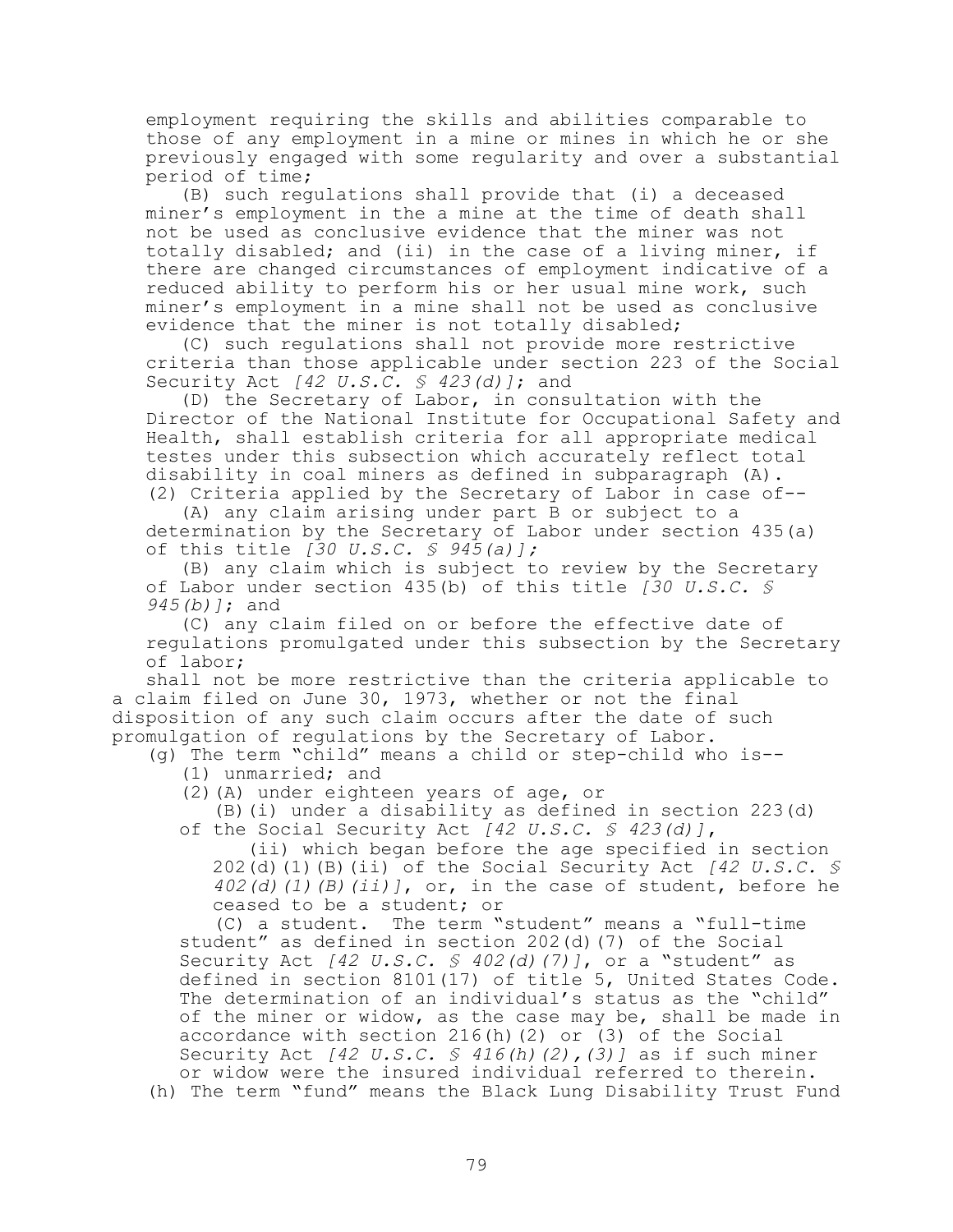employment requiring the skills and abilities comparable to those of any employment in a mine or mines in which he or she previously engaged with some regularity and over a substantial period of time;

(B) such regulations shall provide that (i) a deceased miner's employment in the a mine at the time of death shall not be used as conclusive evidence that the miner was not totally disabled; and (ii) in the case of a living miner, if there are changed circumstances of employment indicative of a reduced ability to perform his or her usual mine work, such miner's employment in a mine shall not be used as conclusive evidence that the miner is not totally disabled;

(C) such regulations shall not provide more restrictive criteria than those applicable under section 223 of the Social Security Act *[42 U.S.C. § 423(d)]*; and

(D) the Secretary of Labor, in consultation with the Director of the National Institute for Occupational Safety and Health, shall establish criteria for all appropriate medical testes under this subsection which accurately reflect total disability in coal miners as defined in subparagraph (A).

(2) Criteria applied by the Secretary of Labor in case of--

(A) any claim arising under part B or subject to a determination by the Secretary of Labor under section 435(a) of this title *[30 U.S.C. § 945(a)];*

(B) any claim which is subject to review by the Secretary of Labor under section 435(b) of this title *[30 U.S.C. § 945(b)]*; and

(C) any claim filed on or before the effective date of regulations promulgated under this subsection by the Secretary of labor;

shall not be more restrictive than the criteria applicable to a claim filed on June 30, 1973, whether or not the final disposition of any such claim occurs after the date of such promulgation of regulations by the Secretary of Labor.

(g) The term "child" means a child or step-child who is--

(1) unmarried; and

(2)(A) under eighteen years of age, or

(B)(i) under a disability as defined in section 223(d) of the Social Security Act *[42 U.S.C. § 423(d)]*,

(ii) which began before the age specified in section 202(d)(1)(B)(ii) of the Social Security Act *[42 U.S.C. § 402(d)(1)(B)(ii)]*, or, in the case of student, before he ceased to be a student; or

(C) a student. The term "student" means a "full-time student" as defined in section 202(d)(7) of the Social Security Act *[42 U.S.C. § 402(d)(7)]*, or a "student" as defined in section 8101(17) of title 5, United States Code. The determination of an individual's status as the "child" of the miner or widow, as the case may be, shall be made in accordance with section 216(h)(2) or (3) of the Social Security Act *[42 U.S.C. § 416(h)(2),(3)]* as if such miner or widow were the insured individual referred to therein.

(h) The term "fund" means the Black Lung Disability Trust Fund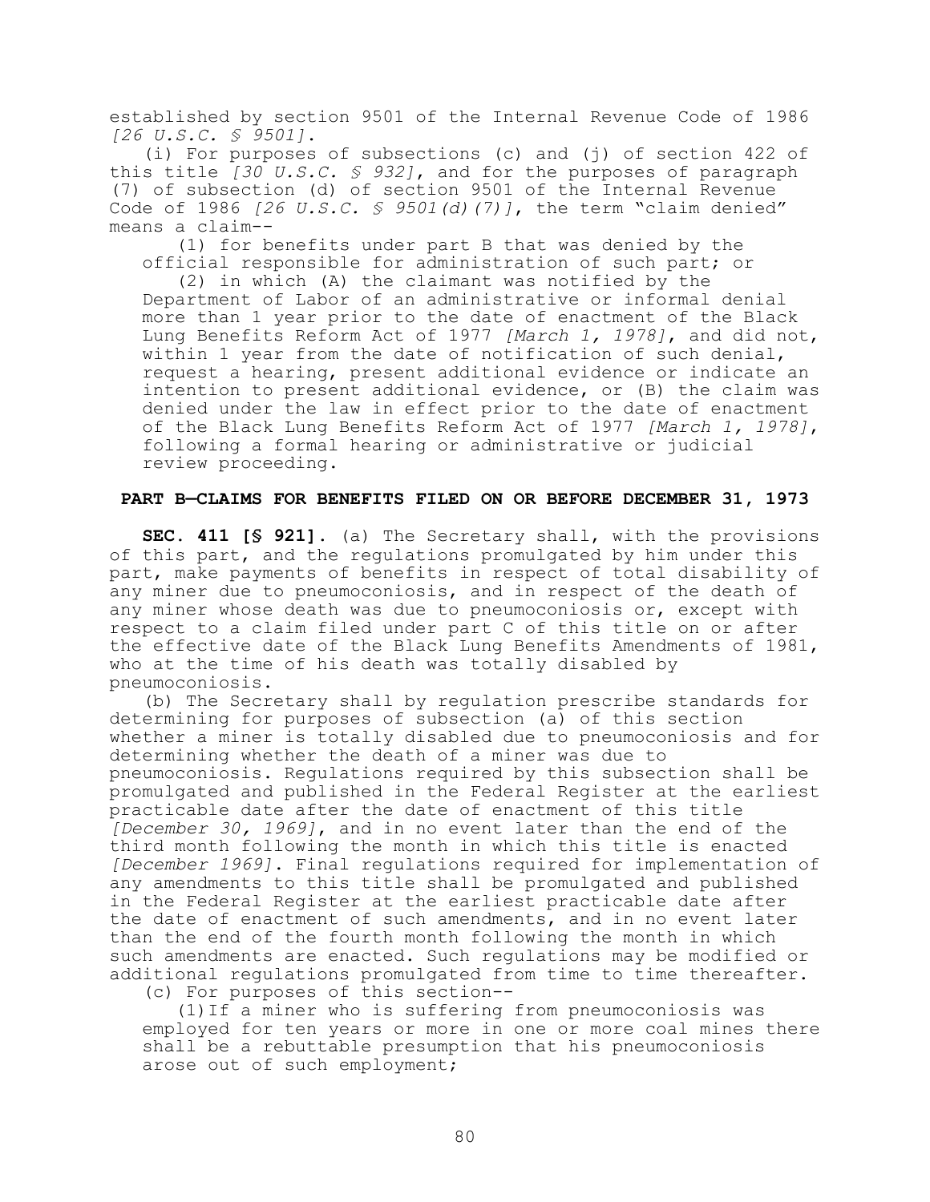established by section 9501 of the Internal Revenue Code of 1986 *[26 U.S.C. § 9501]*.

(i) For purposes of subsections (c) and (j) of section 422 of this title *[30 U.S.C. § 932]*, and for the purposes of paragraph (7) of subsection (d) of section 9501 of the Internal Revenue Code of 1986 *[26 U.S.C. § 9501(d)(7)]*, the term "claim denied" means a claim--

(1) for benefits under part B that was denied by the official responsible for administration of such part; or

(2) in which (A) the claimant was notified by the Department of Labor of an administrative or informal denial more than 1 year prior to the date of enactment of the Black Lung Benefits Reform Act of 1977 *[March 1, 1978]*, and did not, within 1 year from the date of notification of such denial, request a hearing, present additional evidence or indicate an intention to present additional evidence, or (B) the claim was denied under the law in effect prior to the date of enactment of the Black Lung Benefits Reform Act of 1977 *[March 1, 1978]*, following a formal hearing or administrative or judicial review proceeding.

## PART B—CLAIMS FOR BENEFITS FILED ON OR BEFORE DECEMBER 31, 1973

**SEC. 411 [§ 921].** (a) The Secretary shall, with the provisions of this part, and the regulations promulgated by him under this part, make payments of benefits in respect of total disability of any miner due to pneumoconiosis, and in respect of the death of any miner whose death was due to pneumoconiosis or, except with respect to a claim filed under part C of this title on or after the effective date of the Black Lung Benefits Amendments of 1981, who at the time of his death was totally disabled by pneumoconiosis.

(b) The Secretary shall by regulation prescribe standards for determining for purposes of subsection (a) of this section whether a miner is totally disabled due to pneumoconiosis and for determining whether the death of a miner was due to pneumoconiosis. Regulations required by this subsection shall be promulgated and published in the Federal Register at the earliest practicable date after the date of enactment of this title *[December 30, 1969]*, and in no event later than the end of the third month following the month in which this title is enacted *[December 1969]*. Final regulations required for implementation of any amendments to this title shall be promulgated and published in the Federal Register at the earliest practicable date after the date of enactment of such amendments, and in no event later than the end of the fourth month following the month in which such amendments are enacted. Such regulations may be modified or additional regulations promulgated from time to time thereafter.

(c) For purposes of this section--

(1) If a miner who is suffering from pneumoconiosis was employed for ten years or more in one or more coal mines there shall be a rebuttable presumption that his pneumoconiosis arose out of such employment;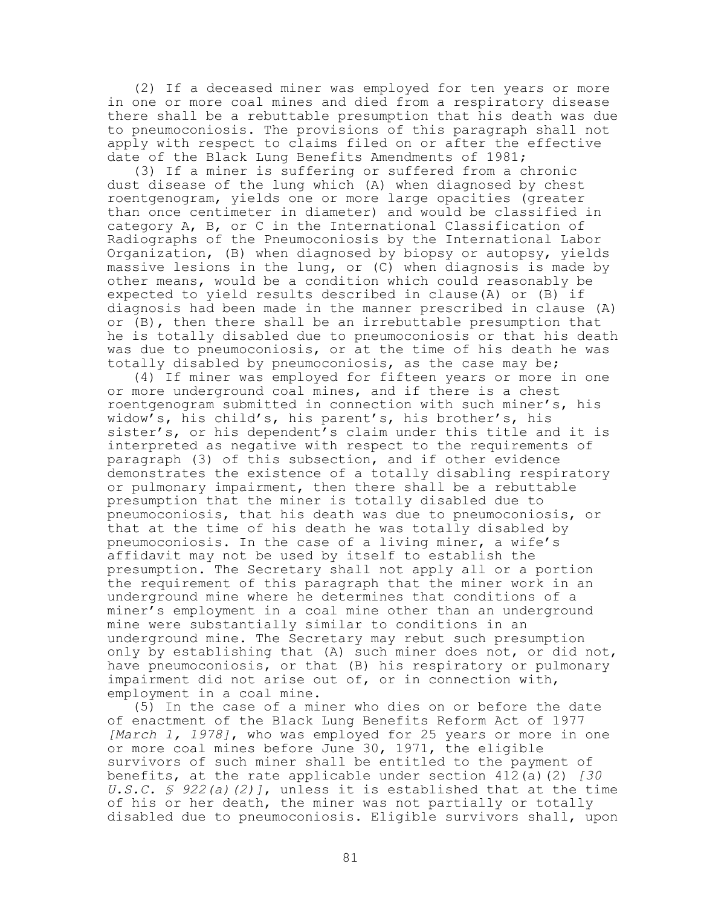(2) If a deceased miner was employed for ten years or more in one or more coal mines and died from a respiratory disease there shall be a rebuttable presumption that his death was due to pneumoconiosis. The provisions of this paragraph shall not apply with respect to claims filed on or after the effective date of the Black Lung Benefits Amendments of 1981;

(3) If a miner is suffering or suffered from a chronic dust disease of the lung which (A) when diagnosed by chest roentgenogram, yields one or more large opacities (greater than once centimeter in diameter) and would be classified in category A, B, or C in the International Classification of Radiographs of the Pneumoconiosis by the International Labor Organization, (B) when diagnosed by biopsy or autopsy, yields massive lesions in the lung, or (C) when diagnosis is made by other means, would be a condition which could reasonably be expected to yield results described in clause(A) or (B) if diagnosis had been made in the manner prescribed in clause (A) or (B), then there shall be an irrebuttable presumption that he is totally disabled due to pneumoconiosis or that his death was due to pneumoconiosis, or at the time of his death he was totally disabled by pneumoconiosis, as the case may be;

(4) If miner was employed for fifteen years or more in one or more underground coal mines, and if there is a chest roentgenogram submitted in connection with such miner's, his widow's, his child's, his parent's, his brother's, his sister's, or his dependent's claim under this title and it is interpreted as negative with respect to the requirements of paragraph (3) of this subsection, and if other evidence demonstrates the existence of a totally disabling respiratory or pulmonary impairment, then there shall be a rebuttable presumption that the miner is totally disabled due to pneumoconiosis, that his death was due to pneumoconiosis, or that at the time of his death he was totally disabled by pneumoconiosis. In the case of a living miner, a wife's affidavit may not be used by itself to establish the presumption. The Secretary shall not apply all or a portion the requirement of this paragraph that the miner work in an underground mine where he determines that conditions of a miner's employment in a coal mine other than an underground mine were substantially similar to conditions in an underground mine. The Secretary may rebut such presumption only by establishing that (A) such miner does not, or did not, have pneumoconiosis, or that (B) his respiratory or pulmonary impairment did not arise out of, or in connection with, employment in a coal mine.

(5) In the case of a miner who dies on or before the date of enactment of the Black Lung Benefits Reform Act of 1977 *[March 1, 1978]*, who was employed for 25 years or more in one or more coal mines before June 30, 1971, the eligible survivors of such miner shall be entitled to the payment of benefits, at the rate applicable under section 412(a)(2) *[30 U.S.C. § 922(a)(2)]*, unless it is established that at the time of his or her death, the miner was not partially or totally disabled due to pneumoconiosis. Eligible survivors shall, upon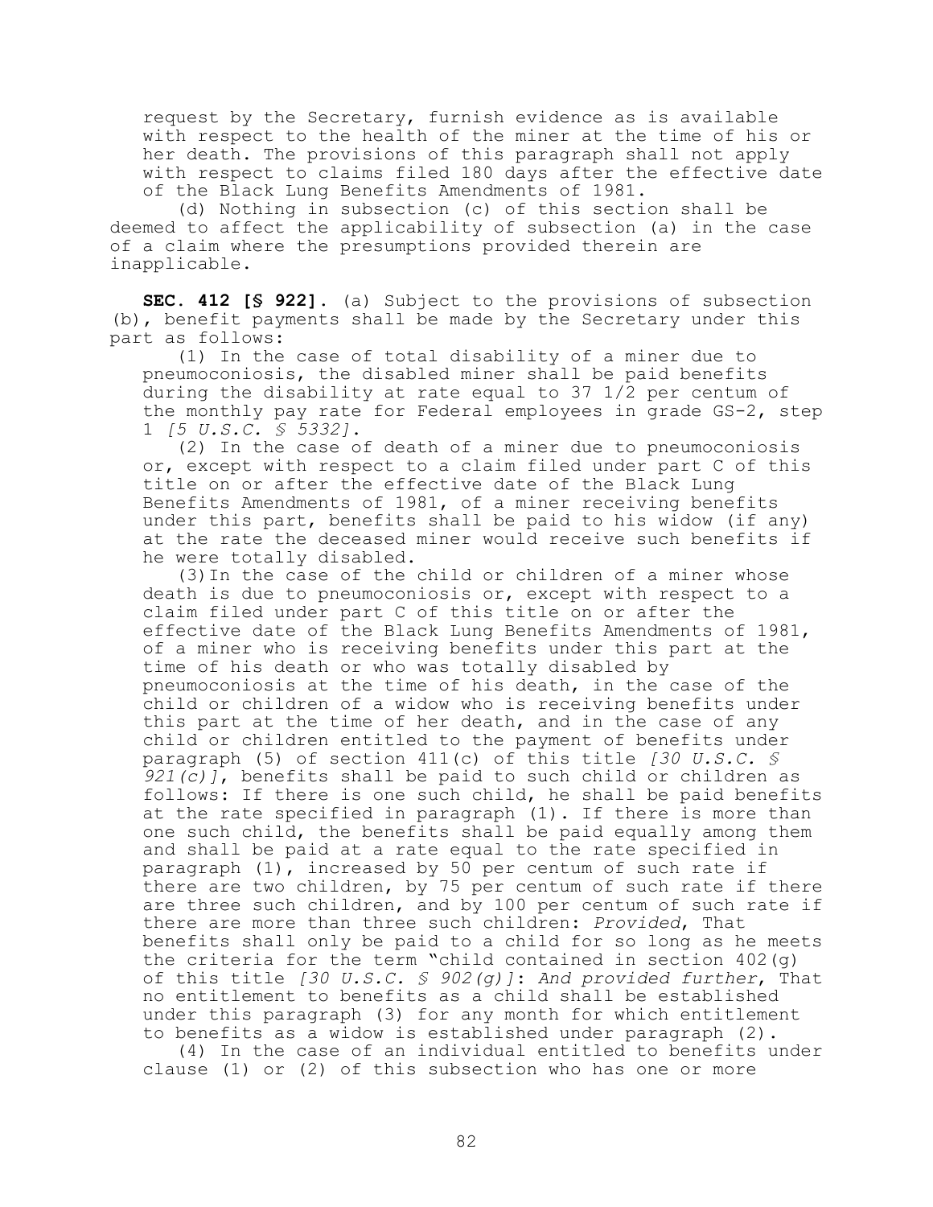request by the Secretary, furnish evidence as is available with respect to the health of the miner at the time of his or her death. The provisions of this paragraph shall not apply with respect to claims filed 180 days after the effective date of the Black Lung Benefits Amendments of 1981.

(d) Nothing in subsection (c) of this section shall be deemed to affect the applicability of subsection (a) in the case of a claim where the presumptions provided therein are inapplicable.

**SEC. 412 [§ 922].** (a) Subject to the provisions of subsection (b), benefit payments shall be made by the Secretary under this part as follows:

(1) In the case of total disability of a miner due to pneumoconiosis, the disabled miner shall be paid benefits during the disability at rate equal to 37 1/2 per centum of the monthly pay rate for Federal employees in grade GS-2, step 1 *[5 U.S.C. § 5332]*.

(2) In the case of death of a miner due to pneumoconiosis or, except with respect to a claim filed under part C of this title on or after the effective date of the Black Lung Benefits Amendments of 1981, of a miner receiving benefits under this part, benefits shall be paid to his widow (if any) at the rate the deceased miner would receive such benefits if he were totally disabled.

(3) In the case of the child or children of a miner whose death is due to pneumoconiosis or, except with respect to a claim filed under part C of this title on or after the effective date of the Black Lung Benefits Amendments of 1981, of a miner who is receiving benefits under this part at the time of his death or who was totally disabled by pneumoconiosis at the time of his death, in the case of the child or children of a widow who is receiving benefits under this part at the time of her death, and in the case of any child or children entitled to the payment of benefits under paragraph (5) of section 411(c) of this title *[30 U.S.C. § 921(c)]*, benefits shall be paid to such child or children as follows: If there is one such child, he shall be paid benefits at the rate specified in paragraph (1). If there is more than one such child, the benefits shall be paid equally among them and shall be paid at a rate equal to the rate specified in paragraph (1), increased by 50 per centum of such rate if there are two children, by 75 per centum of such rate if there are three such children, and by 100 per centum of such rate if there are more than three such children: *Provided*, That benefits shall only be paid to a child for so long as he meets the criteria for the term "child contained in section 402(g) of this title *[30 U.S.C. § 902(g)]*: *And provided further*, That no entitlement to benefits as a child shall be established under this paragraph (3) for any month for which entitlement to benefits as a widow is established under paragraph (2).

(4) In the case of an individual entitled to benefits under clause (1) or (2) of this subsection who has one or more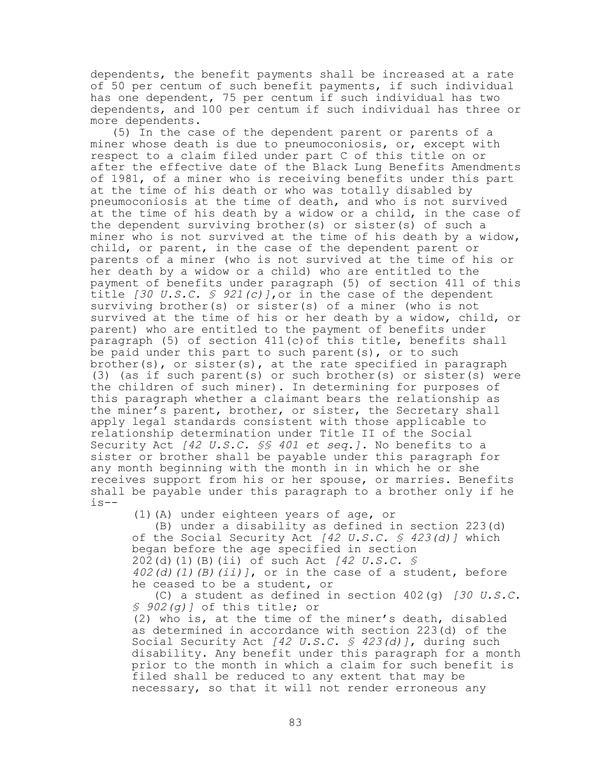dependents, the benefit payments shall be increased at a rate of 50 per centum of such benefit payments, if such individual has one dependent, 75 per centum if such individual has two dependents, and 100 per centum if such individual has three or more dependents.

(5) In the case of the dependent parent or parents of a miner whose death is due to pneumoconiosis, or, except with respect to a claim filed under part C of this title on or after the effective date of the Black Lung Benefits Amendments of 1981, of a miner who is receiving benefits under this part at the time of his death or who was totally disabled by pneumoconiosis at the time of death, and who is not survived at the time of his death by a widow or a child, in the case of the dependent surviving brother(s) or sister(s) of such a miner who is not survived at the time of his death by a widow, child, or parent, in the case of the dependent parent or parents of a miner (who is not survived at the time of his or her death by a widow or a child) who are entitled to the payment of benefits under paragraph (5) of section 411 of this title *[30 U.S.C. § 921(c)]*,or in the case of the dependent surviving brother(s) or sister(s) of a miner (who is not survived at the time of his or her death by a widow, child, or parent) who are entitled to the payment of benefits under paragraph (5) of section 411(c)of this title, benefits shall be paid under this part to such parent(s), or to such brother(s), or sister(s), at the rate specified in paragraph (3) (as if such parent(s) or such brother(s) or sister(s) were the children of such miner). In determining for purposes of this paragraph whether a claimant bears the relationship as the miner's parent, brother, or sister, the Secretary shall apply legal standards consistent with those applicable to relationship determination under Title II of the Social Security Act *[42 U.S.C. §§ 401 et seq.]*. No benefits to a sister or brother shall be payable under this paragraph for any month beginning with the month in in which he or she receives support from his or her spouse, or marries. Benefits shall be payable under this paragraph to a brother only if he is--

(1)(A) under eighteen years of age, or

(B) under a disability as defined in section 223(d) of the Social Security Act *[42 U.S.C. § 423(d)]* which began before the age specified in section 202(d)(1)(B)(ii) of such Act *[42 U.S.C. § 402(d)(1)(B)(ii)]*, or in the case of a student, before he ceased to be a student, or

(C) a student as defined in section 402(g) *[30 U.S.C. § 902(g)]* of this title; or

(2) who is, at the time of the miner's death, disabled as determined in accordance with section 223(d) of the Social Security Act *[42 U.S.C. § 423(d)]*, during such disability. Any benefit under this paragraph for a month prior to the month in which a claim for such benefit is filed shall be reduced to any extent that may be necessary, so that it will not render erroneous any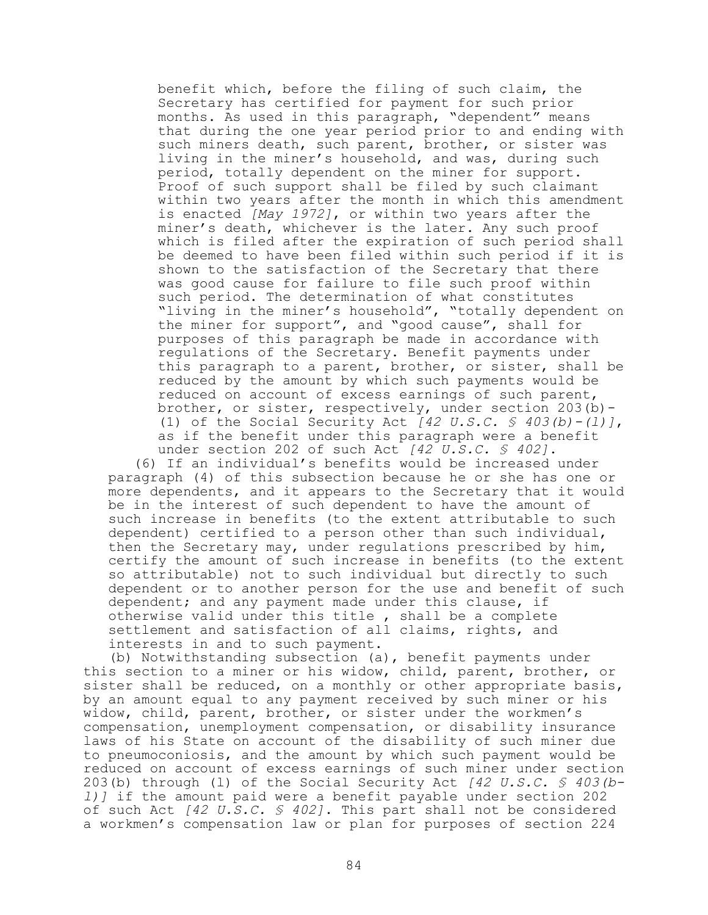benefit which, before the filing of such claim, the Secretary has certified for payment for such prior months. As used in this paragraph, "dependent" means that during the one year period prior to and ending with such miners death, such parent, brother, or sister was living in the miner's household, and was, during such period, totally dependent on the miner for support. Proof of such support shall be filed by such claimant within two years after the month in which this amendment is enacted *[May 1972]*, or within two years after the miner's death, whichever is the later. Any such proof which is filed after the expiration of such period shall be deemed to have been filed within such period if it is shown to the satisfaction of the Secretary that there was good cause for failure to file such proof within such period. The determination of what constitutes "living in the miner's household", "totally dependent on the miner for support", and "good cause", shall for purposes of this paragraph be made in accordance with regulations of the Secretary. Benefit payments under this paragraph to a parent, brother, or sister, shall be reduced by the amount by which such payments would be reduced on account of excess earnings of such parent, brother, or sister, respectively, under section 203(b)-(1) of the Social Security Act *[42 U.S.C. § 403(b)-(l)]*, as if the benefit under this paragraph were a benefit under section 202 of such Act *[42 U.S.C. § 402]*.

(6) If an individual's benefits would be increased under paragraph (4) of this subsection because he or she has one or more dependents, and it appears to the Secretary that it would be in the interest of such dependent to have the amount of such increase in benefits (to the extent attributable to such dependent) certified to a person other than such individual, then the Secretary may, under regulations prescribed by him, certify the amount of such increase in benefits (to the extent so attributable) not to such individual but directly to such dependent or to another person for the use and benefit of such dependent; and any payment made under this clause, if otherwise valid under this title , shall be a complete settlement and satisfaction of all claims, rights, and interests in and to such payment.

(b) Notwithstanding subsection (a), benefit payments under this section to a miner or his widow, child, parent, brother, or sister shall be reduced, on a monthly or other appropriate basis, by an amount equal to any payment received by such miner or his widow, child, parent, brother, or sister under the workmen's compensation, unemployment compensation, or disability insurance laws of his State on account of the disability of such miner due to pneumoconiosis, and the amount by which such payment would be reduced on account of excess earnings of such miner under section 203(b) through (l) of the Social Security Act *[42 U.S.C. § 403(b-l)]* if the amount paid were a benefit payable under section 202 of such Act *[42 U.S.C. § 402]*. This part shall not be considered a workmen's compensation law or plan for purposes of section 224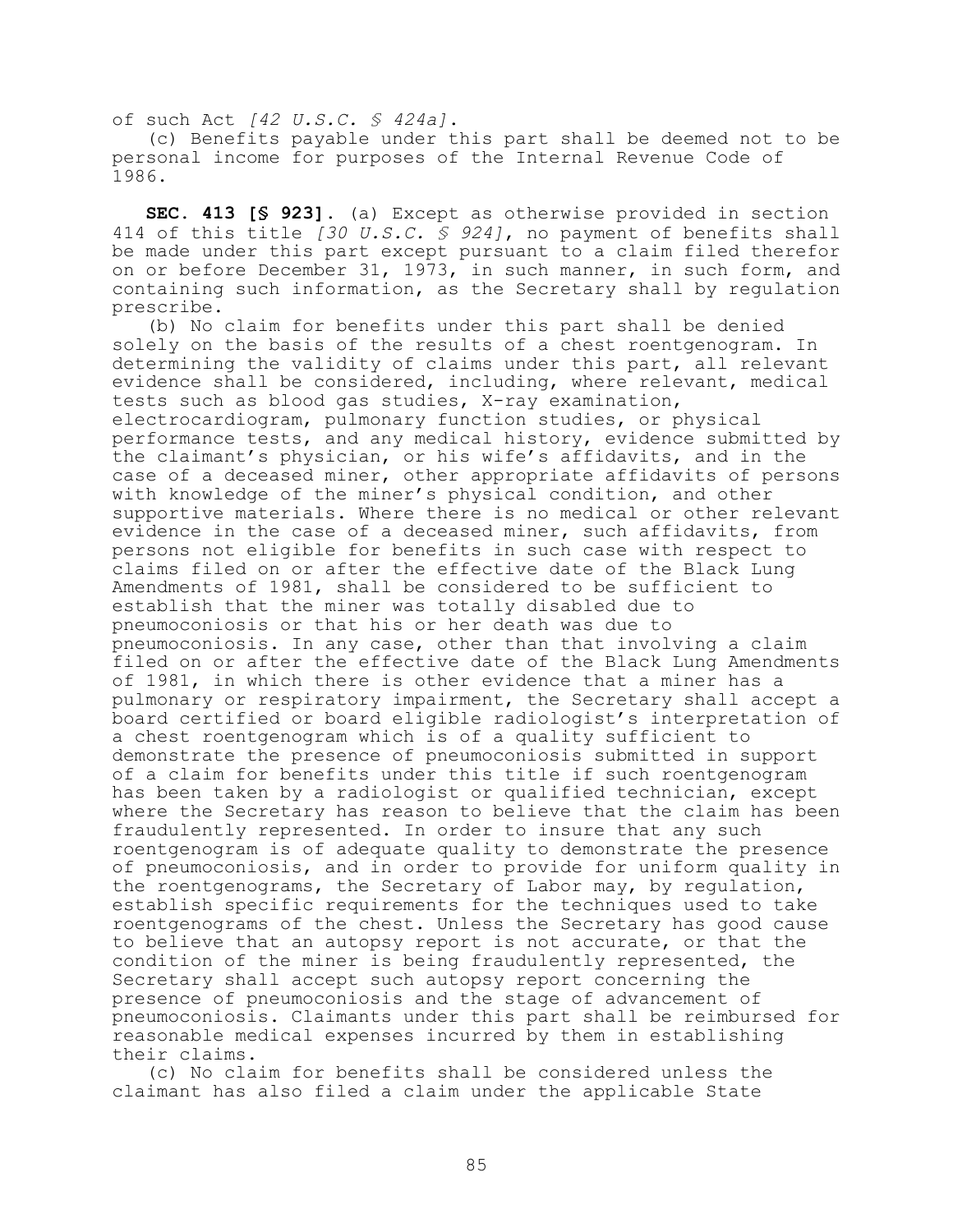of such Act *[42 U.S.C. § 424a]*.

(c) Benefits payable under this part shall be deemed not to be personal income for purposes of the Internal Revenue Code of 1986.

**SEC. 413 [§ 923].** (a) Except as otherwise provided in section 414 of this title *[30 U.S.C. § 924]*, no payment of benefits shall be made under this part except pursuant to a claim filed therefor on or before December 31, 1973, in such manner, in such form, and containing such information, as the Secretary shall by regulation prescribe.

(b) No claim for benefits under this part shall be denied solely on the basis of the results of a chest roentgenogram. In determining the validity of claims under this part, all relevant evidence shall be considered, including, where relevant, medical tests such as blood gas studies, X-ray examination, electrocardiogram, pulmonary function studies, or physical performance tests, and any medical history, evidence submitted by the claimant's physician, or his wife's affidavits, and in the case of a deceased miner, other appropriate affidavits of persons with knowledge of the miner's physical condition, and other supportive materials. Where there is no medical or other relevant evidence in the case of a deceased miner, such affidavits, from persons not eligible for benefits in such case with respect to claims filed on or after the effective date of the Black Lung Amendments of 1981, shall be considered to be sufficient to establish that the miner was totally disabled due to pneumoconiosis or that his or her death was due to pneumoconiosis. In any case, other than that involving a claim filed on or after the effective date of the Black Lung Amendments of 1981, in which there is other evidence that a miner has a pulmonary or respiratory impairment, the Secretary shall accept a board certified or board eligible radiologist's interpretation of a chest roentgenogram which is of a quality sufficient to demonstrate the presence of pneumoconiosis submitted in support of a claim for benefits under this title if such roentgenogram has been taken by a radiologist or qualified technician, except where the Secretary has reason to believe that the claim has been fraudulently represented. In order to insure that any such roentgenogram is of adequate quality to demonstrate the presence of pneumoconiosis, and in order to provide for uniform quality in the roentgenograms, the Secretary of Labor may, by regulation, establish specific requirements for the techniques used to take roentgenograms of the chest. Unless the Secretary has good cause to believe that an autopsy report is not accurate, or that the condition of the miner is being fraudulently represented, the Secretary shall accept such autopsy report concerning the presence of pneumoconiosis and the stage of advancement of pneumoconiosis. Claimants under this part shall be reimbursed for reasonable medical expenses incurred by them in establishing their claims.

(c) No claim for benefits shall be considered unless the claimant has also filed a claim under the applicable State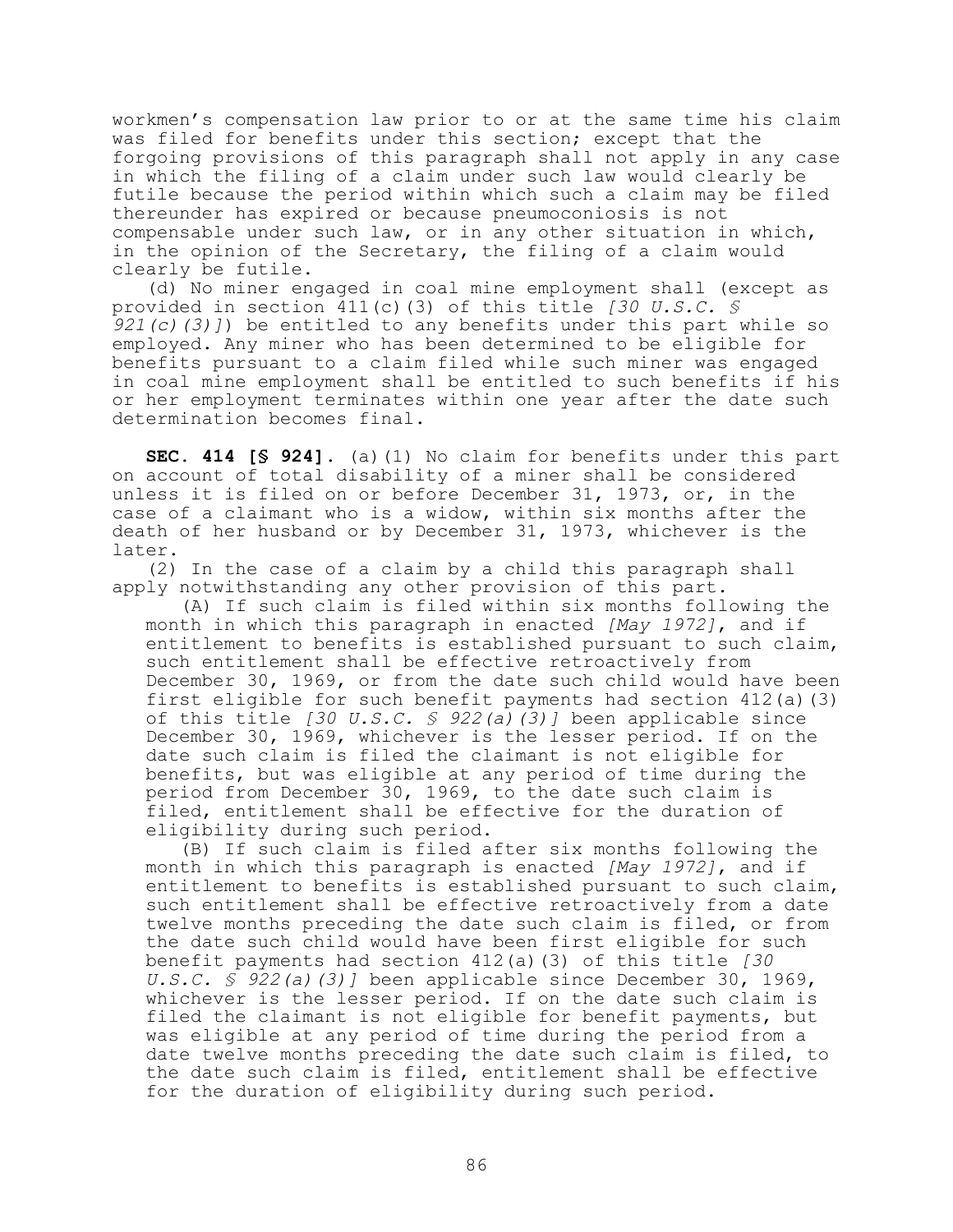workmen's compensation law prior to or at the same time his claim was filed for benefits under this section; except that the forgoing provisions of this paragraph shall not apply in any case in which the filing of a claim under such law would clearly be futile because the period within which such a claim may be filed thereunder has expired or because pneumoconiosis is not compensable under such law, or in any other situation in which, in the opinion of the Secretary, the filing of a claim would clearly be futile.

(d) No miner engaged in coal mine employment shall (except as provided in section 411(c)(3) of this title *[30 U.S.C. § 921(c)(3)]*) be entitled to any benefits under this part while so employed. Any miner who has been determined to be eligible for benefits pursuant to a claim filed while such miner was engaged in coal mine employment shall be entitled to such benefits if his or her employment terminates within one year after the date such determination becomes final.

**SEC. 414 [§ 924].** (a)(1) No claim for benefits under this part on account of total disability of a miner shall be considered unless it is filed on or before December 31, 1973, or, in the case of a claimant who is a widow, within six months after the death of her husband or by December 31, 1973, whichever is the later.

(2) In the case of a claim by a child this paragraph shall apply notwithstanding any other provision of this part.

(A) If such claim is filed within six months following the month in which this paragraph in enacted *[May 1972]*, and if entitlement to benefits is established pursuant to such claim, such entitlement shall be effective retroactively from December 30, 1969, or from the date such child would have been first eligible for such benefit payments had section 412(a)(3) of this title *[30 U.S.C. § 922(a)(3)]* been applicable since December 30, 1969, whichever is the lesser period. If on the date such claim is filed the claimant is not eligible for benefits, but was eligible at any period of time during the period from December 30, 1969, to the date such claim is filed, entitlement shall be effective for the duration of eligibility during such period.

(B) If such claim is filed after six months following the month in which this paragraph is enacted *[May 1972]*, and if entitlement to benefits is established pursuant to such claim, such entitlement shall be effective retroactively from a date twelve months preceding the date such claim is filed, or from the date such child would have been first eligible for such benefit payments had section 412(a)(3) of this title *[30 U.S.C. § 922(a)(3)]* been applicable since December 30, 1969, whichever is the lesser period. If on the date such claim is filed the claimant is not eligible for benefit payments, but was eligible at any period of time during the period from a date twelve months preceding the date such claim is filed, to the date such claim is filed, entitlement shall be effective for the duration of eligibility during such period.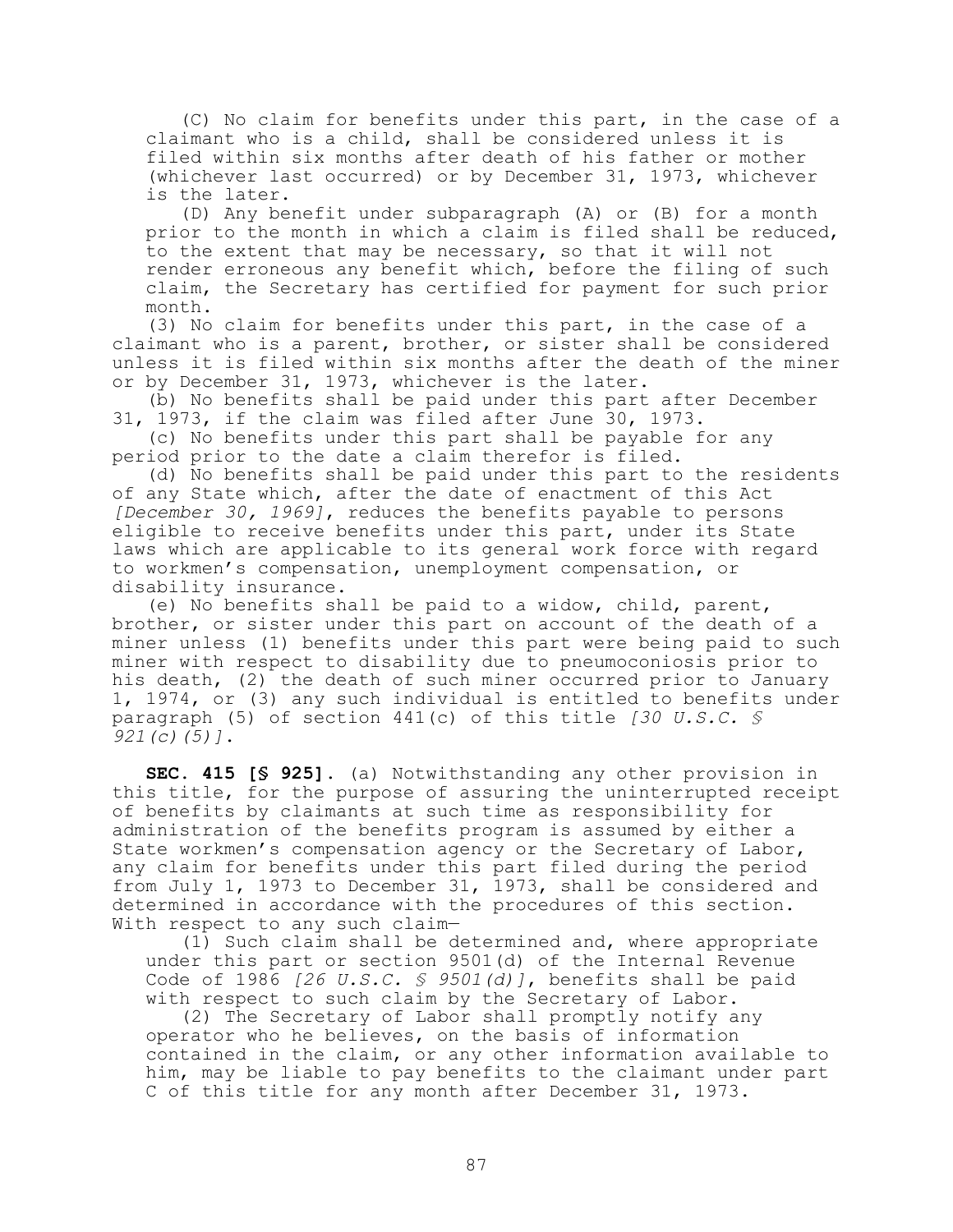(C) No claim for benefits under this part, in the case of a claimant who is a child, shall be considered unless it is filed within six months after death of his father or mother (whichever last occurred) or by December 31, 1973, whichever is the later.

(D) Any benefit under subparagraph (A) or (B) for a month prior to the month in which a claim is filed shall be reduced, to the extent that may be necessary, so that it will not render erroneous any benefit which, before the filing of such claim, the Secretary has certified for payment for such prior month.

(3) No claim for benefits under this part, in the case of a claimant who is a parent, brother, or sister shall be considered unless it is filed within six months after the death of the miner or by December 31, 1973, whichever is the later.

(b) No benefits shall be paid under this part after December 31, 1973, if the claim was filed after June 30, 1973.

(c) No benefits under this part shall be payable for any period prior to the date a claim therefor is filed.

(d) No benefits shall be paid under this part to the residents of any State which, after the date of enactment of this Act *[December 30, 1969]*, reduces the benefits payable to persons eligible to receive benefits under this part, under its State laws which are applicable to its general work force with regard to workmen's compensation, unemployment compensation, or disability insurance.

(e) No benefits shall be paid to a widow, child, parent, brother, or sister under this part on account of the death of a miner unless (1) benefits under this part were being paid to such miner with respect to disability due to pneumoconiosis prior to his death, (2) the death of such miner occurred prior to January 1, 1974, or (3) any such individual is entitled to benefits under paragraph (5) of section 441(c) of this title *[30 U.S.C. § 921(c)(5)]*.

**SEC. 415 [§ 925].** (a) Notwithstanding any other provision in this title, for the purpose of assuring the uninterrupted receipt of benefits by claimants at such time as responsibility for administration of the benefits program is assumed by either a State workmen's compensation agency or the Secretary of Labor, any claim for benefits under this part filed during the period from July 1, 1973 to December 31, 1973, shall be considered and determined in accordance with the procedures of this section. With respect to any such claim—

(1) Such claim shall be determined and, where appropriate under this part or section 9501(d) of the Internal Revenue Code of 1986 *[26 U.S.C. § 9501(d)]*, benefits shall be paid with respect to such claim by the Secretary of Labor.

(2) The Secretary of Labor shall promptly notify any operator who he believes, on the basis of information contained in the claim, or any other information available to him, may be liable to pay benefits to the claimant under part C of this title for any month after December 31, 1973.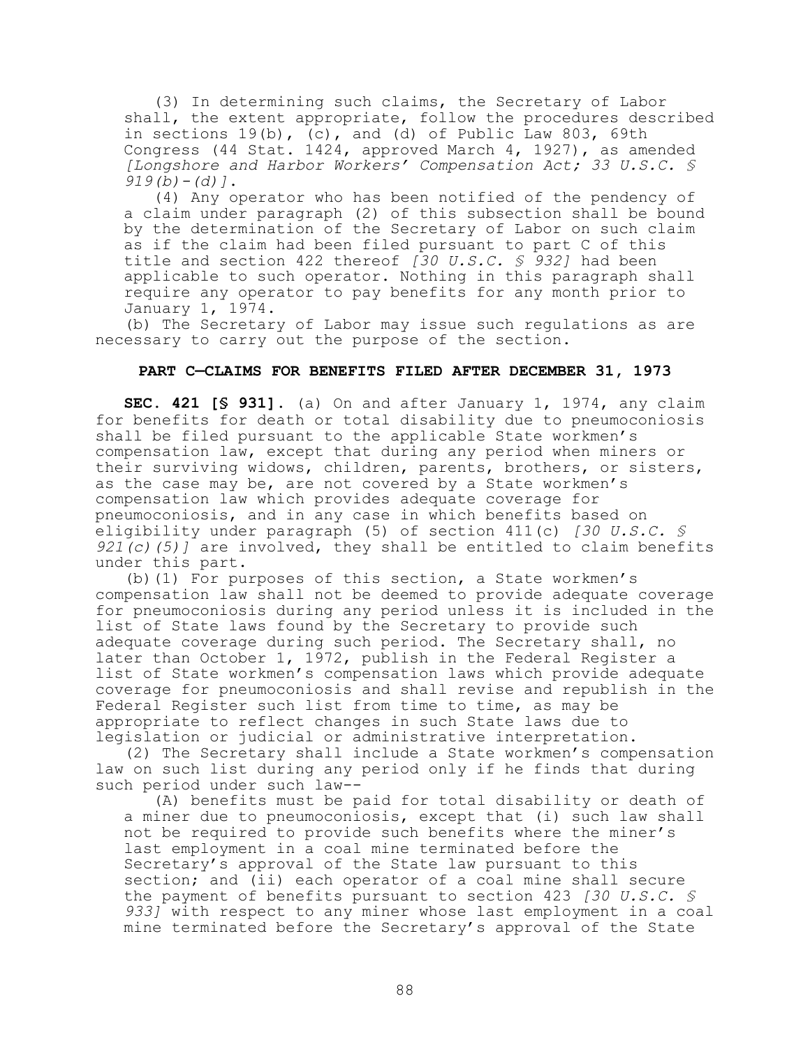(3) In determining such claims, the Secretary of Labor shall, the extent appropriate, follow the procedures described in sections 19(b), (c), and (d) of Public Law 803, 69th Congress (44 Stat. 1424, approved March 4, 1927), as amended *[Longshore and Harbor Workers' Compensation Act; 33 U.S.C. § 919(b)-(d)]*.

(4) Any operator who has been notified of the pendency of a claim under paragraph (2) of this subsection shall be bound by the determination of the Secretary of Labor on such claim as if the claim had been filed pursuant to part C of this title and section 422 thereof *[30 U.S.C. § 932]* had been applicable to such operator. Nothing in this paragraph shall require any operator to pay benefits for any month prior to January 1, 1974.

(b) The Secretary of Labor may issue such regulations as are necessary to carry out the purpose of the section.

### PART C—CLAIMS FOR BENEFITS FILED AFTER DECEMBER 31, 1973

**SEC. 421 [§ 931].** (a) On and after January 1, 1974, any claim for benefits for death or total disability due to pneumoconiosis shall be filed pursuant to the applicable State workmen's compensation law, except that during any period when miners or their surviving widows, children, parents, brothers, or sisters, as the case may be, are not covered by a State workmen's compensation law which provides adequate coverage for pneumoconiosis, and in any case in which benefits based on eligibility under paragraph (5) of section 411(c) *[30 U.S.C. § 921(c)(5)]* are involved, they shall be entitled to claim benefits under this part.

(b)(1) For purposes of this section, a State workmen's compensation law shall not be deemed to provide adequate coverage for pneumoconiosis during any period unless it is included in the list of State laws found by the Secretary to provide such adequate coverage during such period. The Secretary shall, no later than October 1, 1972, publish in the Federal Register a list of State workmen's compensation laws which provide adequate coverage for pneumoconiosis and shall revise and republish in the Federal Register such list from time to time, as may be appropriate to reflect changes in such State laws due to legislation or judicial or administrative interpretation.

(2) The Secretary shall include a State workmen's compensation law on such list during any period only if he finds that during such period under such law--

(A) benefits must be paid for total disability or death of a miner due to pneumoconiosis, except that (i) such law shall not be required to provide such benefits where the miner's last employment in a coal mine terminated before the Secretary's approval of the State law pursuant to this section; and (ii) each operator of a coal mine shall secure the payment of benefits pursuant to section 423 *[30 U.S.C. § 933]* with respect to any miner whose last employment in a coal mine terminated before the Secretary's approval of the State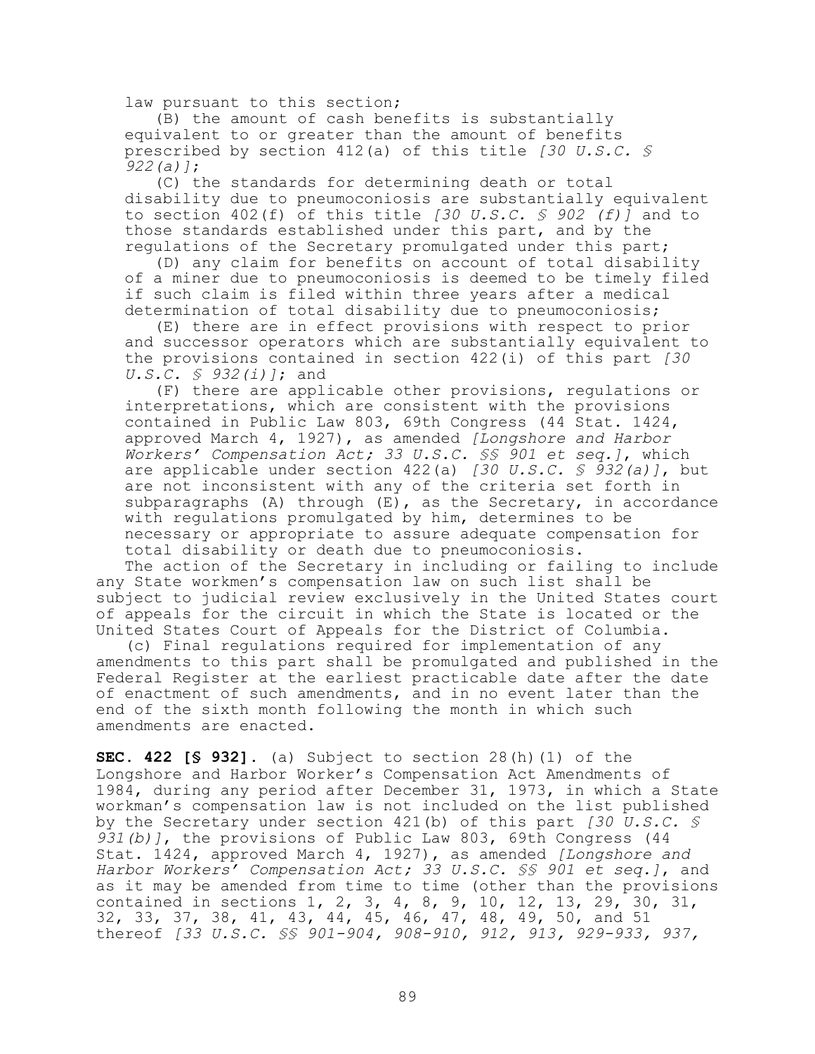law pursuant to this section;

(B) the amount of cash benefits is substantially equivalent to or greater than the amount of benefits prescribed by section 412(a) of this title *[30 U.S.C. § 922(a)]*;

(C) the standards for determining death or total disability due to pneumoconiosis are substantially equivalent to section 402(f) of this title *[30 U.S.C. § 902 (f)]* and to those standards established under this part, and by the regulations of the Secretary promulgated under this part;

(D) any claim for benefits on account of total disability of a miner due to pneumoconiosis is deemed to be timely filed if such claim is filed within three years after a medical determination of total disability due to pneumoconiosis;

(E) there are in effect provisions with respect to prior and successor operators which are substantially equivalent to the provisions contained in section 422(i) of this part *[30 U.S.C. § 932(i)]*; and

(F) there are applicable other provisions, regulations or interpretations, which are consistent with the provisions contained in Public Law 803, 69th Congress (44 Stat. 1424, approved March 4, 1927), as amended *[Longshore and Harbor Workers' Compensation Act; 33 U.S.C. §§ 901 et seq.]*, which are applicable under section 422(a) *[30 U.S.C. § 932(a)]*, but are not inconsistent with any of the criteria set forth in subparagraphs (A) through (E), as the Secretary, in accordance with regulations promulgated by him, determines to be necessary or appropriate to assure adequate compensation for total disability or death due to pneumoconiosis.

The action of the Secretary in including or failing to include any State workmen's compensation law on such list shall be subject to judicial review exclusively in the United States court of appeals for the circuit in which the State is located or the United States Court of Appeals for the District of Columbia.

(c) Final regulations required for implementation of any amendments to this part shall be promulgated and published in the Federal Register at the earliest practicable date after the date of enactment of such amendments, and in no event later than the end of the sixth month following the month in which such amendments are enacted.

**SEC. 422 [§ 932].** (a) Subject to section 28(h)(1) of the Longshore and Harbor Worker's Compensation Act Amendments of 1984, during any period after December 31, 1973, in which a State workman's compensation law is not included on the list published by the Secretary under section 421(b) of this part *[30 U.S.C. § 931(b)]*, the provisions of Public Law 803, 69th Congress (44 Stat. 1424, approved March 4, 1927), as amended *[Longshore and Harbor Workers' Compensation Act; 33 U.S.C. §§ 901 et seq.]*, and as it may be amended from time to time (other than the provisions contained in sections 1, 2, 3, 4, 8, 9, 10, 12, 13, 29, 30, 31, 32, 33, 37, 38, 41, 43, 44, 45, 46, 47, 48, 49, 50, and 51 thereof *[33 U.S.C. §§ 901-904, 908-910, 912, 913, 929-933, 937,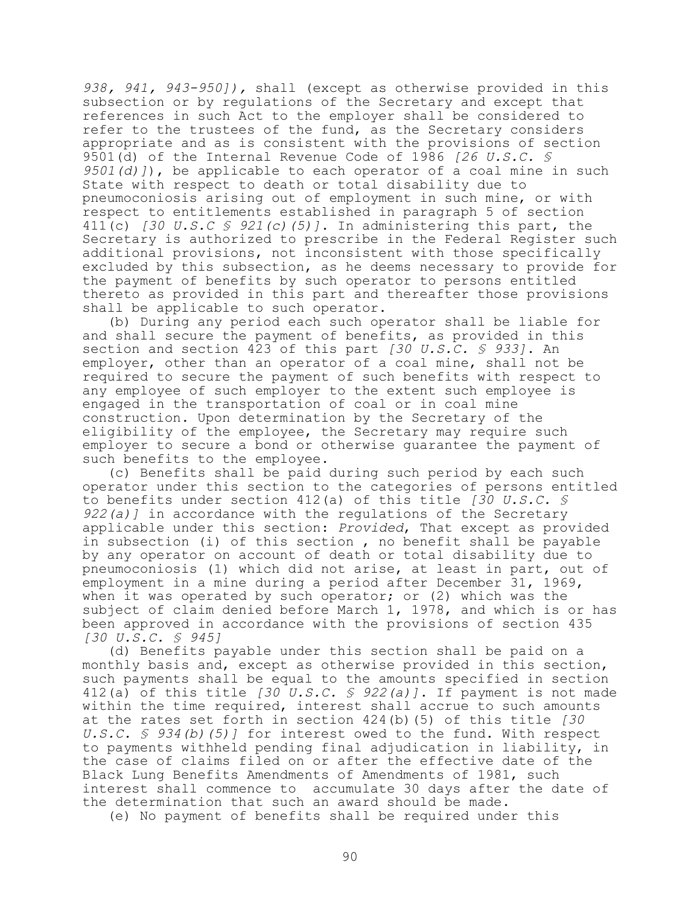*938, 941, 943-950]),* shall (except as otherwise provided in this subsection or by regulations of the Secretary and except that references in such Act to the employer shall be considered to refer to the trustees of the fund, as the Secretary considers appropriate and as is consistent with the provisions of section 9501(d) of the Internal Revenue Code of 1986 *[26 U.S.C. § 9501(d)]*), be applicable to each operator of a coal mine in such State with respect to death or total disability due to pneumoconiosis arising out of employment in such mine, or with respect to entitlements established in paragraph 5 of section 411(c) *[30 U.S.C § 921(c)(5)]*. In administering this part, the Secretary is authorized to prescribe in the Federal Register such additional provisions, not inconsistent with those specifically excluded by this subsection, as he deems necessary to provide for the payment of benefits by such operator to persons entitled thereto as provided in this part and thereafter those provisions shall be applicable to such operator.

(b) During any period each such operator shall be liable for and shall secure the payment of benefits, as provided in this section and section 423 of this part *[30 U.S.C. § 933]*. An employer, other than an operator of a coal mine, shall not be required to secure the payment of such benefits with respect to any employee of such employer to the extent such employee is engaged in the transportation of coal or in coal mine construction. Upon determination by the Secretary of the eligibility of the employee, the Secretary may require such employer to secure a bond or otherwise guarantee the payment of such benefits to the employee.

(c) Benefits shall be paid during such period by each such operator under this section to the categories of persons entitled to benefits under section 412(a) of this title *[30 U.S.C. § 922(a)]* in accordance with the regulations of the Secretary applicable under this section: *Provided*, That except as provided in subsection (i) of this section , no benefit shall be payable by any operator on account of death or total disability due to pneumoconiosis (1) which did not arise, at least in part, out of employment in a mine during a period after December 31, 1969, when it was operated by such operator; or (2) which was the subject of claim denied before March 1, 1978, and which is or has been approved in accordance with the provisions of section 435 *[30 U.S.C. § 945]*

(d) Benefits payable under this section shall be paid on a monthly basis and, except as otherwise provided in this section, such payments shall be equal to the amounts specified in section 412(a) of this title *[30 U.S.C. § 922(a)]*. If payment is not made within the time required, interest shall accrue to such amounts at the rates set forth in section 424(b)(5) of this title *[30 U.S.C. § 934(b)(5)]* for interest owed to the fund. With respect to payments withheld pending final adjudication in liability, in the case of claims filed on or after the effective date of the Black Lung Benefits Amendments of Amendments of 1981, such interest shall commence to accumulate 30 days after the date of the determination that such an award should be made.

(e) No payment of benefits shall be required under this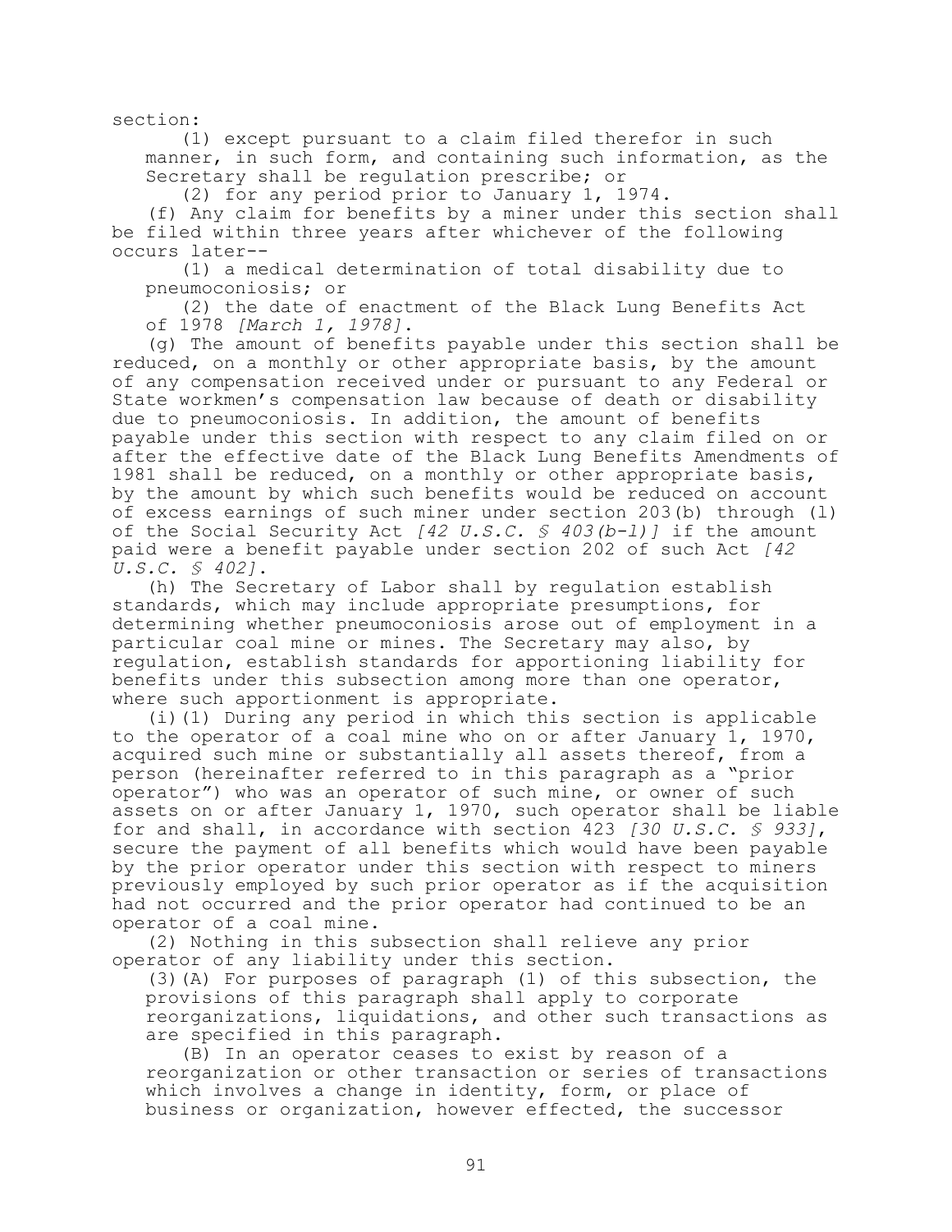section:

(1) except pursuant to a claim filed therefor in such manner, in such form, and containing such information, as the Secretary shall be regulation prescribe; or

(2) for any period prior to January 1, 1974.

(f) Any claim for benefits by a miner under this section shall be filed within three years after whichever of the following occurs later--

(1) a medical determination of total disability due to pneumoconiosis; or

(2) the date of enactment of the Black Lung Benefits Act of 1978 *[March 1, 1978]*.

(g) The amount of benefits payable under this section shall be reduced, on a monthly or other appropriate basis, by the amount of any compensation received under or pursuant to any Federal or State workmen's compensation law because of death or disability due to pneumoconiosis. In addition, the amount of benefits payable under this section with respect to any claim filed on or after the effective date of the Black Lung Benefits Amendments of 1981 shall be reduced, on a monthly or other appropriate basis, by the amount by which such benefits would be reduced on account of excess earnings of such miner under section 203(b) through (l) of the Social Security Act *[42 U.S.C. § 403(b-l)]* if the amount paid were a benefit payable under section 202 of such Act *[42 U.S.C. § 402]*.

(h) The Secretary of Labor shall by regulation establish standards, which may include appropriate presumptions, for determining whether pneumoconiosis arose out of employment in a particular coal mine or mines. The Secretary may also, by regulation, establish standards for apportioning liability for benefits under this subsection among more than one operator, where such apportionment is appropriate.

(i)(1) During any period in which this section is applicable to the operator of a coal mine who on or after January 1, 1970, acquired such mine or substantially all assets thereof, from a person (hereinafter referred to in this paragraph as a "prior operator") who was an operator of such mine, or owner of such assets on or after January 1, 1970, such operator shall be liable for and shall, in accordance with section 423 *[30 U.S.C. § 933]*, secure the payment of all benefits which would have been payable by the prior operator under this section with respect to miners previously employed by such prior operator as if the acquisition had not occurred and the prior operator had continued to be an operator of a coal mine.

(2) Nothing in this subsection shall relieve any prior operator of any liability under this section.

(3)(A) For purposes of paragraph (1) of this subsection, the provisions of this paragraph shall apply to corporate reorganizations, liquidations, and other such transactions as are specified in this paragraph.

(B) In an operator ceases to exist by reason of a reorganization or other transaction or series of transactions which involves a change in identity, form, or place of business or organization, however effected, the successor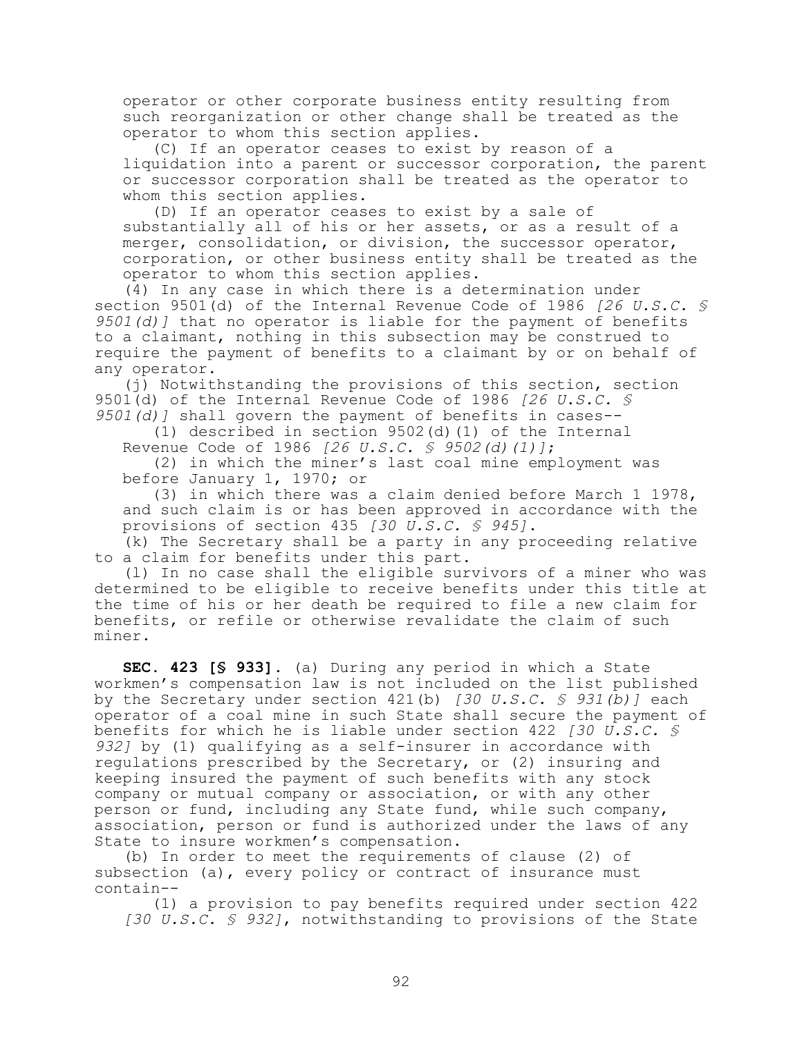operator or other corporate business entity resulting from such reorganization or other change shall be treated as the operator to whom this section applies.

(C) If an operator ceases to exist by reason of a liquidation into a parent or successor corporation, the parent or successor corporation shall be treated as the operator to whom this section applies.

(D) If an operator ceases to exist by a sale of substantially all of his or her assets, or as a result of a merger, consolidation, or division, the successor operator, corporation, or other business entity shall be treated as the operator to whom this section applies.

(4) In any case in which there is a determination under section 9501(d) of the Internal Revenue Code of 1986 *[26 U.S.C. § 9501(d)]* that no operator is liable for the payment of benefits to a claimant, nothing in this subsection may be construed to require the payment of benefits to a claimant by or on behalf of any operator.

(j) Notwithstanding the provisions of this section, section 9501(d) of the Internal Revenue Code of 1986 *[26 U.S.C. § 9501(d)]* shall govern the payment of benefits in cases--

(1) described in section 9502(d)(1) of the Internal Revenue Code of 1986 *[26 U.S.C. § 9502(d)(1)]*;

(2) in which the miner's last coal mine employment was before January 1, 1970; or

(3) in which there was a claim denied before March 1 1978, and such claim is or has been approved in accordance with the provisions of section 435 *[30 U.S.C. § 945]*.

(k) The Secretary shall be a party in any proceeding relative to a claim for benefits under this part.

(l) In no case shall the eligible survivors of a miner who was determined to be eligible to receive benefits under this title at the time of his or her death be required to file a new claim for benefits, or refile or otherwise revalidate the claim of such miner.

**SEC. 423 [§ 933].** (a) During any period in which a State workmen's compensation law is not included on the list published by the Secretary under section 421(b) *[30 U.S.C. § 931(b)]* each operator of a coal mine in such State shall secure the payment of benefits for which he is liable under section 422 *[30 U.S.C. § 932]* by (1) qualifying as a self-insurer in accordance with regulations prescribed by the Secretary, or (2) insuring and keeping insured the payment of such benefits with any stock company or mutual company or association, or with any other person or fund, including any State fund, while such company, association, person or fund is authorized under the laws of any State to insure workmen's compensation.

(b) In order to meet the requirements of clause (2) of subsection (a), every policy or contract of insurance must contain--

(1) a provision to pay benefits required under section 422 *[30 U.S.C. § 932]*, notwithstanding to provisions of the State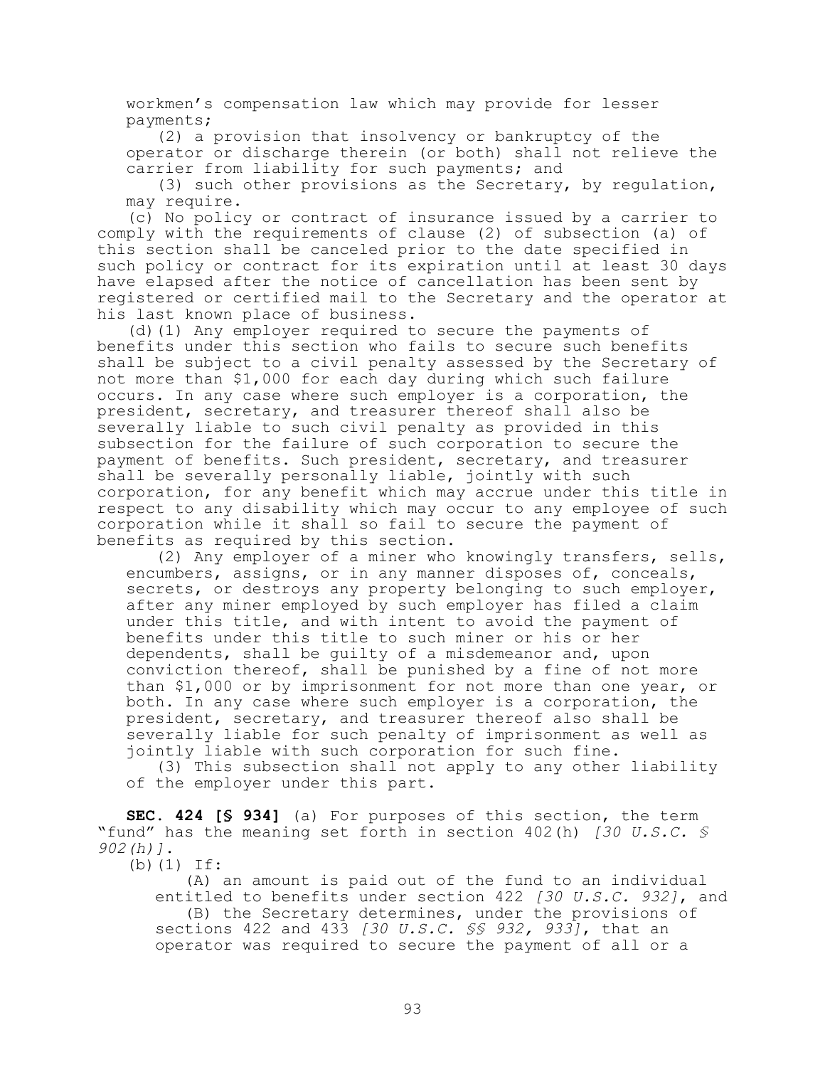workmen's compensation law which may provide for lesser payments;

(2) a provision that insolvency or bankruptcy of the operator or discharge therein (or both) shall not relieve the carrier from liability for such payments; and

(3) such other provisions as the Secretary, by regulation, may require.

(c) No policy or contract of insurance issued by a carrier to comply with the requirements of clause (2) of subsection (a) of this section shall be canceled prior to the date specified in such policy or contract for its expiration until at least 30 days have elapsed after the notice of cancellation has been sent by registered or certified mail to the Secretary and the operator at his last known place of business.

(d)(1) Any employer required to secure the payments of benefits under this section who fails to secure such benefits shall be subject to a civil penalty assessed by the Secretary of not more than $1,000 for each day during which such failure occurs. In any case where such employer is a corporation, the president, secretary, and treasurer thereof shall also be severally liable to such civil penalty as provided in this subsection for the failure of such corporation to secure the payment of benefits. Such president, secretary, and treasurer shall be severally personally liable, jointly with such corporation, for any benefit which may accrue under this title in respect to any disability which may occur to any employee of such corporation while it shall so fail to secure the payment of benefits as required by this section.

(2) Any employer of a miner who knowingly transfers, sells, encumbers, assigns, or in any manner disposes of, conceals, secrets, or destroys any property belonging to such employer, after any miner employed by such employer has filed a claim under this title, and with intent to avoid the payment of benefits under this title to such miner or his or her dependents, shall be guilty of a misdemeanor and, upon conviction thereof, shall be punished by a fine of not more than $1,000 or by imprisonment for not more than one year, or both. In any case where such employer is a corporation, the president, secretary, and treasurer thereof also shall be severally liable for such penalty of imprisonment as well as jointly liable with such corporation for such fine.

(3) This subsection shall not apply to any other liability of the employer under this part.

**SEC. 424 [§ 934]** (a) For purposes of this section, the term "fund" has the meaning set forth in section 402(h) *[30 U.S.C. § 902(h)]*.

(b)(1) If:

(A) an amount is paid out of the fund to an individual entitled to benefits under section 422 *[30 U.S.C. 932]*, and

(B) the Secretary determines, under the provisions of sections 422 and 433 *[30 U.S.C. §§ 932, 933]*, that an operator was required to secure the payment of all or a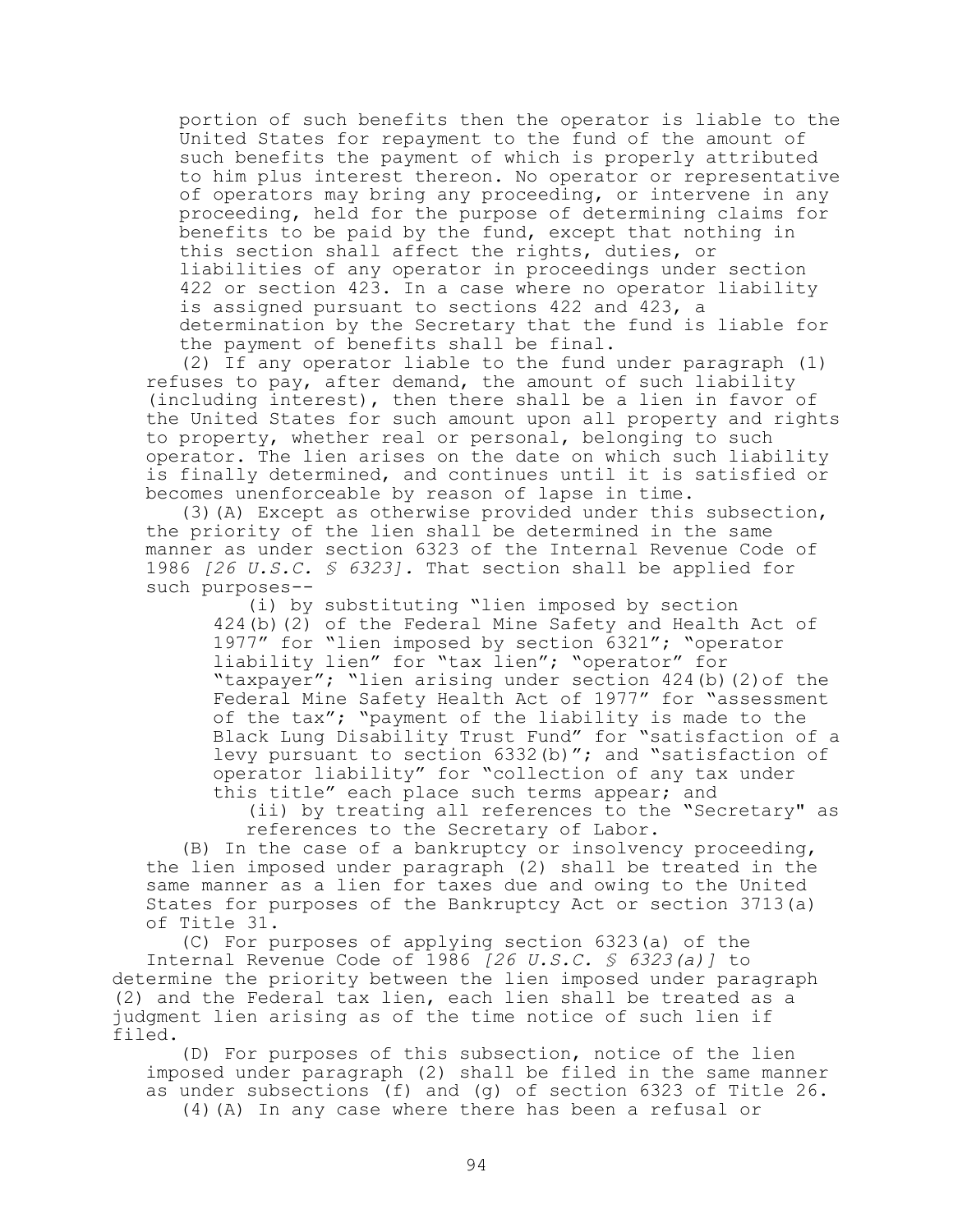portion of such benefits then the operator is liable to the United States for repayment to the fund of the amount of such benefits the payment of which is properly attributed to him plus interest thereon. No operator or representative of operators may bring any proceeding, or intervene in any proceeding, held for the purpose of determining claims for benefits to be paid by the fund, except that nothing in this section shall affect the rights, duties, or liabilities of any operator in proceedings under section 422 or section 423. In a case where no operator liability is assigned pursuant to sections 422 and 423, a determination by the Secretary that the fund is liable for the payment of benefits shall be final.

(2) If any operator liable to the fund under paragraph (1) refuses to pay, after demand, the amount of such liability (including interest), then there shall be a lien in favor of the United States for such amount upon all property and rights to property, whether real or personal, belonging to such operator. The lien arises on the date on which such liability is finally determined, and continues until it is satisfied or becomes unenforceable by reason of lapse in time.

(3)(A) Except as otherwise provided under this subsection, the priority of the lien shall be determined in the same manner as under section 6323 of the Internal Revenue Code of 1986 *[26 U.S.C. § 6323]*. That section shall be applied for such purposes--

(i) by substituting "lien imposed by section 424(b)(2) of the Federal Mine Safety and Health Act of 1977" for "lien imposed by section 6321"; "operator liability lien" for "tax lien"; "operator" for "taxpayer"; "lien arising under section 424(b)(2)of the Federal Mine Safety Health Act of 1977" for "assessment of the tax"; "payment of the liability is made to the Black Lung Disability Trust Fund" for "satisfaction of a levy pursuant to section 6332(b)"; and "satisfaction of operator liability" for "collection of any tax under this title" each place such terms appear; and

(ii) by treating all references to the "Secretary" as references to the Secretary of Labor.

(B) In the case of a bankruptcy or insolvency proceeding, the lien imposed under paragraph (2) shall be treated in the same manner as a lien for taxes due and owing to the United States for purposes of the Bankruptcy Act or section 3713(a) of Title 31.

(C) For purposes of applying section 6323(a) of the Internal Revenue Code of 1986 *[26 U.S.C. § 6323(a)]* to determine the priority between the lien imposed under paragraph (2) and the Federal tax lien, each lien shall be treated as a judgment lien arising as of the time notice of such lien if filed.

(D) For purposes of this subsection, notice of the lien imposed under paragraph (2) shall be filed in the same manner as under subsections (f) and (g) of section 6323 of Title 26.

(4)(A) In any case where there has been a refusal or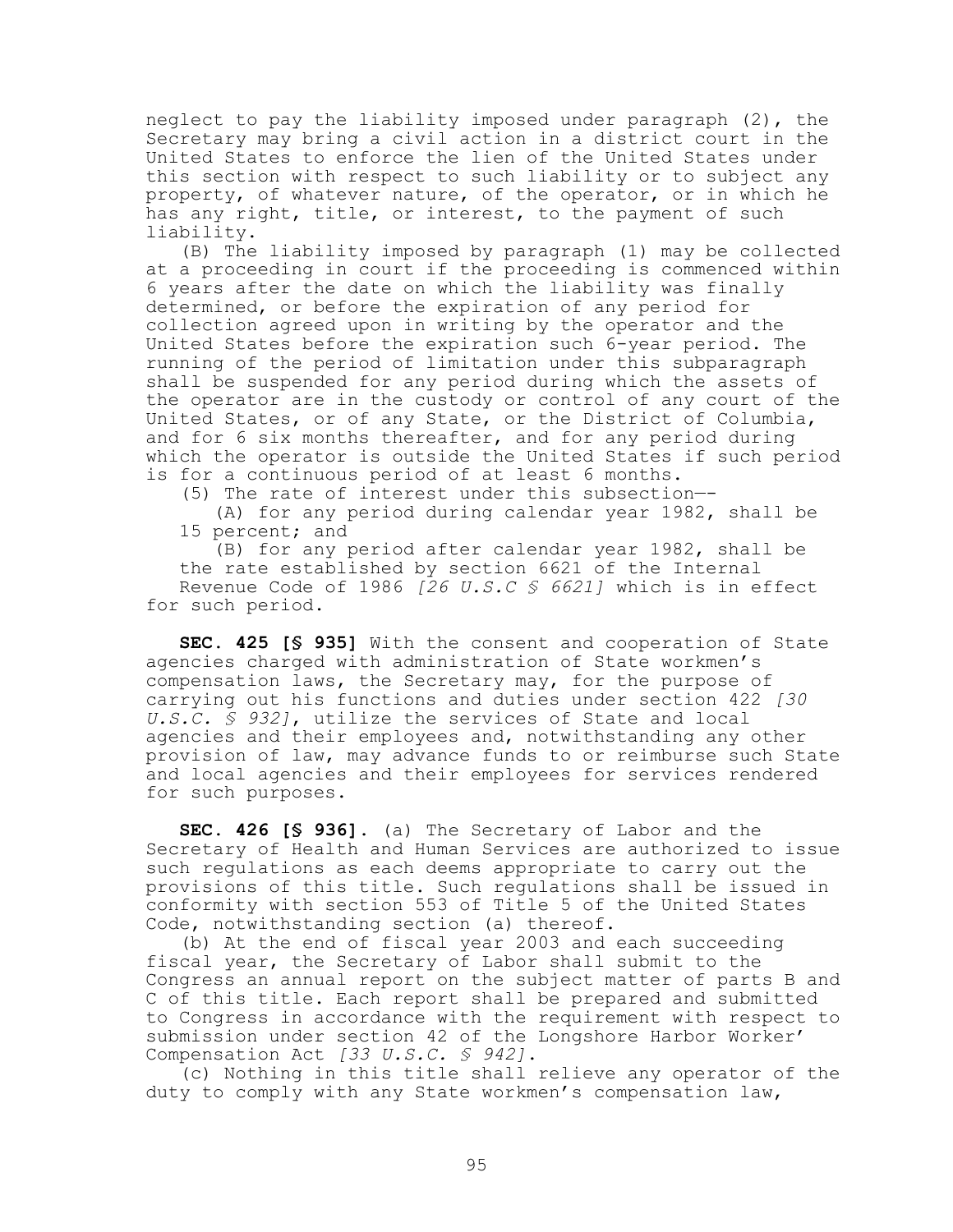neglect to pay the liability imposed under paragraph (2), the Secretary may bring a civil action in a district court in the United States to enforce the lien of the United States under this section with respect to such liability or to subject any property, of whatever nature, of the operator, or in which he has any right, title, or interest, to the payment of such liability.

(B) The liability imposed by paragraph (1) may be collected at a proceeding in court if the proceeding is commenced within 6 years after the date on which the liability was finally determined, or before the expiration of any period for collection agreed upon in writing by the operator and the United States before the expiration such 6-year period. The running of the period of limitation under this subparagraph shall be suspended for any period during which the assets of the operator are in the custody or control of any court of the United States, or of any State, or the District of Columbia, and for 6 six months thereafter, and for any period during which the operator is outside the United States if such period is for a continuous period of at least 6 months.

(5) The rate of interest under this subsection—-

(A) for any period during calendar year 1982, shall be 15 percent; and

(B) for any period after calendar year 1982, shall be the rate established by section 6621 of the Internal Revenue Code of 1986 *[26 U.S.C § 6621]* which is in effect for such period.

**SEC. 425 [§ 935]** With the consent and cooperation of State agencies charged with administration of State workmen's compensation laws, the Secretary may, for the purpose of carrying out his functions and duties under section 422 *[30 U.S.C. § 932]*, utilize the services of State and local agencies and their employees and, notwithstanding any other provision of law, may advance funds to or reimburse such State and local agencies and their employees for services rendered for such purposes.

**SEC. 426 [§ 936].** (a) The Secretary of Labor and the Secretary of Health and Human Services are authorized to issue such regulations as each deems appropriate to carry out the provisions of this title. Such regulations shall be issued in conformity with section 553 of Title 5 of the United States Code, notwithstanding section (a) thereof.

(b) At the end of fiscal year 2003 and each succeeding fiscal year, the Secretary of Labor shall submit to the Congress an annual report on the subject matter of parts B and C of this title. Each report shall be prepared and submitted to Congress in accordance with the requirement with respect to submission under section 42 of the Longshore Harbor Worker' Compensation Act *[33 U.S.C. § 942]*.

(c) Nothing in this title shall relieve any operator of the duty to comply with any State workmen's compensation law,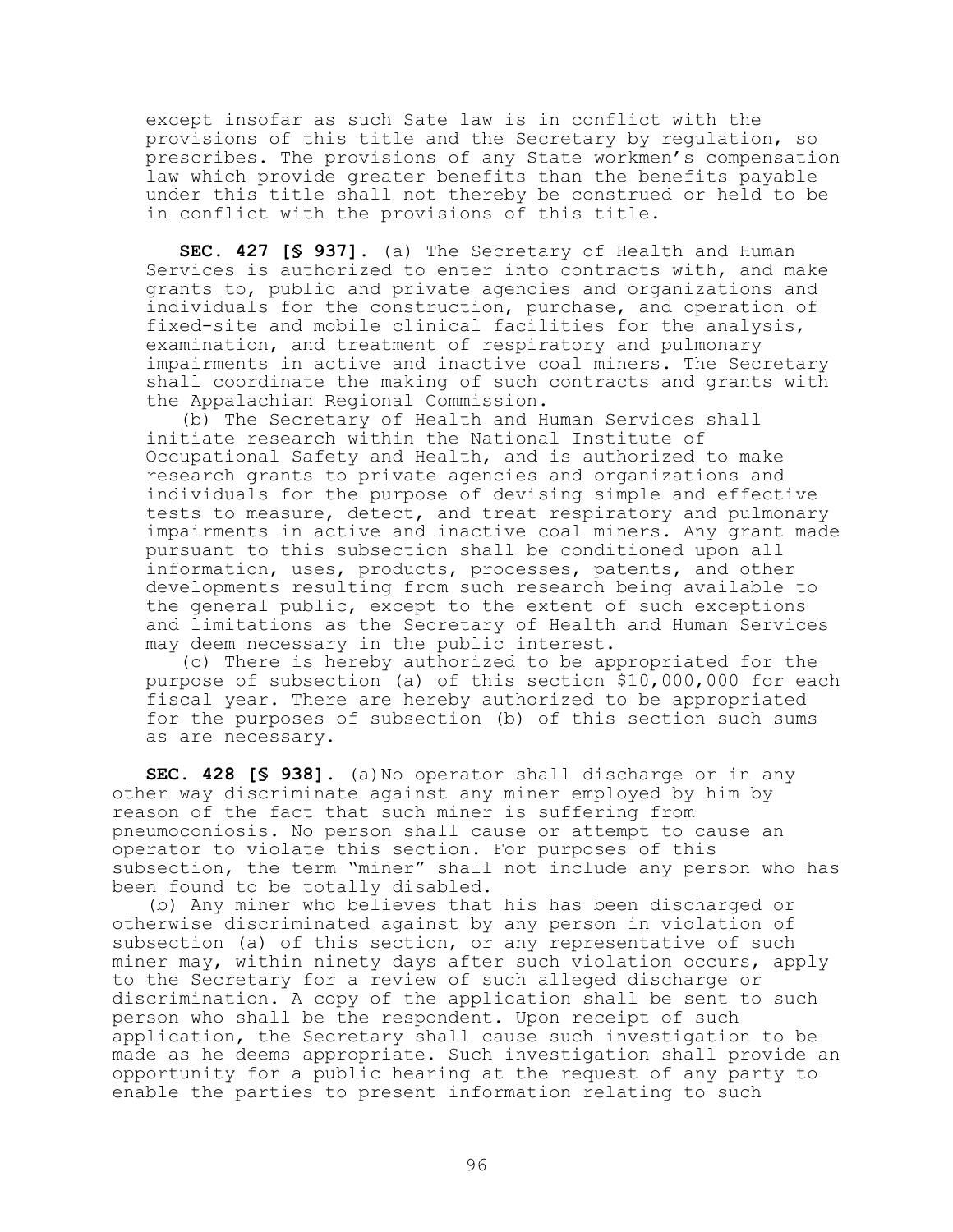except insofar as such Sate law is in conflict with the provisions of this title and the Secretary by regulation, so prescribes. The provisions of any State workmen's compensation law which provide greater benefits than the benefits payable under this title shall not thereby be construed or held to be in conflict with the provisions of this title.

**SEC. 427 [§ 937].** (a) The Secretary of Health and Human Services is authorized to enter into contracts with, and make grants to, public and private agencies and organizations and individuals for the construction, purchase, and operation of fixed-site and mobile clinical facilities for the analysis, examination, and treatment of respiratory and pulmonary impairments in active and inactive coal miners. The Secretary shall coordinate the making of such contracts and grants with the Appalachian Regional Commission.

(b) The Secretary of Health and Human Services shall initiate research within the National Institute of Occupational Safety and Health, and is authorized to make research grants to private agencies and organizations and individuals for the purpose of devising simple and effective tests to measure, detect, and treat respiratory and pulmonary impairments in active and inactive coal miners. Any grant made pursuant to this subsection shall be conditioned upon all information, uses, products, processes, patents, and other developments resulting from such research being available to the general public, except to the extent of such exceptions and limitations as the Secretary of Health and Human Services may deem necessary in the public interest.

(c) There is hereby authorized to be appropriated for the purpose of subsection (a) of this section $10,000,000 for each fiscal year. There are hereby authorized to be appropriated for the purposes of subsection (b) of this section such sums as are necessary.

**SEC. 428 [§ 938].** (a)No operator shall discharge or in any other way discriminate against any miner employed by him by reason of the fact that such miner is suffering from pneumoconiosis. No person shall cause or attempt to cause an operator to violate this section. For purposes of this subsection, the term "miner" shall not include any person who has been found to be totally disabled.

(b) Any miner who believes that his has been discharged or otherwise discriminated against by any person in violation of subsection (a) of this section, or any representative of such miner may, within ninety days after such violation occurs, apply to the Secretary for a review of such alleged discharge or discrimination. A copy of the application shall be sent to such person who shall be the respondent. Upon receipt of such application, the Secretary shall cause such investigation to be made as he deems appropriate. Such investigation shall provide an opportunity for a public hearing at the request of any party to enable the parties to present information relating to such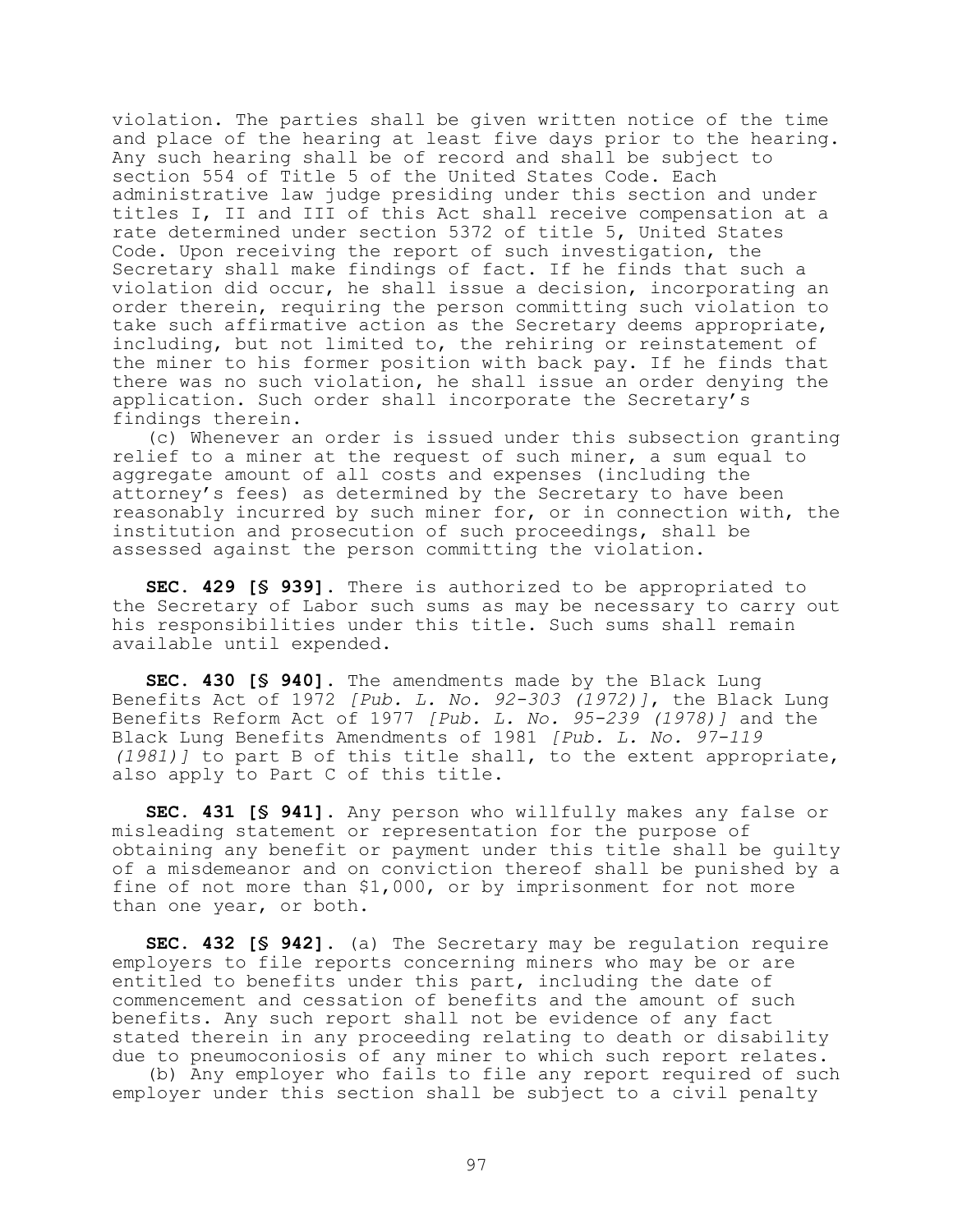violation. The parties shall be given written notice of the time and place of the hearing at least five days prior to the hearing. Any such hearing shall be of record and shall be subject to section 554 of Title 5 of the United States Code. Each administrative law judge presiding under this section and under titles I, II and III of this Act shall receive compensation at a rate determined under section 5372 of title 5, United States Code. Upon receiving the report of such investigation, the Secretary shall make findings of fact. If he finds that such a violation did occur, he shall issue a decision, incorporating an order therein, requiring the person committing such violation to take such affirmative action as the Secretary deems appropriate, including, but not limited to, the rehiring or reinstatement of the miner to his former position with back pay. If he finds that there was no such violation, he shall issue an order denying the application. Such order shall incorporate the Secretary's findings therein.

(c) Whenever an order is issued under this subsection granting relief to a miner at the request of such miner, a sum equal to aggregate amount of all costs and expenses (including the attorney's fees) as determined by the Secretary to have been reasonably incurred by such miner for, or in connection with, the institution and prosecution of such proceedings, shall be assessed against the person committing the violation.

**SEC. 429 [§ 939].** There is authorized to be appropriated to the Secretary of Labor such sums as may be necessary to carry out his responsibilities under this title. Such sums shall remain available until expended.

**SEC. 430 [§ 940].** The amendments made by the Black Lung Benefits Act of 1972 *[Pub. L. No. 92-303 (1972)]*, the Black Lung Benefits Reform Act of 1977 *[Pub. L. No. 95-239 (1978)]* and the Black Lung Benefits Amendments of 1981 *[Pub. L. No. 97-119 (1981)]* to part B of this title shall, to the extent appropriate, also apply to Part C of this title.

**SEC. 431 [§ 941].** Any person who willfully makes any false or misleading statement or representation for the purpose of obtaining any benefit or payment under this title shall be guilty of a misdemeanor and on conviction thereof shall be punished by a fine of not more than $1,000, or by imprisonment for not more than one year, or both.

**SEC. 432 [§ 942].** (a) The Secretary may be regulation require employers to file reports concerning miners who may be or are entitled to benefits under this part, including the date of commencement and cessation of benefits and the amount of such benefits. Any such report shall not be evidence of any fact stated therein in any proceeding relating to death or disability due to pneumoconiosis of any miner to which such report relates.

(b) Any employer who fails to file any report required of such employer under this section shall be subject to a civil penalty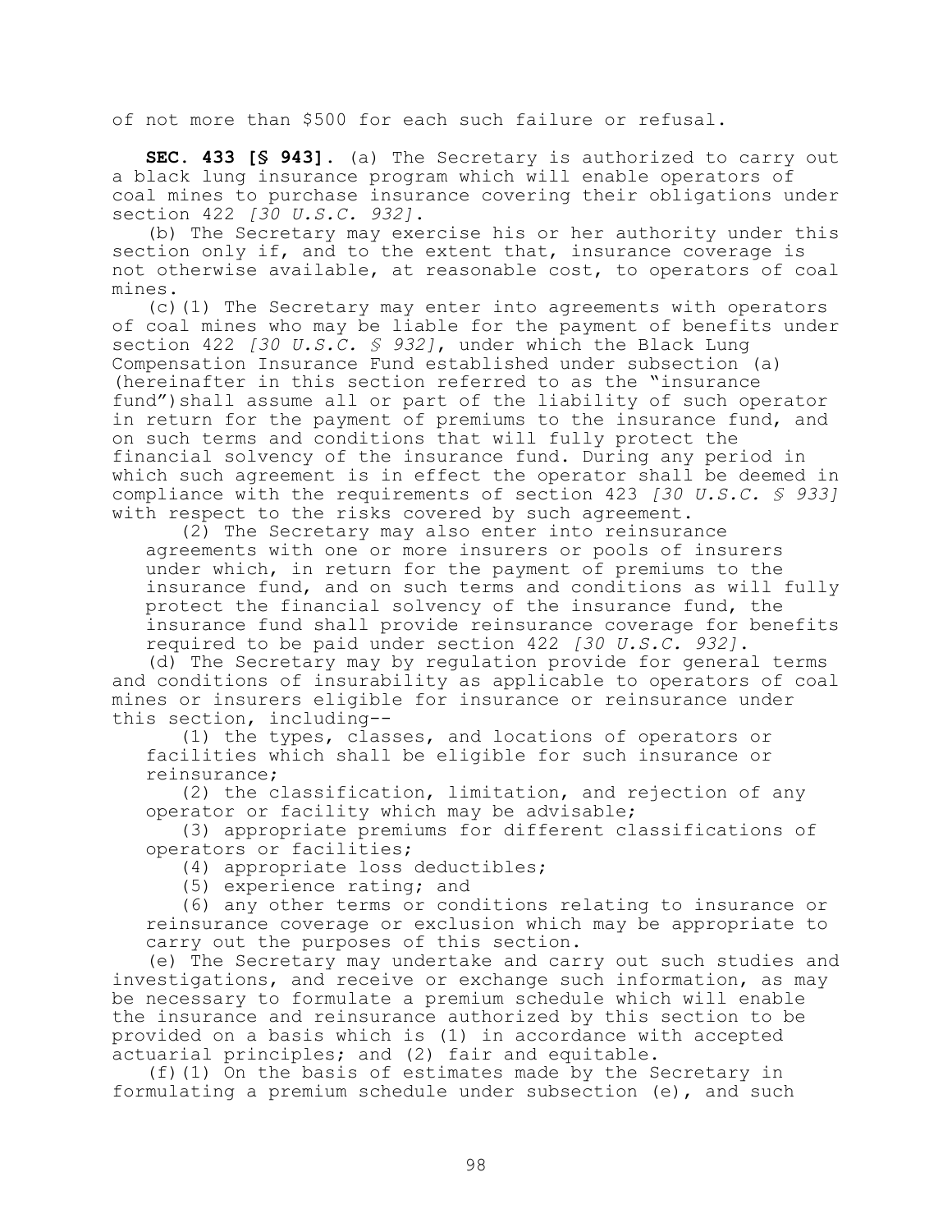of not more than $500 for each such failure or refusal.

**SEC. 433 [§ 943].** (a) The Secretary is authorized to carry out a black lung insurance program which will enable operators of coal mines to purchase insurance covering their obligations under section 422 *[30 U.S.C. 932]*.

(b) The Secretary may exercise his or her authority under this section only if, and to the extent that, insurance coverage is not otherwise available, at reasonable cost, to operators of coal mines.

(c)(1) The Secretary may enter into agreements with operators of coal mines who may be liable for the payment of benefits under section 422 *[30 U.S.C. § 932]*, under which the Black Lung Compensation Insurance Fund established under subsection (a) (hereinafter in this section referred to as the "insurance fund")shall assume all or part of the liability of such operator in return for the payment of premiums to the insurance fund, and on such terms and conditions that will fully protect the financial solvency of the insurance fund. During any period in which such agreement is in effect the operator shall be deemed in compliance with the requirements of section 423 *[30 U.S.C. § 933]* with respect to the risks covered by such agreement.

(2) The Secretary may also enter into reinsurance agreements with one or more insurers or pools of insurers under which, in return for the payment of premiums to the insurance fund, and on such terms and conditions as will fully protect the financial solvency of the insurance fund, the insurance fund shall provide reinsurance coverage for benefits required to be paid under section 422 *[30 U.S.C. 932]*.

(d) The Secretary may by regulation provide for general terms and conditions of insurability as applicable to operators of coal mines or insurers eligible for insurance or reinsurance under this section, including--

(1) the types, classes, and locations of operators or facilities which shall be eligible for such insurance or reinsurance;

(2) the classification, limitation, and rejection of any operator or facility which may be advisable;

(3) appropriate premiums for different classifications of operators or facilities;

(4) appropriate loss deductibles;

(5) experience rating; and

(6) any other terms or conditions relating to insurance or reinsurance coverage or exclusion which may be appropriate to carry out the purposes of this section.

(e) The Secretary may undertake and carry out such studies and investigations, and receive or exchange such information, as may be necessary to formulate a premium schedule which will enable the insurance and reinsurance authorized by this section to be provided on a basis which is (1) in accordance with accepted actuarial principles; and (2) fair and equitable.

(f)(1) On the basis of estimates made by the Secretary in formulating a premium schedule under subsection (e), and such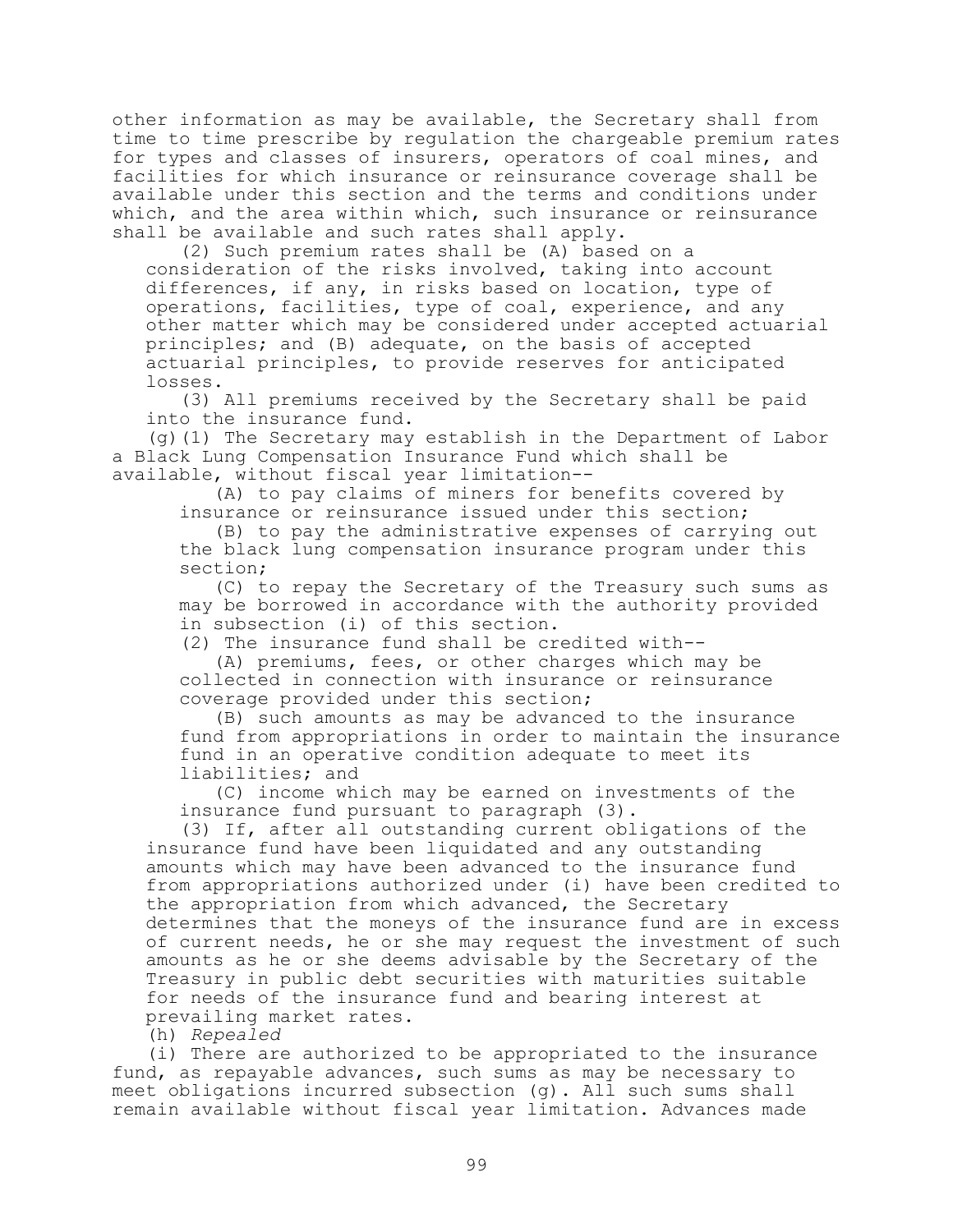other information as may be available, the Secretary shall from time to time prescribe by regulation the chargeable premium rates for types and classes of insurers, operators of coal mines, and facilities for which insurance or reinsurance coverage shall be available under this section and the terms and conditions under which, and the area within which, such insurance or reinsurance shall be available and such rates shall apply.

(2) Such premium rates shall be (A) based on a consideration of the risks involved, taking into account differences, if any, in risks based on location, type of operations, facilities, type of coal, experience, and any other matter which may be considered under accepted actuarial principles; and (B) adequate, on the basis of accepted actuarial principles, to provide reserves for anticipated losses.

(3) All premiums received by the Secretary shall be paid into the insurance fund.

(g)(1) The Secretary may establish in the Department of Labor a Black Lung Compensation Insurance Fund which shall be available, without fiscal year limitation--

(A) to pay claims of miners for benefits covered by insurance or reinsurance issued under this section;

(B) to pay the administrative expenses of carrying out the black lung compensation insurance program under this section;

(C) to repay the Secretary of the Treasury such sums as may be borrowed in accordance with the authority provided in subsection (i) of this section.

(2) The insurance fund shall be credited with--

(A) premiums, fees, or other charges which may be collected in connection with insurance or reinsurance coverage provided under this section;

(B) such amounts as may be advanced to the insurance fund from appropriations in order to maintain the insurance fund in an operative condition adequate to meet its liabilities; and

(C) income which may be earned on investments of the insurance fund pursuant to paragraph (3).

(3) If, after all outstanding current obligations of the insurance fund have been liquidated and any outstanding amounts which may have been advanced to the insurance fund from appropriations authorized under (i) have been credited to the appropriation from which advanced, the Secretary determines that the moneys of the insurance fund are in excess of current needs, he or she may request the investment of such amounts as he or she deems advisable by the Secretary of the Treasury in public debt securities with maturities suitable for needs of the insurance fund and bearing interest at prevailing market rates.

(h) *Repealed*

(i) There are authorized to be appropriated to the insurance fund, as repayable advances, such sums as may be necessary to meet obligations incurred subsection (g). All such sums shall remain available without fiscal year limitation. Advances made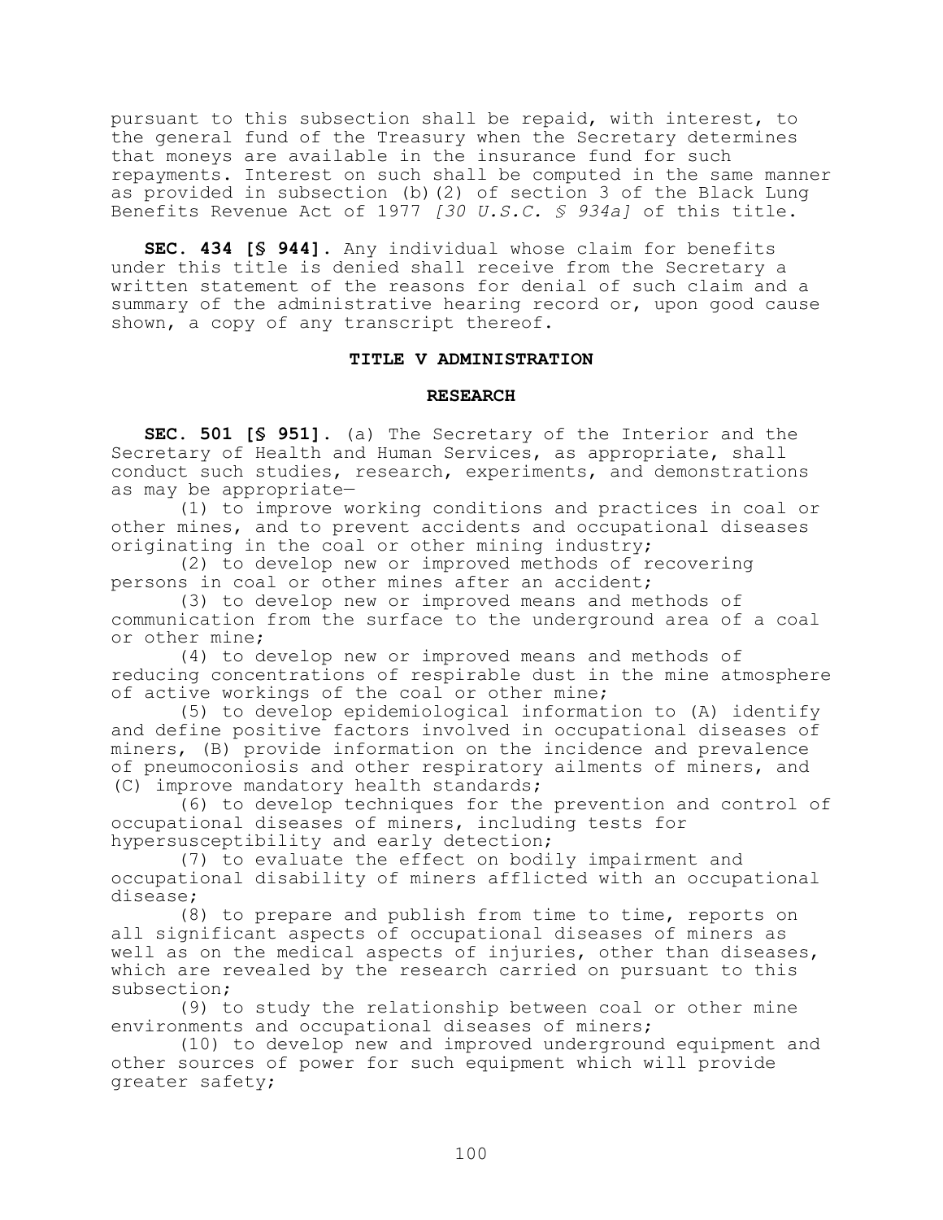pursuant to this subsection shall be repaid, with interest, to the general fund of the Treasury when the Secretary determines that moneys are available in the insurance fund for such repayments. Interest on such shall be computed in the same manner as provided in subsection (b)(2) of section 3 of the Black Lung Benefits Revenue Act of 1977 *[30 U.S.C. § 934a]* of this title.

**SEC. 434 [§ 944].** Any individual whose claim for benefits under this title is denied shall receive from the Secretary a written statement of the reasons for denial of such claim and a summary of the administrative hearing record or, upon good cause shown, a copy of any transcript thereof.

## TITLE V ADMINISTRATION

### RESEARCH

**SEC. 501 [§ 951].** (a) The Secretary of the Interior and the Secretary of Health and Human Services, as appropriate, shall conduct such studies, research, experiments, and demonstrations as may be appropriate—

(1) to improve working conditions and practices in coal or other mines, and to prevent accidents and occupational diseases originating in the coal or other mining industry;

(2) to develop new or improved methods of recovering persons in coal or other mines after an accident;

(3) to develop new or improved means and methods of communication from the surface to the underground area of a coal or other mine;

(4) to develop new or improved means and methods of reducing concentrations of respirable dust in the mine atmosphere of active workings of the coal or other mine;

(5) to develop epidemiological information to (A) identify and define positive factors involved in occupational diseases of miners, (B) provide information on the incidence and prevalence of pneumoconiosis and other respiratory ailments of miners, and (C) improve mandatory health standards;

(6) to develop techniques for the prevention and control of occupational diseases of miners, including tests for hypersusceptibility and early detection;

(7) to evaluate the effect on bodily impairment and occupational disability of miners afflicted with an occupational disease;

(8) to prepare and publish from time to time, reports on all significant aspects of occupational diseases of miners as well as on the medical aspects of injuries, other than diseases, which are revealed by the research carried on pursuant to this subsection;

(9) to study the relationship between coal or other mine environments and occupational diseases of miners;

(10) to develop new and improved underground equipment and other sources of power for such equipment which will provide greater safety;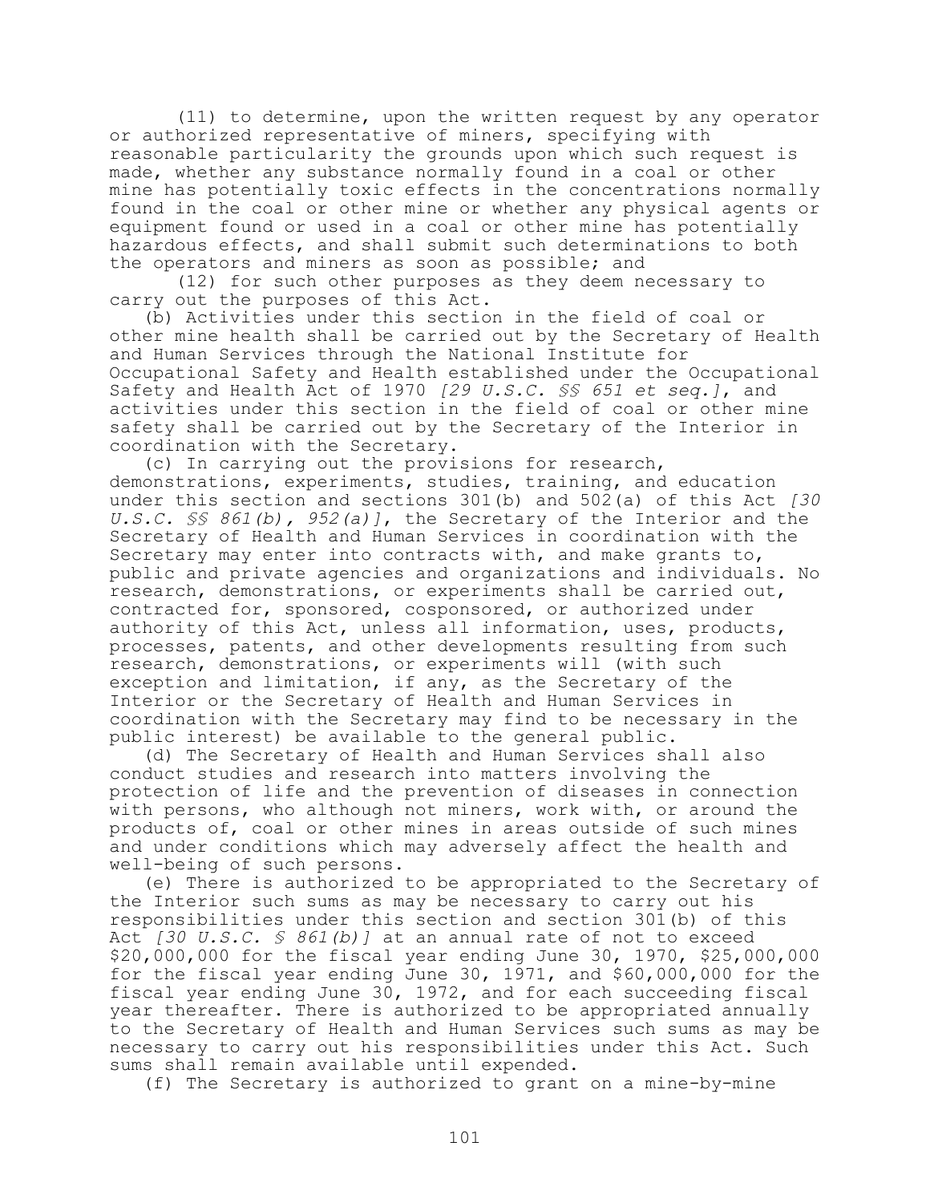(11) to determine, upon the written request by any operator or authorized representative of miners, specifying with reasonable particularity the grounds upon which such request is made, whether any substance normally found in a coal or other mine has potentially toxic effects in the concentrations normally found in the coal or other mine or whether any physical agents or equipment found or used in a coal or other mine has potentially hazardous effects, and shall submit such determinations to both the operators and miners as soon as possible; and

(12) for such other purposes as they deem necessary to carry out the purposes of this Act.

(b) Activities under this section in the field of coal or other mine health shall be carried out by the Secretary of Health and Human Services through the National Institute for Occupational Safety and Health established under the Occupational Safety and Health Act of 1970 *[29 U.S.C. §§ 651 et seq.]*, and activities under this section in the field of coal or other mine safety shall be carried out by the Secretary of the Interior in coordination with the Secretary.

(c) In carrying out the provisions for research, demonstrations, experiments, studies, training, and education under this section and sections 301(b) and 502(a) of this Act *[30 U.S.C. §§ 861(b), 952(a)]*, the Secretary of the Interior and the Secretary of Health and Human Services in coordination with the Secretary may enter into contracts with, and make grants to, public and private agencies and organizations and individuals. No research, demonstrations, or experiments shall be carried out, contracted for, sponsored, cosponsored, or authorized under authority of this Act, unless all information, uses, products, processes, patents, and other developments resulting from such research, demonstrations, or experiments will (with such exception and limitation, if any, as the Secretary of the Interior or the Secretary of Health and Human Services in coordination with the Secretary may find to be necessary in the public interest) be available to the general public.

(d) The Secretary of Health and Human Services shall also conduct studies and research into matters involving the protection of life and the prevention of diseases in connection with persons, who although not miners, work with, or around the products of, coal or other mines in areas outside of such mines and under conditions which may adversely affect the health and well-being of such persons.

(e) There is authorized to be appropriated to the Secretary of the Interior such sums as may be necessary to carry out his responsibilities under this section and section 301(b) of this Act *[30 U.S.C. § 861(b)]* at an annual rate of not to exceed $20,000,000 for the fiscal year ending June 30, 1970, $25,000,000 for the fiscal year ending June 30, 1971, and $60,000,000 for the fiscal year ending June 30, 1972, and for each succeeding fiscal year thereafter. There is authorized to be appropriated annually to the Secretary of Health and Human Services such sums as may be necessary to carry out his responsibilities under this Act. Such sums shall remain available until expended.

(f) The Secretary is authorized to grant on a mine-by-mine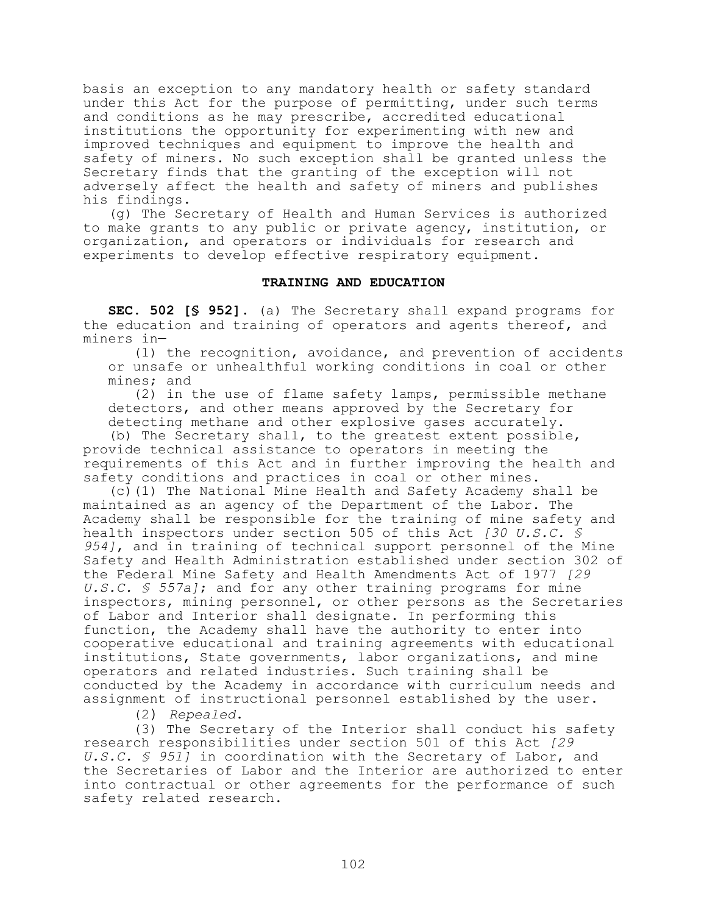basis an exception to any mandatory health or safety standard under this Act for the purpose of permitting, under such terms and conditions as he may prescribe, accredited educational institutions the opportunity for experimenting with new and improved techniques and equipment to improve the health and safety of miners. No such exception shall be granted unless the Secretary finds that the granting of the exception will not adversely affect the health and safety of miners and publishes his findings.

(g) The Secretary of Health and Human Services is authorized to make grants to any public or private agency, institution, or organization, and operators or individuals for research and experiments to develop effective respiratory equipment.

## TRAINING AND EDUCATION

**SEC. 502 [§ 952].** (a) The Secretary shall expand programs for the education and training of operators and agents thereof, and miners in—

(1) the recognition, avoidance, and prevention of accidents or unsafe or unhealthful working conditions in coal or other mines; and

(2) in the use of flame safety lamps, permissible methane detectors, and other means approved by the Secretary for detecting methane and other explosive gases accurately.

(b) The Secretary shall, to the greatest extent possible, provide technical assistance to operators in meeting the requirements of this Act and in further improving the health and safety conditions and practices in coal or other mines.

(c)(1) The National Mine Health and Safety Academy shall be maintained as an agency of the Department of the Labor. The Academy shall be responsible for the training of mine safety and health inspectors under section 505 of this Act *[30 U.S.C. § 954]*, and in training of technical support personnel of the Mine Safety and Health Administration established under section 302 of the Federal Mine Safety and Health Amendments Act of 1977 *[29 U.S.C. § 557a]*; and for any other training programs for mine inspectors, mining personnel, or other persons as the Secretaries of Labor and Interior shall designate. In performing this function, the Academy shall have the authority to enter into cooperative educational and training agreements with educational institutions, State governments, labor organizations, and mine operators and related industries. Such training shall be conducted by the Academy in accordance with curriculum needs and assignment of instructional personnel established by the user.

(2) *Repealed.*

(3) The Secretary of the Interior shall conduct his safety research responsibilities under section 501 of this Act *[29 U.S.C. § 951]* in coordination with the Secretary of Labor, and the Secretaries of Labor and the Interior are authorized to enter into contractual or other agreements for the performance of such safety related research.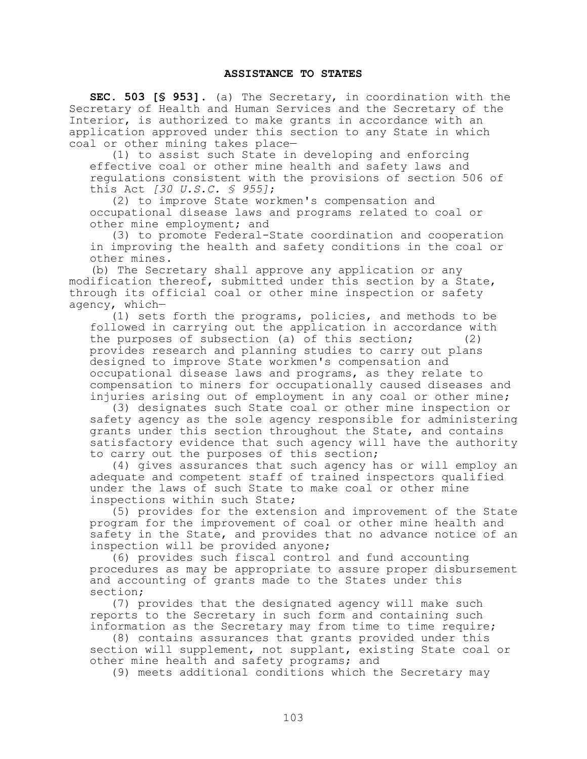## ASSISTANCE TO STATES

**SEC. 503 [§ 953].** (a) The Secretary, in coordination with the Secretary of Health and Human Services and the Secretary of the Interior, is authorized to make grants in accordance with an application approved under this section to any State in which coal or other mining takes place—

(1) to assist such State in developing and enforcing effective coal or other mine health and safety laws and regulations consistent with the provisions of section 506 of this Act *[30 U.S.C. § 955]*;

(2) to improve State workmen's compensation and occupational disease laws and programs related to coal or other mine employment; and

(3) to promote Federal-State coordination and cooperation in improving the health and safety conditions in the coal or other mines.

(b) The Secretary shall approve any application or any modification thereof, submitted under this section by a State, through its official coal or other mine inspection or safety agency, which—

(1) sets forth the programs, policies, and methods to be followed in carrying out the application in accordance with the purposes of subsection (a) of this section; (2) provides research and planning studies to carry out plans designed to improve State workmen's compensation and occupational disease laws and programs, as they relate to compensation to miners for occupationally caused diseases and injuries arising out of employment in any coal or other mine;

(3) designates such State coal or other mine inspection or safety agency as the sole agency responsible for administering grants under this section throughout the State, and contains satisfactory evidence that such agency will have the authority to carry out the purposes of this section;

(4) gives assurances that such agency has or will employ an adequate and competent staff of trained inspectors qualified under the laws of such State to make coal or other mine inspections within such State;

(5) provides for the extension and improvement of the State program for the improvement of coal or other mine health and safety in the State, and provides that no advance notice of an inspection will be provided anyone;

(6) provides such fiscal control and fund accounting procedures as may be appropriate to assure proper disbursement and accounting of grants made to the States under this section;

(7) provides that the designated agency will make such reports to the Secretary in such form and containing such information as the Secretary may from time to time require;

(8) contains assurances that grants provided under this section will supplement, not supplant, existing State coal or other mine health and safety programs; and

(9) meets additional conditions which the Secretary may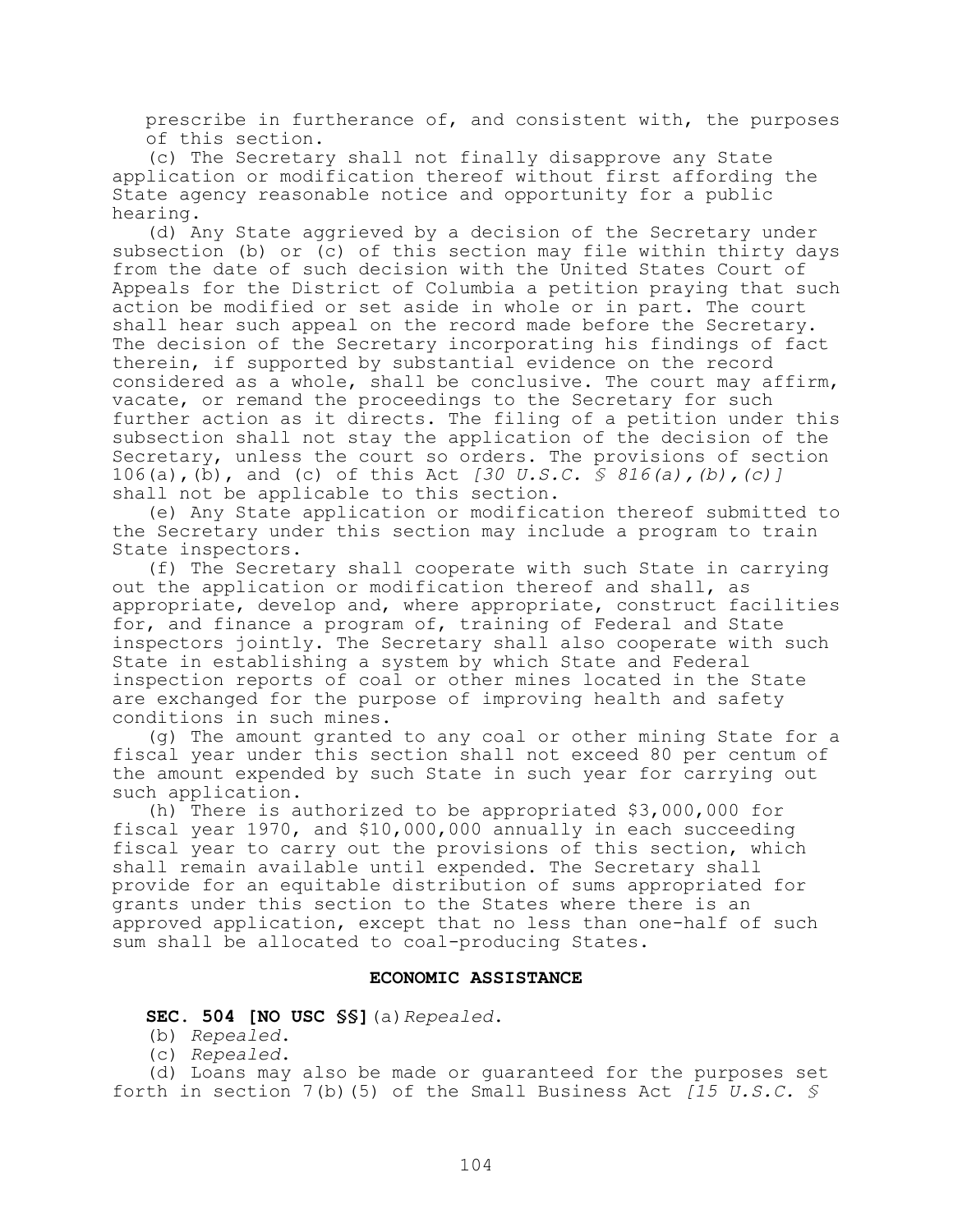prescribe in furtherance of, and consistent with, the purposes of this section.

(c) The Secretary shall not finally disapprove any State application or modification thereof without first affording the State agency reasonable notice and opportunity for a public hearing.

(d) Any State aggrieved by a decision of the Secretary under subsection (b) or (c) of this section may file within thirty days from the date of such decision with the United States Court of Appeals for the District of Columbia a petition praying that such action be modified or set aside in whole or in part. The court shall hear such appeal on the record made before the Secretary. The decision of the Secretary incorporating his findings of fact therein, if supported by substantial evidence on the record considered as a whole, shall be conclusive. The court may affirm, vacate, or remand the proceedings to the Secretary for such further action as it directs. The filing of a petition under this subsection shall not stay the application of the decision of the Secretary, unless the court so orders. The provisions of section 106(a),(b), and (c) of this Act *[30 U.S.C. § 816(a),(b),(c)]* shall not be applicable to this section.

(e) Any State application or modification thereof submitted to the Secretary under this section may include a program to train State inspectors.

(f) The Secretary shall cooperate with such State in carrying out the application or modification thereof and shall, as appropriate, develop and, where appropriate, construct facilities for, and finance a program of, training of Federal and State inspectors jointly. The Secretary shall also cooperate with such State in establishing a system by which State and Federal inspection reports of coal or other mines located in the State are exchanged for the purpose of improving health and safety conditions in such mines.

(g) The amount granted to any coal or other mining State for a fiscal year under this section shall not exceed 80 per centum of the amount expended by such State in such year for carrying out such application.

(h) There is authorized to be appropriated $3,000,000 for fiscal year 1970, and $10,000,000 annually in each succeeding fiscal year to carry out the provisions of this section, which shall remain available until expended. The Secretary shall provide for an equitable distribution of sums appropriated for grants under this section to the States where there is an approved application, except that no less than one-half of such sum shall be allocated to coal-producing States.

**ECONOMIC ASSISTANCE**

**SEC. 504 [NO USC §§]** (a) *Repealed.*

(b) *Repealed.*

(c) *Repealed.*

(d) Loans may also be made or guaranteed for the purposes set forth in section 7(b)(5) of the Small Business Act *[15 U.S.C. §*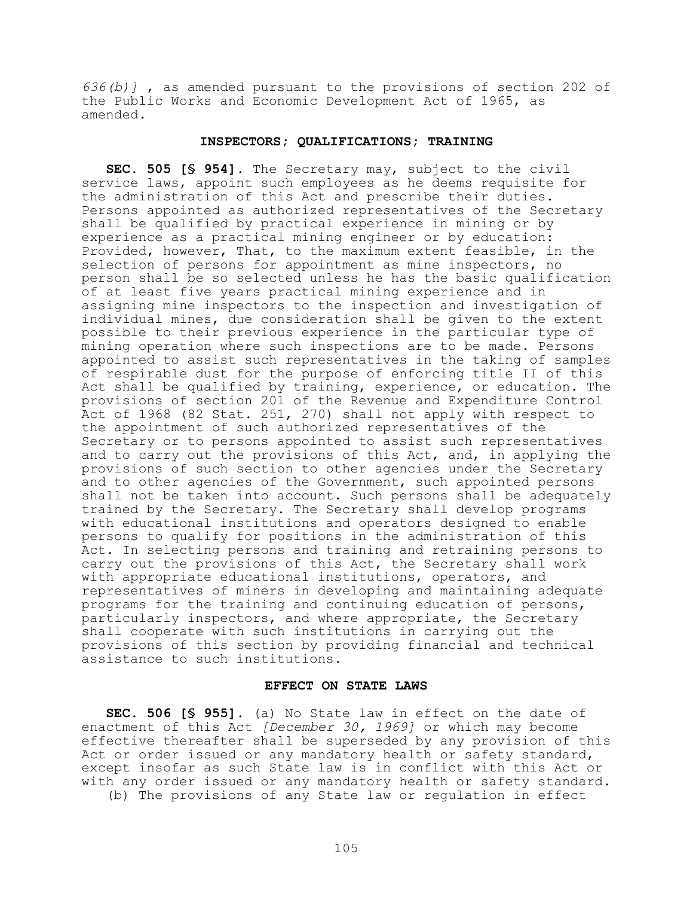*636(b)]* , as amended pursuant to the provisions of section 202 of the Public Works and Economic Development Act of 1965, as amended.

### INSPECTORS; QUALIFICATIONS; TRAINING

**SEC. 505 [§ 954].** The Secretary may, subject to the civil service laws, appoint such employees as he deems requisite for the administration of this Act and prescribe their duties. Persons appointed as authorized representatives of the Secretary shall be qualified by practical experience in mining or by experience as a practical mining engineer or by education: Provided, however, That, to the maximum extent feasible, in the selection of persons for appointment as mine inspectors, no person shall be so selected unless he has the basic qualification of at least five years practical mining experience and in assigning mine inspectors to the inspection and investigation of individual mines, due consideration shall be given to the extent possible to their previous experience in the particular type of mining operation where such inspections are to be made. Persons appointed to assist such representatives in the taking of samples of respirable dust for the purpose of enforcing title II of this Act shall be qualified by training, experience, or education. The provisions of section 201 of the Revenue and Expenditure Control Act of 1968 (82 Stat. 251, 270) shall not apply with respect to the appointment of such authorized representatives of the Secretary or to persons appointed to assist such representatives and to carry out the provisions of this Act, and, in applying the provisions of such section to other agencies under the Secretary and to other agencies of the Government, such appointed persons shall not be taken into account. Such persons shall be adequately trained by the Secretary. The Secretary shall develop programs with educational institutions and operators designed to enable persons to qualify for positions in the administration of this Act. In selecting persons and training and retraining persons to carry out the provisions of this Act, the Secretary shall work with appropriate educational institutions, operators, and representatives of miners in developing and maintaining adequate programs for the training and continuing education of persons, particularly inspectors, and where appropriate, the Secretary shall cooperate with such institutions in carrying out the provisions of this section by providing financial and technical assistance to such institutions.

### EFFECT ON STATE LAWS

**SEC. 506 [§ 955].** (a) No State law in effect on the date of enactment of this Act *[December 30, 1969]* or which may become effective thereafter shall be superseded by any provision of this Act or order issued or any mandatory health or safety standard, except insofar as such State law is in conflict with this Act or with any order issued or any mandatory health or safety standard.

(b) The provisions of any State law or regulation in effect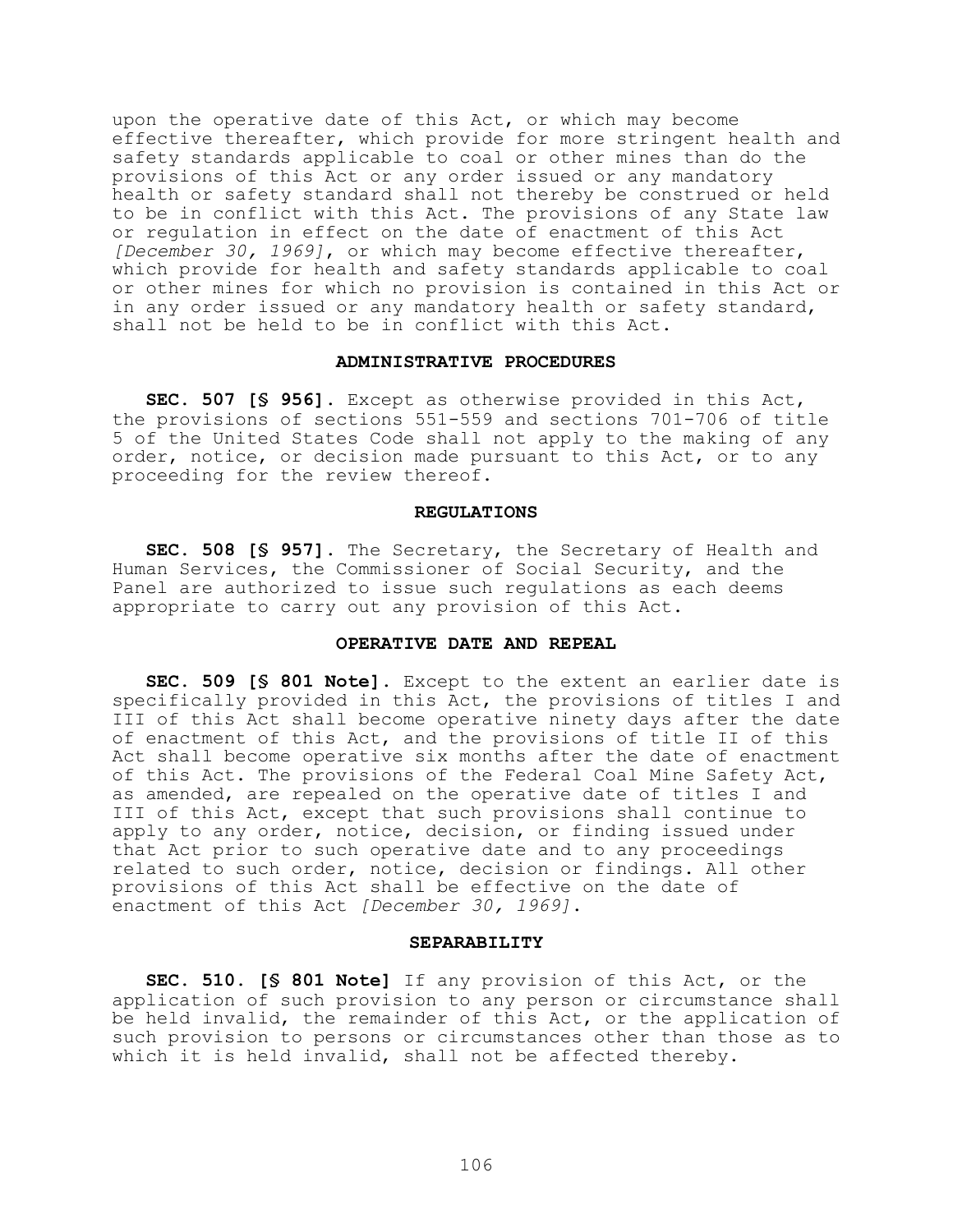upon the operative date of this Act, or which may become effective thereafter, which provide for more stringent health and safety standards applicable to coal or other mines than do the provisions of this Act or any order issued or any mandatory health or safety standard shall not thereby be construed or held to be in conflict with this Act. The provisions of any State law or regulation in effect on the date of enactment of this Act *[December 30, 1969]*, or which may become effective thereafter, which provide for health and safety standards applicable to coal or other mines for which no provision is contained in this Act or in any order issued or any mandatory health or safety standard, shall not be held to be in conflict with this Act.

### ADMINISTRATIVE PROCEDURES

**SEC. 507 [§ 956].** Except as otherwise provided in this Act, the provisions of sections 551-559 and sections 701-706 of title 5 of the United States Code shall not apply to the making of any order, notice, or decision made pursuant to this Act, or to any proceeding for the review thereof.

### REGULATIONS

**SEC. 508 [§ 957].** The Secretary, the Secretary of Health and Human Services, the Commissioner of Social Security, and the Panel are authorized to issue such regulations as each deems appropriate to carry out any provision of this Act.

### OPERATIVE DATE AND REPEAL

**SEC. 509 [§ 801 Note].** Except to the extent an earlier date is specifically provided in this Act, the provisions of titles I and III of this Act shall become operative ninety days after the date of enactment of this Act, and the provisions of title II of this Act shall become operative six months after the date of enactment of this Act. The provisions of the Federal Coal Mine Safety Act, as amended, are repealed on the operative date of titles I and III of this Act, except that such provisions shall continue to apply to any order, notice, decision, or finding issued under that Act prior to such operative date and to any proceedings related to such order, notice, decision or findings. All other provisions of this Act shall be effective on the date of enactment of this Act *[December 30, 1969]*.

### SEPARABILITY

**SEC. 510. [§ 801 Note]** If any provision of this Act, or the application of such provision to any person or circumstance shall be held invalid, the remainder of this Act, or the application of such provision to persons or circumstances other than those as to which it is held invalid, shall not be affected thereby.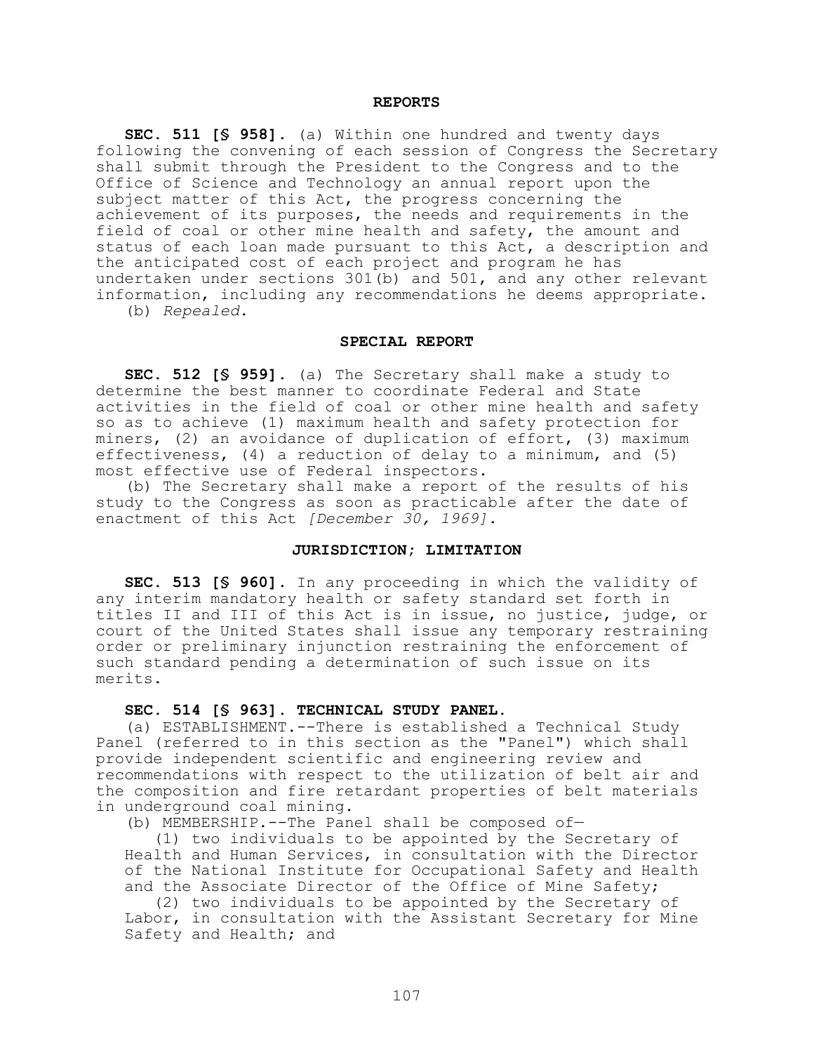## REPORTS

**SEC. 511 [§ 958].** (a) Within one hundred and twenty days following the convening of each session of Congress the Secretary shall submit through the President to the Congress and to the Office of Science and Technology an annual report upon the subject matter of this Act, the progress concerning the achievement of its purposes, the needs and requirements in the field of coal or other mine health and safety, the amount and status of each loan made pursuant to this Act, a description and the anticipated cost of each project and program he has undertaken under sections 301(b) and 501, and any other relevant information, including any recommendations he deems appropriate.

(b) *Repealed*.

## SPECIAL REPORT

**SEC. 512 [§ 959].** (a) The Secretary shall make a study to determine the best manner to coordinate Federal and State activities in the field of coal or other mine health and safety so as to achieve (1) maximum health and safety protection for miners, (2) an avoidance of duplication of effort, (3) maximum effectiveness, (4) a reduction of delay to a minimum, and (5) most effective use of Federal inspectors.

(b) The Secretary shall make a report of the results of his study to the Congress as soon as practicable after the date of enactment of this Act *[December 30, 1969]*.

## JURISDICTION; LIMITATION

**SEC. 513 [§ 960].** In any proceeding in which the validity of any interim mandatory health or safety standard set forth in titles II and III of this Act is in issue, no justice, judge, or court of the United States shall issue any temporary restraining order or preliminary injunction restraining the enforcement of such standard pending a determination of such issue on its merits.

**SEC. 514 [§ 963]. TECHNICAL STUDY PANEL.**

(a) ESTABLISHMENT.--There is established a Technical Study Panel (referred to in this section as the "Panel") which shall provide independent scientific and engineering review and recommendations with respect to the utilization of belt air and the composition and fire retardant properties of belt materials in underground coal mining.

(b) MEMBERSHIP.--The Panel shall be composed of—

(1) two individuals to be appointed by the Secretary of Health and Human Services, in consultation with the Director of the National Institute for Occupational Safety and Health and the Associate Director of the Office of Mine Safety;

(2) two individuals to be appointed by the Secretary of Labor, in consultation with the Assistant Secretary for Mine Safety and Health; and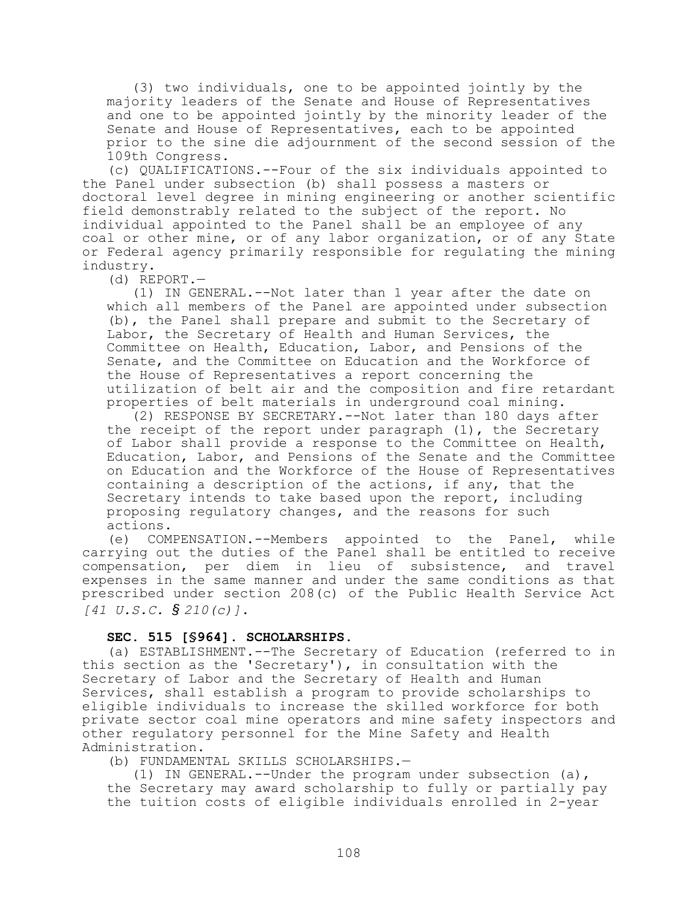(3) two individuals, one to be appointed jointly by the majority leaders of the Senate and House of Representatives and one to be appointed jointly by the minority leader of the Senate and House of Representatives, each to be appointed prior to the sine die adjournment of the second session of the 109th Congress.

(c) QUALIFICATIONS.--Four of the six individuals appointed to the Panel under subsection (b) shall possess a masters or doctoral level degree in mining engineering or another scientific field demonstrably related to the subject of the report. No individual appointed to the Panel shall be an employee of any coal or other mine, or of any labor organization, or of any State or Federal agency primarily responsible for regulating the mining industry.

(d) REPORT.—

(1) IN GENERAL.--Not later than 1 year after the date on which all members of the Panel are appointed under subsection (b), the Panel shall prepare and submit to the Secretary of Labor, the Secretary of Health and Human Services, the Committee on Health, Education, Labor, and Pensions of the Senate, and the Committee on Education and the Workforce of the House of Representatives a report concerning the utilization of belt air and the composition and fire retardant properties of belt materials in underground coal mining.

(2) RESPONSE BY SECRETARY.--Not later than 180 days after the receipt of the report under paragraph (1), the Secretary of Labor shall provide a response to the Committee on Health, Education, Labor, and Pensions of the Senate and the Committee on Education and the Workforce of the House of Representatives containing a description of the actions, if any, that the Secretary intends to take based upon the report, including proposing regulatory changes, and the reasons for such actions.

(e) COMPENSATION.--Members appointed to the Panel, while carrying out the duties of the Panel shall be entitled to receive compensation, per diem in lieu of subsistence, and travel expenses in the same manner and under the same conditions as that prescribed under section 208(c) of the Public Health Service Act *[41 U.S.C. § 210(c)]*.

**SEC. 515 [§964]. SCHOLARSHIPS.**

(a) ESTABLISHMENT.--The Secretary of Education (referred to in this section as the 'Secretary'), in consultation with the Secretary of Labor and the Secretary of Health and Human Services, shall establish a program to provide scholarships to eligible individuals to increase the skilled workforce for both private sector coal mine operators and mine safety inspectors and other regulatory personnel for the Mine Safety and Health Administration.

(b) FUNDAMENTAL SKILLS SCHOLARSHIPS.—

(1) IN GENERAL.--Under the program under subsection (a), the Secretary may award scholarship to fully or partially pay the tuition costs of eligible individuals enrolled in 2-year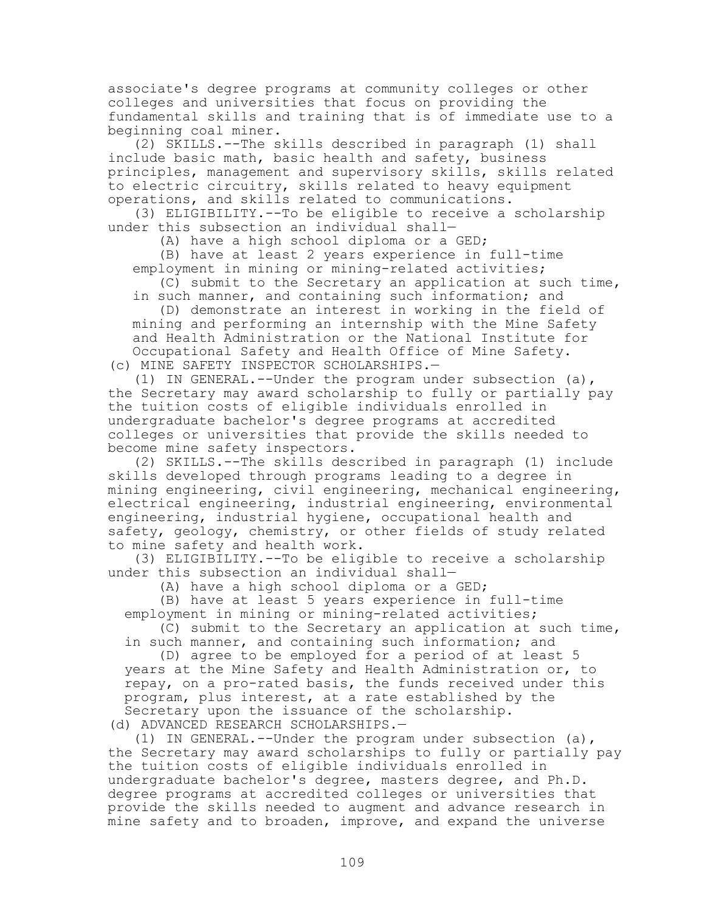associate's degree programs at community colleges or other colleges and universities that focus on providing the fundamental skills and training that is of immediate use to a beginning coal miner.

(2) SKILLS.--The skills described in paragraph (1) shall include basic math, basic health and safety, business principles, management and supervisory skills, skills related to electric circuitry, skills related to heavy equipment operations, and skills related to communications.

(3) ELIGIBILITY.--To be eligible to receive a scholarship under this subsection an individual shall—

(A) have a high school diploma or a GED;

(B) have at least 2 years experience in full-time employment in mining or mining-related activities;

(C) submit to the Secretary an application at such time, in such manner, and containing such information; and

(D) demonstrate an interest in working in the field of mining and performing an internship with the Mine Safety and Health Administration or the National Institute for Occupational Safety and Health Office of Mine Safety.

(c) MINE SAFETY INSPECTOR SCHOLARSHIPS.—

(1) IN GENERAL.--Under the program under subsection (a), the Secretary may award scholarship to fully or partially pay the tuition costs of eligible individuals enrolled in undergraduate bachelor's degree programs at accredited colleges or universities that provide the skills needed to become mine safety inspectors.

(2) SKILLS.--The skills described in paragraph (1) include skills developed through programs leading to a degree in mining engineering, civil engineering, mechanical engineering, electrical engineering, industrial engineering, environmental engineering, industrial hygiene, occupational health and safety, geology, chemistry, or other fields of study related to mine safety and health work.

(3) ELIGIBILITY.--To be eligible to receive a scholarship under this subsection an individual shall—

(A) have a high school diploma or a GED;

(B) have at least 5 years experience in full-time employment in mining or mining-related activities;

(C) submit to the Secretary an application at such time, in such manner, and containing such information; and

(D) agree to be employed for a period of at least 5 years at the Mine Safety and Health Administration or, to repay, on a pro-rated basis, the funds received under this program, plus interest, at a rate established by the Secretary upon the issuance of the scholarship.

(d) ADVANCED RESEARCH SCHOLARSHIPS.—

(1) IN GENERAL.--Under the program under subsection (a), the Secretary may award scholarships to fully or partially pay the tuition costs of eligible individuals enrolled in undergraduate bachelor's degree, masters degree, and Ph.D. degree programs at accredited colleges or universities that provide the skills needed to augment and advance research in mine safety and to broaden, improve, and expand the universe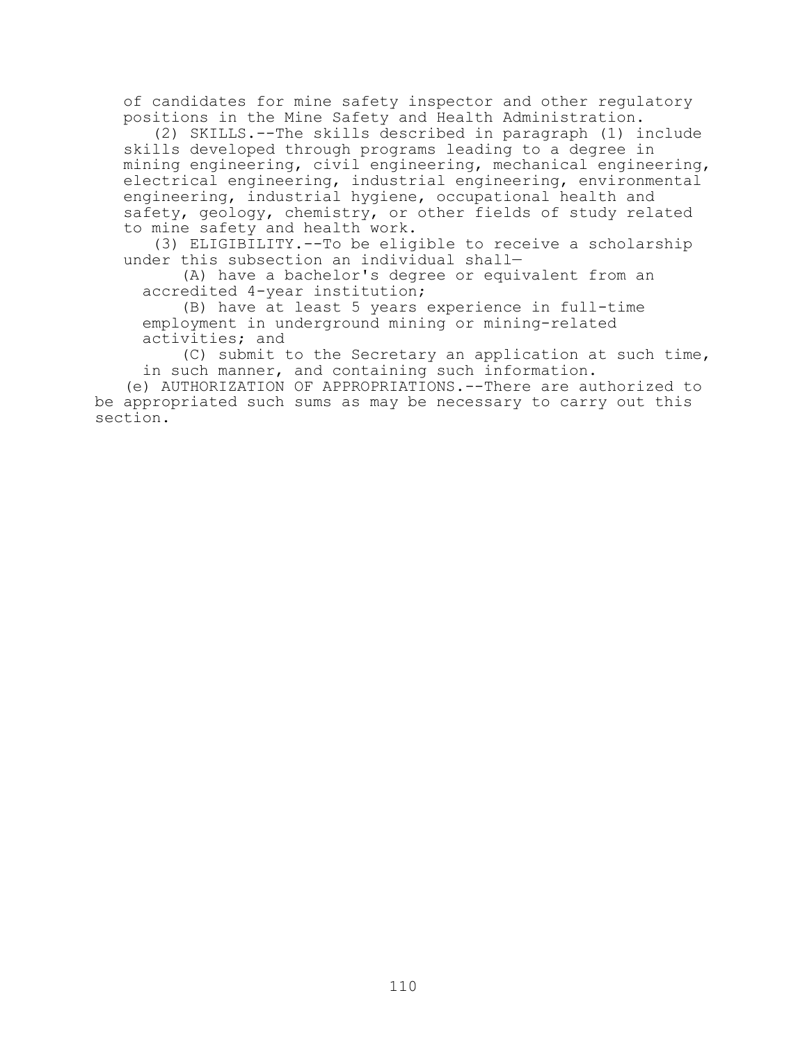of candidates for mine safety inspector and other regulatory positions in the Mine Safety and Health Administration.

(2) SKILLS.--The skills described in paragraph (1) include skills developed through programs leading to a degree in mining engineering, civil engineering, mechanical engineering, electrical engineering, industrial engineering, environmental engineering, industrial hygiene, occupational health and safety, geology, chemistry, or other fields of study related to mine safety and health work.

(3) ELIGIBILITY.--To be eligible to receive a scholarship under this subsection an individual shall—

(A) have a bachelor's degree or equivalent from an accredited 4-year institution;

(B) have at least 5 years experience in full-time employment in underground mining or mining-related activities; and

(C) submit to the Secretary an application at such time, in such manner, and containing such information.

(e) AUTHORIZATION OF APPROPRIATIONS.--There are authorized to be appropriated such sums as may be necessary to carry out this section.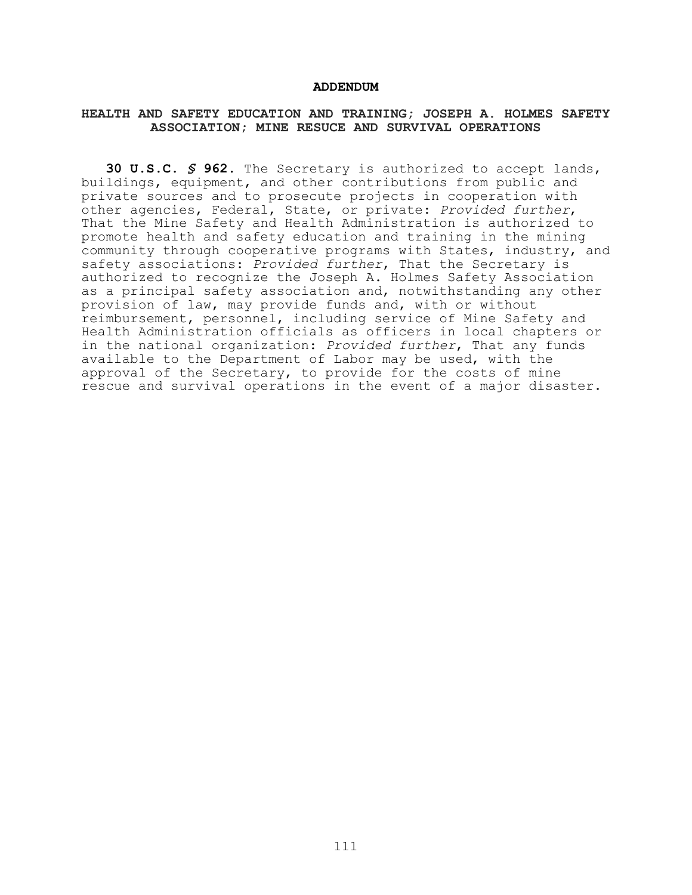**ADDENDUM**

**HEALTH AND SAFETY EDUCATION AND TRAINING; JOSEPH A. HOLMES SAFETY ASSOCIATION; MINE RESUCE AND SURVIVAL OPERATIONS**

**30 U.S.C. § 962.** The Secretary is authorized to accept lands, buildings, equipment, and other contributions from public and private sources and to prosecute projects in cooperation with other agencies, Federal, State, or private: *Provided further*, That the Mine Safety and Health Administration is authorized to promote health and safety education and training in the mining community through cooperative programs with States, industry, and safety associations: *Provided further*, That the Secretary is authorized to recognize the Joseph A. Holmes Safety Association as a principal safety association and, notwithstanding any other provision of law, may provide funds and, with or without reimbursement, personnel, including service of Mine Safety and Health Administration officials as officers in local chapters or in the national organization: *Provided further*, That any funds available to the Department of Labor may be used, with the approval of the Secretary, to provide for the costs of mine rescue and survival operations in the event of a major disaster.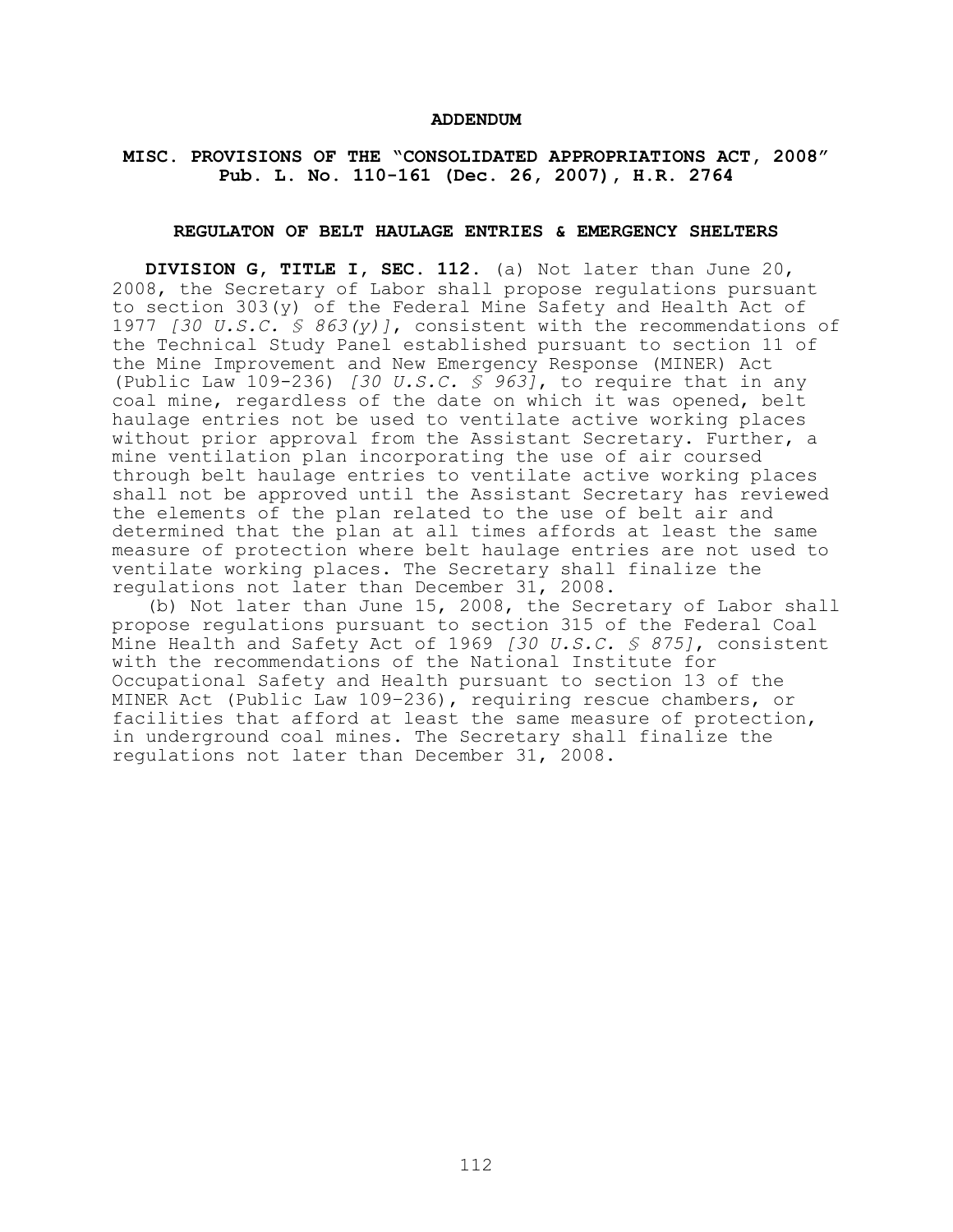# ADDENDUM

## MISC. PROVISIONS OF THE "CONSOLIDATED APPROPRIATIONS ACT, 2008" Pub. L. No. 110-161 (Dec. 26, 2007), H.R. 2764

### REGULATON OF BELT HAULAGE ENTRIES & EMERGENCY SHELTERS

**DIVISION G, TITLE I, SEC. 112.** (a) Not later than June 20, 2008, the Secretary of Labor shall propose regulations pursuant to section 303(y) of the Federal Mine Safety and Health Act of 1977 *[30 U.S.C. § 863(y)]*, consistent with the recommendations of the Technical Study Panel established pursuant to section 11 of the Mine Improvement and New Emergency Response (MINER) Act (Public Law 109-236) *[30 U.S.C. § 963]*, to require that in any coal mine, regardless of the date on which it was opened, belt haulage entries not be used to ventilate active working places without prior approval from the Assistant Secretary. Further, a mine ventilation plan incorporating the use of air coursed through belt haulage entries to ventilate active working places shall not be approved until the Assistant Secretary has reviewed the elements of the plan related to the use of belt air and determined that the plan at all times affords at least the same measure of protection where belt haulage entries are not used to ventilate working places. The Secretary shall finalize the regulations not later than December 31, 2008.

(b) Not later than June 15, 2008, the Secretary of Labor shall propose regulations pursuant to section 315 of the Federal Coal Mine Health and Safety Act of 1969 *[30 U.S.C. § 875]*, consistent with the recommendations of the National Institute for Occupational Safety and Health pursuant to section 13 of the MINER Act (Public Law 109–236), requiring rescue chambers, or facilities that afford at least the same measure of protection, in underground coal mines. The Secretary shall finalize the regulations not later than December 31, 2008.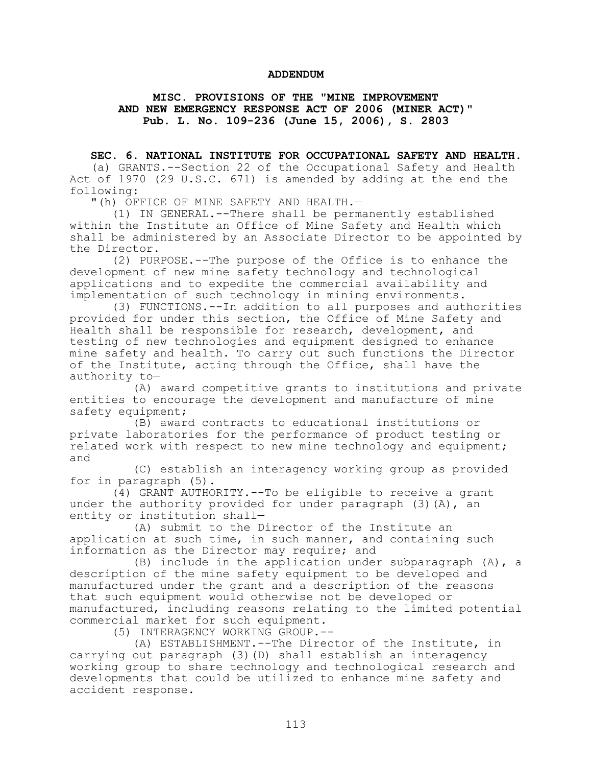**ADDENDUM**

**MISC. PROVISIONS OF THE "MINE IMPROVEMENT AND NEW EMERGENCY RESPONSE ACT OF 2006 (MINER ACT)" Pub. L. No. 109-236 (June 15, 2006), S. 2803**

**SEC. 6. NATIONAL INSTITUTE FOR OCCUPATIONAL SAFETY AND HEALTH.**

(a) GRANTS.--Section 22 of the Occupational Safety and Health Act of 1970 (29 U.S.C. 671) is amended by adding at the end the following:

"(h) OFFICE OF MINE SAFETY AND HEALTH.—

(1) IN GENERAL.--There shall be permanently established within the Institute an Office of Mine Safety and Health which shall be administered by an Associate Director to be appointed by the Director.

(2) PURPOSE.--The purpose of the Office is to enhance the development of new mine safety technology and technological applications and to expedite the commercial availability and implementation of such technology in mining environments.

(3) FUNCTIONS.--In addition to all purposes and authorities provided for under this section, the Office of Mine Safety and Health shall be responsible for research, development, and testing of new technologies and equipment designed to enhance mine safety and health. To carry out such functions the Director of the Institute, acting through the Office, shall have the authority to—

(A) award competitive grants to institutions and private entities to encourage the development and manufacture of mine safety equipment;

(B) award contracts to educational institutions or private laboratories for the performance of product testing or related work with respect to new mine technology and equipment; and

(C) establish an interagency working group as provided for in paragraph (5).

(4) GRANT AUTHORITY.--To be eligible to receive a grant under the authority provided for under paragraph (3)(A), an entity or institution shall—

(A) submit to the Director of the Institute an application at such time, in such manner, and containing such information as the Director may require; and

(B) include in the application under subparagraph (A), a description of the mine safety equipment to be developed and manufactured under the grant and a description of the reasons that such equipment would otherwise not be developed or manufactured, including reasons relating to the limited potential commercial market for such equipment.

(5) INTERAGENCY WORKING GROUP.--

(A) ESTABLISHMENT.--The Director of the Institute, in carrying out paragraph (3)(D) shall establish an interagency working group to share technology and technological research and developments that could be utilized to enhance mine safety and accident response.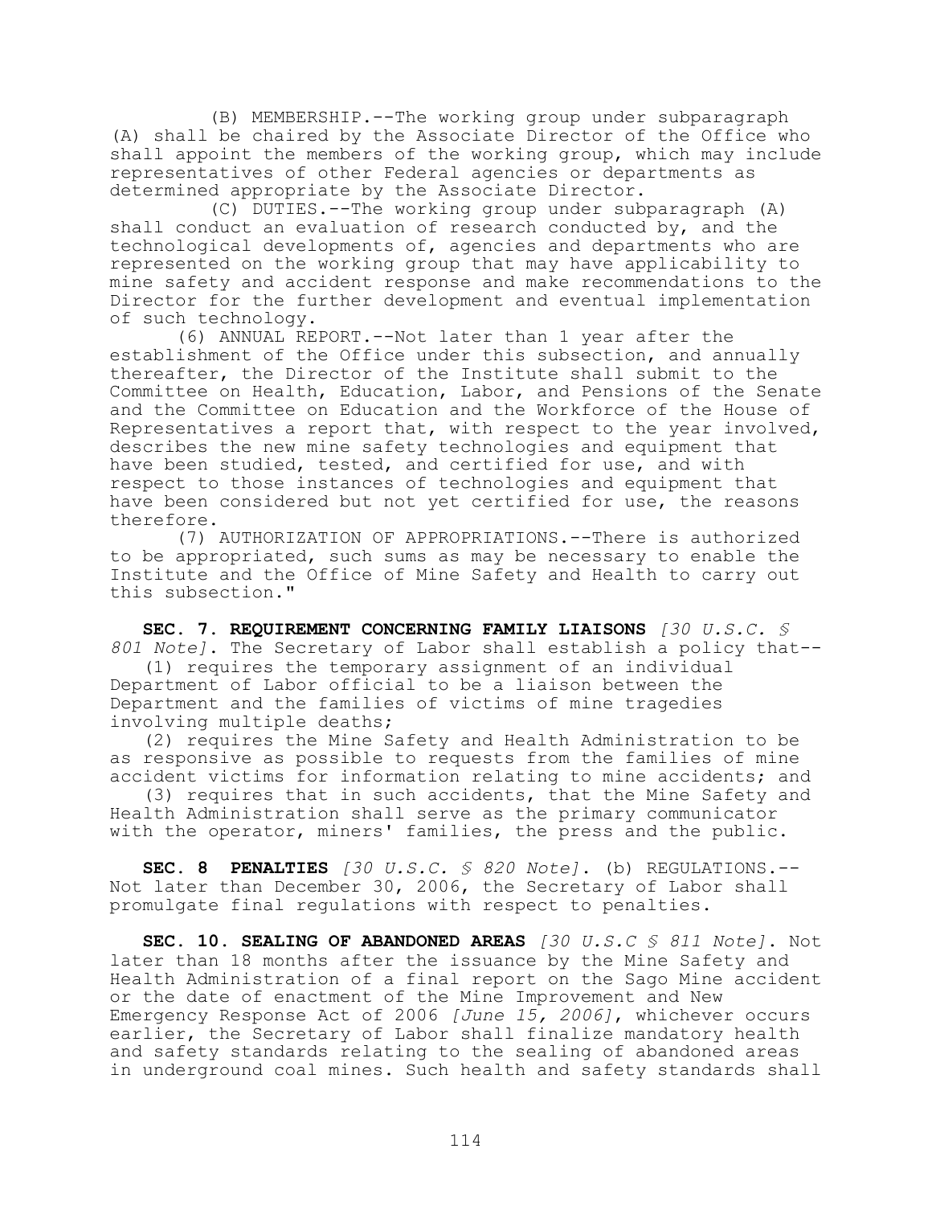(B) MEMBERSHIP.--The working group under subparagraph (A) shall be chaired by the Associate Director of the Office who shall appoint the members of the working group, which may include representatives of other Federal agencies or departments as determined appropriate by the Associate Director.

(C) DUTIES.--The working group under subparagraph (A) shall conduct an evaluation of research conducted by, and the technological developments of, agencies and departments who are represented on the working group that may have applicability to mine safety and accident response and make recommendations to the Director for the further development and eventual implementation of such technology.

(6) ANNUAL REPORT.--Not later than 1 year after the establishment of the Office under this subsection, and annually thereafter, the Director of the Institute shall submit to the Committee on Health, Education, Labor, and Pensions of the Senate and the Committee on Education and the Workforce of the House of Representatives a report that, with respect to the year involved, describes the new mine safety technologies and equipment that have been studied, tested, and certified for use, and with respect to those instances of technologies and equipment that have been considered but not yet certified for use, the reasons therefore.

(7) AUTHORIZATION OF APPROPRIATIONS.--There is authorized to be appropriated, such sums as may be necessary to enable the Institute and the Office of Mine Safety and Health to carry out this subsection."

**SEC. 7. REQUIREMENT CONCERNING FAMILY LIAISONS** *[30 U.S.C. § 801 Note]*. The Secretary of Labor shall establish a policy that--

(1) requires the temporary assignment of an individual Department of Labor official to be a liaison between the Department and the families of victims of mine tragedies involving multiple deaths;

(2) requires the Mine Safety and Health Administration to be as responsive as possible to requests from the families of mine accident victims for information relating to mine accidents; and

(3) requires that in such accidents, that the Mine Safety and Health Administration shall serve as the primary communicator with the operator, miners' families, the press and the public.

**SEC. 8 PENALTIES** *[30 U.S.C. § 820 Note]*. (b) REGULATIONS.--Not later than December 30, 2006, the Secretary of Labor shall promulgate final regulations with respect to penalties.

**SEC. 10. SEALING OF ABANDONED AREAS** *[30 U.S.C § 811 Note]*. Not later than 18 months after the issuance by the Mine Safety and Health Administration of a final report on the Sago Mine accident or the date of enactment of the Mine Improvement and New Emergency Response Act of 2006 *[June 15, 2006]*, whichever occurs earlier, the Secretary of Labor shall finalize mandatory health and safety standards relating to the sealing of abandoned areas in underground coal mines. Such health and safety standards shall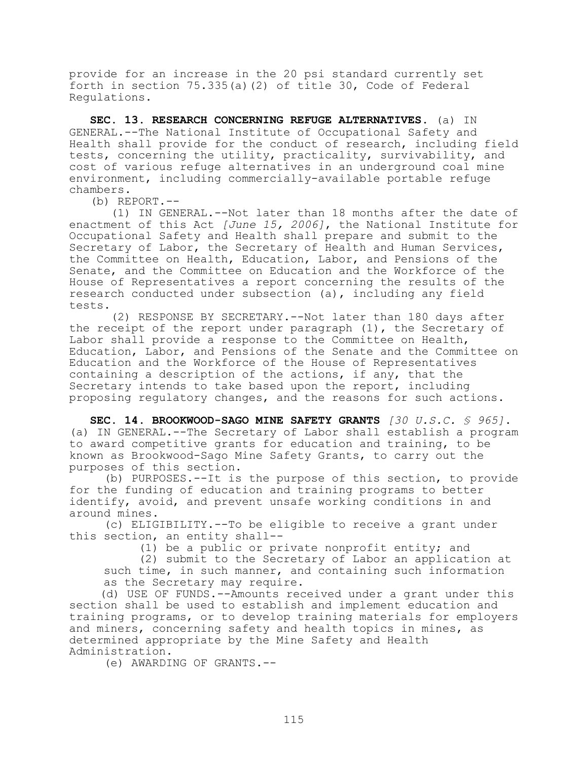provide for an increase in the 20 psi standard currently set forth in section 75.335(a)(2) of title 30, Code of Federal Regulations.

**SEC. 13. RESEARCH CONCERNING REFUGE ALTERNATIVES.** (a) IN GENERAL.--The National Institute of Occupational Safety and Health shall provide for the conduct of research, including field tests, concerning the utility, practicality, survivability, and cost of various refuge alternatives in an underground coal mine environment, including commercially-available portable refuge chambers.

(b) REPORT.--

(1) IN GENERAL.--Not later than 18 months after the date of enactment of this Act *[June 15, 2006]*, the National Institute for Occupational Safety and Health shall prepare and submit to the Secretary of Labor, the Secretary of Health and Human Services, the Committee on Health, Education, Labor, and Pensions of the Senate, and the Committee on Education and the Workforce of the House of Representatives a report concerning the results of the research conducted under subsection (a), including any field tests.

(2) RESPONSE BY SECRETARY.--Not later than 180 days after the receipt of the report under paragraph (1), the Secretary of Labor shall provide a response to the Committee on Health, Education, Labor, and Pensions of the Senate and the Committee on Education and the Workforce of the House of Representatives containing a description of the actions, if any, that the Secretary intends to take based upon the report, including proposing regulatory changes, and the reasons for such actions.

**SEC. 14. BROOKWOOD-SAGO MINE SAFETY GRANTS** *[30 U.S.C. § 965]*. (a) IN GENERAL.--The Secretary of Labor shall establish a program to award competitive grants for education and training, to be known as Brookwood-Sago Mine Safety Grants, to carry out the purposes of this section.

(b) PURPOSES.--It is the purpose of this section, to provide for the funding of education and training programs to better identify, avoid, and prevent unsafe working conditions in and around mines.

(c) ELIGIBILITY.--To be eligible to receive a grant under this section, an entity shall--

(1) be a public or private nonprofit entity; and

(2) submit to the Secretary of Labor an application at such time, in such manner, and containing such information as the Secretary may require.

(d) USE OF FUNDS.--Amounts received under a grant under this section shall be used to establish and implement education and training programs, or to develop training materials for employers and miners, concerning safety and health topics in mines, as determined appropriate by the Mine Safety and Health Administration.

(e) AWARDING OF GRANTS.--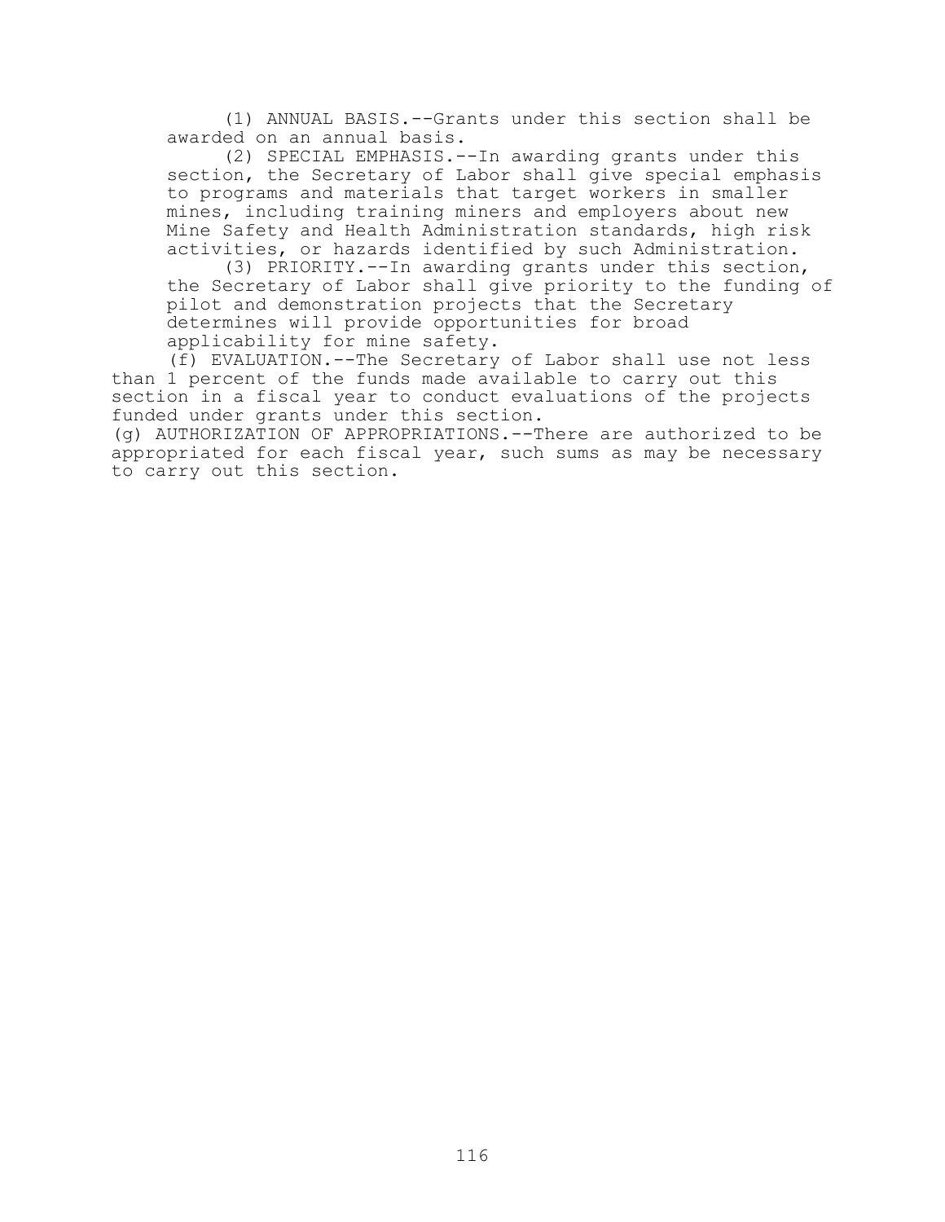(1) ANNUAL BASIS.--Grants under this section shall be awarded on an annual basis.

(2) SPECIAL EMPHASIS.--In awarding grants under this section, the Secretary of Labor shall give special emphasis to programs and materials that target workers in smaller mines, including training miners and employers about new Mine Safety and Health Administration standards, high risk activities, or hazards identified by such Administration.

(3) PRIORITY.--In awarding grants under this section, the Secretary of Labor shall give priority to the funding of pilot and demonstration projects that the Secretary determines will provide opportunities for broad applicability for mine safety.

(f) EVALUATION.--The Secretary of Labor shall use not less than 1 percent of the funds made available to carry out this section in a fiscal year to conduct evaluations of the projects funded under grants under this section.

(g) AUTHORIZATION OF APPROPRIATIONS.--There are authorized to be appropriated for each fiscal year, such sums as may be necessary to carry out this section.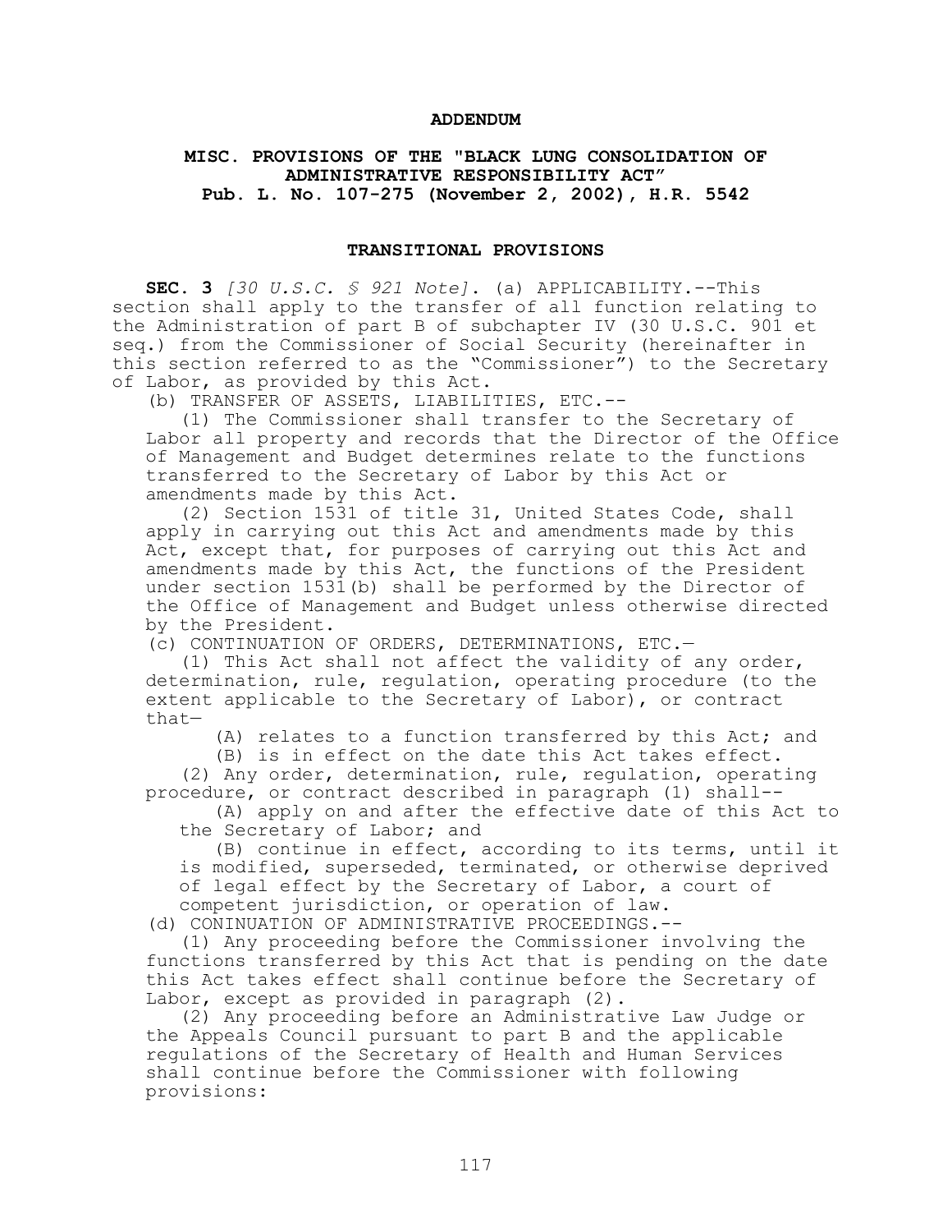# ADDENDUM

## MISC. PROVISIONS OF THE "BLACK LUNG CONSOLIDATION OF ADMINISTRATIVE RESPONSIBILITY ACT" Pub. L. No. 107-275 (November 2, 2002), H.R. 5542

### TRANSITIONAL PROVISIONS

**SEC. 3** *[30 U.S.C. § 921 Note]*. (a) APPLICABILITY.--This section shall apply to the transfer of all function relating to the Administration of part B of subchapter IV (30 U.S.C. 901 et seq.) from the Commissioner of Social Security (hereinafter in this section referred to as the "Commissioner") to the Secretary of Labor, as provided by this Act.

(b) TRANSFER OF ASSETS, LIABILITIES, ETC.--

(1) The Commissioner shall transfer to the Secretary of Labor all property and records that the Director of the Office of Management and Budget determines relate to the functions transferred to the Secretary of Labor by this Act or amendments made by this Act.

(2) Section 1531 of title 31, United States Code, shall apply in carrying out this Act and amendments made by this Act, except that, for purposes of carrying out this Act and amendments made by this Act, the functions of the President under section 1531(b) shall be performed by the Director of the Office of Management and Budget unless otherwise directed by the President.

(c) CONTINUATION OF ORDERS, DETERMINATIONS, ETC.—

(1) This Act shall not affect the validity of any order, determination, rule, regulation, operating procedure (to the extent applicable to the Secretary of Labor), or contract that—

(A) relates to a function transferred by this Act; and

(B) is in effect on the date this Act takes effect.

(2) Any order, determination, rule, regulation, operating procedure, or contract described in paragraph (1) shall--

(A) apply on and after the effective date of this Act to the Secretary of Labor; and

(B) continue in effect, according to its terms, until it is modified, superseded, terminated, or otherwise deprived of legal effect by the Secretary of Labor, a court of competent jurisdiction, or operation of law.

(d) CONINUATION OF ADMINISTRATIVE PROCEEDINGS.--

(1) Any proceeding before the Commissioner involving the functions transferred by this Act that is pending on the date this Act takes effect shall continue before the Secretary of Labor, except as provided in paragraph (2).

(2) Any proceeding before an Administrative Law Judge or the Appeals Council pursuant to part B and the applicable regulations of the Secretary of Health and Human Services shall continue before the Commissioner with following provisions: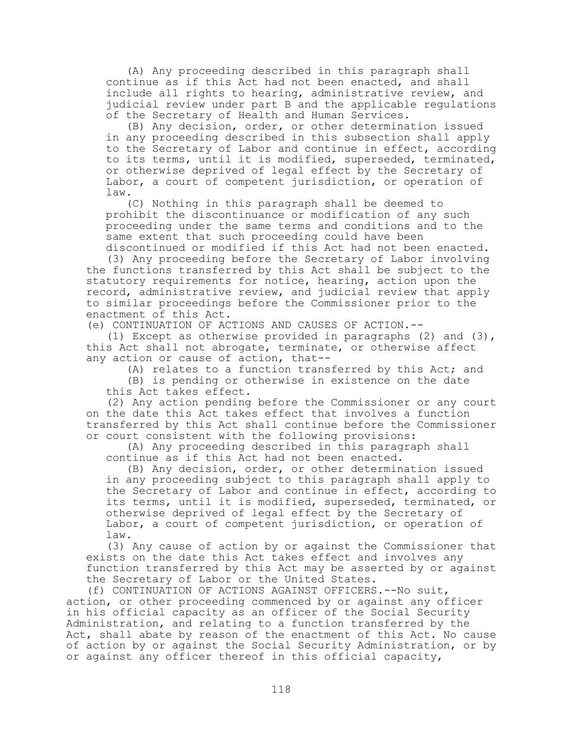(A) Any proceeding described in this paragraph shall continue as if this Act had not been enacted, and shall include all rights to hearing, administrative review, and judicial review under part B and the applicable regulations of the Secretary of Health and Human Services.

(B) Any decision, order, or other determination issued in any proceeding described in this subsection shall apply to the Secretary of Labor and continue in effect, according to its terms, until it is modified, superseded, terminated, or otherwise deprived of legal effect by the Secretary of Labor, a court of competent jurisdiction, or operation of law.

(C) Nothing in this paragraph shall be deemed to prohibit the discontinuance or modification of any such proceeding under the same terms and conditions and to the same extent that such proceeding could have been discontinued or modified if this Act had not been enacted.

(3) Any proceeding before the Secretary of Labor involving the functions transferred by this Act shall be subject to the statutory requirements for notice, hearing, action upon the record, administrative review, and judicial review that apply to similar proceedings before the Commissioner prior to the enactment of this Act.

(e) CONTINUATION OF ACTIONS AND CAUSES OF ACTION.--

(1) Except as otherwise provided in paragraphs (2) and (3), this Act shall not abrogate, terminate, or otherwise affect any action or cause of action, that--

(A) relates to a function transferred by this Act; and

(B) is pending or otherwise in existence on the date this Act takes effect.

(2) Any action pending before the Commissioner or any court on the date this Act takes effect that involves a function transferred by this Act shall continue before the Commissioner or court consistent with the following provisions:

(A) Any proceeding described in this paragraph shall continue as if this Act had not been enacted.

(B) Any decision, order, or other determination issued in any proceeding subject to this paragraph shall apply to the Secretary of Labor and continue in effect, according to its terms, until it is modified, superseded, terminated, or otherwise deprived of legal effect by the Secretary of Labor, a court of competent jurisdiction, or operation of law.

(3) Any cause of action by or against the Commissioner that exists on the date this Act takes effect and involves any function transferred by this Act may be asserted by or against the Secretary of Labor or the United States.

(f) CONTINUATION OF ACTIONS AGAINST OFFICERS.--No suit, action, or other proceeding commenced by or against any officer in his official capacity as an officer of the Social Security Administration, and relating to a function transferred by the Act, shall abate by reason of the enactment of this Act. No cause of action by or against the Social Security Administration, or by or against any officer thereof in this official capacity,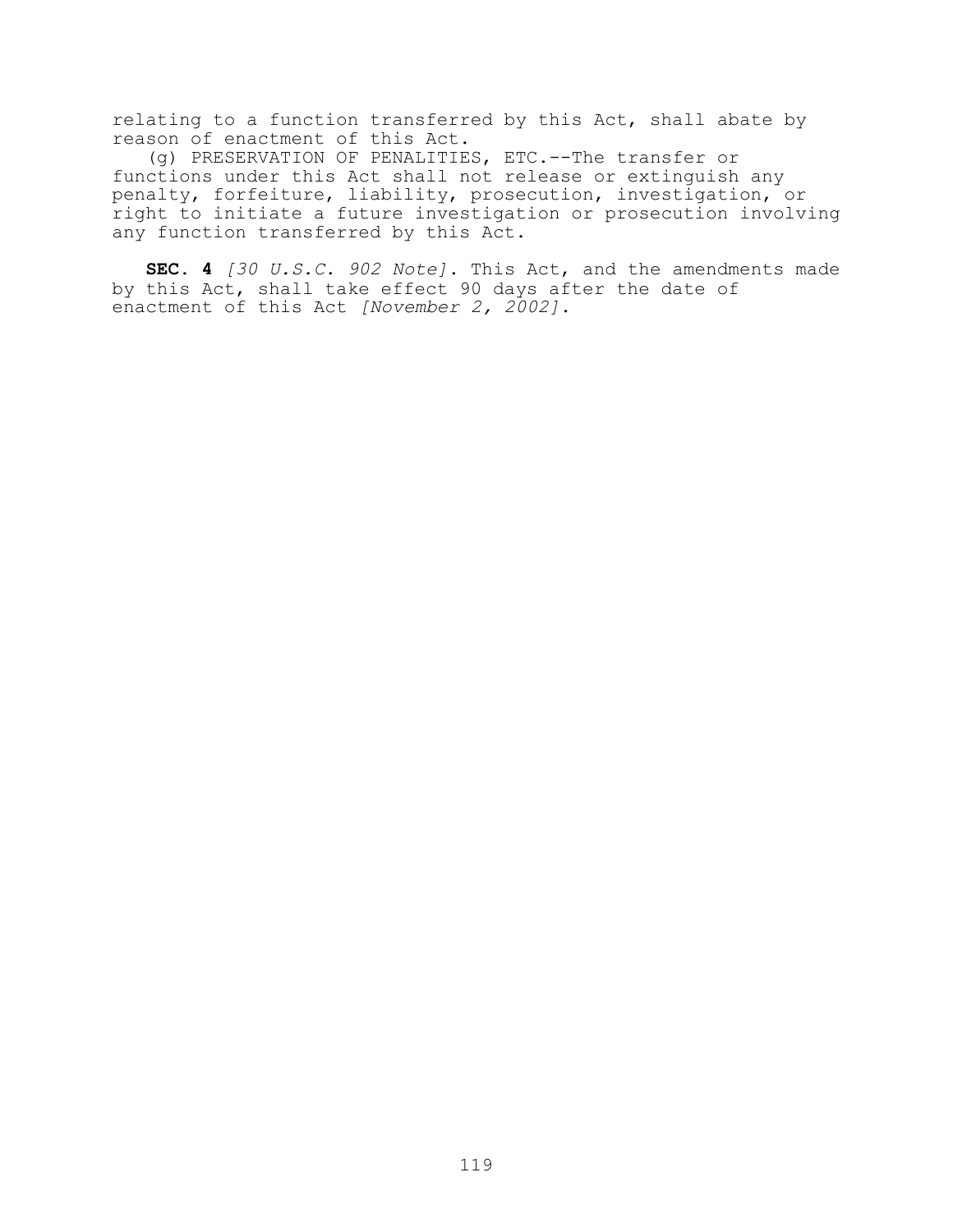relating to a function transferred by this Act, shall abate by reason of enactment of this Act.

(g) PRESERVATION OF PENALITIES, ETC.--The transfer or functions under this Act shall not release or extinguish any penalty, forfeiture, liability, prosecution, investigation, or right to initiate a future investigation or prosecution involving any function transferred by this Act.

**SEC. 4** *[30 U.S.C. 902 Note]*. This Act, and the amendments made by this Act, shall take effect 90 days after the date of enactment of this Act *[November 2, 2002]*.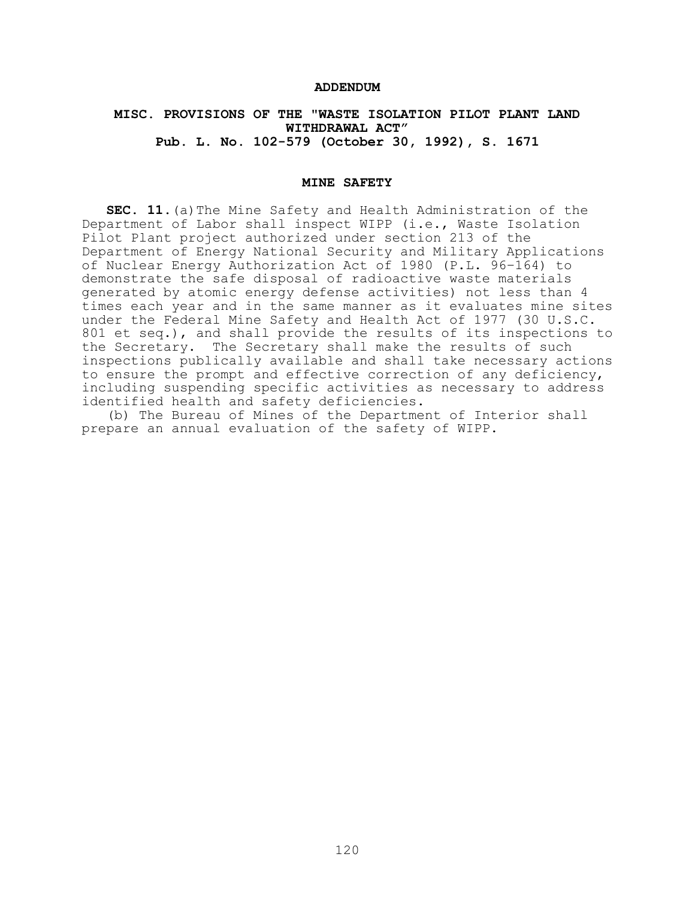# ADDENDUM

## MISC. PROVISIONS OF THE "WASTE ISOLATION PILOT PLANT LAND WITHDRAWAL ACT" Pub. L. No. 102-579 (October 30, 1992), S. 1671

### MINE SAFETY

**SEC. 11.**(a) The Mine Safety and Health Administration of the Department of Labor shall inspect WIPP (i.e., Waste Isolation Pilot Plant project authorized under section 213 of the Department of Energy National Security and Military Applications of Nuclear Energy Authorization Act of 1980 (P.L. 96-164) to demonstrate the safe disposal of radioactive waste materials generated by atomic energy defense activities) not less than 4 times each year and in the same manner as it evaluates mine sites under the Federal Mine Safety and Health Act of 1977 (30 U.S.C. 801 et seq.), and shall provide the results of its inspections to the Secretary. The Secretary shall make the results of such inspections publically available and shall take necessary actions to ensure the prompt and effective correction of any deficiency, including suspending specific activities as necessary to address identified health and safety deficiencies.

(b) The Bureau of Mines of the Department of Interior shall prepare an annual evaluation of the safety of WIPP.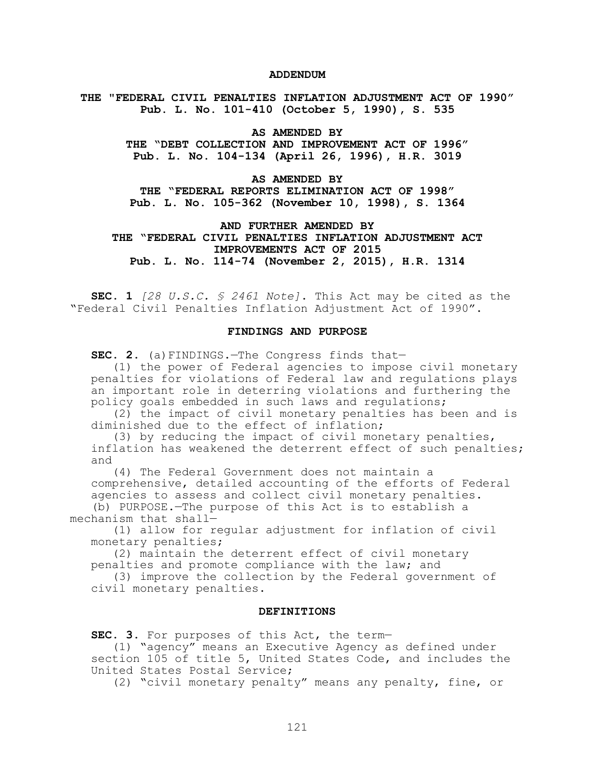**ADDENDUM**

**THE "FEDERAL CIVIL PENALTIES INFLATION ADJUSTMENT ACT OF 1990" Pub. L. No. 101-410 (October 5, 1990), S. 535**

**AS AMENDED BY**
**THE "DEBT COLLECTION AND IMPROVEMENT ACT OF 1996" Pub. L. No. 104-134 (April 26, 1996), H.R. 3019**

**AS AMENDED BY**
**THE "FEDERAL REPORTS ELIMINATION ACT OF 1998" Pub. L. No. 105-362 (November 10, 1998), S. 1364**

**AND FURTHER AMENDED BY**
**THE "FEDERAL CIVIL PENALTIES INFLATION ADJUSTMENT ACT IMPROVEMENTS ACT OF 2015 Pub. L. No. 114-74 (November 2, 2015), H.R. 1314**

**SEC. 1** *[28 U.S.C. § 2461 Note]*. This Act may be cited as the "Federal Civil Penalties Inflation Adjustment Act of 1990".

**FINDINGS AND PURPOSE**

**SEC. 2.** (a) FINDINGS.—The Congress finds that—

(1) the power of Federal agencies to impose civil monetary penalties for violations of Federal law and regulations plays an important role in deterring violations and furthering the policy goals embedded in such laws and regulations;

(2) the impact of civil monetary penalties has been and is diminished due to the effect of inflation;

(3) by reducing the impact of civil monetary penalties, inflation has weakened the deterrent effect of such penalties; and

(4) The Federal Government does not maintain a comprehensive, detailed accounting of the efforts of Federal agencies to assess and collect civil monetary penalties.

(b) PURPOSE.—The purpose of this Act is to establish a mechanism that shall—

(1) allow for regular adjustment for inflation of civil monetary penalties;

(2) maintain the deterrent effect of civil monetary penalties and promote compliance with the law; and

(3) improve the collection by the Federal government of civil monetary penalties.

**DEFINITIONS**

**SEC. 3.** For purposes of this Act, the term—

(1) "agency" means an Executive Agency as defined under section 105 of title 5, United States Code, and includes the United States Postal Service;

(2) "civil monetary penalty" means any penalty, fine, or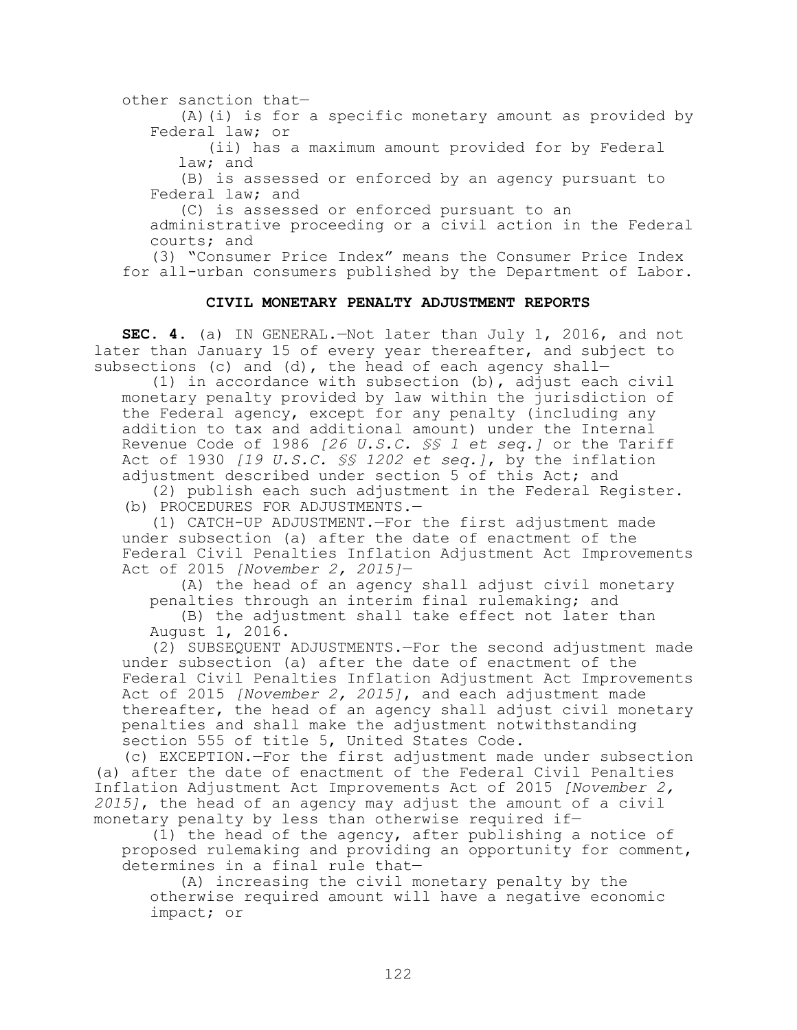other sanction that—

(A)(i) is for a specific monetary amount as provided by Federal law; or

(ii) has a maximum amount provided for by Federal law; and

(B) is assessed or enforced by an agency pursuant to Federal law; and

(C) is assessed or enforced pursuant to an administrative proceeding or a civil action in the Federal courts; and

(3) "Consumer Price Index" means the Consumer Price Index for all-urban consumers published by the Department of Labor.

### CIVIL MONETARY PENALTY ADJUSTMENT REPORTS

**SEC. 4.** (a) IN GENERAL.—Not later than July 1, 2016, and not later than January 15 of every year thereafter, and subject to subsections (c) and (d), the head of each agency shall—

(1) in accordance with subsection (b), adjust each civil monetary penalty provided by law within the jurisdiction of the Federal agency, except for any penalty (including any addition to tax and additional amount) under the Internal Revenue Code of 1986 *[26 U.S.C. §§ 1 et seq.]* or the Tariff Act of 1930 *[19 U.S.C. §§ 1202 et seq.]*, by the inflation adjustment described under section 5 of this Act; and

(2) publish each such adjustment in the Federal Register.

(b) PROCEDURES FOR ADJUSTMENTS.—

(1) CATCH-UP ADJUSTMENT.—For the first adjustment made under subsection (a) after the date of enactment of the Federal Civil Penalties Inflation Adjustment Act Improvements Act of 2015 *[November 2, 2015]*—

(A) the head of an agency shall adjust civil monetary penalties through an interim final rulemaking; and

(B) the adjustment shall take effect not later than August 1, 2016.

(2) SUBSEQUENT ADJUSTMENTS.—For the second adjustment made under subsection (a) after the date of enactment of the Federal Civil Penalties Inflation Adjustment Act Improvements Act of 2015 *[November 2, 2015]*, and each adjustment made thereafter, the head of an agency shall adjust civil monetary penalties and shall make the adjustment notwithstanding section 555 of title 5, United States Code.

(c) EXCEPTION.—For the first adjustment made under subsection (a) after the date of enactment of the Federal Civil Penalties Inflation Adjustment Act Improvements Act of 2015 *[November 2, 2015]*, the head of an agency may adjust the amount of a civil monetary penalty by less than otherwise required if—

(1) the head of the agency, after publishing a notice of proposed rulemaking and providing an opportunity for comment, determines in a final rule that—

(A) increasing the civil monetary penalty by the otherwise required amount will have a negative economic impact; or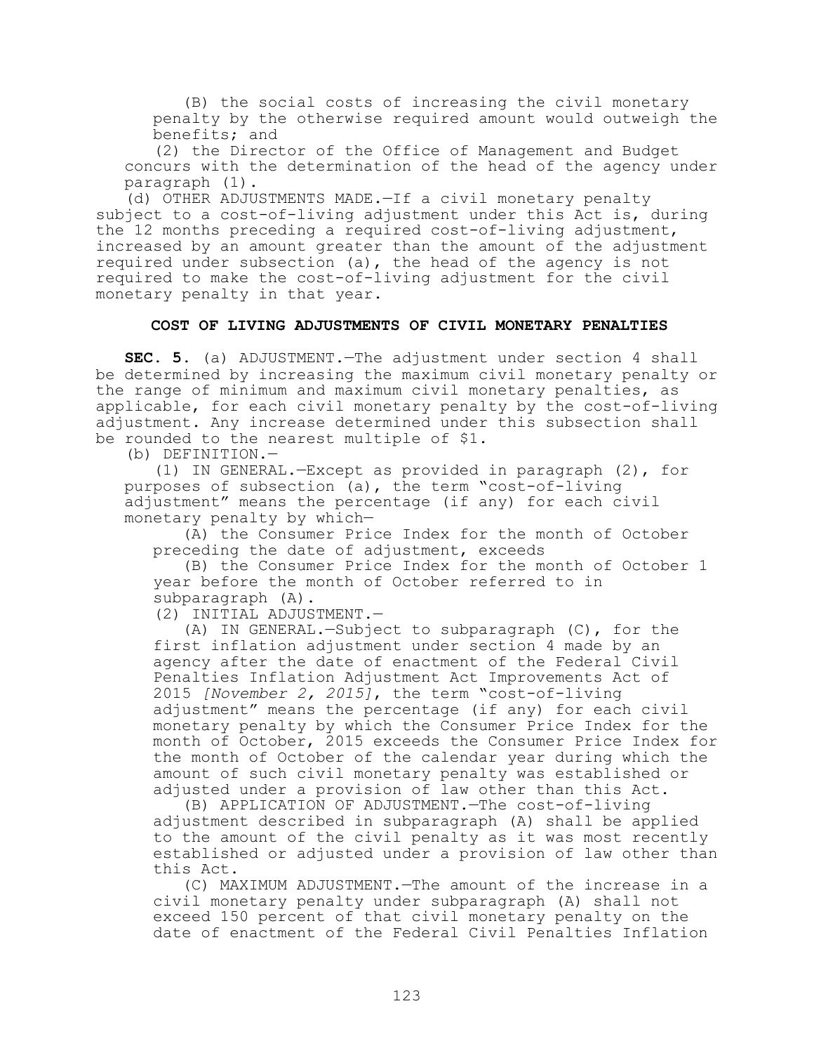(B) the social costs of increasing the civil monetary penalty by the otherwise required amount would outweigh the benefits; and

(2) the Director of the Office of Management and Budget concurs with the determination of the head of the agency under paragraph (1).

(d) OTHER ADJUSTMENTS MADE.—If a civil monetary penalty subject to a cost-of-living adjustment under this Act is, during the 12 months preceding a required cost-of-living adjustment, increased by an amount greater than the amount of the adjustment required under subsection (a), the head of the agency is not required to make the cost-of-living adjustment for the civil monetary penalty in that year.

### COST OF LIVING ADJUSTMENTS OF CIVIL MONETARY PENALTIES

**SEC. 5.** (a) ADJUSTMENT.—The adjustment under section 4 shall be determined by increasing the maximum civil monetary penalty or the range of minimum and maximum civil monetary penalties, as applicable, for each civil monetary penalty by the cost-of-living adjustment. Any increase determined under this subsection shall be rounded to the nearest multiple of $1.

(b) DEFINITION.—

(1) IN GENERAL.—Except as provided in paragraph (2), for purposes of subsection (a), the term "cost-of-living adjustment" means the percentage (if any) for each civil monetary penalty by which—

(A) the Consumer Price Index for the month of October preceding the date of adjustment, exceeds

(B) the Consumer Price Index for the month of October 1 year before the month of October referred to in subparagraph (A).

(2) INITIAL ADJUSTMENT.—

(A) IN GENERAL.—Subject to subparagraph (C), for the first inflation adjustment under section 4 made by an agency after the date of enactment of the Federal Civil Penalties Inflation Adjustment Act Improvements Act of 2015 *[November 2, 2015]*, the term "cost-of-living adjustment" means the percentage (if any) for each civil monetary penalty by which the Consumer Price Index for the month of October, 2015 exceeds the Consumer Price Index for the month of October of the calendar year during which the amount of such civil monetary penalty was established or adjusted under a provision of law other than this Act.

(B) APPLICATION OF ADJUSTMENT.—The cost-of-living adjustment described in subparagraph (A) shall be applied to the amount of the civil penalty as it was most recently established or adjusted under a provision of law other than this Act.

(C) MAXIMUM ADJUSTMENT.—The amount of the increase in a civil monetary penalty under subparagraph (A) shall not exceed 150 percent of that civil monetary penalty on the date of enactment of the Federal Civil Penalties Inflation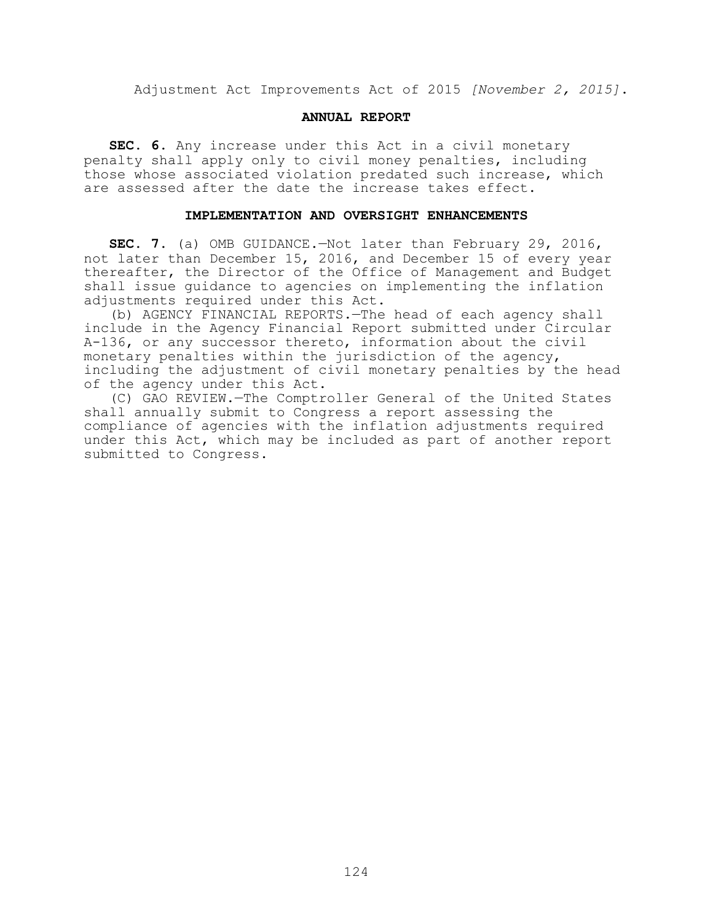Adjustment Act Improvements Act of 2015 *[November 2, 2015]*.

### ANNUAL REPORT

**SEC. 6.** Any increase under this Act in a civil monetary penalty shall apply only to civil money penalties, including those whose associated violation predated such increase, which are assessed after the date the increase takes effect.

### IMPLEMENTATION AND OVERSIGHT ENHANCEMENTS

**SEC. 7.** (a) OMB GUIDANCE.—Not later than February 29, 2016, not later than December 15, 2016, and December 15 of every year thereafter, the Director of the Office of Management and Budget shall issue guidance to agencies on implementing the inflation adjustments required under this Act.

(b) AGENCY FINANCIAL REPORTS.—The head of each agency shall include in the Agency Financial Report submitted under Circular A-136, or any successor thereto, information about the civil monetary penalties within the jurisdiction of the agency, including the adjustment of civil monetary penalties by the head of the agency under this Act.

(C) GAO REVIEW.—The Comptroller General of the United States shall annually submit to Congress a report assessing the compliance of agencies with the inflation adjustments required under this Act, which may be included as part of another report submitted to Congress.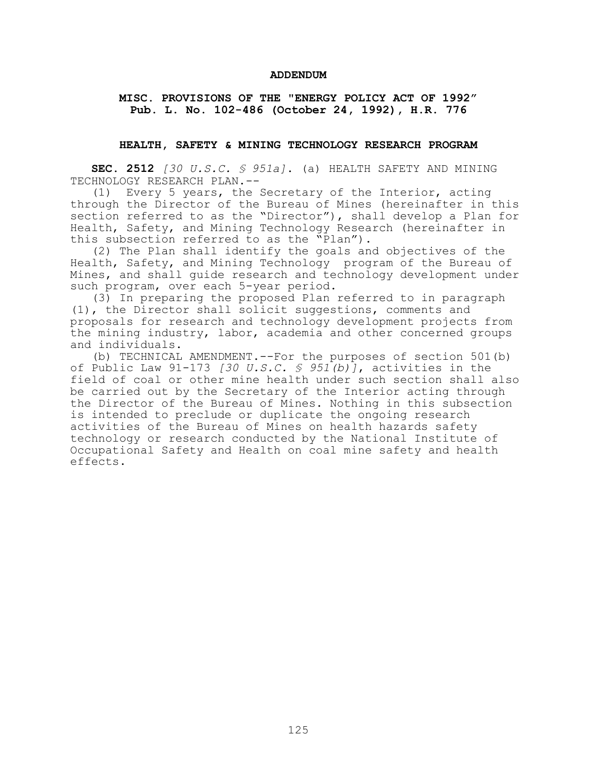# ADDENDUM

## MISC. PROVISIONS OF THE "ENERGY POLICY ACT OF 1992" Pub. L. No. 102-486 (October 24, 1992), H.R. 776

### HEALTH, SAFETY & MINING TECHNOLOGY RESEARCH PROGRAM

**SEC. 2512** *[30 U.S.C. § 951a]*. (a) HEALTH SAFETY AND MINING TECHNOLOGY RESEARCH PLAN.--

(1) Every 5 years, the Secretary of the Interior, acting through the Director of the Bureau of Mines (hereinafter in this section referred to as the "Director"), shall develop a Plan for Health, Safety, and Mining Technology Research (hereinafter in this subsection referred to as the "Plan").

(2) The Plan shall identify the goals and objectives of the Health, Safety, and Mining Technology program of the Bureau of Mines, and shall guide research and technology development under such program, over each 5-year period.

(3) In preparing the proposed Plan referred to in paragraph (1), the Director shall solicit suggestions, comments and proposals for research and technology development projects from the mining industry, labor, academia and other concerned groups and individuals.

(b) TECHNICAL AMENDMENT.--For the purposes of section 501(b) of Public Law 91-173 *[30 U.S.C. § 951(b)]*, activities in the field of coal or other mine health under such section shall also be carried out by the Secretary of the Interior acting through the Director of the Bureau of Mines. Nothing in this subsection is intended to preclude or duplicate the ongoing research activities of the Bureau of Mines on health hazards safety technology or research conducted by the National Institute of Occupational Safety and Health on coal mine safety and health effects.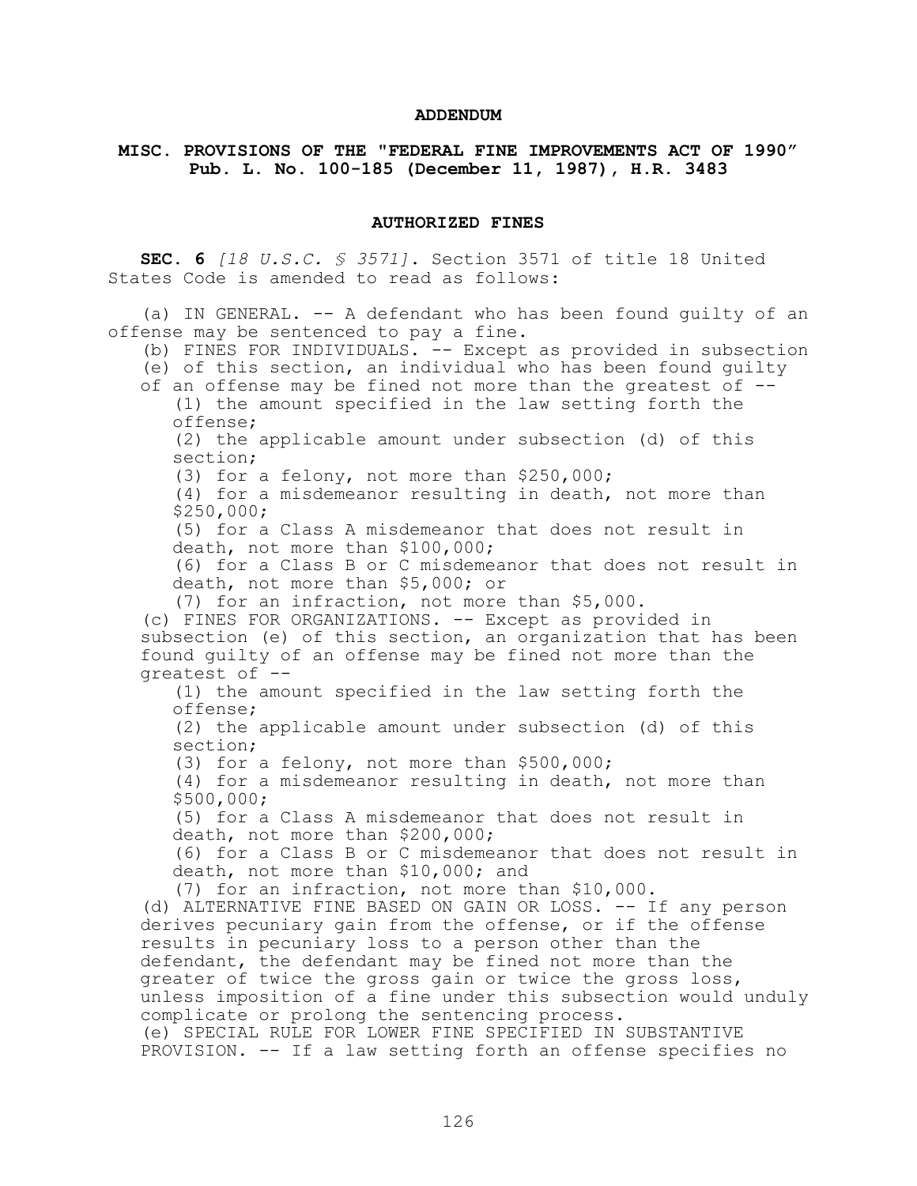# ADDENDUM

## MISC. PROVISIONS OF THE "FEDERAL FINE IMPROVEMENTS ACT OF 1990" Pub. L. No. 100-185 (December 11, 1987), H.R. 3483

### AUTHORIZED FINES

**SEC. 6** *[18 U.S.C. § 3571]*. Section 3571 of title 18 United States Code is amended to read as follows:

(a) IN GENERAL. -- A defendant who has been found guilty of an offense may be sentenced to pay a fine.

(b) FINES FOR INDIVIDUALS. -- Except as provided in subsection (e) of this section, an individual who has been found guilty of an offense may be fined not more than the greatest of --

(1) the amount specified in the law setting forth the offense;
(2) the applicable amount under subsection (d) of this section;
(3) for a felony, not more than $250,000;
(4) for a misdemeanor resulting in death, not more than $250,000;
(5) for a Class A misdemeanor that does not result in death, not more than $100,000;
(6) for a Class B or C misdemeanor that does not result in death, not more than $5,000; or
(7) for an infraction, not more than $5,000.

(c) FINES FOR ORGANIZATIONS. -- Except as provided in subsection (e) of this section, an organization that has been found guilty of an offense may be fined not more than the greatest of --

(1) the amount specified in the law setting forth the offense;
(2) the applicable amount under subsection (d) of this section;
(3) for a felony, not more than $500,000;
(4) for a misdemeanor resulting in death, not more than $500,000;
(5) for a Class A misdemeanor that does not result in death, not more than $200,000;
(6) for a Class B or C misdemeanor that does not result in death, not more than $10,000; and
(7) for an infraction, not more than $10,000.

(d) ALTERNATIVE FINE BASED ON GAIN OR LOSS. -- If any person derives pecuniary gain from the offense, or if the offense results in pecuniary loss to a person other than the defendant, the defendant may be fined not more than the greater of twice the gross gain or twice the gross loss, unless imposition of a fine under this subsection would unduly complicate or prolong the sentencing process.

(e) SPECIAL RULE FOR LOWER FINE SPECIFIED IN SUBSTANTIVE PROVISION. -- If a law setting forth an offense specifies no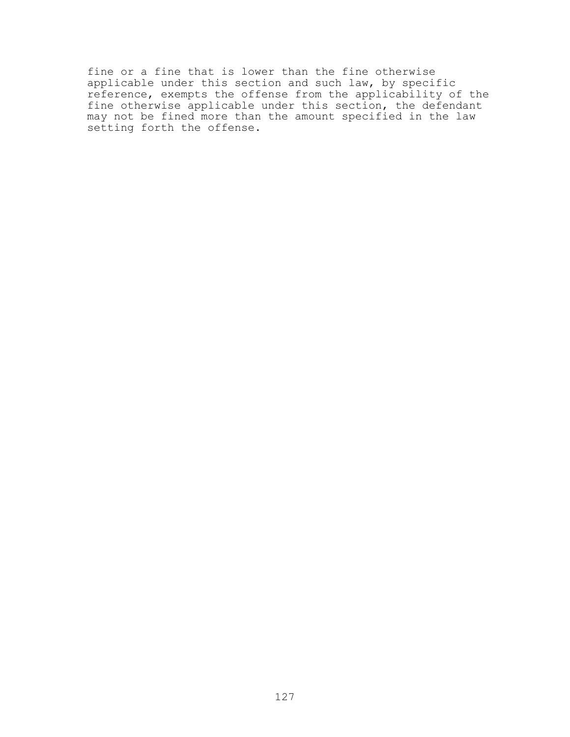fine or a fine that is lower than the fine otherwise applicable under this section and such law, by specific reference, exempts the offense from the applicability of the fine otherwise applicable under this section, the defendant may not be fined more than the amount specified in the law setting forth the offense.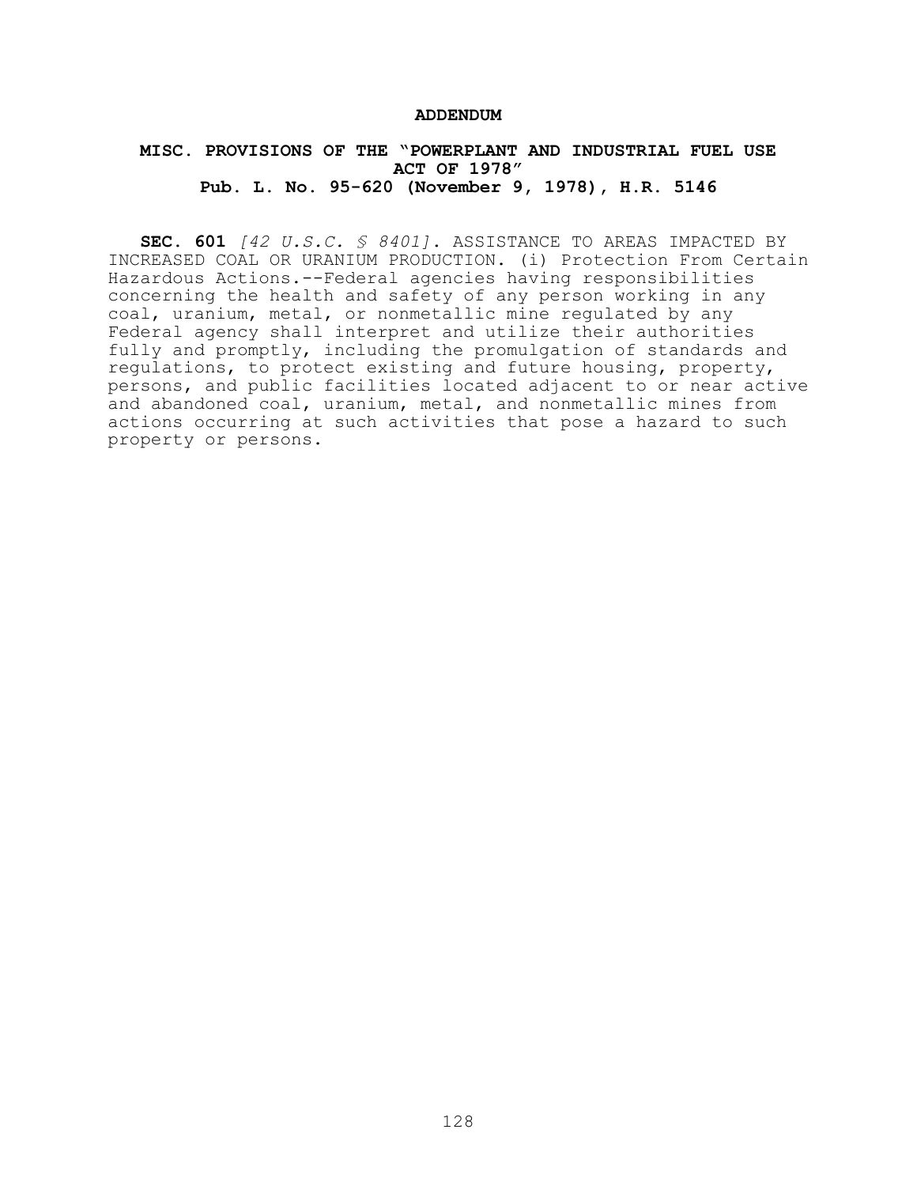## ADDENDUM

### MISC. PROVISIONS OF THE "POWERPLANT AND INDUSTRIAL FUEL USE ACT OF 1978"
### Pub. L. No. 95-620 (November 9, 1978), H.R. 5146

**SEC. 601** *[42 U.S.C. § 8401]*. ASSISTANCE TO AREAS IMPACTED BY INCREASED COAL OR URANIUM PRODUCTION. (i) Protection From Certain Hazardous Actions.--Federal agencies having responsibilities concerning the health and safety of any person working in any coal, uranium, metal, or nonmetallic mine regulated by any Federal agency shall interpret and utilize their authorities fully and promptly, including the promulgation of standards and regulations, to protect existing and future housing, property, persons, and public facilities located adjacent to or near active and abandoned coal, uranium, metal, and nonmetallic mines from actions occurring at such activities that pose a hazard to such property or persons.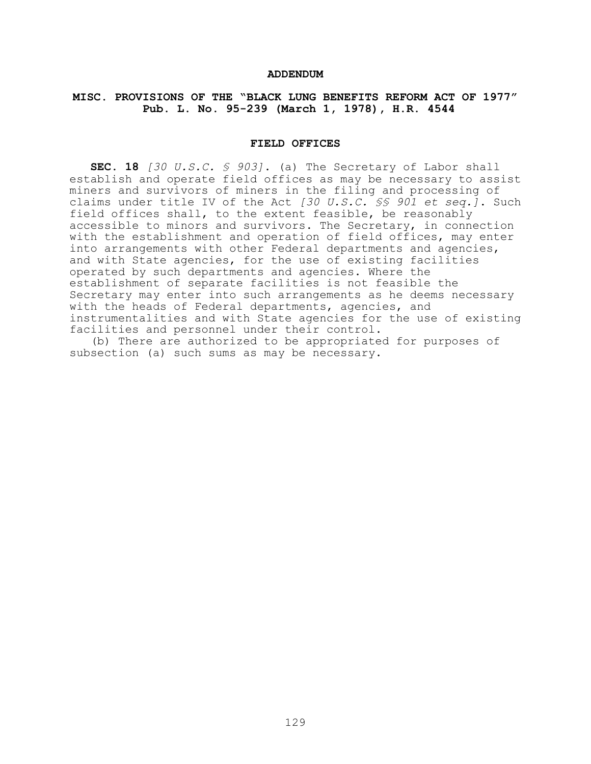# ADDENDUM

## MISC. PROVISIONS OF THE "BLACK LUNG BENEFITS REFORM ACT OF 1977" Pub. L. No. 95-239 (March 1, 1978), H.R. 4544

### FIELD OFFICES

**SEC. 18** *[30 U.S.C. § 903]*. (a) The Secretary of Labor shall establish and operate field offices as may be necessary to assist miners and survivors of miners in the filing and processing of claims under title IV of the Act *[30 U.S.C. §§ 901 et seq.]*. Such field offices shall, to the extent feasible, be reasonably accessible to minors and survivors. The Secretary, in connection with the establishment and operation of field offices, may enter into arrangements with other Federal departments and agencies, and with State agencies, for the use of existing facilities operated by such departments and agencies. Where the establishment of separate facilities is not feasible the Secretary may enter into such arrangements as he deems necessary with the heads of Federal departments, agencies, and instrumentalities and with State agencies for the use of existing facilities and personnel under their control.

(b) There are authorized to be appropriated for purposes of subsection (a) such sums as may be necessary.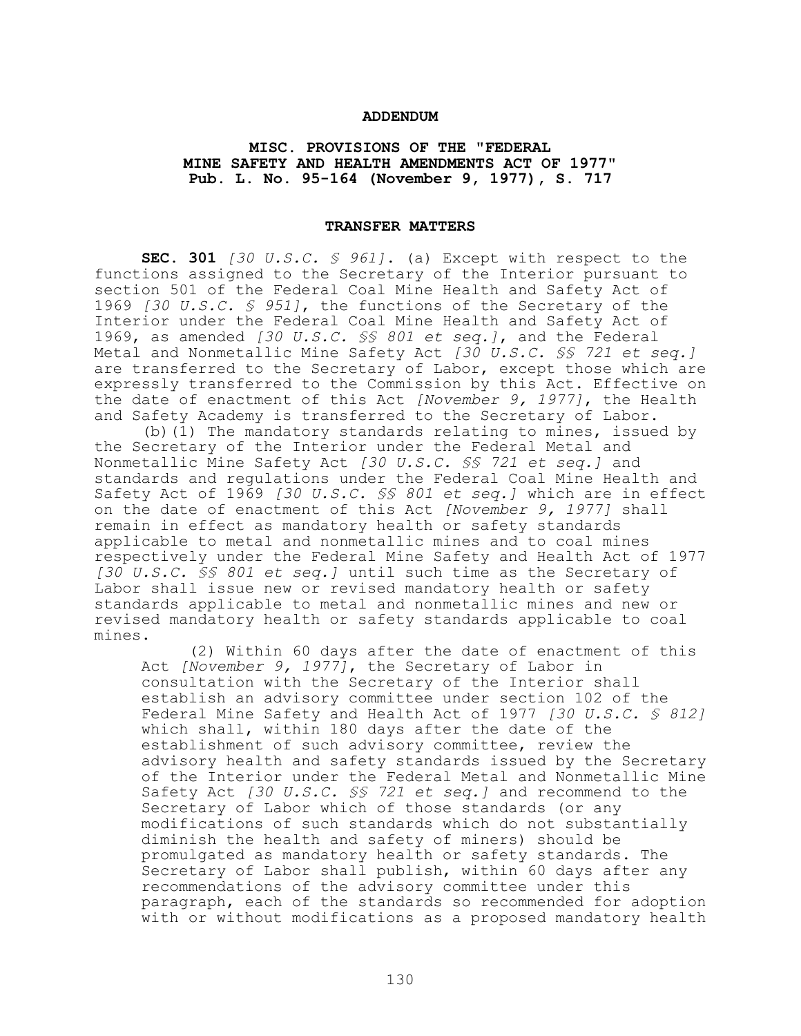**ADDENDUM**

**MISC. PROVISIONS OF THE "FEDERAL MINE SAFETY AND HEALTH AMENDMENTS ACT OF 1977" Pub. L. No. 95-164 (November 9, 1977), S. 717**

**TRANSFER MATTERS**

**SEC. 301** *[30 U.S.C. § 961]*. (a) Except with respect to the functions assigned to the Secretary of the Interior pursuant to section 501 of the Federal Coal Mine Health and Safety Act of 1969 *[30 U.S.C. § 951]*, the functions of the Secretary of the Interior under the Federal Coal Mine Health and Safety Act of 1969, as amended *[30 U.S.C. §§ 801 et seq.]*, and the Federal Metal and Nonmetallic Mine Safety Act *[30 U.S.C. §§ 721 et seq.]* are transferred to the Secretary of Labor, except those which are expressly transferred to the Commission by this Act. Effective on the date of enactment of this Act *[November 9, 1977]*, the Health and Safety Academy is transferred to the Secretary of Labor.

(b)(1) The mandatory standards relating to mines, issued by the Secretary of the Interior under the Federal Metal and Nonmetallic Mine Safety Act *[30 U.S.C. §§ 721 et seq.]* and standards and regulations under the Federal Coal Mine Health and Safety Act of 1969 *[30 U.S.C. §§ 801 et seq.]* which are in effect on the date of enactment of this Act *[November 9, 1977]* shall remain in effect as mandatory health or safety standards applicable to metal and nonmetallic mines and to coal mines respectively under the Federal Mine Safety and Health Act of 1977 *[30 U.S.C. §§ 801 et seq.]* until such time as the Secretary of Labor shall issue new or revised mandatory health or safety standards applicable to metal and nonmetallic mines and new or revised mandatory health or safety standards applicable to coal mines.

(2) Within 60 days after the date of enactment of this Act *[November 9, 1977]*, the Secretary of Labor in consultation with the Secretary of the Interior shall establish an advisory committee under section 102 of the Federal Mine Safety and Health Act of 1977 *[30 U.S.C. § 812]* which shall, within 180 days after the date of the establishment of such advisory committee, review the advisory health and safety standards issued by the Secretary of the Interior under the Federal Metal and Nonmetallic Mine Safety Act *[30 U.S.C. §§ 721 et seq.]* and recommend to the Secretary of Labor which of those standards (or any modifications of such standards which do not substantially diminish the health and safety of miners) should be promulgated as mandatory health or safety standards. The Secretary of Labor shall publish, within 60 days after any recommendations of the advisory committee under this paragraph, each of the standards so recommended for adoption with or without modifications as a proposed mandatory health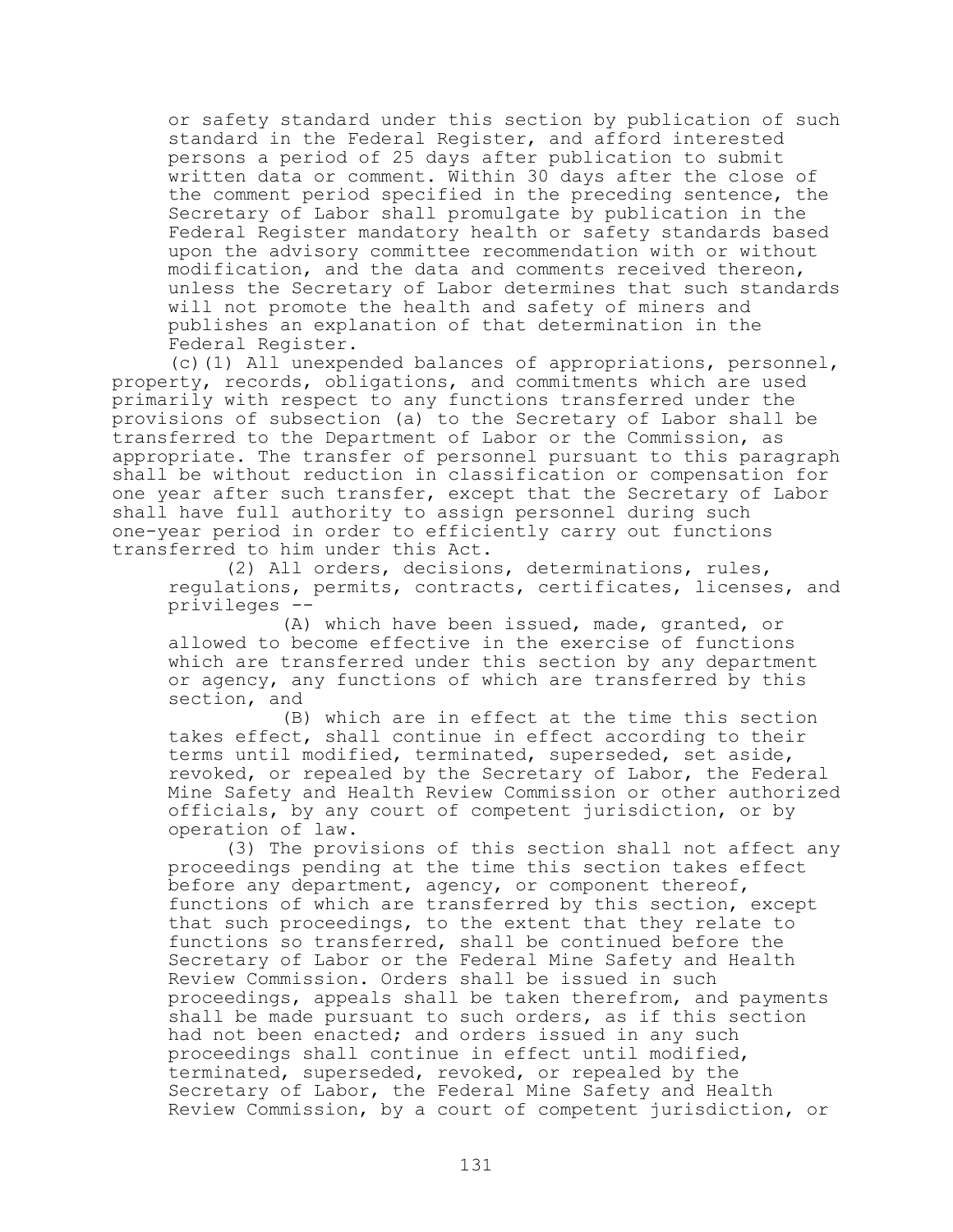or safety standard under this section by publication of such standard in the Federal Register, and afford interested persons a period of 25 days after publication to submit written data or comment. Within 30 days after the close of the comment period specified in the preceding sentence, the Secretary of Labor shall promulgate by publication in the Federal Register mandatory health or safety standards based upon the advisory committee recommendation with or without modification, and the data and comments received thereon, unless the Secretary of Labor determines that such standards will not promote the health and safety of miners and publishes an explanation of that determination in the Federal Register.

(c)(1) All unexpended balances of appropriations, personnel, property, records, obligations, and commitments which are used primarily with respect to any functions transferred under the provisions of subsection (a) to the Secretary of Labor shall be transferred to the Department of Labor or the Commission, as appropriate. The transfer of personnel pursuant to this paragraph shall be without reduction in classification or compensation for one year after such transfer, except that the Secretary of Labor shall have full authority to assign personnel during such one-year period in order to efficiently carry out functions transferred to him under this Act.

(2) All orders, decisions, determinations, rules, regulations, permits, contracts, certificates, licenses, and privileges --

(A) which have been issued, made, granted, or allowed to become effective in the exercise of functions which are transferred under this section by any department or agency, any functions of which are transferred by this section, and

(B) which are in effect at the time this section takes effect, shall continue in effect according to their terms until modified, terminated, superseded, set aside, revoked, or repealed by the Secretary of Labor, the Federal Mine Safety and Health Review Commission or other authorized officials, by any court of competent jurisdiction, or by operation of law.

(3) The provisions of this section shall not affect any proceedings pending at the time this section takes effect before any department, agency, or component thereof, functions of which are transferred by this section, except that such proceedings, to the extent that they relate to functions so transferred, shall be continued before the Secretary of Labor or the Federal Mine Safety and Health Review Commission. Orders shall be issued in such proceedings, appeals shall be taken therefrom, and payments shall be made pursuant to such orders, as if this section had not been enacted; and orders issued in any such proceedings shall continue in effect until modified, terminated, superseded, revoked, or repealed by the Secretary of Labor, the Federal Mine Safety and Health Review Commission, by a court of competent jurisdiction, or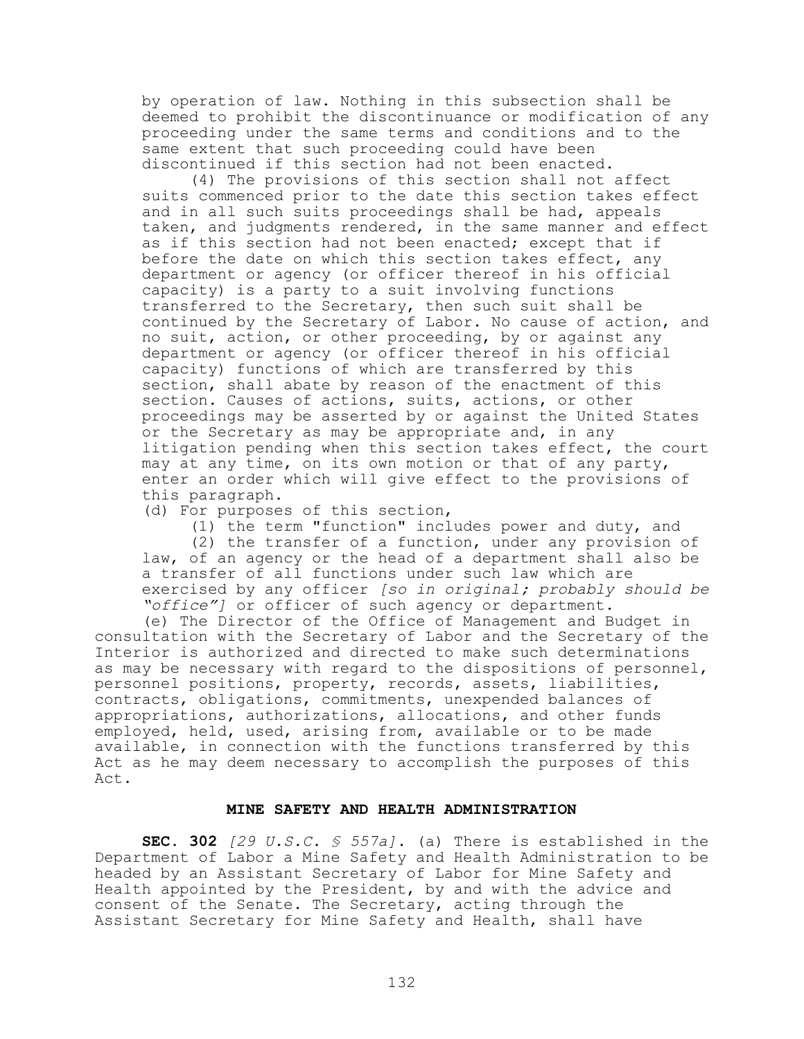by operation of law. Nothing in this subsection shall be deemed to prohibit the discontinuance or modification of any proceeding under the same terms and conditions and to the same extent that such proceeding could have been discontinued if this section had not been enacted.

(4) The provisions of this section shall not affect suits commenced prior to the date this section takes effect and in all such suits proceedings shall be had, appeals taken, and judgments rendered, in the same manner and effect as if this section had not been enacted; except that if before the date on which this section takes effect, any department or agency (or officer thereof in his official capacity) is a party to a suit involving functions transferred to the Secretary, then such suit shall be continued by the Secretary of Labor. No cause of action, and no suit, action, or other proceeding, by or against any department or agency (or officer thereof in his official capacity) functions of which are transferred by this section, shall abate by reason of the enactment of this section. Causes of actions, suits, actions, or other proceedings may be asserted by or against the United States or the Secretary as may be appropriate and, in any litigation pending when this section takes effect, the court may at any time, on its own motion or that of any party, enter an order which will give effect to the provisions of this paragraph.

(d) For purposes of this section,

(1) the term "function" includes power and duty, and

(2) the transfer of a function, under any provision of law, of an agency or the head of a department shall also be a transfer of all functions under such law which are exercised by any officer *[so in original; probably should be "office"]* or officer of such agency or department.

(e) The Director of the Office of Management and Budget in consultation with the Secretary of Labor and the Secretary of the Interior is authorized and directed to make such determinations as may be necessary with regard to the dispositions of personnel, personnel positions, property, records, assets, liabilities, contracts, obligations, commitments, unexpended balances of appropriations, authorizations, allocations, and other funds employed, held, used, arising from, available or to be made available, in connection with the functions transferred by this Act as he may deem necessary to accomplish the purposes of this Act.

**MINE SAFETY AND HEALTH ADMINISTRATION**

**SEC. 302** *[29 U.S.C. § 557a]*. (a) There is established in the Department of Labor a Mine Safety and Health Administration to be headed by an Assistant Secretary of Labor for Mine Safety and Health appointed by the President, by and with the advice and consent of the Senate. The Secretary, acting through the Assistant Secretary for Mine Safety and Health, shall have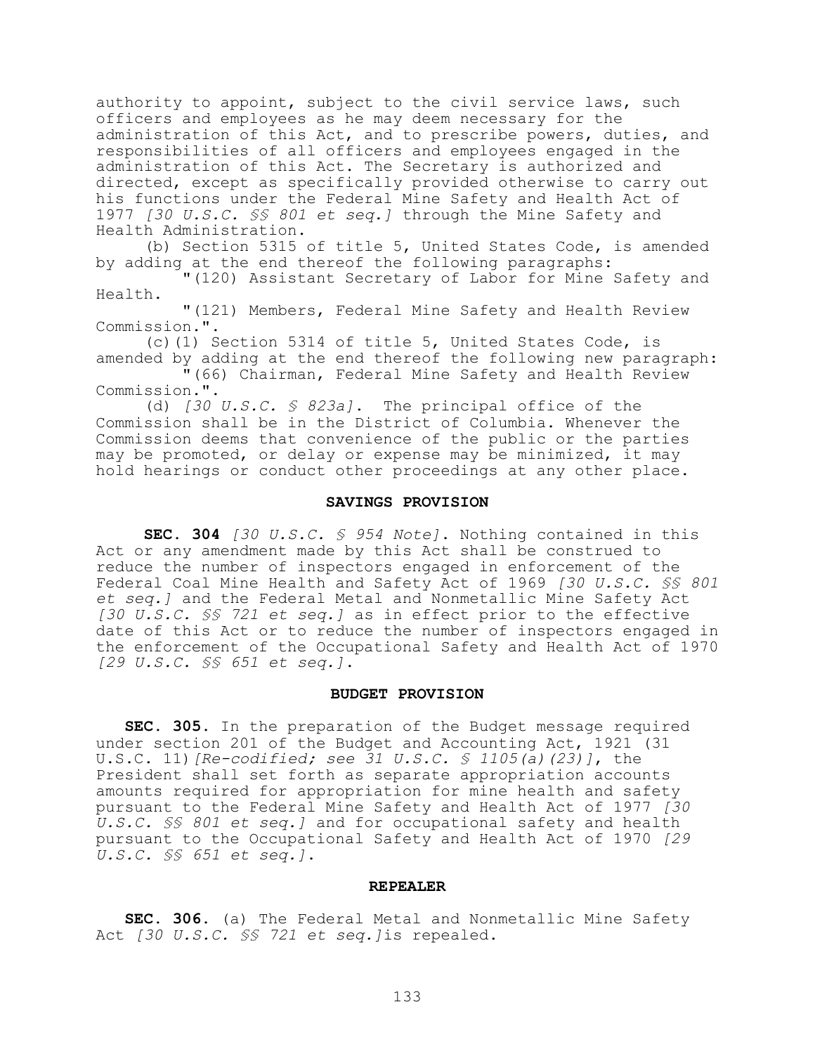authority to appoint, subject to the civil service laws, such officers and employees as he may deem necessary for the administration of this Act, and to prescribe powers, duties, and responsibilities of all officers and employees engaged in the administration of this Act. The Secretary is authorized and directed, except as specifically provided otherwise to carry out his functions under the Federal Mine Safety and Health Act of 1977 *[30 U.S.C. §§ 801 et seq.]* through the Mine Safety and Health Administration.

(b) Section 5315 of title 5, United States Code, is amended by adding at the end thereof the following paragraphs:

"(120) Assistant Secretary of Labor for Mine Safety and Health.

"(121) Members, Federal Mine Safety and Health Review Commission.".

(c)(1) Section 5314 of title 5, United States Code, is amended by adding at the end thereof the following new paragraph:

"(66) Chairman, Federal Mine Safety and Health Review Commission.".

(d) *[30 U.S.C. § 823a]*. The principal office of the Commission shall be in the District of Columbia. Whenever the Commission deems that convenience of the public or the parties may be promoted, or delay or expense may be minimized, it may hold hearings or conduct other proceedings at any other place.

### SAVINGS PROVISION

**SEC. 304** *[30 U.S.C. § 954 Note]*. Nothing contained in this Act or any amendment made by this Act shall be construed to reduce the number of inspectors engaged in enforcement of the Federal Coal Mine Health and Safety Act of 1969 *[30 U.S.C. §§ 801 et seq.]* and the Federal Metal and Nonmetallic Mine Safety Act *[30 U.S.C. §§ 721 et seq.]* as in effect prior to the effective date of this Act or to reduce the number of inspectors engaged in the enforcement of the Occupational Safety and Health Act of 1970 *[29 U.S.C. §§ 651 et seq.]*.

### BUDGET PROVISION

**SEC. 305.** In the preparation of the Budget message required under section 201 of the Budget and Accounting Act, 1921 (31 U.S.C. 11)*[Re-codified; see 31 U.S.C. § 1105(a)(23)]*, the President shall set forth as separate appropriation accounts amounts required for appropriation for mine health and safety pursuant to the Federal Mine Safety and Health Act of 1977 *[30 U.S.C. §§ 801 et seq.]* and for occupational safety and health pursuant to the Occupational Safety and Health Act of 1970 *[29 U.S.C. §§ 651 et seq.]*.

### REPEALER

**SEC. 306.** (a) The Federal Metal and Nonmetallic Mine Safety Act *[30 U.S.C. §§ 721 et seq.]*is repealed.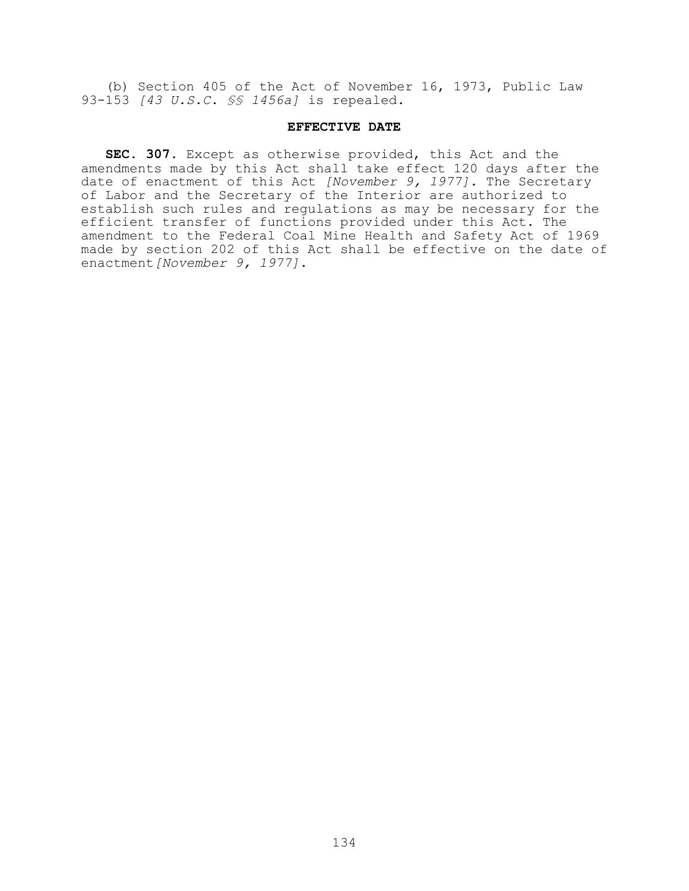(b) Section 405 of the Act of November 16, 1973, Public Law 93-153 *[43 U.S.C. §§ 1456a]* is repealed.

### EFFECTIVE DATE

**SEC. 307.** Except as otherwise provided, this Act and the amendments made by this Act shall take effect 120 days after the date of enactment of this Act *[November 9, 1977]*. The Secretary of Labor and the Secretary of the Interior are authorized to establish such rules and regulations as may be necessary for the efficient transfer of functions provided under this Act. The amendment to the Federal Coal Mine Health and Safety Act of 1969 made by section 202 of this Act shall be effective on the date of enactment*[November 9, 1977]*.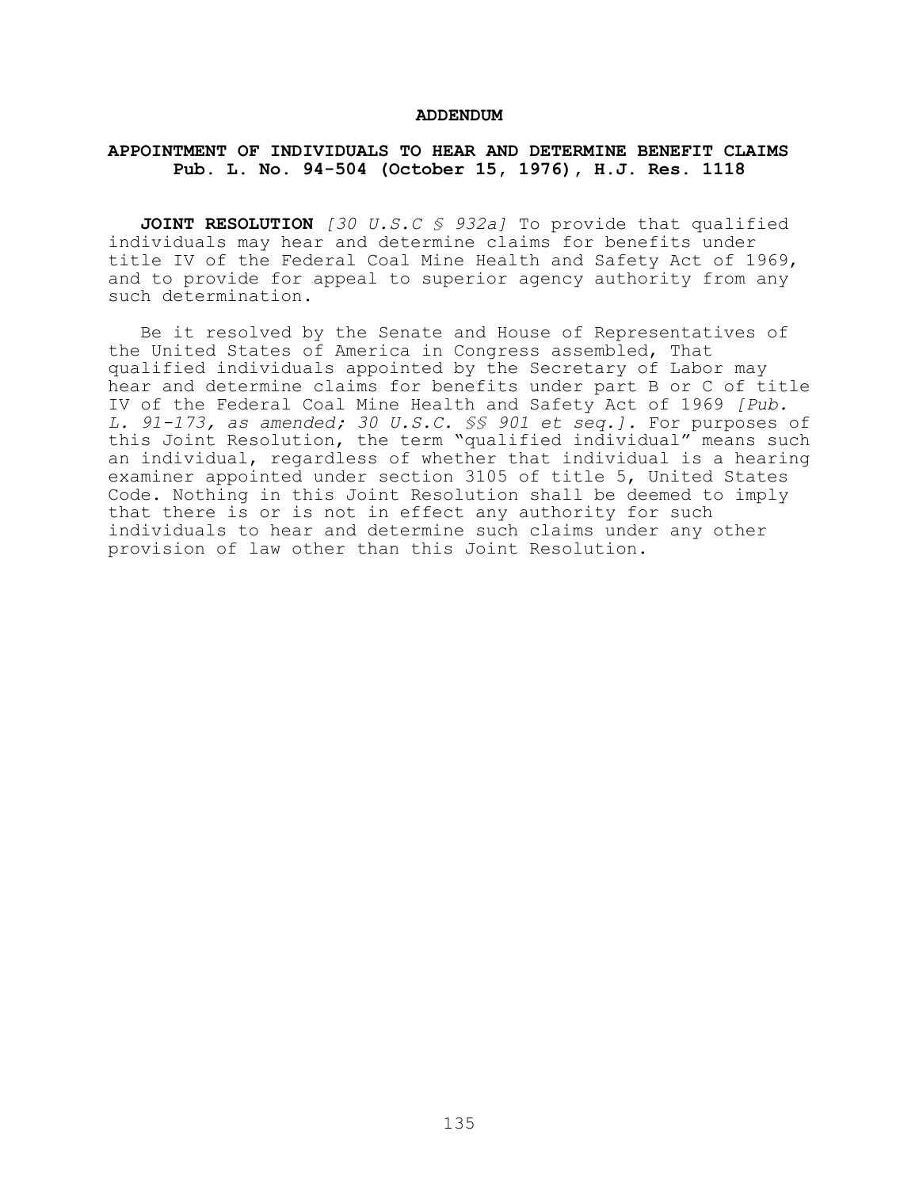# ADDENDUM

## APPOINTMENT OF INDIVIDUALS TO HEAR AND DETERMINE BENEFIT CLAIMS
## Pub. L. No. 94-504 (October 15, 1976), H.J. Res. 1118

**JOINT RESOLUTION** *[30 U.S.C § 932a]* To provide that qualified individuals may hear and determine claims for benefits under title IV of the Federal Coal Mine Health and Safety Act of 1969, and to provide for appeal to superior agency authority from any such determination.

Be it resolved by the Senate and House of Representatives of the United States of America in Congress assembled, That qualified individuals appointed by the Secretary of Labor may hear and determine claims for benefits under part B or C of title IV of the Federal Coal Mine Health and Safety Act of 1969 *[Pub. L. 91-173, as amended; 30 U.S.C. §§ 901 et seq.].* For purposes of this Joint Resolution, the term "qualified individual" means such an individual, regardless of whether that individual is a hearing examiner appointed under section 3105 of title 5, United States Code. Nothing in this Joint Resolution shall be deemed to imply that there is or is not in effect any authority for such individuals to hear and determine such claims under any other provision of law other than this Joint Resolution.